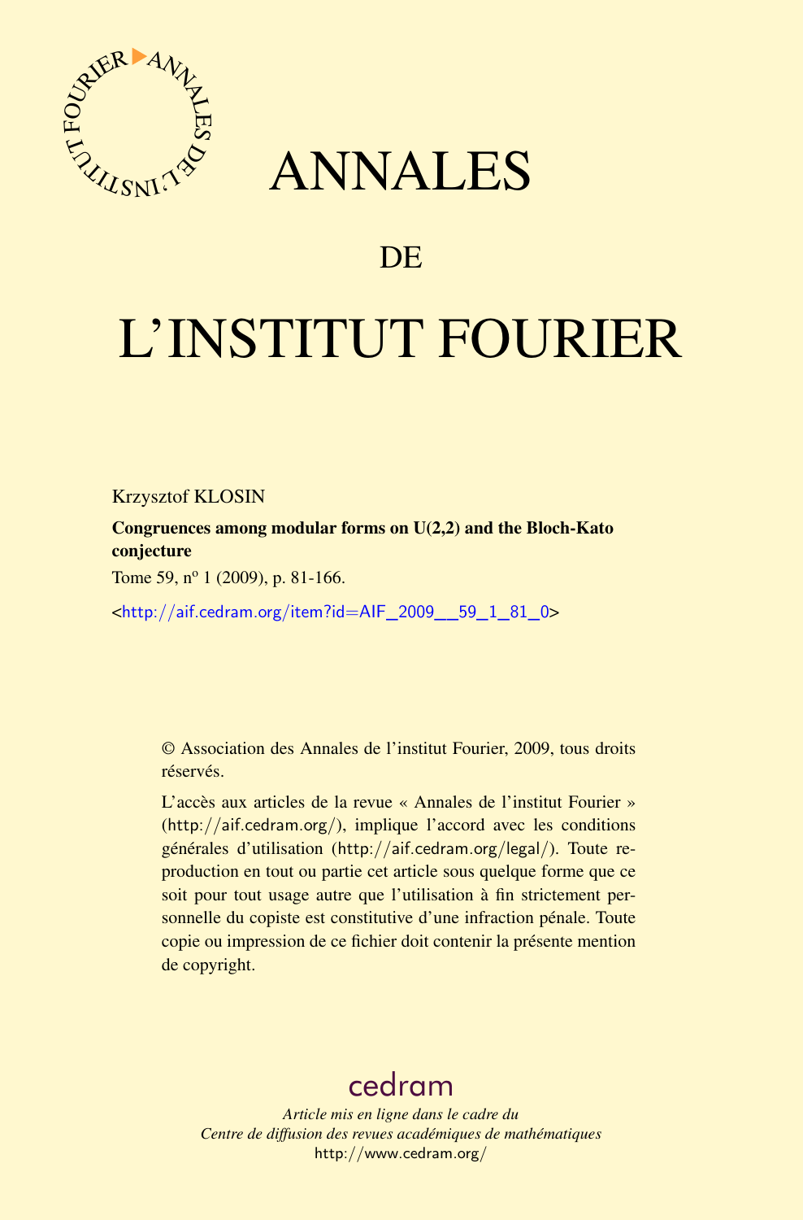# ANNALES

## DE

# L'INSTITUT FOURIER

Krzysztof KLOSIN

**Congruences among modular forms on U(2,2) and the Bloch-Kato conjecture**

Tome 59, nº 1 (2009), p. 81-166.

<http://aif.cedram.org/item?id=AIF_2009__59_1_81_0>

© Association des Annales de l'institut Fourier, 2009, tous droits réservés.

L'accès aux articles de la revue « Annales de l'institut Fourier » (http://aif.cedram.org/), implique l'accord avec les conditions générales d'utilisation (http://aif.cedram.org/legal/). Toute reproduction en tout ou partie cet article sous quelque forme que ce soit pour tout usage autre que l'utilisation à fin strictement personnelle du copiste est constitutive d'une infraction pénale. Toute copie ou impression de ce fichier doit contenir la présente mention de copyright.

cedram

*Article mis en ligne dans le cadre du*
*Centre de diffusion des revues académiques de mathématiques*
http://www.cedram.org/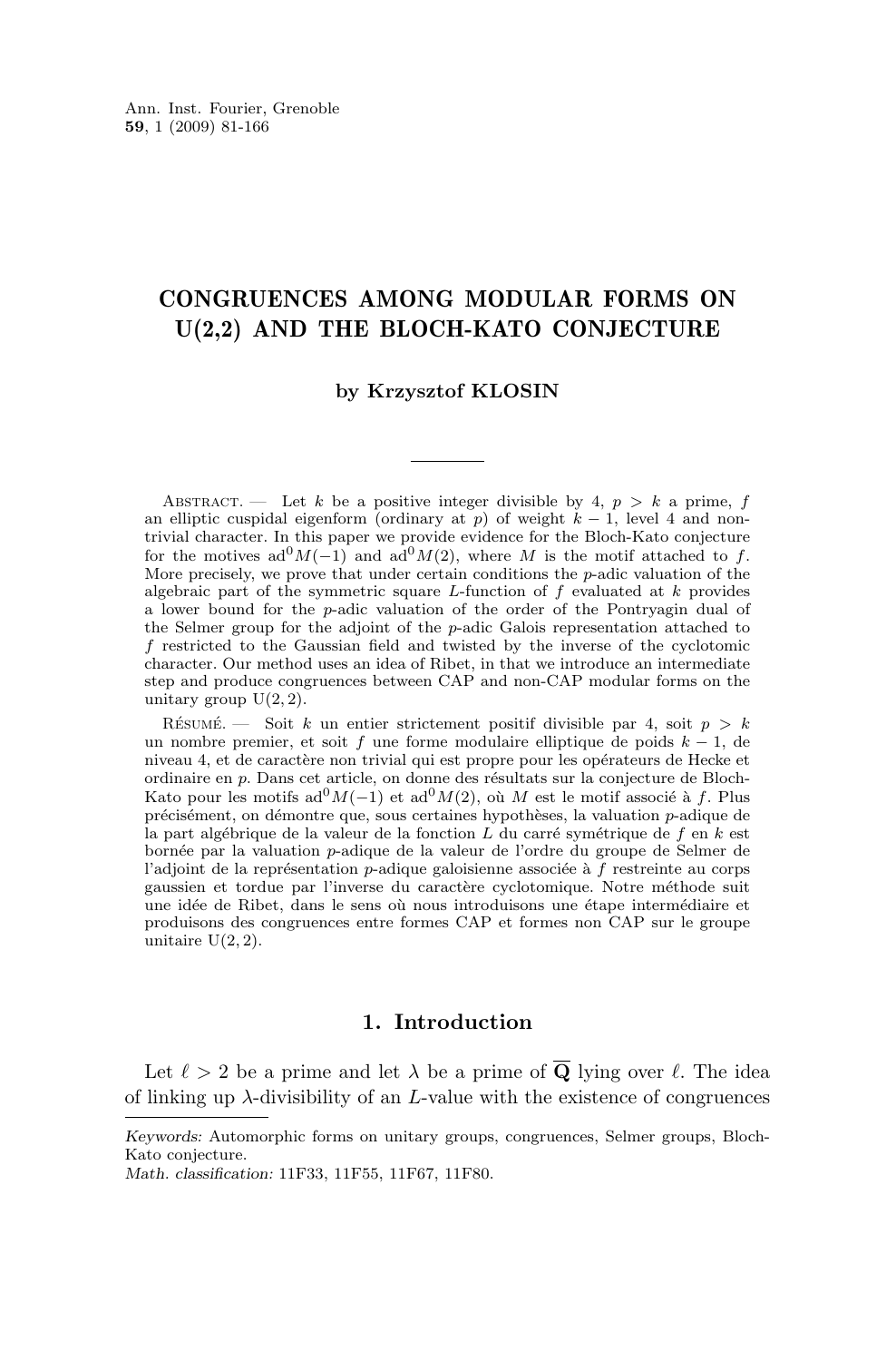# CONGRUENCES AMONG MODULAR FORMS ON U(2,2) AND THE BLOCH-KATO CONJECTURE

**by Krzysztof KLOSIN**

Abstract. — Let $k$ be a positive integer divisible by 4, $p > k$ a prime, $f$ an elliptic cuspidal eigenform (ordinary at $p$) of weight $k-1$, level 4 and non-trivial character. In this paper we provide evidence for the Bloch-Kato conjecture for the motives $\mathrm{ad}^0 M(-1)$ and $\mathrm{ad}^0 M(2)$, where $M$ is the motif attached to $f$. More precisely, we prove that under certain conditions the $p$-adic valuation of the algebraic part of the symmetric square $L$-function of $f$ evaluated at $k$ provides a lower bound for the $p$-adic valuation of the order of the Pontryagin dual of the Selmer group for the adjoint of the $p$-adic Galois representation attached to $f$ restricted to the Gaussian field and twisted by the inverse of the cyclotomic character. Our method uses an idea of Ribet, in that we introduce an intermediate step and produce congruences between CAP and non-CAP modular forms on the unitary group $\mathrm{U}(2,2)$.

Résumé. — Soit $k$ un entier strictement positif divisible par 4, soit $p > k$ un nombre premier, et soit $f$ une forme modulaire elliptique de poids $k-1$, de niveau 4, et de caractère non trivial qui est propre pour les opérateurs de Hecke et ordinaire en $p$. Dans cet article, on donne des résultats sur la conjecture de Bloch-Kato pour les motifs $\mathrm{ad}^0 M(-1)$ et $\mathrm{ad}^0 M(2)$, où $M$ est le motif associé à $f$. Plus précisément, on démontre que, sous certaines hypothèses, la valuation $p$-adique de la part algébrique de la valeur de la fonction $L$ du carré symétrique de $f$ en $k$ est bornée par la valuation $p$-adique de la valeur de l'ordre du groupe de Selmer de l'adjoint de la représentation $p$-adique galoisienne associée à $f$ restreinte au corps gaussien et tordue par l'inverse du caractère cyclotomique. Notre méthode suit une idée de Ribet, dans le sens où nous introduisons une étape intermédiaire et produisons des congruences entre formes CAP et formes non CAP sur le groupe unitaire $\mathrm{U}(2,2)$.

## 1. Introduction

Let $\ell > 2$ be a prime and let $\lambda$ be a prime of $\overline{\mathbf{Q}}$ lying over $\ell$. The idea of linking up $\lambda$-divisibility of an $L$-value with the existence of congruences

---

*Keywords:* Automorphic forms on unitary groups, congruences, Selmer groups, Bloch-Kato conjecture.

*Math. classification:* 11F33, 11F55, 11F67, 11F80.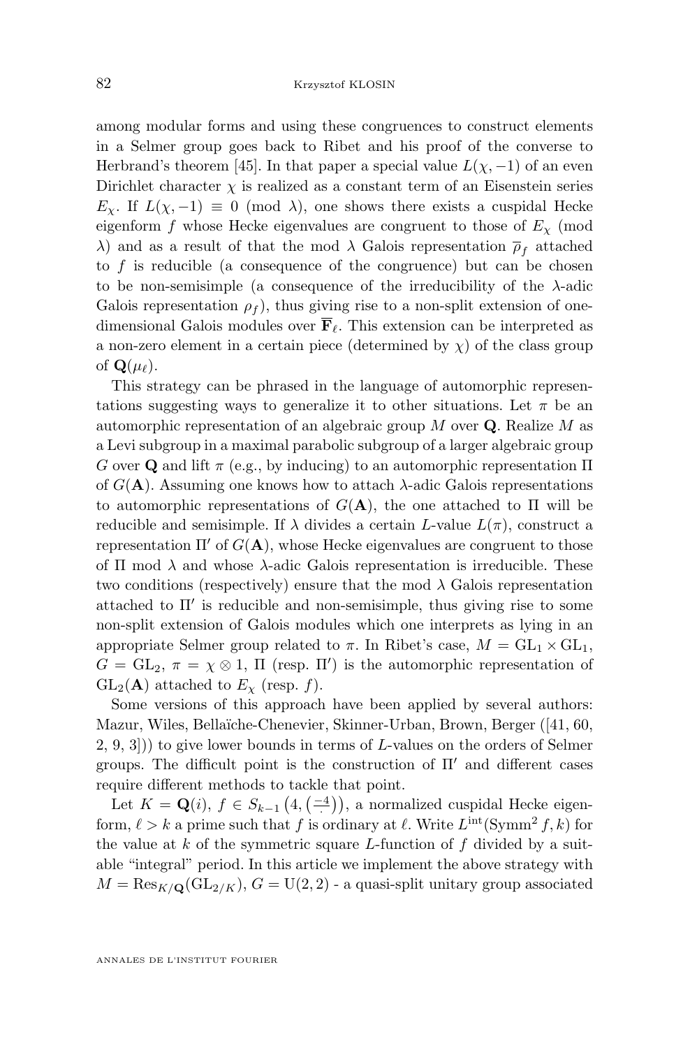among modular forms and using these congruences to construct elements in a Selmer group goes back to Ribet and his proof of the converse to Herbrand's theorem [45]. In that paper a special value $L(\chi, -1)$ of an even Dirichlet character $\chi$ is realized as a constant term of an Eisenstein series $E_\chi$. If $L(\chi, -1) \equiv 0 \pmod{\lambda}$, one shows there exists a cuspidal Hecke eigenform $f$ whose Hecke eigenvalues are congruent to those of $E_\chi$ (mod $\lambda$) and as a result of that the mod $\lambda$ Galois representation $\overline{\rho}_f$ attached to $f$ is reducible (a consequence of the congruence) but can be chosen to be non-semisimple (a consequence of the irreducibility of the $\lambda$-adic Galois representation $\rho_f$), thus giving rise to a non-split extension of one-dimensional Galois modules over $\overline{\mathbf{F}}_\ell$. This extension can be interpreted as a non-zero element in a certain piece (determined by $\chi$) of the class group of $\mathbf{Q}(\mu_\ell)$.

This strategy can be phrased in the language of automorphic representations suggesting ways to generalize it to other situations. Let $\pi$ be an automorphic representation of an algebraic group $M$ over $\mathbf{Q}$. Realize $M$ as a Levi subgroup in a maximal parabolic subgroup of a larger algebraic group $G$ over $\mathbf{Q}$ and lift $\pi$ (e.g., by inducing) to an automorphic representation $\Pi$ of $G(\mathbf{A})$. Assuming one knows how to attach $\lambda$-adic Galois representations to automorphic representations of $G(\mathbf{A})$, the one attached to $\Pi$ will be reducible and semisimple. If $\lambda$ divides a certain $L$-value $L(\pi)$, construct a representation $\Pi'$ of $G(\mathbf{A})$, whose Hecke eigenvalues are congruent to those of $\Pi$ mod $\lambda$ and whose $\lambda$-adic Galois representation is irreducible. These two conditions (respectively) ensure that the mod $\lambda$ Galois representation attached to $\Pi'$ is reducible and non-semisimple, thus giving rise to some non-split extension of Galois modules which one interprets as lying in an appropriate Selmer group related to $\pi$. In Ribet's case, $M = \mathrm{GL}_1 \times \mathrm{GL}_1$, $G = \mathrm{GL}_2$, $\pi = \chi \otimes 1$, $\Pi$ (resp. $\Pi'$) is the automorphic representation of $\mathrm{GL}_2(\mathbf{A})$ attached to $E_\chi$ (resp. $f$).

Some versions of this approach have been applied by several authors: Mazur, Wiles, Bellaïche-Chenevier, Skinner-Urban, Brown, Berger ([41, 60, 2, 9, 3])) to give lower bounds in terms of $L$-values on the orders of Selmer groups. The difficult point is the construction of $\Pi'$ and different cases require different methods to tackle that point.

Let $K = \mathbf{Q}(i)$, $f \in S_{k-1}\left(4, \left(\frac{-4}{\cdot}\right)\right)$, a normalized cuspidal Hecke eigenform, $\ell > k$ a prime such that $f$ is ordinary at $\ell$. Write $L^{\mathrm{int}}(\mathrm{Symm}^2 f, k)$ for the value at $k$ of the symmetric square $L$-function of $f$ divided by a suitable "integral" period. In this article we implement the above strategy with $M = \mathrm{Res}_{K/\mathbf{Q}}(\mathrm{GL}_{2/K})$, $G = \mathrm{U}(2,2)$ - a quasi-split unitary group associated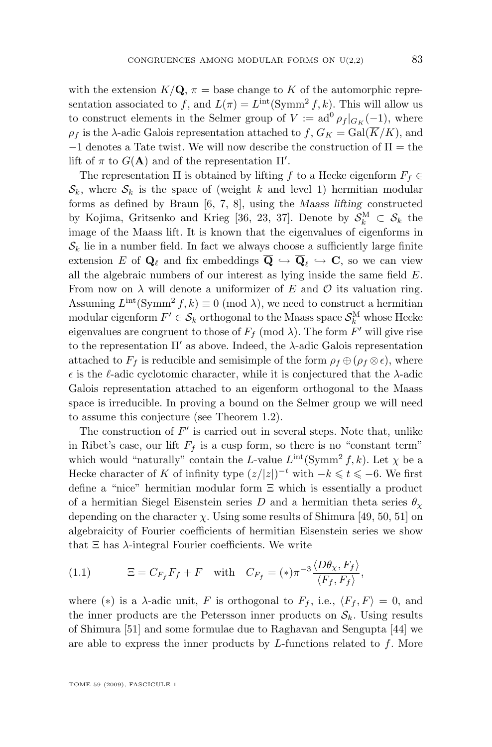with the extension $K/\mathbf{Q}$, $\pi$ = base change to $K$ of the automorphic representation associated to $f$, and $L(\pi) = L^{\rm int}(\mathrm{Symm}^2 f, k)$. This will allow us to construct elements in the Selmer group of $V := \mathrm{ad}^0 \rho_f|_{G_K}(-1)$, where $\rho_f$ is the $\lambda$-adic Galois representation attached to $f$, $G_K = \mathrm{Gal}(\overline{K}/K)$, and $-1$ denotes a Tate twist. We will now describe the construction of $\Pi$ = the lift of $\pi$ to $G(\mathbf{A})$ and of the representation $\Pi'$.

The representation $\Pi$ is obtained by lifting $f$ to a Hecke eigenform $F_f \in \mathcal{S}_k$, where $\mathcal{S}_k$ is the space of (weight $k$ and level 1) hermitian modular forms as defined by Braun [6, 7, 8], using the *Maass lifting* constructed by Kojima, Gritsenko and Krieg [36, 23, 37]. Denote by $\mathcal{S}_k^{\rm M} \subset \mathcal{S}_k$ the image of the Maass lift. It is known that the eigenvalues of eigenforms in $\mathcal{S}_k$ lie in a number field. In fact we always choose a sufficiently large finite extension $E$ of $\mathbf{Q}_\ell$ and fix embeddings $\overline{\mathbf{Q}} \hookrightarrow \overline{\mathbf{Q}}_\ell \hookrightarrow \mathbf{C}$, so we can view all the algebraic numbers of our interest as lying inside the same field $E$. From now on $\lambda$ will denote a uniformizer of $E$ and $\mathcal{O}$ its valuation ring. Assuming $L^{\rm int}(\mathrm{Symm}^2 f, k) \equiv 0 \pmod{\lambda}$, we need to construct a hermitian modular eigenform $F' \in \mathcal{S}_k$ orthogonal to the Maass space $\mathcal{S}_k^{\rm M}$ whose Hecke eigenvalues are congruent to those of $F_f \pmod{\lambda}$. The form $F'$ will give rise to the representation $\Pi'$ as above. Indeed, the $\lambda$-adic Galois representation attached to $F_f$ is reducible and semisimple of the form $\rho_f \oplus (\rho_f \otimes \epsilon)$, where $\epsilon$ is the $\ell$-adic cyclotomic character, while it is conjectured that the $\lambda$-adic Galois representation attached to an eigenform orthogonal to the Maass space is irreducible. In proving a bound on the Selmer group we will need to assume this conjecture (see Theorem 1.2).

The construction of $F'$ is carried out in several steps. Note that, unlike in Ribet's case, our lift $F_f$ is a cusp form, so there is no "constant term" which would "naturally" contain the $L$-value $L^{\rm int}(\mathrm{Symm}^2 f, k)$. Let $\chi$ be a Hecke character of $K$ of infinity type $(z/|z|)^{-t}$ with $-k \leqslant t \leqslant -6$. We first define a "nice" hermitian modular form $\Xi$ which is essentially a product of a hermitian Siegel Eisenstein series $D$ and a hermitian theta series $\theta_\chi$ depending on the character $\chi$. Using some results of Shimura [49, 50, 51] on algebraicity of Fourier coefficients of hermitian Eisenstein series we show that $\Xi$ has $\lambda$-integral Fourier coefficients. We write

$$\Xi = C_{F_f} F_f + F \quad \text{with} \quad C_{F_f} = (*)\pi^{-3} \frac{\langle D\theta_\chi, F_f\rangle}{\langle F_f, F_f\rangle}, \tag{1.1}$$

where $(*)$ is a $\lambda$-adic unit, $F$ is orthogonal to $F_f$, i.e., $\langle F_f, F\rangle = 0$, and the inner products are the Petersson inner products on $\mathcal{S}_k$. Using results of Shimura [51] and some formulae due to Raghavan and Sengupta [44] we are able to express the inner products by $L$-functions related to $f$. More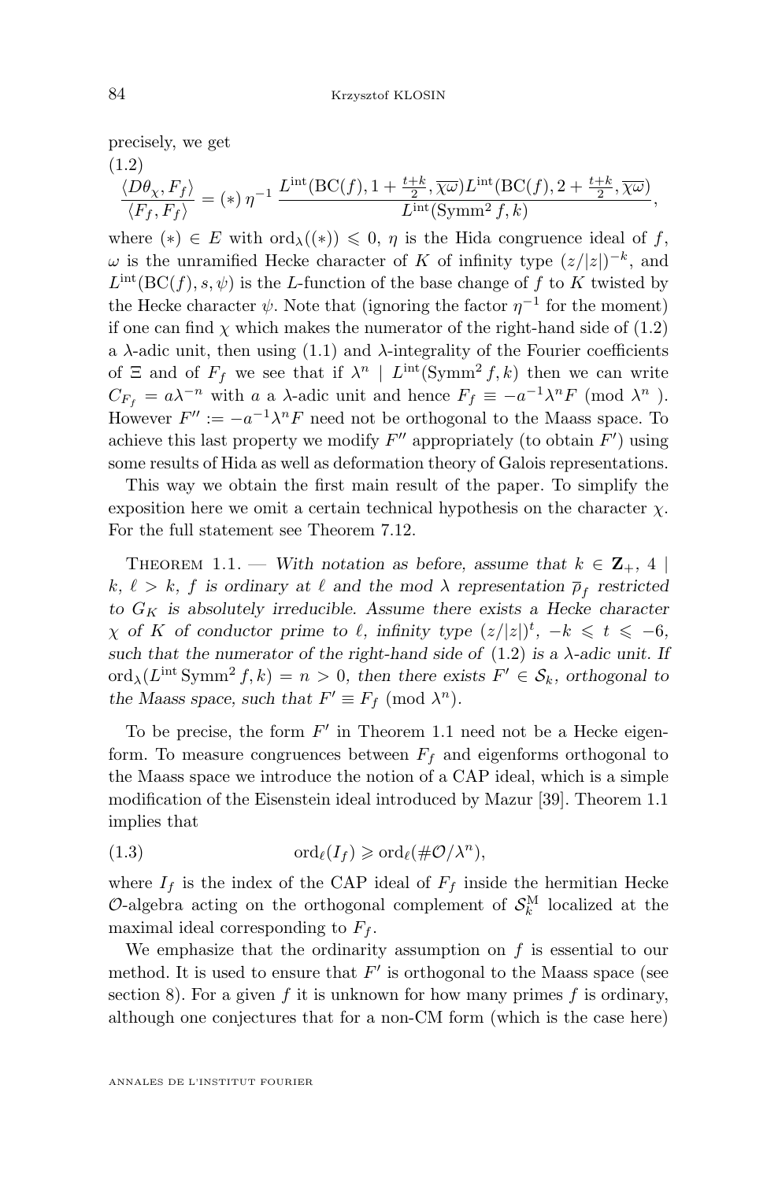precisely, we get

(1.2)
$$\frac{\langle D\theta_\chi, F_f\rangle}{\langle F_f, F_f\rangle} = (*)\, \eta^{-1}\, \frac{L^{\rm int}(\mathrm{BC}(f), 1+\frac{t+k}{2}, \overline{\chi\omega}) L^{\rm int}(\mathrm{BC}(f), 2+\frac{t+k}{2}, \overline{\chi\omega})}{L^{\rm int}(\mathrm{Symm}^2 f, k)},$$

where $(*) \in E$ with $\mathrm{ord}_\lambda((*)) \leqslant 0$, $\eta$ is the Hida congruence ideal of $f$, $\omega$ is the unramified Hecke character of $K$ of infinity type $(z/|z|)^{-k}$, and $L^{\rm int}(\mathrm{BC}(f), s, \psi)$ is the $L$-function of the base change of $f$ to $K$ twisted by the Hecke character $\psi$. Note that (ignoring the factor $\eta^{-1}$ for the moment) if one can find $\chi$ which makes the numerator of the right-hand side of (1.2) a $\lambda$-adic unit, then using (1.1) and $\lambda$-integrality of the Fourier coefficients of $\Xi$ and of $F_f$ we see that if $\lambda^n \mid L^{\rm int}(\mathrm{Symm}^2 f, k)$ then we can write $C_{F_f} = a\lambda^{-n}$ with $a$ a $\lambda$-adic unit and hence $F_f \equiv -a^{-1}\lambda^n F \pmod{\lambda^n}$. However $F'' := -a^{-1}\lambda^n F$ need not be orthogonal to the Maass space. To achieve this last property we modify $F''$ appropriately (to obtain $F'$) using some results of Hida as well as deformation theory of Galois representations.

This way we obtain the first main result of the paper. To simplify the exposition here we omit a certain technical hypothesis on the character $\chi$. For the full statement see Theorem 7.12.

Theorem 1.1. — *With notation as before, assume that $k \in \mathbf{Z}_+$, $4 \mid k$, $\ell > k$, $f$ is ordinary at $\ell$ and the mod $\lambda$ representation $\overline{\rho}_f$ restricted to $G_K$ is absolutely irreducible. Assume there exists a Hecke character $\chi$ of $K$ of conductor prime to $\ell$, infinity type $(z/|z|)^t$, $-k \leqslant t \leqslant -6$, such that the numerator of the right-hand side of (1.2) is a $\lambda$-adic unit. If $\mathrm{ord}_\lambda(L^{\rm int}\,\mathrm{Symm}^2 f, k) = n > 0$, then there exists $F' \in \mathcal{S}_k$, orthogonal to the Maass space, such that $F' \equiv F_f \pmod{\lambda^n}$.*

To be precise, the form $F'$ in Theorem 1.1 need not be a Hecke eigenform. To measure congruences between $F_f$ and eigenforms orthogonal to the Maass space we introduce the notion of a CAP ideal, which is a simple modification of the Eisenstein ideal introduced by Mazur [39]. Theorem 1.1 implies that

$$\mathrm{ord}_\ell(I_f) \geqslant \mathrm{ord}_\ell(\#\mathcal{O}/\lambda^n), \tag{1.3}$$

where $I_f$ is the index of the CAP ideal of $F_f$ inside the hermitian Hecke $\mathcal{O}$-algebra acting on the orthogonal complement of $\mathcal{S}_k^{\rm M}$ localized at the maximal ideal corresponding to $F_f$.

We emphasize that the ordinarity assumption on $f$ is essential to our method. It is used to ensure that $F'$ is orthogonal to the Maass space (see section 8). For a given $f$ it is unknown for how many primes $f$ is ordinary, although one conjectures that for a non-CM form (which is the case here)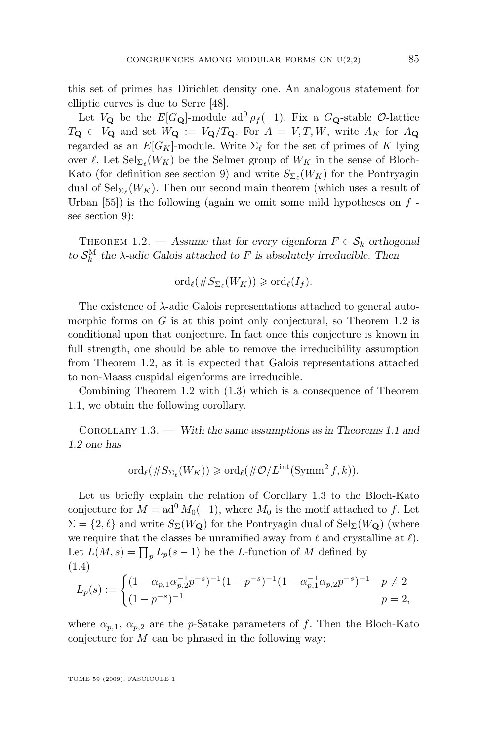this set of primes has Dirichlet density one. An analogous statement for elliptic curves is due to Serre [48].

Let $V_{\mathbf{Q}}$ be the $E[G_{\mathbf{Q}}]$-module $\mathrm{ad}^0 \rho_f(-1)$. Fix a $G_{\mathbf{Q}}$-stable $\mathcal{O}$-lattice $T_{\mathbf{Q}} \subset V_{\mathbf{Q}}$ and set $W_{\mathbf{Q}} := V_{\mathbf{Q}}/T_{\mathbf{Q}}$. For $A = V, T, W$, write $A_K$ for $A_{\mathbf{Q}}$ regarded as an $E[G_K]$-module. Write $\Sigma_\ell$ for the set of primes of $K$ lying over $\ell$. Let $\mathrm{Sel}_{\Sigma_\ell}(W_K)$ be the Selmer group of $W_K$ in the sense of Bloch-Kato (for definition see section 9) and write $S_{\Sigma_\ell}(W_K)$ for the Pontryagin dual of $\mathrm{Sel}_{\Sigma_\ell}(W_K)$. Then our second main theorem (which uses a result of Urban [55]) is the following (again we omit some mild hypotheses on $f$ - see section 9):

Theorem 1.2. — *Assume that for every eigenform $F \in \mathcal{S}_k$ orthogonal to $\mathcal{S}_k^{\mathrm{M}}$ the $\lambda$-adic Galois attached to $F$ is absolutely irreducible. Then*

$$\mathrm{ord}_\ell(\# S_{\Sigma_\ell}(W_K)) \geqslant \mathrm{ord}_\ell(I_f).$$

The existence of $\lambda$-adic Galois representations attached to general automorphic forms on $G$ is at this point only conjectural, so Theorem 1.2 is conditional upon that conjecture. In fact once this conjecture is known in full strength, one should be able to remove the irreducibility assumption from Theorem 1.2, as it is expected that Galois representations attached to non-Maass cuspidal eigenforms are irreducible.

Combining Theorem 1.2 with (1.3) which is a consequence of Theorem 1.1, we obtain the following corollary.

Corollary 1.3. — *With the same assumptions as in Theorems 1.1 and 1.2 one has*

$$\mathrm{ord}_\ell(\# S_{\Sigma_\ell}(W_K)) \geqslant \mathrm{ord}_\ell(\# \mathcal{O}/L^{\mathrm{int}}(\mathrm{Symm}^2 f, k)).$$

Let us briefly explain the relation of Corollary 1.3 to the Bloch-Kato conjecture for $M = \mathrm{ad}^0 M_0(-1)$, where $M_0$ is the motif attached to $f$. Let $\Sigma = \{2, \ell\}$ and write $S_\Sigma(W_{\mathbf{Q}})$ for the Pontryagin dual of $\mathrm{Sel}_\Sigma(W_{\mathbf{Q}})$ (where we require that the classes be unramified away from $\ell$ and crystalline at $\ell$). Let $L(M, s) = \prod_p L_p(s-1)$ be the $L$-function of $M$ defined by

(1.4)
$$L_p(s) := \begin{cases} (1 - \alpha_{p,1}\alpha_{p,2}^{-1} p^{-s})^{-1}(1 - p^{-s})^{-1}(1 - \alpha_{p,1}^{-1}\alpha_{p,2} p^{-s})^{-1} & p \neq 2 \\ (1 - p^{-s})^{-1} & p = 2, \end{cases}$$

where $\alpha_{p,1}$, $\alpha_{p,2}$ are the $p$-Satake parameters of $f$. Then the Bloch-Kato conjecture for $M$ can be phrased in the following way: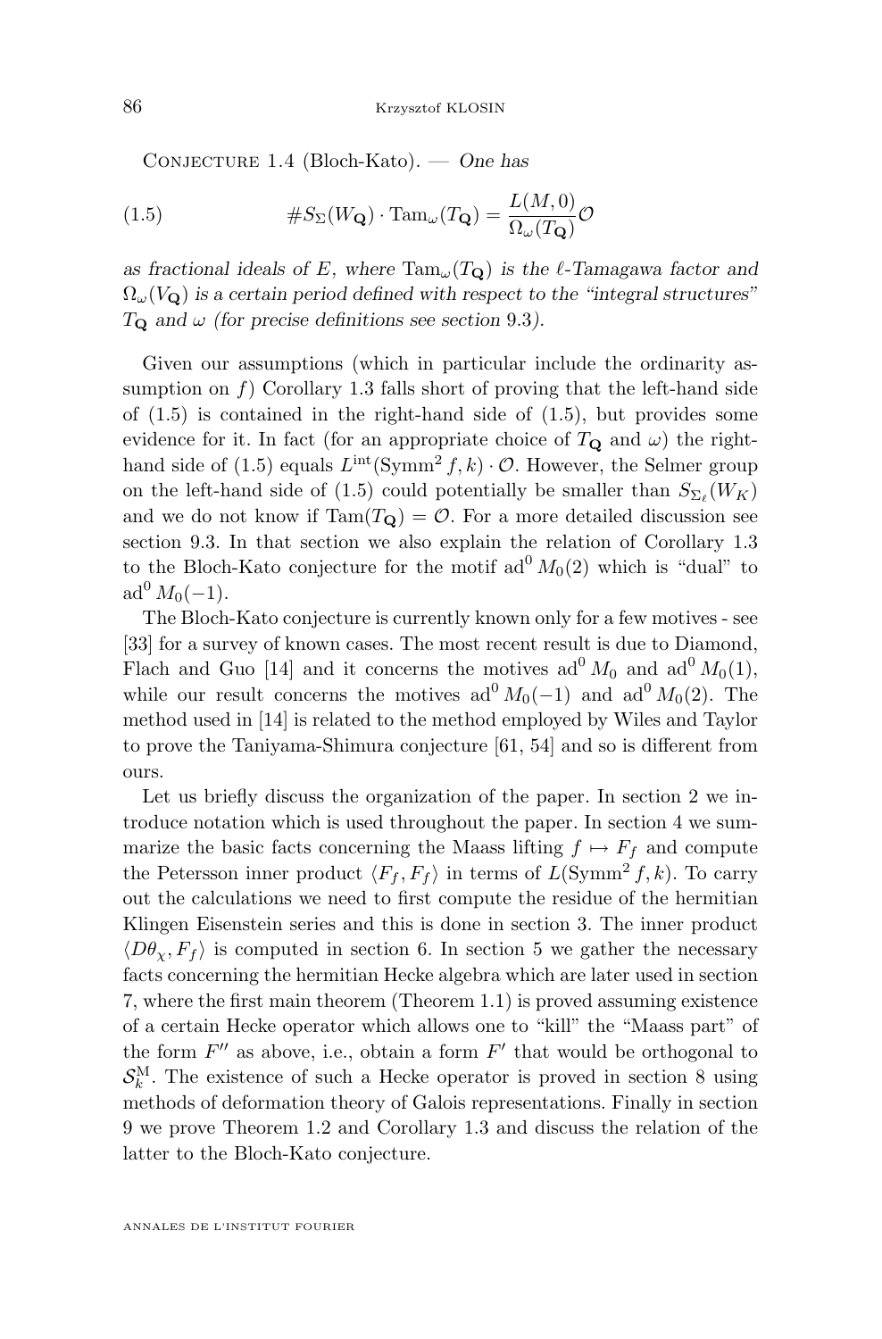Conjecture 1.4 (Bloch-Kato). — *One has*

$$\#S_{\Sigma}(W_{\mathbf{Q}}) \cdot \mathrm{Tam}_{\omega}(T_{\mathbf{Q}}) = \frac{L(M,0)}{\Omega_{\omega}(T_{\mathbf{Q}})}\mathcal{O} \tag{1.5}$$

*as fractional ideals of $E$, where $\mathrm{Tam}_{\omega}(T_{\mathbf{Q}})$ is the $\ell$-Tamagawa factor and $\Omega_{\omega}(V_{\mathbf{Q}})$ is a certain period defined with respect to the "integral structures" $T_{\mathbf{Q}}$ and $\omega$ (for precise definitions see section 9.3).*

Given our assumptions (which in particular include the ordinarity assumption on $f$) Corollary 1.3 falls short of proving that the left-hand side of (1.5) is contained in the right-hand side of (1.5), but provides some evidence for it. In fact (for an appropriate choice of $T_{\mathbf{Q}}$ and $\omega$) the right-hand side of (1.5) equals $L^{\mathrm{int}}(\mathrm{Symm}^2 f, k) \cdot \mathcal{O}$. However, the Selmer group on the left-hand side of (1.5) could potentially be smaller than $S_{\Sigma_{\ell}}(W_K)$ and we do not know if $\mathrm{Tam}(T_{\mathbf{Q}}) = \mathcal{O}$. For a more detailed discussion see section 9.3. In that section we also explain the relation of Corollary 1.3 to the Bloch-Kato conjecture for the motif $\mathrm{ad}^0 M_0(2)$ which is "dual" to $\mathrm{ad}^0 M_0(-1)$.

The Bloch-Kato conjecture is currently known only for a few motives - see [33] for a survey of known cases. The most recent result is due to Diamond, Flach and Guo [14] and it concerns the motives $\mathrm{ad}^0 M_0$ and $\mathrm{ad}^0 M_0(1)$, while our result concerns the motives $\mathrm{ad}^0 M_0(-1)$ and $\mathrm{ad}^0 M_0(2)$. The method used in [14] is related to the method employed by Wiles and Taylor to prove the Taniyama-Shimura conjecture [61, 54] and so is different from ours.

Let us briefly discuss the organization of the paper. In section 2 we introduce notation which is used throughout the paper. In section 4 we summarize the basic facts concerning the Maass lifting $f \mapsto F_f$ and compute the Petersson inner product $\langle F_f, F_f \rangle$ in terms of $L(\mathrm{Symm}^2 f, k)$. To carry out the calculations we need to first compute the residue of the hermitian Klingen Eisenstein series and this is done in section 3. The inner product $\langle D\theta_{\chi}, F_f \rangle$ is computed in section 6. In section 5 we gather the necessary facts concerning the hermitian Hecke algebra which are later used in section 7, where the first main theorem (Theorem 1.1) is proved assuming existence of a certain Hecke operator which allows one to "kill" the "Maass part" of the form $F''$ as above, i.e., obtain a form $F'$ that would be orthogonal to $\mathcal{S}_k^{\mathrm{M}}$. The existence of such a Hecke operator is proved in section 8 using methods of deformation theory of Galois representations. Finally in section 9 we prove Theorem 1.2 and Corollary 1.3 and discuss the relation of the latter to the Bloch-Kato conjecture.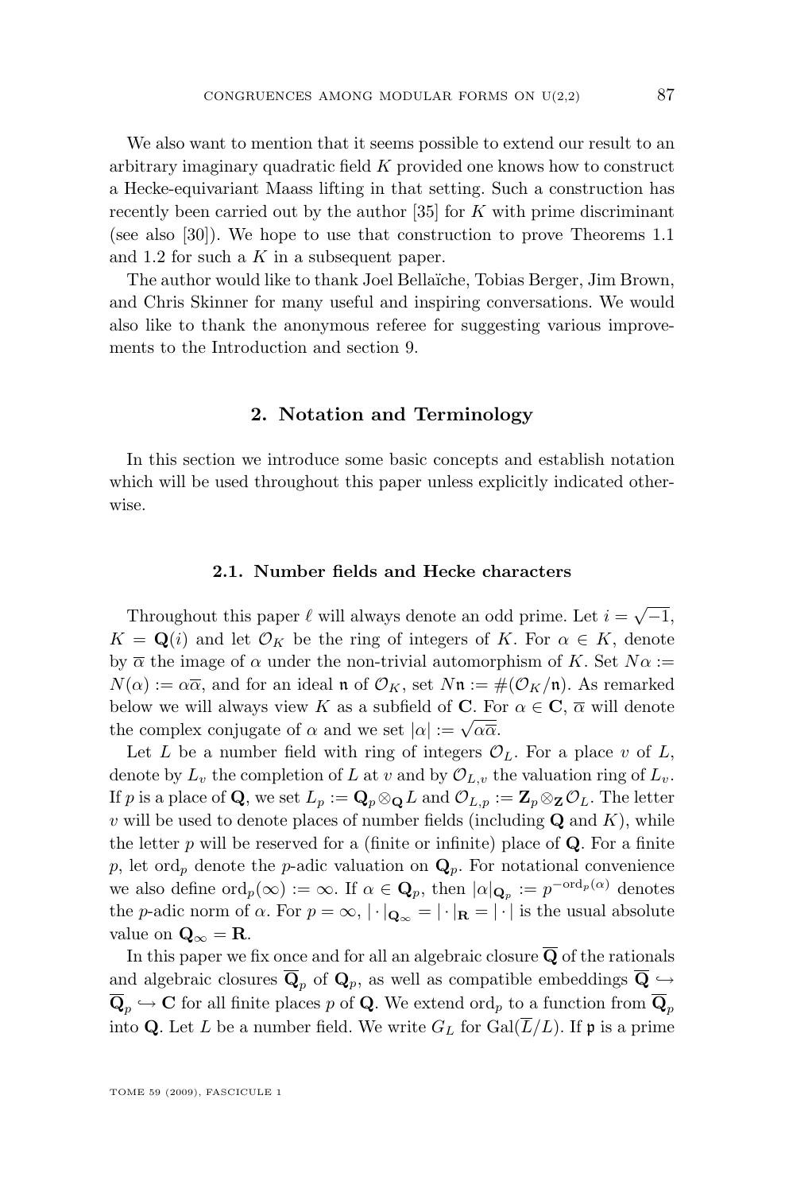We also want to mention that it seems possible to extend our result to an arbitrary imaginary quadratic field $K$ provided one knows how to construct a Hecke-equivariant Maass lifting in that setting. Such a construction has recently been carried out by the author [35] for $K$ with prime discriminant (see also [30]). We hope to use that construction to prove Theorems 1.1 and 1.2 for such a $K$ in a subsequent paper.

The author would like to thank Joel Bellaïche, Tobias Berger, Jim Brown, and Chris Skinner for many useful and inspiring conversations. We would also like to thank the anonymous referee for suggesting various improvements to the Introduction and section 9.

## 2. Notation and Terminology

In this section we introduce some basic concepts and establish notation which will be used throughout this paper unless explicitly indicated otherwise.

### 2.1. Number fields and Hecke characters

Throughout this paper $\ell$ will always denote an odd prime. Let $i = \sqrt{-1}$, $K = \mathbf{Q}(i)$ and let $\mathcal{O}_K$ be the ring of integers of $K$. For $\alpha \in K$, denote by $\overline{\alpha}$ the image of $\alpha$ under the non-trivial automorphism of $K$. Set $N\alpha := N(\alpha) := \alpha\overline{\alpha}$, and for an ideal $\mathfrak{n}$ of $\mathcal{O}_K$, set $N\mathfrak{n} := \#(\mathcal{O}_K/\mathfrak{n})$. As remarked below we will always view $K$ as a subfield of $\mathbf{C}$. For $\alpha \in \mathbf{C}$, $\overline{\alpha}$ will denote the complex conjugate of $\alpha$ and we set $|\alpha| := \sqrt{\alpha\overline{\alpha}}$.

Let $L$ be a number field with ring of integers $\mathcal{O}_L$. For a place $v$ of $L$, denote by $L_v$ the completion of $L$ at $v$ and by $\mathcal{O}_{L,v}$ the valuation ring of $L_v$. If $p$ is a place of $\mathbf{Q}$, we set $L_p := \mathbf{Q}_p \otimes_{\mathbf{Q}} L$ and $\mathcal{O}_{L,p} := \mathbf{Z}_p \otimes_{\mathbf{Z}} \mathcal{O}_L$. The letter $v$ will be used to denote places of number fields (including $\mathbf{Q}$ and $K$), while the letter $p$ will be reserved for a (finite or infinite) place of $\mathbf{Q}$. For a finite $p$, let $\mathrm{ord}_p$ denote the $p$-adic valuation on $\mathbf{Q}_p$. For notational convenience we also define $\mathrm{ord}_p(\infty) := \infty$. If $\alpha \in \mathbf{Q}_p$, then $|\alpha|_{\mathbf{Q}_p} := p^{-\mathrm{ord}_p(\alpha)}$ denotes the $p$-adic norm of $\alpha$. For $p = \infty$, $|\cdot|_{\mathbf{Q}_\infty} = |\cdot|_{\mathbf{R}} = |\cdot|$ is the usual absolute value on $\mathbf{Q}_\infty = \mathbf{R}$.

In this paper we fix once and for all an algebraic closure $\overline{\mathbf{Q}}$ of the rationals and algebraic closures $\overline{\mathbf{Q}}_p$ of $\mathbf{Q}_p$, as well as compatible embeddings $\overline{\mathbf{Q}} \hookrightarrow \overline{\mathbf{Q}}_p \hookrightarrow \mathbf{C}$ for all finite places $p$ of $\mathbf{Q}$. We extend $\mathrm{ord}_p$ to a function from $\overline{\mathbf{Q}}_p$ into $\mathbf{Q}$. Let $L$ be a number field. We write $G_L$ for $\mathrm{Gal}(\overline{L}/L)$. If $\mathfrak{p}$ is a prime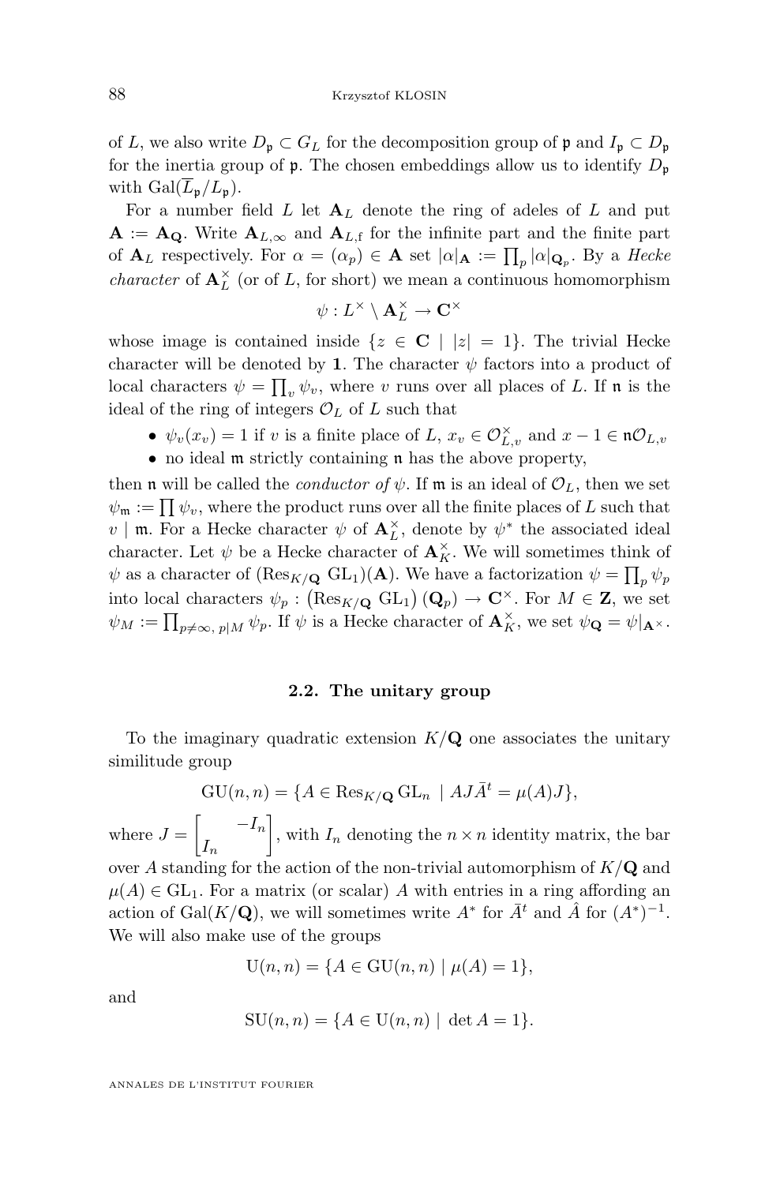of $L$, we also write $D_{\mathfrak{p}} \subset G_L$ for the decomposition group of $\mathfrak{p}$ and $I_{\mathfrak{p}} \subset D_{\mathfrak{p}}$ for the inertia group of $\mathfrak{p}$. The chosen embeddings allow us to identify $D_{\mathfrak{p}}$ with $\mathrm{Gal}(\overline{L}_{\mathfrak{p}}/L_{\mathfrak{p}})$.

For a number field $L$ let $\mathbf{A}_L$ denote the ring of adeles of $L$ and put $\mathbf{A} := \mathbf{A}_{\mathbf{Q}}$. Write $\mathbf{A}_{L,\infty}$ and $\mathbf{A}_{L,\mathrm{f}}$ for the infinite part and the finite part of $\mathbf{A}_L$ respectively. For $\alpha = (\alpha_p) \in \mathbf{A}$ set $|\alpha|_{\mathbf{A}} := \prod_p |\alpha|_{\mathbf{Q}_p}$. By a *Hecke character* of $\mathbf{A}_L^\times$ (or of $L$, for short) we mean a continuous homomorphism

$$\psi : L^\times \setminus \mathbf{A}_L^\times \to \mathbf{C}^\times$$

whose image is contained inside $\{z \in \mathbf{C} \mid |z| = 1\}$. The trivial Hecke character will be denoted by $\mathbf{1}$. The character $\psi$ factors into a product of local characters $\psi = \prod_v \psi_v$, where $v$ runs over all places of $L$. If $\mathfrak{n}$ is the ideal of the ring of integers $\mathcal{O}_L$ of $L$ such that

- $\psi_v(x_v) = 1$ if $v$ is a finite place of $L$, $x_v \in \mathcal{O}_{L,v}^\times$ and $x - 1 \in \mathfrak{n}\mathcal{O}_{L,v}$
- no ideal $\mathfrak{m}$ strictly containing $\mathfrak{n}$ has the above property,

then $\mathfrak{n}$ will be called the *conductor of* $\psi$. If $\mathfrak{m}$ is an ideal of $\mathcal{O}_L$, then we set $\psi_{\mathfrak{m}} := \prod \psi_v$, where the product runs over all the finite places of $L$ such that $v \mid \mathfrak{m}$. For a Hecke character $\psi$ of $\mathbf{A}_L^\times$, denote by $\psi^*$ the associated ideal character. Let $\psi$ be a Hecke character of $\mathbf{A}_K^\times$. We will sometimes think of $\psi$ as a character of $(\mathrm{Res}_{K/\mathbf{Q}}\, \mathrm{GL}_1)(\mathbf{A})$. We have a factorization $\psi = \prod_p \psi_p$ into local characters $\psi_p : \left(\mathrm{Res}_{K/\mathbf{Q}}\, \mathrm{GL}_1\right)(\mathbf{Q}_p) \to \mathbf{C}^\times$. For $M \in \mathbf{Z}$, we set $\psi_M := \prod_{p \neq \infty,\, p \mid M} \psi_p$. If $\psi$ is a Hecke character of $\mathbf{A}_K^\times$, we set $\psi_{\mathbf{Q}} = \psi|_{\mathbf{A}^\times}$.

### 2.2. The unitary group

To the imaginary quadratic extension $K/\mathbf{Q}$ one associates the unitary similitude group

$$\mathrm{GU}(n,n) = \{A \in \mathrm{Res}_{K/\mathbf{Q}}\, \mathrm{GL}_n \mid AJ\bar{A}^t = \mu(A)J\},$$

where $J = \begin{bmatrix} & -I_n \\ I_n & \end{bmatrix}$, with $I_n$ denoting the $n \times n$ identity matrix, the bar over $A$ standing for the action of the non-trivial automorphism of $K/\mathbf{Q}$ and $\mu(A) \in \mathrm{GL}_1$. For a matrix (or scalar) $A$ with entries in a ring affording an action of $\mathrm{Gal}(K/\mathbf{Q})$, we will sometimes write $A^*$ for $\bar{A}^t$ and $\hat{A}$ for $(A^*)^{-1}$. We will also make use of the groups

$$\mathrm{U}(n,n) = \{A \in \mathrm{GU}(n,n) \mid \mu(A) = 1\},$$

and

$$\mathrm{SU}(n,n) = \{A \in \mathrm{U}(n,n) \mid \det A = 1\}.$$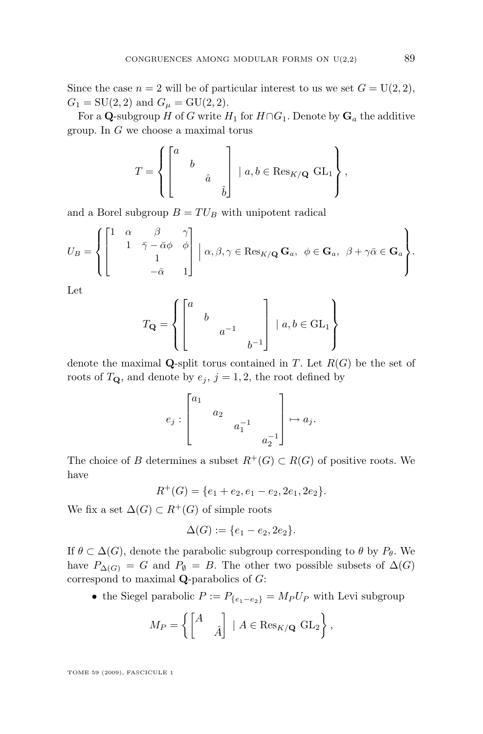Since the case $n = 2$ will be of particular interest to us we set $G = \mathrm{U}(2,2)$, $G_1 = \mathrm{SU}(2,2)$ and $G_\mu = \mathrm{GU}(2,2)$.

For a $\mathbf{Q}$-subgroup $H$ of $G$ write $H_1$ for $H \cap G_1$. Denote by $\mathbf{G}_a$ the additive group. In $G$ we choose a maximal torus

$$T = \left\{ \begin{bmatrix} a & & & \\ & b & & \\ & & \hat{a} & \\ & & & \hat{b} \end{bmatrix} \mid a, b \in \operatorname{Res}_{K/\mathbf{Q}} \mathrm{GL}_1 \right\},$$

and a Borel subgroup $B = TU_B$ with unipotent radical

$$U_B = \left\{ \begin{bmatrix} 1 & \alpha & \beta & \gamma \\ & 1 & \bar{\gamma} - \bar{\alpha}\phi & \phi \\ & & 1 & \\ & & -\bar{\alpha} & 1 \end{bmatrix} \Big| \ \alpha, \beta, \gamma \in \operatorname{Res}_{K/\mathbf{Q}} \mathbf{G}_a, \ \ \phi \in \mathbf{G}_a, \ \ \beta + \gamma\bar{\alpha} \in \mathbf{G}_a \right\}.$$

Let

$$T_{\mathbf{Q}} = \left\{ \begin{bmatrix} a & & & \\ & b & & \\ & & a^{-1} & \\ & & & b^{-1} \end{bmatrix} \mid a, b \in \mathrm{GL}_1 \right\}$$

denote the maximal $\mathbf{Q}$-split torus contained in $T$. Let $R(G)$ be the set of roots of $T_{\mathbf{Q}}$, and denote by $e_j$, $j = 1, 2$, the root defined by

$$e_j : \begin{bmatrix} a_1 & & & \\ & a_2 & & \\ & & a_1^{-1} & \\ & & & a_2^{-1} \end{bmatrix} \mapsto a_j.$$

The choice of $B$ determines a subset $R^+(G) \subset R(G)$ of positive roots. We have

$$R^+(G) = \{e_1 + e_2, e_1 - e_2, 2e_1, 2e_2\}.$$

We fix a set $\Delta(G) \subset R^+(G)$ of simple roots

$$\Delta(G) := \{e_1 - e_2, 2e_2\}.$$

If $\theta \subset \Delta(G)$, denote the parabolic subgroup corresponding to $\theta$ by $P_\theta$. We have $P_{\Delta(G)} = G$ and $P_\emptyset = B$. The other two possible subsets of $\Delta(G)$ correspond to maximal $\mathbf{Q}$-parabolics of $G$:

- the Siegel parabolic $P := P_{\{e_1 - e_2\}} = M_P U_P$ with Levi subgroup

$$M_P = \left\{ \begin{bmatrix} A & \\ & \hat{A} \end{bmatrix} \mid A \in \operatorname{Res}_{K/\mathbf{Q}} \mathrm{GL}_2 \right\},$$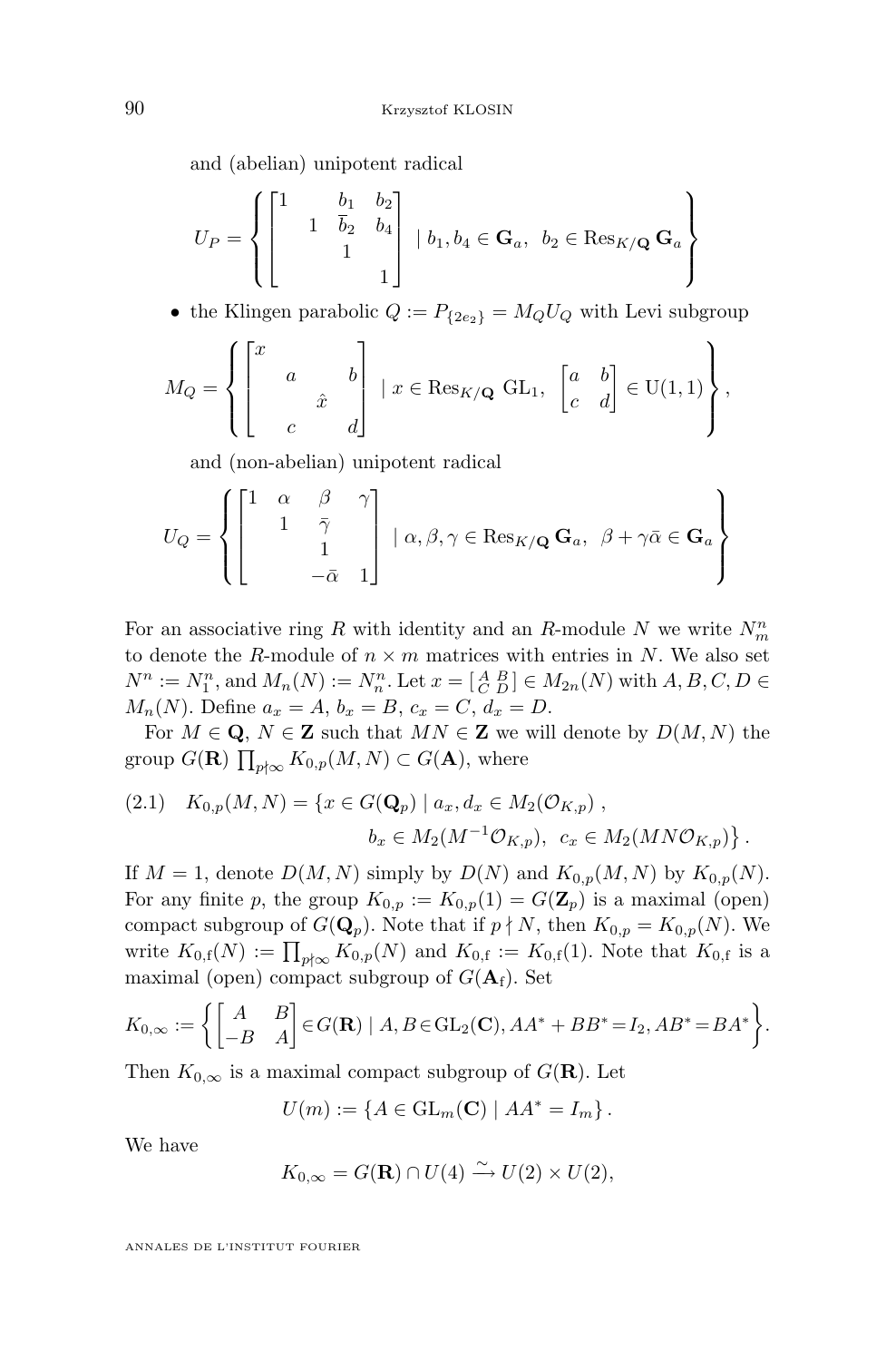and (abelian) unipotent radical

$$U_P = \left\{ \begin{bmatrix} 1 & & b_1 & b_2 \\ & 1 & \overline{b}_2 & b_4 \\ & & 1 & \\ & & & 1 \end{bmatrix} \mid b_1, b_4 \in \mathbf{G}_a, \ \ b_2 \in \operatorname{Res}_{K/\mathbf{Q}} \mathbf{G}_a \right\}$$

- the Klingen parabolic $Q := P_{\{2e_2\}} = M_Q U_Q$ with Levi subgroup

$$M_Q = \left\{ \begin{bmatrix} x & & & \\ & a & & b \\ & & \hat{x} & \\ & c & & d \end{bmatrix} \mid x \in \operatorname{Res}_{K/\mathbf{Q}} \operatorname{GL}_1, \ \begin{bmatrix} a & b \\ c & d \end{bmatrix} \in \mathrm{U}(1,1) \right\},$$

and (non-abelian) unipotent radical

$$U_Q = \left\{ \begin{bmatrix} 1 & \alpha & \beta & \gamma \\ & 1 & \bar{\gamma} & \\ & & 1 & \\ & & -\bar{\alpha} & 1 \end{bmatrix} \mid \alpha, \beta, \gamma \in \operatorname{Res}_{K/\mathbf{Q}} \mathbf{G}_a, \ \ \beta + \gamma\bar{\alpha} \in \mathbf{G}_a \right\}$$

For an associative ring $R$ with identity and an $R$-module $N$ we write $N^n_m$ to denote the $R$-module of $n \times m$ matrices with entries in $N$. We also set $N^n := N^n_1$, and $M_n(N) := N^n_n$. Let $x = \left[\begin{smallmatrix} A & B \\ C & D \end{smallmatrix}\right] \in M_{2n}(N)$ with $A, B, C, D \in M_n(N)$. Define $a_x = A$, $b_x = B$, $c_x = C$, $d_x = D$.

For $M \in \mathbf{Q}$, $N \in \mathbf{Z}$ such that $MN \in \mathbf{Z}$ we will denote by $D(M,N)$ the group $G(\mathbf{R}) \prod_{p \nmid \infty} K_{0,p}(M,N) \subset G(\mathbf{A})$, where

$$K_{0,p}(M,N) = \{ x \in G(\mathbf{Q}_p) \mid a_x, d_x \in M_2(\mathcal{O}_{K,p}), \quad b_x \in M_2(M^{-1}\mathcal{O}_{K,p}), \ \ c_x \in M_2(MN\mathcal{O}_{K,p}) \}. \tag{2.1}$$

If $M = 1$, denote $D(M,N)$ simply by $D(N)$ and $K_{0,p}(M,N)$ by $K_{0,p}(N)$. For any finite $p$, the group $K_{0,p} := K_{0,p}(1) = G(\mathbf{Z}_p)$ is a maximal (open) compact subgroup of $G(\mathbf{Q}_p)$. Note that if $p \nmid N$, then $K_{0,p} = K_{0,p}(N)$. We write $K_{0,\mathrm{f}}(N) := \prod_{p \nmid \infty} K_{0,p}(N)$ and $K_{0,\mathrm{f}} := K_{0,\mathrm{f}}(1)$. Note that $K_{0,\mathrm{f}}$ is a maximal (open) compact subgroup of $G(\mathbf{A}_\mathrm{f})$. Set

$$K_{0,\infty} := \left\{ \begin{bmatrix} A & B \\ -B & A \end{bmatrix} \in G(\mathbf{R}) \mid A, B \in \operatorname{GL}_2(\mathbf{C}), AA^* + BB^* = I_2, AB^* = BA^* \right\}.$$

Then $K_{0,\infty}$ is a maximal compact subgroup of $G(\mathbf{R})$. Let

$$U(m) := \{ A \in \operatorname{GL}_m(\mathbf{C}) \mid AA^* = I_m \}.$$

We have

$$K_{0,\infty} = G(\mathbf{R}) \cap U(4) \xrightarrow{\sim} U(2) \times U(2),$$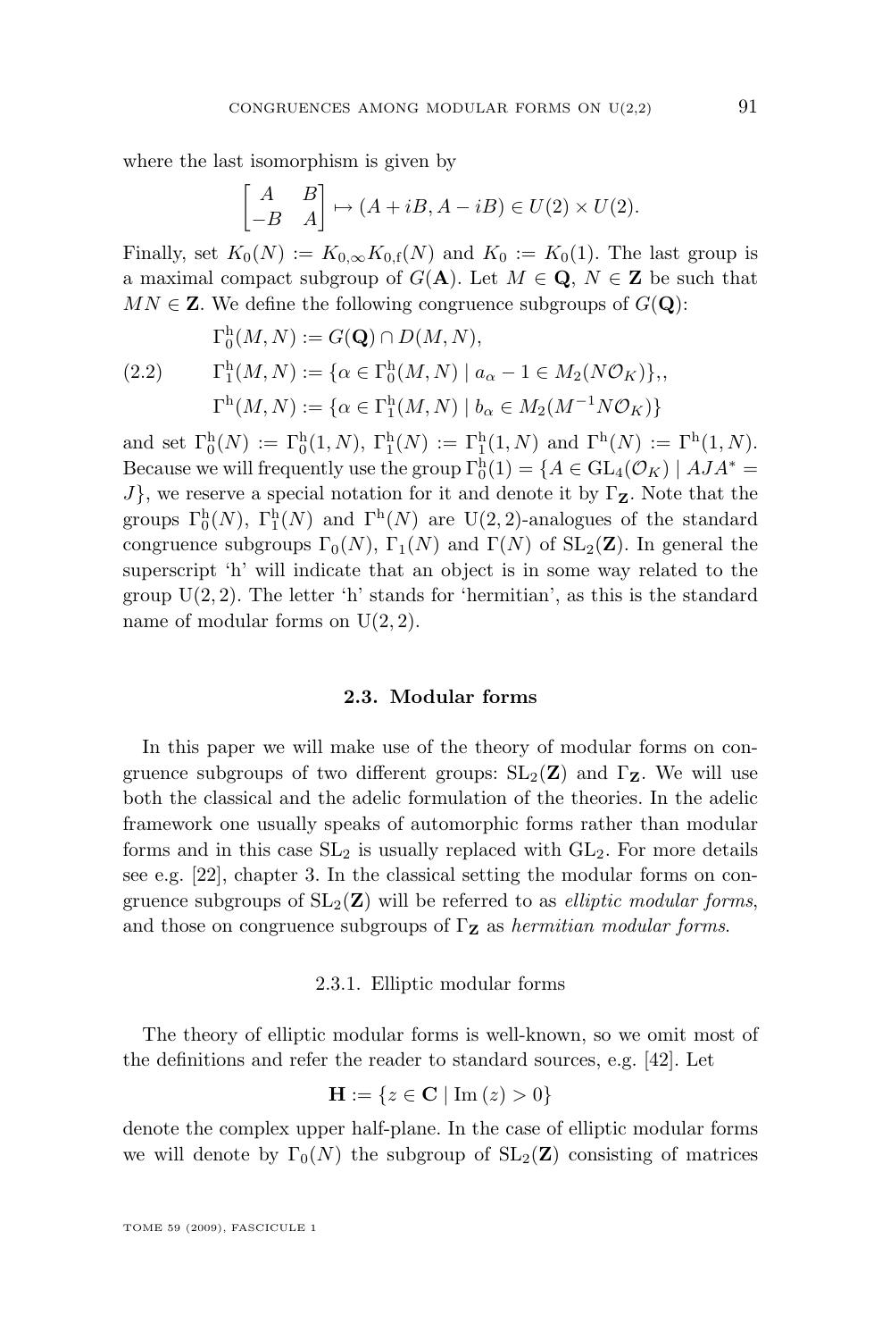where the last isomorphism is given by

$$\begin{bmatrix} A & B \\ -B & A \end{bmatrix} \mapsto (A+iB, A-iB) \in U(2) \times U(2).$$

Finally, set $K_0(N) := K_{0,\infty}K_{0,\mathrm{f}}(N)$ and $K_0 := K_0(1)$. The last group is a maximal compact subgroup of $G(\mathbf{A})$. Let $M \in \mathbf{Q}$, $N \in \mathbf{Z}$ be such that $MN \in \mathbf{Z}$. We define the following congruence subgroups of $G(\mathbf{Q})$:

$$\begin{aligned}
&\Gamma_0^{\mathrm{h}}(M,N) := G(\mathbf{Q}) \cap D(M,N), \\
(2.2) \qquad &\Gamma_1^{\mathrm{h}}(M,N) := \{\alpha \in \Gamma_0^{\mathrm{h}}(M,N) \mid a_\alpha - 1 \in M_2(N\mathcal{O}_K)\},, \\
&\Gamma^{\mathrm{h}}(M,N) := \{\alpha \in \Gamma_1^{\mathrm{h}}(M,N) \mid b_\alpha \in M_2(M^{-1}N\mathcal{O}_K)\}
\end{aligned}$$

and set $\Gamma_0^{\mathrm{h}}(N) := \Gamma_0^{\mathrm{h}}(1,N)$, $\Gamma_1^{\mathrm{h}}(N) := \Gamma_1^{\mathrm{h}}(1,N)$ and $\Gamma^{\mathrm{h}}(N) := \Gamma^{\mathrm{h}}(1,N)$. Because we will frequently use the group $\Gamma_0^{\mathrm{h}}(1) = \{A \in \mathrm{GL}_4(\mathcal{O}_K) \mid AJA^* = J\}$, we reserve a special notation for it and denote it by $\Gamma_{\mathbf{Z}}$. Note that the groups $\Gamma_0^{\mathrm{h}}(N)$, $\Gamma_1^{\mathrm{h}}(N)$ and $\Gamma^{\mathrm{h}}(N)$ are $\mathrm{U}(2,2)$-analogues of the standard congruence subgroups $\Gamma_0(N)$, $\Gamma_1(N)$ and $\Gamma(N)$ of $\mathrm{SL}_2(\mathbf{Z})$. In general the superscript 'h' will indicate that an object is in some way related to the group $\mathrm{U}(2,2)$. The letter 'h' stands for 'hermitian', as this is the standard name of modular forms on $\mathrm{U}(2,2)$.

## 2.3. Modular forms

In this paper we will make use of the theory of modular forms on congruence subgroups of two different groups: $\mathrm{SL}_2(\mathbf{Z})$ and $\Gamma_{\mathbf{Z}}$. We will use both the classical and the adelic formulation of the theories. In the adelic framework one usually speaks of automorphic forms rather than modular forms and in this case $\mathrm{SL}_2$ is usually replaced with $\mathrm{GL}_2$. For more details see e.g. [22], chapter 3. In the classical setting the modular forms on congruence subgroups of $\mathrm{SL}_2(\mathbf{Z})$ will be referred to as *elliptic modular forms*, and those on congruence subgroups of $\Gamma_{\mathbf{Z}}$ as *hermitian modular forms*.

### 2.3.1. Elliptic modular forms

The theory of elliptic modular forms is well-known, so we omit most of the definitions and refer the reader to standard sources, e.g. [42]. Let

$$\mathbf{H} := \{z \in \mathbf{C} \mid \mathrm{Im}\,(z) > 0\}$$

denote the complex upper half-plane. In the case of elliptic modular forms we will denote by $\Gamma_0(N)$ the subgroup of $\mathrm{SL}_2(\mathbf{Z})$ consisting of matrices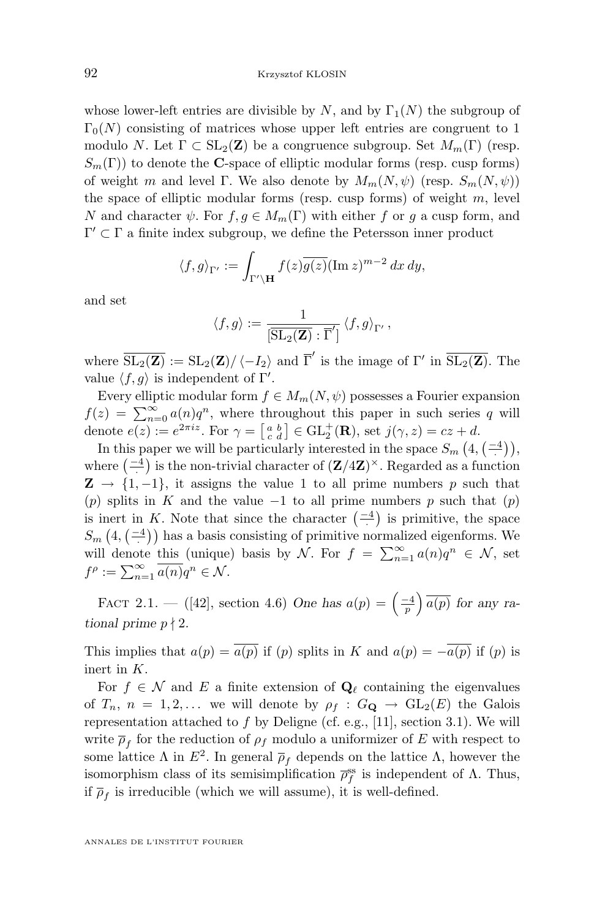whose lower-left entries are divisible by $N$, and by $\Gamma_1(N)$ the subgroup of $\Gamma_0(N)$ consisting of matrices whose upper left entries are congruent to 1 modulo $N$. Let $\Gamma \subset \mathrm{SL}_2(\mathbf{Z})$ be a congruence subgroup. Set $M_m(\Gamma)$ (resp. $S_m(\Gamma)$) to denote the $\mathbf{C}$-space of elliptic modular forms (resp. cusp forms) of weight $m$ and level $\Gamma$. We also denote by $M_m(N,\psi)$ (resp. $S_m(N,\psi)$) the space of elliptic modular forms (resp. cusp forms) of weight $m$, level $N$ and character $\psi$. For $f,g \in M_m(\Gamma)$ with either $f$ or $g$ a cusp form, and $\Gamma' \subset \Gamma$ a finite index subgroup, we define the Petersson inner product

$$\langle f, g\rangle_{\Gamma'} := \int_{\Gamma'\backslash \mathbf{H}} f(z)\overline{g(z)}(\operatorname{Im} z)^{m-2}\, dx\, dy,$$

and set

$$\langle f, g\rangle := \frac{1}{[\overline{\mathrm{SL}_2(\mathbf{Z})} : \overline{\Gamma}']} \langle f, g\rangle_{\Gamma'},$$

where $\overline{\mathrm{SL}_2(\mathbf{Z})} := \mathrm{SL}_2(\mathbf{Z})/\langle -I_2\rangle$ and $\overline{\Gamma}'$ is the image of $\Gamma'$ in $\overline{\mathrm{SL}_2(\mathbf{Z})}$. The value $\langle f, g\rangle$ is independent of $\Gamma'$.

Every elliptic modular form $f \in M_m(N,\psi)$ possesses a Fourier expansion $f(z) = \sum_{n=0}^{\infty} a(n)q^n$, where throughout this paper in such series $q$ will denote $e(z) := e^{2\pi i z}$. For $\gamma = \left[\begin{smallmatrix} a & b \\ c & d\end{smallmatrix}\right] \in \mathrm{GL}_2^+(\mathbf{R})$, set $j(\gamma, z) = cz + d$.

In this paper we will be particularly interested in the space $S_m\left(4, \left(\frac{-4}{\cdot}\right)\right)$, where $\left(\frac{-4}{\cdot}\right)$ is the non-trivial character of $(\mathbf{Z}/4\mathbf{Z})^{\times}$. Regarded as a function $\mathbf{Z} \to \{1,-1\}$, it assigns the value 1 to all prime numbers $p$ such that $(p)$ splits in $K$ and the value $-1$ to all prime numbers $p$ such that $(p)$ is inert in $K$. Note that since the character $\left(\frac{-4}{\cdot}\right)$ is primitive, the space $S_m\left(4, \left(\frac{-4}{\cdot}\right)\right)$ has a basis consisting of primitive normalized eigenforms. We will denote this (unique) basis by $\mathcal{N}$. For $f = \sum_{n=1}^{\infty} a(n)q^n \in \mathcal{N}$, set $f^{\rho} := \sum_{n=1}^{\infty} \overline{a(n)}q^n \in \mathcal{N}$.

Fact 2.1. — ([42], section 4.6) *One has* $a(p) = \left(\frac{-4}{p}\right)\overline{a(p)}$ *for any rational prime* $p \nmid 2$.

This implies that $a(p) = \overline{a(p)}$ if $(p)$ splits in $K$ and $a(p) = -\overline{a(p)}$ if $(p)$ is inert in $K$.

For $f \in \mathcal{N}$ and $E$ a finite extension of $\mathbf{Q}_{\ell}$ containing the eigenvalues of $T_n$, $n = 1, 2, \dots$ we will denote by $\rho_f : G_{\mathbf{Q}} \to \mathrm{GL}_2(E)$ the Galois representation attached to $f$ by Deligne (cf. e.g., [11], section 3.1). We will write $\overline{\rho}_f$ for the reduction of $\rho_f$ modulo a uniformizer of $E$ with respect to some lattice $\Lambda$ in $E^2$. In general $\overline{\rho}_f$ depends on the lattice $\Lambda$, however the isomorphism class of its semisimplification $\overline{\rho}_f^{\mathrm{ss}}$ is independent of $\Lambda$. Thus, if $\overline{\rho}_f$ is irreducible (which we will assume), it is well-defined.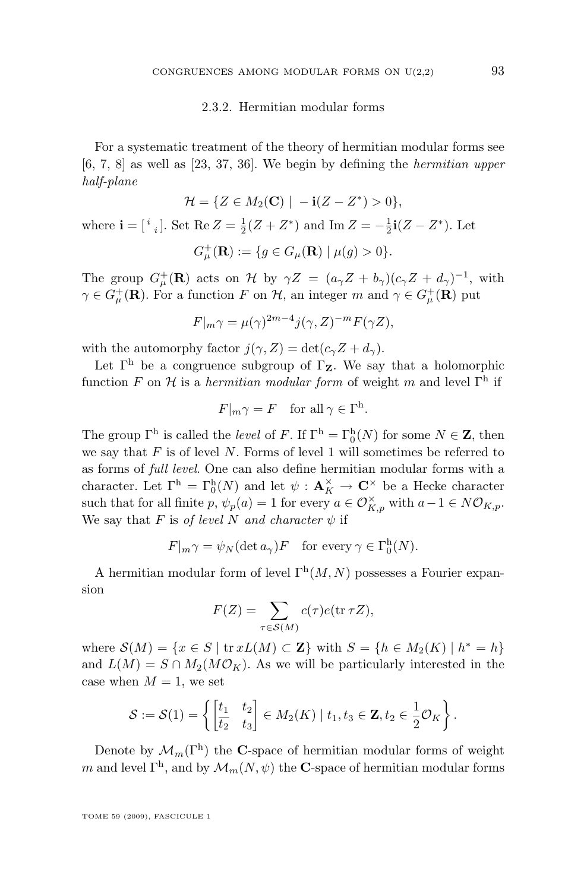### 2.3.2. Hermitian modular forms

For a systematic treatment of the theory of hermitian modular forms see [6, 7, 8] as well as [23, 37, 36]. We begin by defining the *hermitian upper half-plane*

$$\mathcal{H} = \{Z \in M_2(\mathbf{C}) \mid -\mathbf{i}(Z - Z^*) > 0\},$$

where $\mathbf{i} = \left[\begin{smallmatrix} i & \\ & i \end{smallmatrix}\right]$. Set $\operatorname{Re} Z = \frac{1}{2}(Z + Z^*)$ and $\operatorname{Im} Z = -\frac{1}{2}\mathbf{i}(Z - Z^*)$. Let

$$G_\mu^+(\mathbf{R}) := \{g \in G_\mu(\mathbf{R}) \mid \mu(g) > 0\}.$$

The group $G_\mu^+(\mathbf{R})$ acts on $\mathcal{H}$ by $\gamma Z = (a_\gamma Z + b_\gamma)(c_\gamma Z + d_\gamma)^{-1}$, with $\gamma \in G_\mu^+(\mathbf{R})$. For a function $F$ on $\mathcal{H}$, an integer $m$ and $\gamma \in G_\mu^+(\mathbf{R})$ put

$$F|_m \gamma = \mu(\gamma)^{2m-4} j(\gamma, Z)^{-m} F(\gamma Z),$$

with the automorphy factor $j(\gamma, Z) = \det(c_\gamma Z + d_\gamma)$.

Let $\Gamma^{\mathrm{h}}$ be a congruence subgroup of $\Gamma_{\mathbf{Z}}$. We say that a holomorphic function $F$ on $\mathcal{H}$ is a *hermitian modular form* of weight $m$ and level $\Gamma^{\mathrm{h}}$ if

$$F|_m \gamma = F \quad \text{for all } \gamma \in \Gamma^{\mathrm{h}}.$$

The group $\Gamma^{\mathrm{h}}$ is called the *level* of $F$. If $\Gamma^{\mathrm{h}} = \Gamma_0^{\mathrm{h}}(N)$ for some $N \in \mathbf{Z}$, then we say that $F$ is of level $N$. Forms of level 1 will sometimes be referred to as forms of *full level*. One can also define hermitian modular forms with a character. Let $\Gamma^{\mathrm{h}} = \Gamma_0^{\mathrm{h}}(N)$ and let $\psi : \mathbf{A}_K^\times \to \mathbf{C}^\times$ be a Hecke character such that for all finite $p$, $\psi_p(a) = 1$ for every $a \in \mathcal{O}_{K,p}^\times$ with $a - 1 \in N\mathcal{O}_{K,p}$. We say that $F$ is *of level $N$ and character $\psi$* if

$$F|_m \gamma = \psi_N(\det a_\gamma) F \quad \text{for every } \gamma \in \Gamma_0^{\mathrm{h}}(N).$$

A hermitian modular form of level $\Gamma^{\mathrm{h}}(M, N)$ possesses a Fourier expansion

$$F(Z) = \sum_{\tau \in \mathcal{S}(M)} c(\tau) e(\operatorname{tr} \tau Z),$$

where $\mathcal{S}(M) = \{x \in S \mid \operatorname{tr} xL(M) \subset \mathbf{Z}\}$ with $S = \{h \in M_2(K) \mid h^* = h\}$ and $L(M) = S \cap M_2(M\mathcal{O}_K)$. As we will be particularly interested in the case when $M = 1$, we set

$$\mathcal{S} := \mathcal{S}(1) = \left\{ \begin{bmatrix} t_1 & t_2 \\ \overline{t_2} & t_3 \end{bmatrix} \in M_2(K) \mid t_1, t_3 \in \mathbf{Z}, t_2 \in \frac{1}{2}\mathcal{O}_K \right\}.$$

Denote by $\mathcal{M}_m(\Gamma^{\mathrm{h}})$ the $\mathbf{C}$-space of hermitian modular forms of weight $m$ and level $\Gamma^{\mathrm{h}}$, and by $\mathcal{M}_m(N, \psi)$ the $\mathbf{C}$-space of hermitian modular forms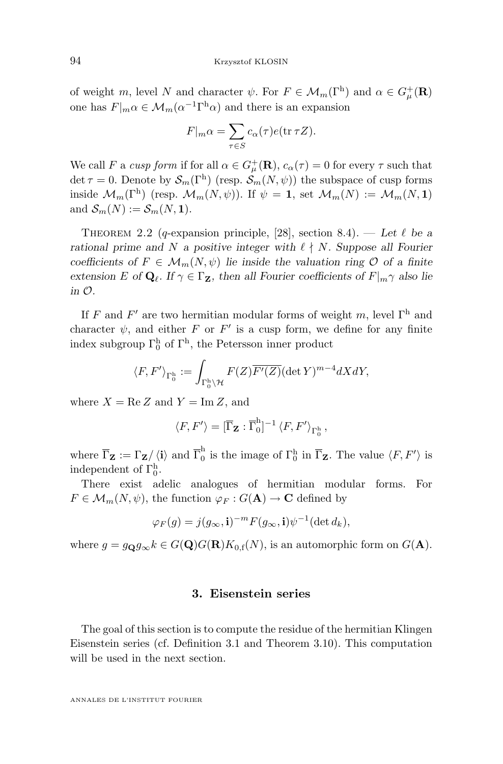of weight $m$, level $N$ and character $\psi$. For $F \in \mathcal{M}_m(\Gamma^{\mathrm{h}})$ and $\alpha \in G^+_\mu(\mathbf{R})$ one has $F|_m\alpha \in \mathcal{M}_m(\alpha^{-1}\Gamma^{\mathrm{h}}\alpha)$ and there is an expansion

$$F|_m\alpha = \sum_{\tau \in S} c_\alpha(\tau) e(\operatorname{tr} \tau Z).$$

We call $F$ a *cusp form* if for all $\alpha \in G^+_\mu(\mathbf{R})$, $c_\alpha(\tau) = 0$ for every $\tau$ such that $\det \tau = 0$. Denote by $\mathcal{S}_m(\Gamma^{\mathrm{h}})$ (resp. $\mathcal{S}_m(N, \psi)$) the subspace of cusp forms inside $\mathcal{M}_m(\Gamma^{\mathrm{h}})$ (resp. $\mathcal{M}_m(N, \psi)$). If $\psi = \mathbf{1}$, set $\mathcal{M}_m(N) := \mathcal{M}_m(N, \mathbf{1})$ and $\mathcal{S}_m(N) := \mathcal{S}_m(N, \mathbf{1})$.

Theorem 2.2 ($q$-expansion principle, [28], section 8.4). — *Let $\ell$ be a rational prime and $N$ a positive integer with $\ell \nmid N$. Suppose all Fourier coefficients of $F \in \mathcal{M}_m(N, \psi)$ lie inside the valuation ring $\mathcal{O}$ of a finite extension $E$ of $\mathbf{Q}_\ell$. If $\gamma \in \Gamma_{\mathbf{Z}}$, then all Fourier coefficients of $F|_m\gamma$ also lie in $\mathcal{O}$.*

If $F$ and $F'$ are two hermitian modular forms of weight $m$, level $\Gamma^{\mathrm{h}}$ and character $\psi$, and either $F$ or $F'$ is a cusp form, we define for any finite index subgroup $\Gamma^{\mathrm{h}}_0$ of $\Gamma^{\mathrm{h}}$, the Petersson inner product

$$\langle F, F' \rangle_{\Gamma^{\mathrm{h}}_0} := \int_{\Gamma^{\mathrm{h}}_0 \backslash \mathcal{H}} F(Z) \overline{F'(Z)} (\det Y)^{m-4} dX dY,$$

where $X = \operatorname{Re} Z$ and $Y = \operatorname{Im} Z$, and

$$\langle F, F' \rangle = [\overline{\Gamma}_{\mathbf{Z}} : \overline{\Gamma}^{\mathrm{h}}_0]^{-1} \langle F, F' \rangle_{\Gamma^{\mathrm{h}}_0},$$

where $\overline{\Gamma}_{\mathbf{Z}} := \Gamma_{\mathbf{Z}} / \langle \mathbf{i} \rangle$ and $\overline{\Gamma}^{\mathrm{h}}_0$ is the image of $\Gamma^{\mathrm{h}}_0$ in $\overline{\Gamma}_{\mathbf{Z}}$. The value $\langle F, F' \rangle$ is independent of $\Gamma^{\mathrm{h}}_0$.

There exist adelic analogues of hermitian modular forms. For $F \in \mathcal{M}_m(N, \psi)$, the function $\varphi_F : G(\mathbf{A}) \to \mathbf{C}$ defined by

$$\varphi_F(g) = j(g_\infty, \mathbf{i})^{-m} F(g_\infty, \mathbf{i}) \psi^{-1}(\det d_k),$$

where $g = g_{\mathbf{Q}} g_\infty k \in G(\mathbf{Q}) G(\mathbf{R}) K_{0,\mathrm{f}}(N)$, is an automorphic form on $G(\mathbf{A})$.

## 3. Eisenstein series

The goal of this section is to compute the residue of the hermitian Klingen Eisenstein series (cf. Definition 3.1 and Theorem 3.10). This computation will be used in the next section.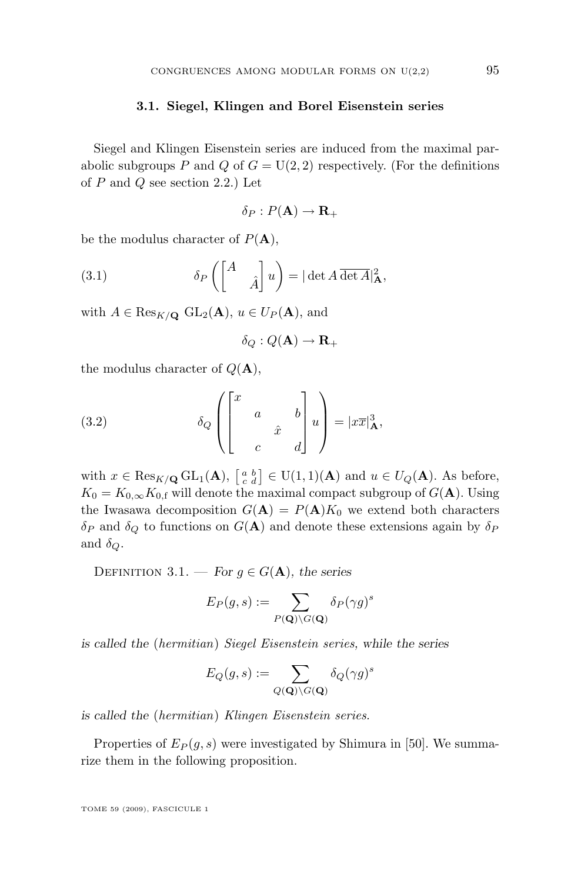### 3.1. Siegel, Klingen and Borel Eisenstein series

Siegel and Klingen Eisenstein series are induced from the maximal parabolic subgroups $P$ and $Q$ of $G = \mathrm{U}(2,2)$ respectively. (For the definitions of $P$ and $Q$ see section 2.2.) Let

$$\delta_P : P(\mathbf{A}) \to \mathbf{R}_+$$

be the modulus character of $P(\mathbf{A})$,

$$\delta_P \left( \begin{bmatrix} A & \\ & \hat{A} \end{bmatrix} u \right) = |\det A \, \overline{\det A}|^2_{\mathbf{A}}, \tag{3.1}$$

with $A \in \mathrm{Res}_{K/\mathbf{Q}} \, \mathrm{GL}_2(\mathbf{A})$, $u \in U_P(\mathbf{A})$, and

$$\delta_Q : Q(\mathbf{A}) \to \mathbf{R}_+$$

the modulus character of $Q(\mathbf{A})$,

$$\delta_Q \left( \begin{bmatrix} x & & & \\ & a & & b \\ & & \hat{x} & \\ & c & & d \end{bmatrix} u \right) = |x\overline{x}|^3_{\mathbf{A}}, \tag{3.2}$$

with $x \in \mathrm{Res}_{K/\mathbf{Q}} \mathrm{GL}_1(\mathbf{A})$, $\left[ \begin{smallmatrix} a & b \\ c & d \end{smallmatrix} \right] \in \mathrm{U}(1,1)(\mathbf{A})$ and $u \in U_Q(\mathbf{A})$. As before, $K_0 = K_{0,\infty} K_{0,\mathrm{f}}$ will denote the maximal compact subgroup of $G(\mathbf{A})$. Using the Iwasawa decomposition $G(\mathbf{A}) = P(\mathbf{A})K_0$ we extend both characters $\delta_P$ and $\delta_Q$ to functions on $G(\mathbf{A})$ and denote these extensions again by $\delta_P$ and $\delta_Q$.

Definition 3.1. — *For $g \in G(\mathbf{A})$, the series*

$$E_P(g,s) := \sum_{P(\mathbf{Q}) \backslash G(\mathbf{Q})} \delta_P(\gamma g)^s$$

*is called the (hermitian) Siegel Eisenstein series, while the series*

$$E_Q(g,s) := \sum_{Q(\mathbf{Q}) \backslash G(\mathbf{Q})} \delta_Q(\gamma g)^s$$

*is called the (hermitian) Klingen Eisenstein series.*

Properties of $E_P(g,s)$ were investigated by Shimura in [50]. We summarize them in the following proposition.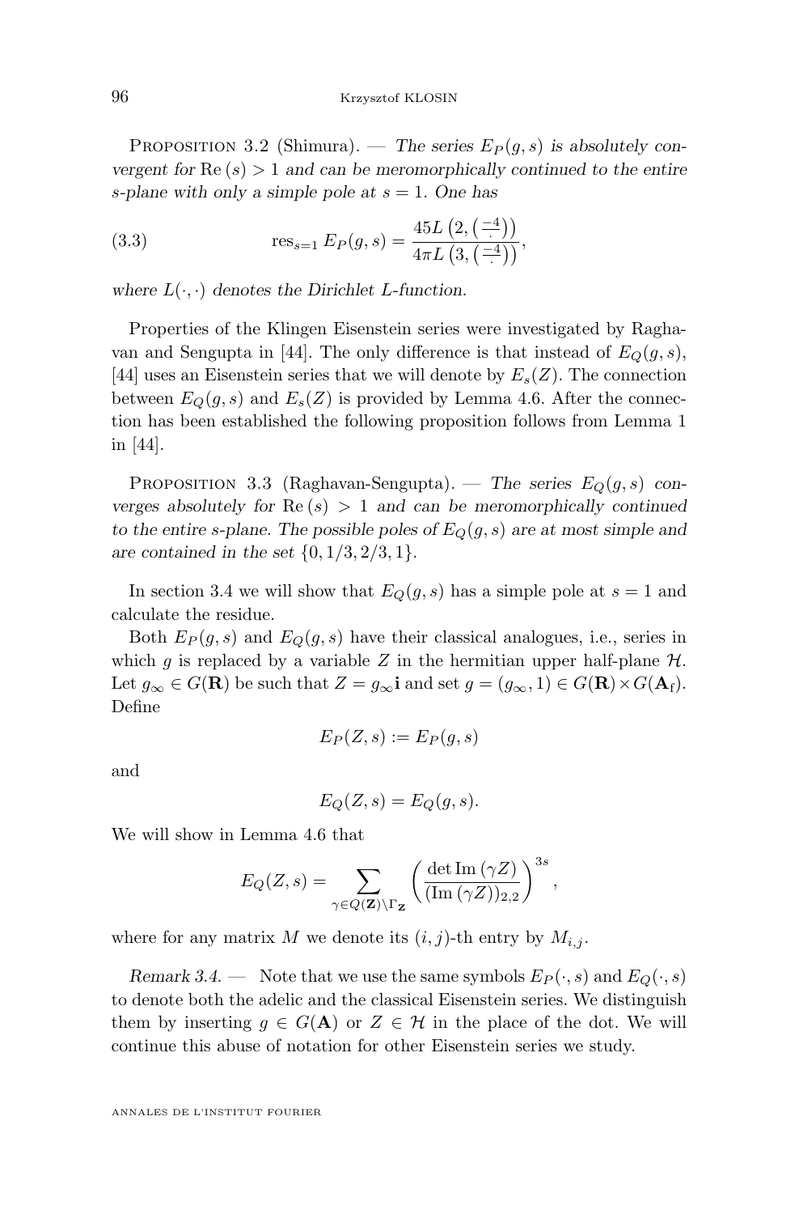Proposition 3.2 (Shimura). — *The series $E_P(g,s)$ is absolutely convergent for $\mathrm{Re}\,(s) > 1$ and can be meromorphically continued to the entire $s$-plane with only a simple pole at $s=1$. One has*

$$\mathrm{res}_{s=1}\, E_P(g,s) = \frac{45 L\left(2, \left(\frac{-4}{\cdot}\right)\right)}{4\pi L\left(3, \left(\frac{-4}{\cdot}\right)\right)}, \tag{3.3}$$

*where $L(\cdot,\cdot)$ denotes the Dirichlet $L$-function.*

Properties of the Klingen Eisenstein series were investigated by Raghavan and Sengupta in [44]. The only difference is that instead of $E_Q(g,s)$, [44] uses an Eisenstein series that we will denote by $E_s(Z)$. The connection between $E_Q(g,s)$ and $E_s(Z)$ is provided by Lemma 4.6. After the connection has been established the following proposition follows from Lemma 1 in [44].

Proposition 3.3 (Raghavan-Sengupta). — *The series $E_Q(g,s)$ converges absolutely for $\mathrm{Re}\,(s) > 1$ and can be meromorphically continued to the entire $s$-plane. The possible poles of $E_Q(g,s)$ are at most simple and are contained in the set $\{0, 1/3, 2/3, 1\}$.*

In section 3.4 we will show that $E_Q(g,s)$ has a simple pole at $s=1$ and calculate the residue.

Both $E_P(g,s)$ and $E_Q(g,s)$ have their classical analogues, i.e., series in which $g$ is replaced by a variable $Z$ in the hermitian upper half-plane $\mathcal{H}$. Let $g_\infty \in G(\mathbf{R})$ be such that $Z = g_\infty \mathbf{i}$ and set $g = (g_\infty, 1) \in G(\mathbf{R}) \times G(\mathbf{A}_{\mathrm{f}})$. Define

$$E_P(Z,s) := E_P(g,s)$$

and

$$E_Q(Z,s) = E_Q(g,s).$$

We will show in Lemma 4.6 that

$$E_Q(Z,s) = \sum_{\gamma \in Q(\mathbf{Z}) \backslash \Gamma_{\mathbf{Z}}} \left( \frac{\det \mathrm{Im}\,(\gamma Z)}{(\mathrm{Im}\,(\gamma Z))_{2,2}} \right)^{3s},$$

where for any matrix $M$ we denote its $(i,j)$-th entry by $M_{i,j}$.

*Remark 3.4.* — Note that we use the same symbols $E_P(\cdot,s)$ and $E_Q(\cdot,s)$ to denote both the adelic and the classical Eisenstein series. We distinguish them by inserting $g \in G(\mathbf{A})$ or $Z \in \mathcal{H}$ in the place of the dot. We will continue this abuse of notation for other Eisenstein series we study.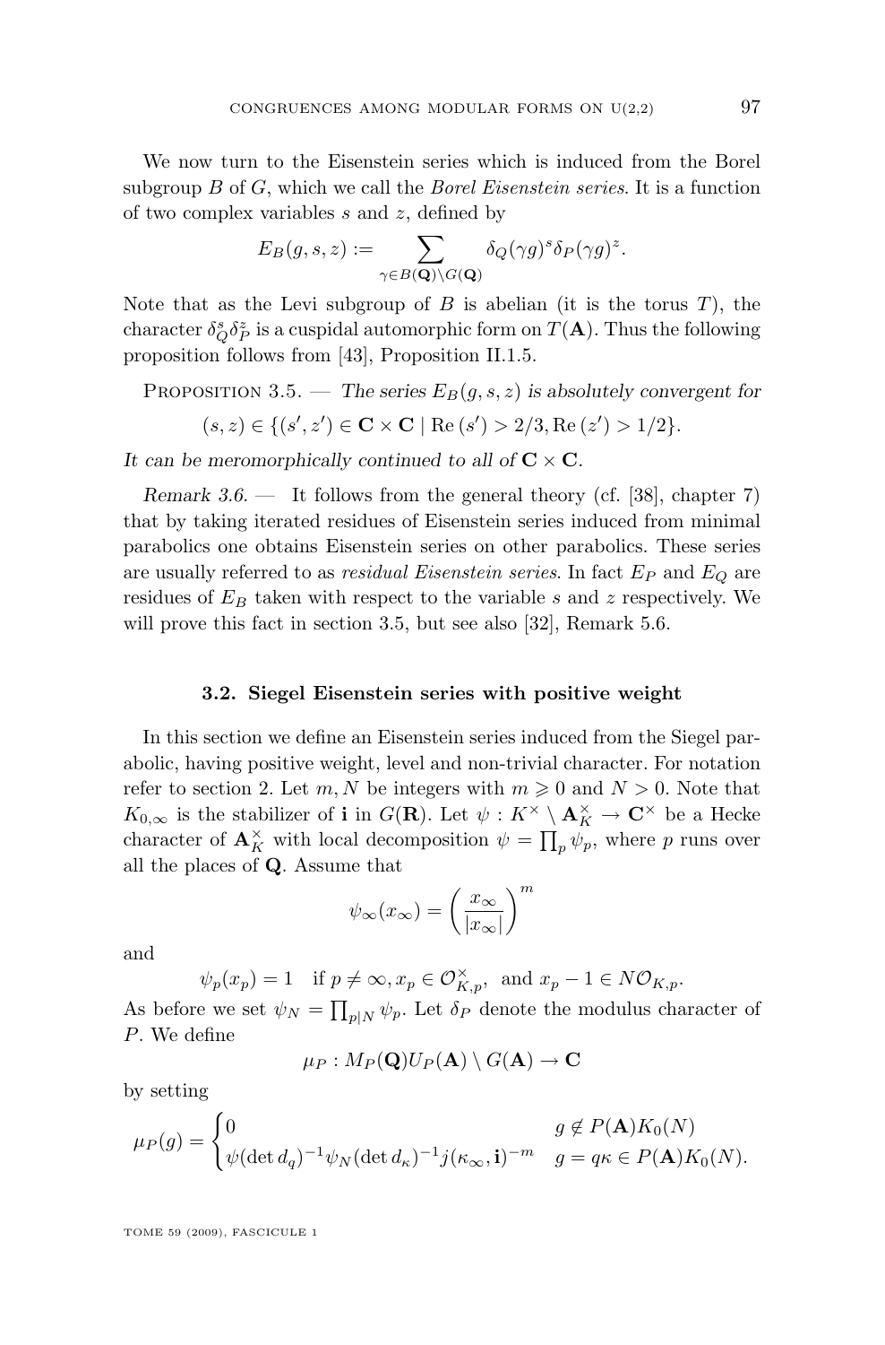We now turn to the Eisenstein series which is induced from the Borel subgroup $B$ of $G$, which we call the *Borel Eisenstein series*. It is a function of two complex variables $s$ and $z$, defined by

$$E_B(g,s,z) := \sum_{\gamma \in B(\mathbf{Q})\backslash G(\mathbf{Q})} \delta_Q(\gamma g)^s \delta_P(\gamma g)^z.$$

Note that as the Levi subgroup of $B$ is abelian (it is the torus $T$), the character $\delta_Q^s \delta_P^z$ is a cuspidal automorphic form on $T(\mathbf{A})$. Thus the following proposition follows from [43], Proposition II.1.5.

Proposition 3.5. — *The series $E_B(g,s,z)$ is absolutely convergent for*

$$(s,z) \in \{(s',z') \in \mathbf{C} \times \mathbf{C} \mid \mathrm{Re}\,(s') > 2/3, \mathrm{Re}\,(z') > 1/2\}.$$

*It can be meromorphically continued to all of $\mathbf{C} \times \mathbf{C}$.*

*Remark 3.6.* — It follows from the general theory (cf. [38], chapter 7) that by taking iterated residues of Eisenstein series induced from minimal parabolics one obtains Eisenstein series on other parabolics. These series are usually referred to as *residual Eisenstein series*. In fact $E_P$ and $E_Q$ are residues of $E_B$ taken with respect to the variable $s$ and $z$ respectively. We will prove this fact in section 3.5, but see also [32], Remark 5.6.

### 3.2. Siegel Eisenstein series with positive weight

In this section we define an Eisenstein series induced from the Siegel parabolic, having positive weight, level and non-trivial character. For notation refer to section 2. Let $m, N$ be integers with $m \geqslant 0$ and $N > 0$. Note that $K_{0,\infty}$ is the stabilizer of $\mathbf{i}$ in $G(\mathbf{R})$. Let $\psi : K^\times \setminus \mathbf{A}_K^\times \to \mathbf{C}^\times$ be a Hecke character of $\mathbf{A}_K^\times$ with local decomposition $\psi = \prod_p \psi_p$, where $p$ runs over all the places of $\mathbf{Q}$. Assume that

$$\psi_\infty(x_\infty) = \left(\frac{x_\infty}{|x_\infty|}\right)^m$$

and

$$\psi_p(x_p) = 1 \quad \text{if } p \neq \infty, x_p \in \mathcal{O}_{K,p}^\times, \text{ and } x_p - 1 \in N\mathcal{O}_{K,p}.$$

As before we set $\psi_N = \prod_{p|N} \psi_p$. Let $\delta_P$ denote the modulus character of $P$. We define

$$\mu_P : M_P(\mathbf{Q})U_P(\mathbf{A}) \setminus G(\mathbf{A}) \to \mathbf{C}$$

by setting

$$\mu_P(g) = \begin{cases} 0 & g \notin P(\mathbf{A})K_0(N) \\ \psi(\det d_q)^{-1}\psi_N(\det d_\kappa)^{-1} j(\kappa_\infty, \mathbf{i})^{-m} & g = q\kappa \in P(\mathbf{A})K_0(N). \end{cases}$$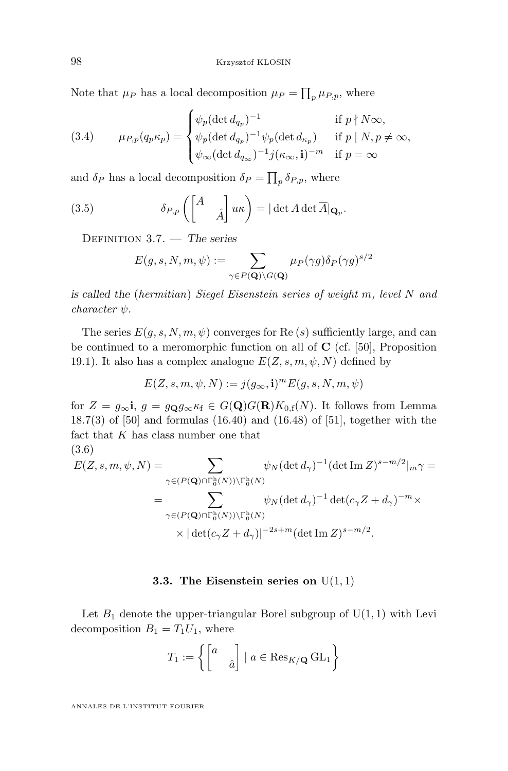Note that $\mu_P$ has a local decomposition $\mu_P = \prod_p \mu_{P,p}$, where

$$\mu_{P,p}(q_p \kappa_p) = \begin{cases} \psi_p(\det d_{q_p})^{-1} & \text{if } p \nmid N\infty, \\ \psi_p(\det d_{q_p})^{-1}\psi_p(\det d_{\kappa_p}) & \text{if } p \mid N, p \neq \infty, \\ \psi_\infty(\det d_{q_\infty})^{-1} j(\kappa_\infty, \mathbf{i})^{-m} & \text{if } p = \infty \end{cases} \tag{3.4}$$

and $\delta_P$ has a local decomposition $\delta_P = \prod_p \delta_{P,p}$, where

$$\delta_{P,p}\left(\begin{bmatrix} A & \\ & \hat{A} \end{bmatrix} u\kappa\right) = |\det A \det \overline{A}|_{\mathbf{Q}_p}. \tag{3.5}$$

Definition 3.7. — *The series*

$$E(g, s, N, m, \psi) := \sum_{\gamma \in P(\mathbf{Q}) \backslash G(\mathbf{Q})} \mu_P(\gamma g) \delta_P(\gamma g)^{s/2}$$

*is called the* (*hermitian*) *Siegel Eisenstein series of weight $m$, level $N$ and character $\psi$.*

The series $E(g, s, N, m, \psi)$ converges for $\mathrm{Re}\,(s)$ sufficiently large, and can be continued to a meromorphic function on all of $\mathbf{C}$ (cf. [50], Proposition 19.1). It also has a complex analogue $E(Z, s, m, \psi, N)$ defined by

$$E(Z, s, m, \psi, N) := j(g_\infty, \mathbf{i})^m E(g, s, N, m, \psi)$$

for $Z = g_\infty \mathbf{i}$, $g = g_{\mathbf{Q}} g_\infty \kappa_{\mathrm{f}} \in G(\mathbf{Q}) G(\mathbf{R}) K_{0,\mathrm{f}}(N)$. It follows from Lemma 18.7(3) of [50] and formulas (16.40) and (16.48) of [51], together with the fact that $K$ has class number one that

$$\begin{aligned} E(Z, s, m, \psi, N) &= \sum_{\gamma \in (P(\mathbf{Q}) \cap \Gamma_0^{\mathrm{h}}(N)) \backslash \Gamma_0^{\mathrm{h}}(N)} \psi_N(\det d_\gamma)^{-1} (\det \operatorname{Im} Z)^{s - m/2}|_m \gamma = \\ &= \sum_{\gamma \in (P(\mathbf{Q}) \cap \Gamma_0^{\mathrm{h}}(N)) \backslash \Gamma_0^{\mathrm{h}}(N)} \psi_N(\det d_\gamma)^{-1} \det(c_\gamma Z + d_\gamma)^{-m} \times \\ &\qquad \times |\det(c_\gamma Z + d_\gamma)|^{-2s+m} (\det \operatorname{Im} Z)^{s - m/2}. \end{aligned} \tag{3.6}$$

### 3.3. The Eisenstein series on $\mathrm{U}(1,1)$

Let $B_1$ denote the upper-triangular Borel subgroup of $\mathrm{U}(1,1)$ with Levi decomposition $B_1 = T_1 U_1$, where

$$T_1 := \left\{ \begin{bmatrix} a & \\ & \hat{a} \end{bmatrix} \mid a \in \mathrm{Res}_{K/\mathbf{Q}} \mathrm{GL}_1 \right\}$$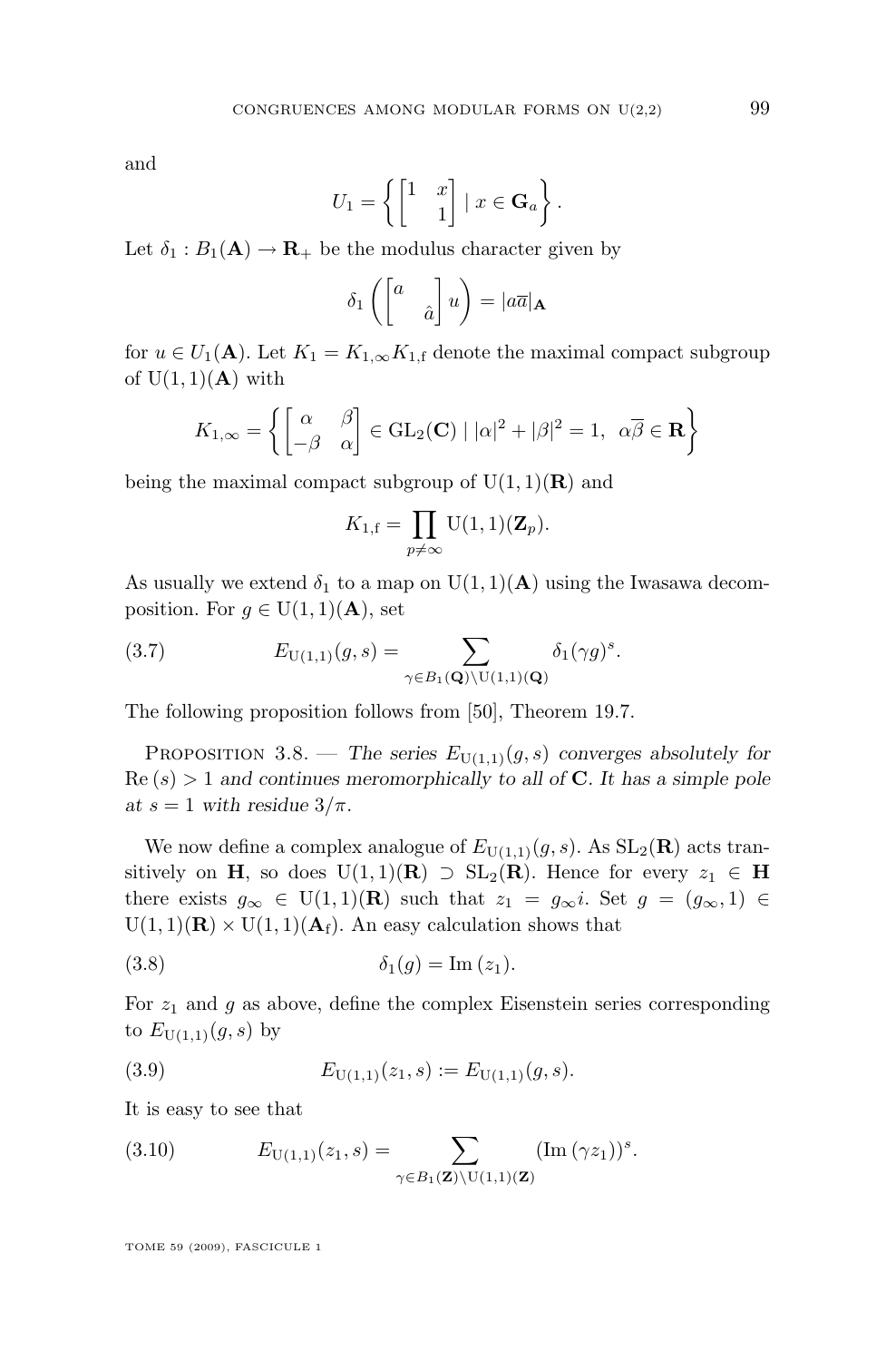and

$$U_1 = \left\{ \begin{bmatrix} 1 & x \\ & 1 \end{bmatrix} \mid x \in \mathbf{G}_a \right\}.$$

Let $\delta_1 : B_1(\mathbf{A}) \to \mathbf{R}_+$ be the modulus character given by

$$\delta_1 \left( \begin{bmatrix} a & \\ & \hat{a} \end{bmatrix} u \right) = |a\overline{a}|_{\mathbf{A}}$$

for $u \in U_1(\mathbf{A})$. Let $K_1 = K_{1,\infty} K_{1,\mathrm{f}}$ denote the maximal compact subgroup of $\mathrm{U}(1,1)(\mathbf{A})$ with

$$K_{1,\infty} = \left\{ \begin{bmatrix} \alpha & \beta \\ -\beta & \alpha \end{bmatrix} \in \mathrm{GL}_2(\mathbf{C}) \mid |\alpha|^2 + |\beta|^2 = 1, \ \alpha\overline{\beta} \in \mathbf{R} \right\}$$

being the maximal compact subgroup of $\mathrm{U}(1,1)(\mathbf{R})$ and

$$K_{1,\mathrm{f}} = \prod_{p \neq \infty} \mathrm{U}(1,1)(\mathbf{Z}_p).$$

As usually we extend $\delta_1$ to a map on $\mathrm{U}(1,1)(\mathbf{A})$ using the Iwasawa decomposition. For $g \in \mathrm{U}(1,1)(\mathbf{A})$, set

$$E_{\mathrm{U}(1,1)}(g,s) = \sum_{\gamma \in B_1(\mathbf{Q}) \backslash \mathrm{U}(1,1)(\mathbf{Q})} \delta_1(\gamma g)^s. \tag{3.7}$$

The following proposition follows from [50], Theorem 19.7.

Proposition 3.8. — *The series $E_{\mathrm{U}(1,1)}(g,s)$ converges absolutely for $\mathrm{Re}\,(s) > 1$ and continues meromorphically to all of $\mathbf{C}$. It has a simple pole at $s = 1$ with residue $3/\pi$.*

We now define a complex analogue of $E_{\mathrm{U}(1,1)}(g,s)$. As $\mathrm{SL}_2(\mathbf{R})$ acts transitively on $\mathbf{H}$, so does $\mathrm{U}(1,1)(\mathbf{R}) \supset \mathrm{SL}_2(\mathbf{R})$. Hence for every $z_1 \in \mathbf{H}$ there exists $g_\infty \in \mathrm{U}(1,1)(\mathbf{R})$ such that $z_1 = g_\infty i$. Set $g = (g_\infty, 1) \in \mathrm{U}(1,1)(\mathbf{R}) \times \mathrm{U}(1,1)(\mathbf{A}_\mathrm{f})$. An easy calculation shows that

$$\delta_1(g) = \mathrm{Im}\,(z_1). \tag{3.8}$$

For $z_1$ and $g$ as above, define the complex Eisenstein series corresponding to $E_{\mathrm{U}(1,1)}(g,s)$ by

$$E_{\mathrm{U}(1,1)}(z_1,s) := E_{\mathrm{U}(1,1)}(g,s). \tag{3.9}$$

It is easy to see that

$$E_{\mathrm{U}(1,1)}(z_1,s) = \sum_{\gamma \in B_1(\mathbf{Z}) \backslash \mathrm{U}(1,1)(\mathbf{Z})} (\mathrm{Im}\,(\gamma z_1))^s. \tag{3.10}$$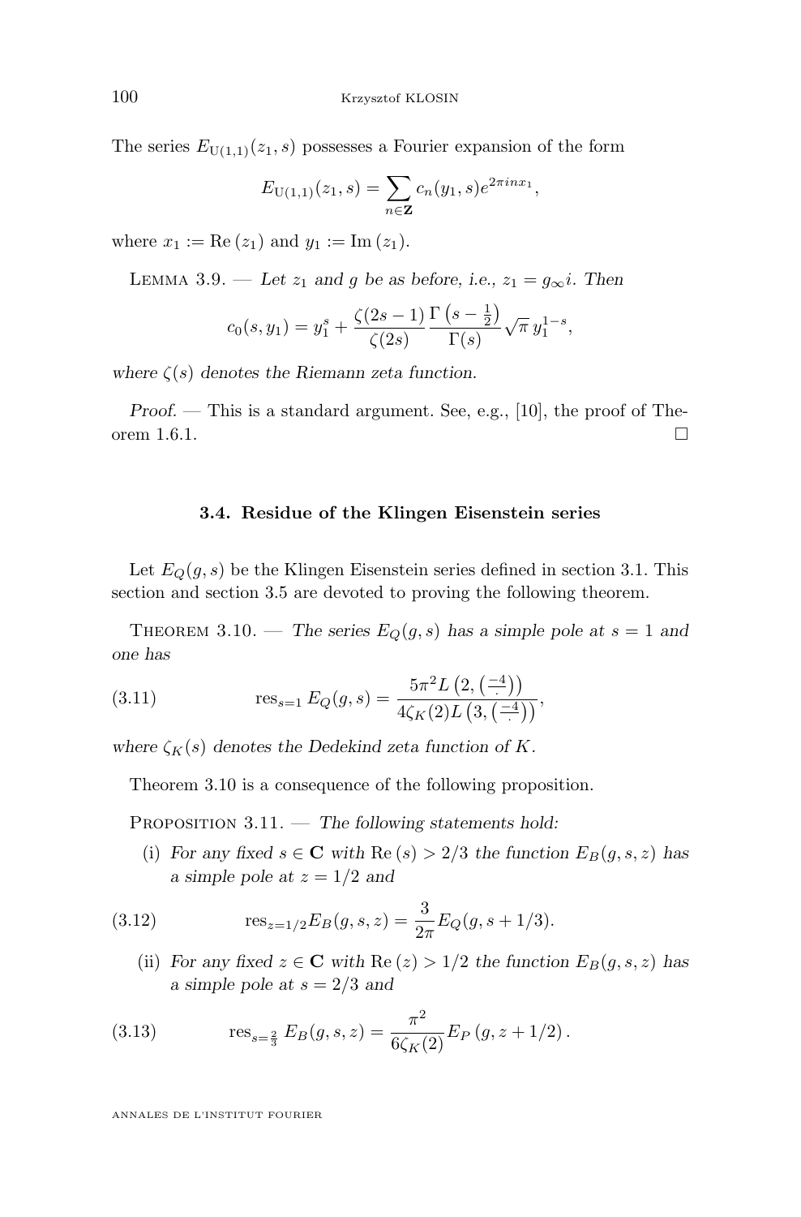The series $E_{\mathrm{U}(1,1)}(z_1, s)$ possesses a Fourier expansion of the form

$$E_{\mathrm{U}(1,1)}(z_1, s) = \sum_{n \in \mathbf{Z}} c_n(y_1, s) e^{2\pi i n x_1},$$

where $x_1 := \mathrm{Re}\,(z_1)$ and $y_1 := \mathrm{Im}\,(z_1)$.

Lemma 3.9. — *Let $z_1$ and $g$ be as before, i.e., $z_1 = g_\infty i$. Then*

$$c_0(s, y_1) = y_1^s + \frac{\zeta(2s-1)}{\zeta(2s)} \frac{\Gamma\left(s - \frac{1}{2}\right)}{\Gamma(s)} \sqrt{\pi}\, y_1^{1-s},$$

*where $\zeta(s)$ denotes the Riemann zeta function.*

*Proof.* — This is a standard argument. See, e.g., [10], the proof of Theorem 1.6.1. □

### 3.4. Residue of the Klingen Eisenstein series

Let $E_Q(g, s)$ be the Klingen Eisenstein series defined in section 3.1. This section and section 3.5 are devoted to proving the following theorem.

Theorem 3.10. — *The series $E_Q(g, s)$ has a simple pole at $s = 1$ and one has*

$$\operatorname{res}_{s=1} E_Q(g, s) = \frac{5\pi^2 L\left(2, \left(\frac{-4}{\cdot}\right)\right)}{4\zeta_K(2) L\left(3, \left(\frac{-4}{\cdot}\right)\right)}, \tag{3.11}$$

*where $\zeta_K(s)$ denotes the Dedekind zeta function of $K$.*

Theorem 3.10 is a consequence of the following proposition.

Proposition 3.11. — *The following statements hold:*

(i) *For any fixed $s \in \mathbf{C}$ with $\mathrm{Re}\,(s) > 2/3$ the function $E_B(g, s, z)$ has a simple pole at $z = 1/2$ and*

$$\operatorname{res}_{z=1/2} E_B(g, s, z) = \frac{3}{2\pi} E_Q(g, s + 1/3). \tag{3.12}$$

(ii) *For any fixed $z \in \mathbf{C}$ with $\mathrm{Re}\,(z) > 1/2$ the function $E_B(g, s, z)$ has a simple pole at $s = 2/3$ and*

$$\operatorname{res}_{s=\frac{2}{3}} E_B(g, s, z) = \frac{\pi^2}{6\zeta_K(2)} E_P\left(g, z + 1/2\right). \tag{3.13}$$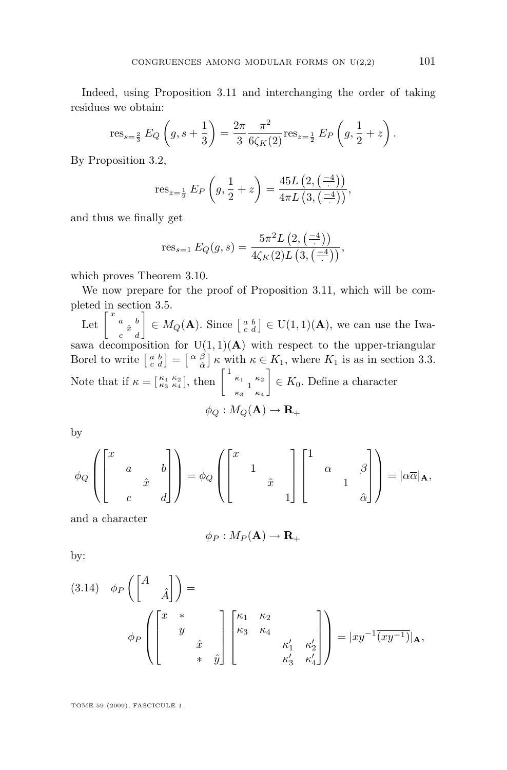Indeed, using Proposition 3.11 and interchanging the order of taking residues we obtain:

$$\operatorname{res}_{s=\frac{2}{3}} E_Q\left(g, s+\frac{1}{3}\right) = \frac{2\pi}{3}\frac{\pi^2}{6\zeta_K(2)}\operatorname{res}_{z=\frac{1}{2}} E_P\left(g, \frac{1}{2}+z\right).$$

By Proposition 3.2,

$$\operatorname{res}_{z=\frac{1}{2}} E_P\left(g, \frac{1}{2}+z\right) = \frac{45 L\left(2, \left(\frac{-4}{\cdot}\right)\right)}{4\pi L\left(3, \left(\frac{-4}{\cdot}\right)\right)},$$

and thus we finally get

$$\operatorname{res}_{s=1} E_Q(g,s) = \frac{5\pi^2 L\left(2, \left(\frac{-4}{\cdot}\right)\right)}{4\zeta_K(2) L\left(3, \left(\frac{-4}{\cdot}\right)\right)},$$

which proves Theorem 3.10.

We now prepare for the proof of Proposition 3.11, which will be completed in section 3.5.

Let $\left[\begin{smallmatrix} x & & & \\ & a & & b \\ & & \hat{x} & \\ & c & & d \end{smallmatrix}\right] \in M_Q(\mathbf{A})$. Since $\left[\begin{smallmatrix} a & b \\ c & d \end{smallmatrix}\right] \in \mathrm{U}(1,1)(\mathbf{A})$, we can use the Iwasawa decomposition for $\mathrm{U}(1,1)(\mathbf{A})$ with respect to the upper-triangular Borel to write $\left[\begin{smallmatrix} a & b \\ c & d \end{smallmatrix}\right] = \left[\begin{smallmatrix} \alpha & \beta \\ & \hat{\alpha} \end{smallmatrix}\right]\kappa$ with $\kappa \in K_1$, where $K_1$ is as in section 3.3. Note that if $\kappa = \left[\begin{smallmatrix} \kappa_1 & \kappa_2 \\ \kappa_3 & \kappa_4 \end{smallmatrix}\right]$, then $\left[\begin{smallmatrix} 1 & & & \\ & \kappa_1 & & \kappa_2 \\ & & 1 & \\ & \kappa_3 & & \kappa_4 \end{smallmatrix}\right] \in K_0$. Define a character

$$\phi_Q : M_Q(\mathbf{A}) \to \mathbf{R}_+$$

by

$$\phi_Q\left(\begin{bmatrix} x & & & \\ & a & & b \\ & & \hat{x} & \\ & c & & d \end{bmatrix}\right) = \phi_Q\left(\begin{bmatrix} x & & & \\ & 1 & & \\ & & \hat{x} & \\ & & & 1 \end{bmatrix}\begin{bmatrix} 1 & & & \\ & \alpha & & \beta \\ & & 1 & \\ & & & \hat{\alpha} \end{bmatrix}\right) = |\alpha\overline{\alpha}|_{\mathbf{A}},$$

and a character

$$\phi_P : M_P(\mathbf{A}) \to \mathbf{R}_+$$

by:

$$\phi_P\left(\begin{bmatrix} A & \\ & \hat{A} \end{bmatrix}\right) = \phi_P\left(\begin{bmatrix} x & * & & \\ & y & & \\ & & \hat{x} & \\ & & * & \hat{y} \end{bmatrix}\begin{bmatrix} \kappa_1 & \kappa_2 & & \\ \kappa_3 & \kappa_4 & & \\ & & \kappa_1' & \kappa_2' \\ & & \kappa_3' & \kappa_4' \end{bmatrix}\right) = |xy^{-1}\overline{(xy^{-1})}|_{\mathbf{A}}, \tag{3.14}$$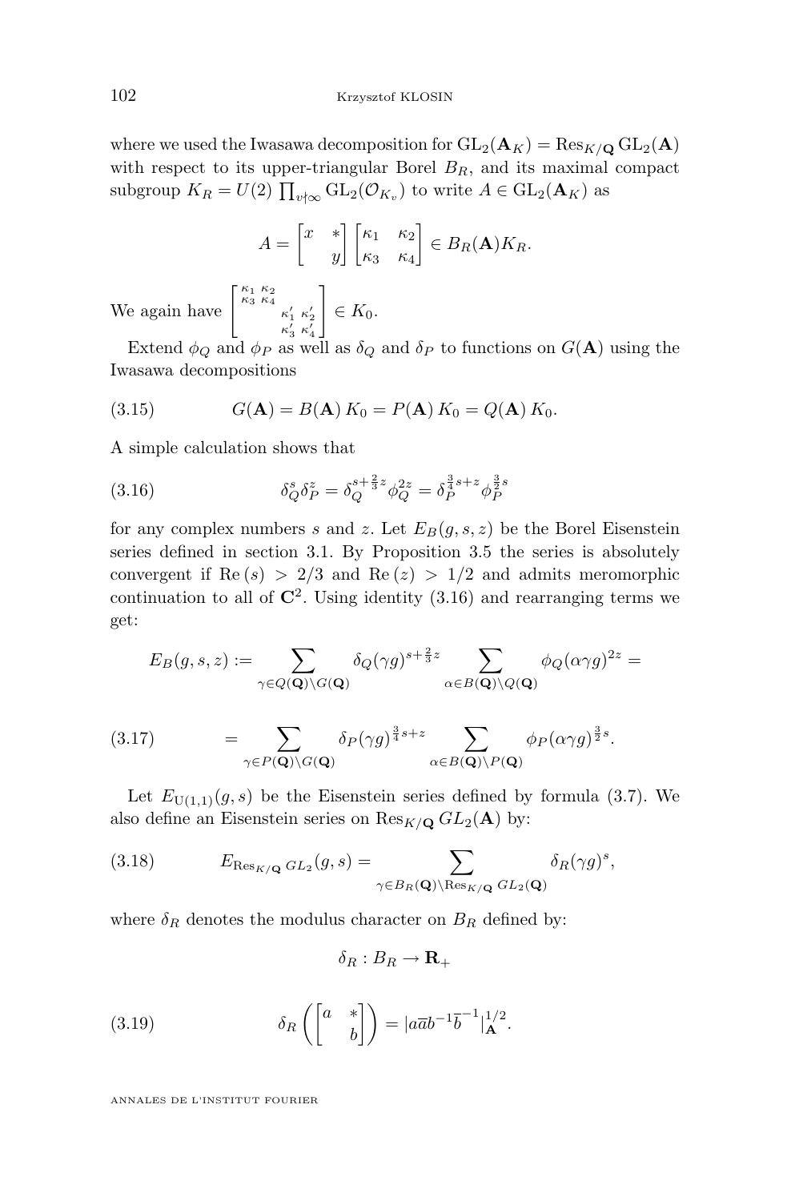where we used the Iwasawa decomposition for $\mathrm{GL}_2(\mathbf{A}_K) = \mathrm{Res}_{K/\mathbf{Q}}\, \mathrm{GL}_2(\mathbf{A})$ with respect to its upper-triangular Borel $B_R$, and its maximal compact subgroup $K_R = U(2) \prod_{v \nmid \infty} \mathrm{GL}_2(\mathcal{O}_{K_v})$ to write $A \in \mathrm{GL}_2(\mathbf{A}_K)$ as

$$A = \begin{bmatrix} x & * \\ & y \end{bmatrix} \begin{bmatrix} \kappa_1 & \kappa_2 \\ \kappa_3 & \kappa_4 \end{bmatrix} \in B_R(\mathbf{A}) K_R.$$

We again have $\begin{bmatrix} \kappa_1 & \kappa_2 & & \\ \kappa_3 & \kappa_4 & & \\ & & \kappa_1' & \kappa_2' \\ & & \kappa_3' & \kappa_4' \end{bmatrix} \in K_0$.

Extend $\phi_Q$ and $\phi_P$ as well as $\delta_Q$ and $\delta_P$ to functions on $G(\mathbf{A})$ using the Iwasawa decompositions

$$G(\mathbf{A}) = B(\mathbf{A})\, K_0 = P(\mathbf{A})\, K_0 = Q(\mathbf{A})\, K_0. \tag{3.15}$$

A simple calculation shows that

$$\delta_Q^s \delta_P^z = \delta_Q^{s+\frac{2}{3}z} \phi_Q^{2z} = \delta_P^{\frac{3}{4}s+z} \phi_P^{\frac{3}{2}s} \tag{3.16}$$

for any complex numbers $s$ and $z$. Let $E_B(g,s,z)$ be the Borel Eisenstein series defined in section 3.1. By Proposition 3.5 the series is absolutely convergent if $\mathrm{Re}\,(s) > 2/3$ and $\mathrm{Re}\,(z) > 1/2$ and admits meromorphic continuation to all of $\mathbf{C}^2$. Using identity (3.16) and rearranging terms we get:

$$E_B(g,s,z) := \sum_{\gamma \in Q(\mathbf{Q}) \backslash G(\mathbf{Q})} \delta_Q(\gamma g)^{s+\frac{2}{3}z} \sum_{\alpha \in B(\mathbf{Q}) \backslash Q(\mathbf{Q})} \phi_Q(\alpha\gamma g)^{2z} =$$

$$= \sum_{\gamma \in P(\mathbf{Q}) \backslash G(\mathbf{Q})} \delta_P(\gamma g)^{\frac{3}{4}s+z} \sum_{\alpha \in B(\mathbf{Q}) \backslash P(\mathbf{Q})} \phi_P(\alpha\gamma g)^{\frac{3}{2}s}. \tag{3.17}$$

Let $E_{\mathrm{U}(1,1)}(g,s)$ be the Eisenstein series defined by formula (3.7). We also define an Eisenstein series on $\mathrm{Res}_{K/\mathbf{Q}}\, GL_2(\mathbf{A})$ by:

$$E_{\mathrm{Res}_{K/\mathbf{Q}}\, GL_2}(g,s) = \sum_{\gamma \in B_R(\mathbf{Q}) \backslash \mathrm{Res}_{K/\mathbf{Q}}\, GL_2(\mathbf{Q})} \delta_R(\gamma g)^s, \tag{3.18}$$

where $\delta_R$ denotes the modulus character on $B_R$ defined by:

$$\delta_R : B_R \to \mathbf{R}_+$$

$$\delta_R\left(\begin{bmatrix} a & * \\ & b \end{bmatrix}\right) = |a\overline{a}b^{-1}\overline{b}^{-1}|_{\mathbf{A}}^{1/2}. \tag{3.19}$$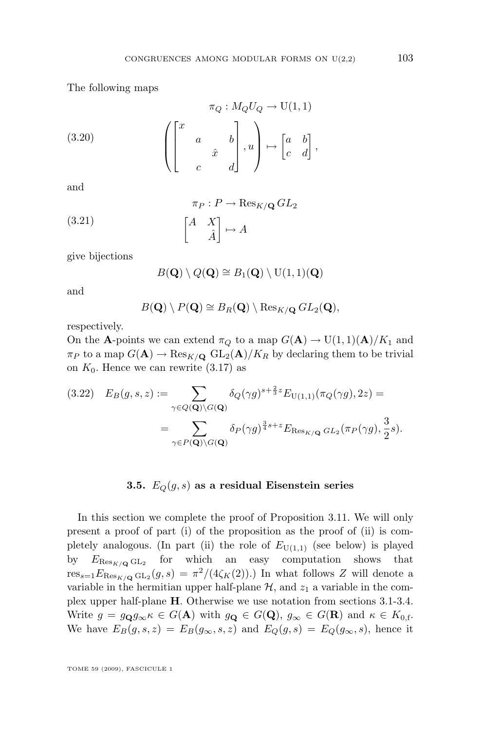The following maps

$$\pi_Q : M_Q U_Q \to \mathrm{U}(1,1)$$

$$(3.20) \qquad \left( \begin{bmatrix} x & & & \\ & a & & b \\ & & \hat{x} & \\ & c & & d \end{bmatrix}, u \right) \mapsto \begin{bmatrix} a & b \\ c & d \end{bmatrix},$$

and

$$\pi_P : P \to \mathrm{Res}_{K/\mathbf{Q}}\, GL_2$$

$$(3.21) \qquad \begin{bmatrix} A & X \\ & \hat{A} \end{bmatrix} \mapsto A$$

give bijections

$$B(\mathbf{Q}) \setminus Q(\mathbf{Q}) \cong B_1(\mathbf{Q}) \setminus \mathrm{U}(1,1)(\mathbf{Q})$$

and

$$B(\mathbf{Q}) \setminus P(\mathbf{Q}) \cong B_R(\mathbf{Q}) \setminus \mathrm{Res}_{K/\mathbf{Q}}\, GL_2(\mathbf{Q}),$$

respectively.
On the $\mathbf{A}$-points we can extend $\pi_Q$ to a map $G(\mathbf{A}) \to \mathrm{U}(1,1)(\mathbf{A})/K_1$ and $\pi_P$ to a map $G(\mathbf{A}) \to \mathrm{Res}_{K/\mathbf{Q}}\ \mathrm{GL}_2(\mathbf{A})/K_R$ by declaring them to be trivial on $K_0$. Hence we can rewrite (3.17) as

$$(3.22) \quad E_B(g,s,z) := \sum_{\gamma \in Q(\mathbf{Q}) \setminus G(\mathbf{Q})} \delta_Q(\gamma g)^{s+\frac{2}{3}z} E_{\mathrm{U}(1,1)}(\pi_Q(\gamma g), 2z) = \\ = \sum_{\gamma \in P(\mathbf{Q}) \setminus G(\mathbf{Q})} \delta_P(\gamma g)^{\frac{3}{4}s+z} E_{\mathrm{Res}_{K/\mathbf{Q}}\, GL_2}(\pi_P(\gamma g), \frac{3}{2}s).$$

### 3.5. $E_Q(g,s)$ as a residual Eisenstein series

In this section we complete the proof of Proposition 3.11. We will only present a proof of part (i) of the proposition as the proof of (ii) is completely analogous. (In part (ii) the role of $E_{\mathrm{U}(1,1)}$ (see below) is played by $E_{\mathrm{Res}_{K/\mathbf{Q}}\, \mathrm{GL}_2}$ for which an easy computation shows that $\mathrm{res}_{s=1} E_{\mathrm{Res}_{K/\mathbf{Q}}\, \mathrm{GL}_2}(g,s) = \pi^2/(4\zeta_K(2))$.) In what follows $Z$ will denote a variable in the hermitian upper half-plane $\mathcal{H}$, and $z_1$ a variable in the complex upper half-plane $\mathbf{H}$. Otherwise we use notation from sections 3.1-3.4. Write $g = g_{\mathbf{Q}} g_\infty \kappa \in G(\mathbf{A})$ with $g_{\mathbf{Q}} \in G(\mathbf{Q})$, $g_\infty \in G(\mathbf{R})$ and $\kappa \in K_{0,\mathrm{f}}$. We have $E_B(g,s,z) = E_B(g_\infty, s, z)$ and $E_Q(g,s) = E_Q(g_\infty, s)$, hence it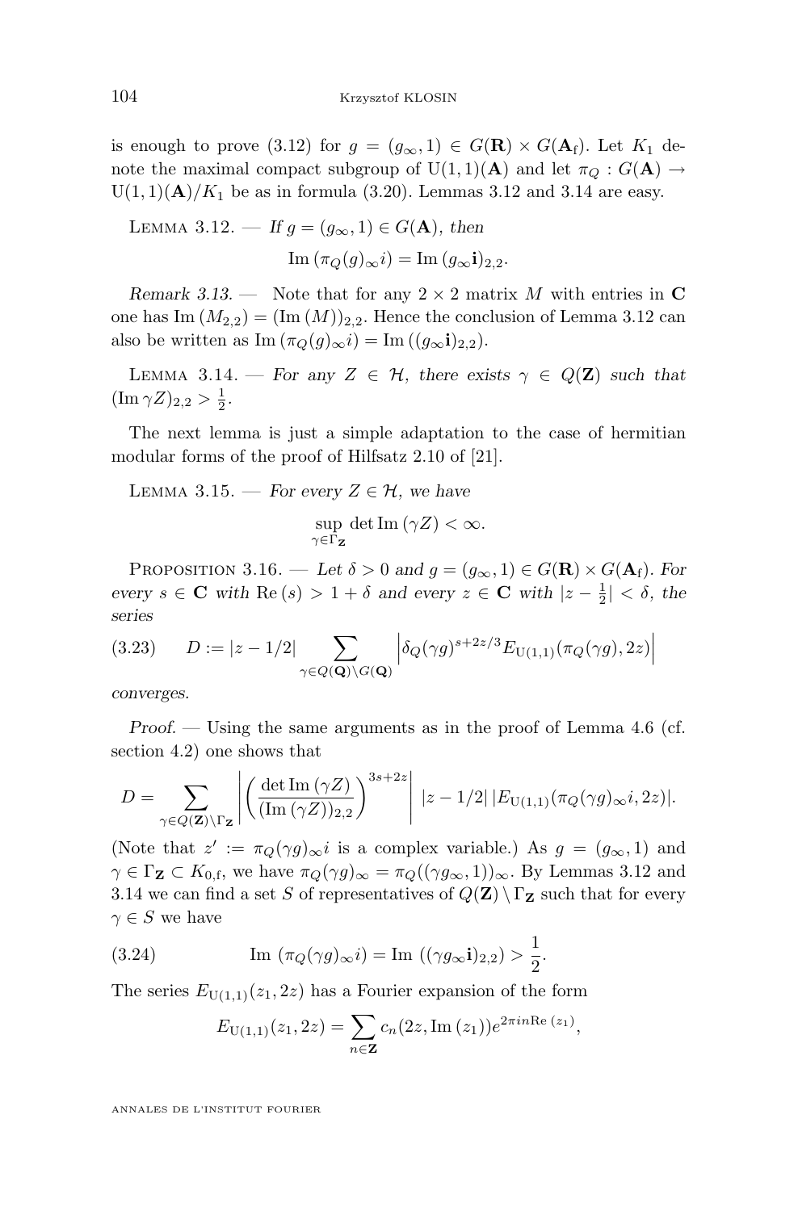is enough to prove (3.12) for $g = (g_\infty, 1) \in G(\mathbf{R}) \times G(\mathbf{A}_{\mathrm{f}})$. Let $K_1$ denote the maximal compact subgroup of $\mathrm{U}(1,1)(\mathbf{A})$ and let $\pi_Q : G(\mathbf{A}) \to \mathrm{U}(1,1)(\mathbf{A})/K_1$ be as in formula (3.20). Lemmas 3.12 and 3.14 are easy.

Lemma 3.12. — *If $g = (g_\infty, 1) \in G(\mathbf{A})$, then*

$$\mathrm{Im}\,(\pi_Q(g)_\infty i) = \mathrm{Im}\,(g_\infty \mathbf{i})_{2,2}.$$

*Remark 3.13.* — Note that for any $2 \times 2$ matrix $M$ with entries in $\mathbf{C}$ one has $\mathrm{Im}\,(M_{2,2}) = (\mathrm{Im}\,(M))_{2,2}$. Hence the conclusion of Lemma 3.12 can also be written as $\mathrm{Im}\,(\pi_Q(g)_\infty i) = \mathrm{Im}\,((g_\infty \mathbf{i})_{2,2})$.

Lemma 3.14. — *For any $Z \in \mathcal{H}$, there exists $\gamma \in Q(\mathbf{Z})$ such that $(\mathrm{Im}\,\gamma Z)_{2,2} > \frac{1}{2}$.*

The next lemma is just a simple adaptation to the case of hermitian modular forms of the proof of Hilfsatz 2.10 of [21].

Lemma 3.15. — *For every $Z \in \mathcal{H}$, we have*

$$\sup_{\gamma \in \Gamma_{\mathbf{Z}}} \det \mathrm{Im}\,(\gamma Z) < \infty.$$

Proposition 3.16. — *Let $\delta > 0$ and $g = (g_\infty, 1) \in G(\mathbf{R}) \times G(\mathbf{A}_{\mathrm{f}})$. For every $s \in \mathbf{C}$ with $\mathrm{Re}\,(s) > 1 + \delta$ and every $z \in \mathbf{C}$ with $|z - \frac{1}{2}| < \delta$, the series*

$$D := |z - 1/2| \sum_{\gamma \in Q(\mathbf{Q}) \backslash G(\mathbf{Q})} \left| \delta_Q(\gamma g)^{s + 2z/3} E_{\mathrm{U}(1,1)}(\pi_Q(\gamma g), 2z) \right| \tag{3.23}$$

*converges.*

*Proof.* — Using the same arguments as in the proof of Lemma 4.6 (cf. section 4.2) one shows that

$$D = \sum_{\gamma \in Q(\mathbf{Z}) \backslash \Gamma_{\mathbf{Z}}} \left| \left( \frac{\det \mathrm{Im}\,(\gamma Z)}{(\mathrm{Im}\,(\gamma Z))_{2,2}} \right)^{3s+2z} \right| |z - 1/2|\, |E_{\mathrm{U}(1,1)}(\pi_Q(\gamma g)_\infty i, 2z)|.$$

(Note that $z' := \pi_Q(\gamma g)_\infty i$ is a complex variable.) As $g = (g_\infty, 1)$ and $\gamma \in \Gamma_{\mathbf{Z}} \subset K_{0,\mathrm{f}}$, we have $\pi_Q(\gamma g)_\infty = \pi_Q((\gamma g_\infty, 1))_\infty$. By Lemmas 3.12 and 3.14 we can find a set $S$ of representatives of $Q(\mathbf{Z}) \setminus \Gamma_{\mathbf{Z}}$ such that for every $\gamma \in S$ we have

$$\mathrm{Im}\ (\pi_Q(\gamma g)_\infty i) = \mathrm{Im}\ ((\gamma g_\infty \mathbf{i})_{2,2}) > \frac{1}{2}. \tag{3.24}$$

The series $E_{\mathrm{U}(1,1)}(z_1, 2z)$ has a Fourier expansion of the form

$$E_{\mathrm{U}(1,1)}(z_1, 2z) = \sum_{n \in \mathbf{Z}} c_n(2z, \mathrm{Im}\,(z_1)) e^{2\pi i n \mathrm{Re}\,(z_1)},$$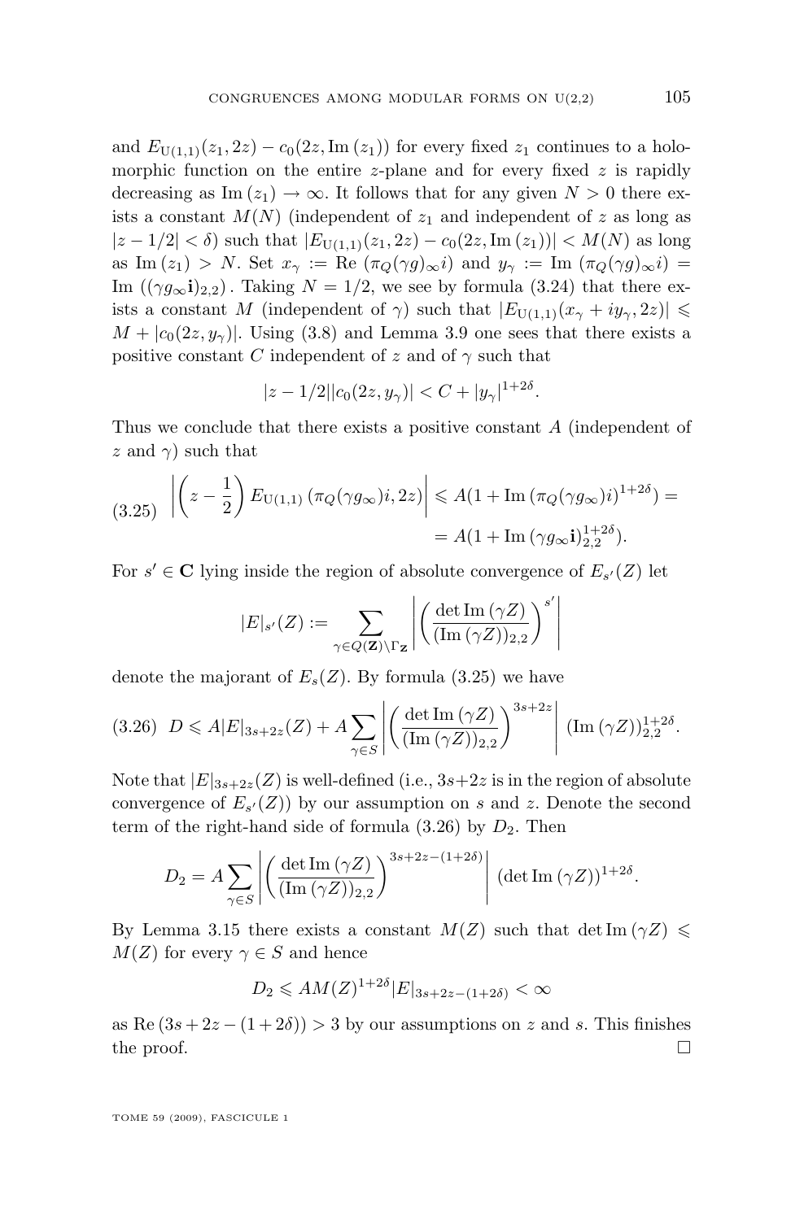and $E_{\mathrm{U}(1,1)}(z_1, 2z) - c_0(2z, \mathrm{Im}\,(z_1))$ for every fixed $z_1$ continues to a holomorphic function on the entire $z$-plane and for every fixed $z$ is rapidly decreasing as $\mathrm{Im}\,(z_1) \to \infty$. It follows that for any given $N > 0$ there exists a constant $M(N)$ (independent of $z_1$ and independent of $z$ as long as $|z - 1/2| < \delta$) such that $|E_{\mathrm{U}(1,1)}(z_1, 2z) - c_0(2z, \mathrm{Im}\,(z_1))| < M(N)$ as long as $\mathrm{Im}\,(z_1) > N$. Set $x_\gamma := \mathrm{Re}\,(\pi_Q(\gamma g)_\infty i)$ and $y_\gamma := \mathrm{Im}\,(\pi_Q(\gamma g)_\infty i) = \mathrm{Im}\,((\gamma g_\infty \mathbf{i})_{2,2})$. Taking $N = 1/2$, we see by formula (3.24) that there exists a constant $M$ (independent of $\gamma$) such that $|E_{\mathrm{U}(1,1)}(x_\gamma + iy_\gamma, 2z)| \leqslant M + |c_0(2z, y_\gamma)|$. Using (3.8) and Lemma 3.9 one sees that there exists a positive constant $C$ independent of $z$ and of $\gamma$ such that

$$|z - 1/2||c_0(2z, y_\gamma)| < C + |y_\gamma|^{1+2\delta}.$$

Thus we conclude that there exists a positive constant $A$ (independent of $z$ and $\gamma$) such that

$$\left|\left(z - \frac{1}{2}\right) E_{\mathrm{U}(1,1)}\left(\pi_Q(\gamma g_\infty)i, 2z\right)\right| \leqslant A(1 + \mathrm{Im}\,(\pi_Q(\gamma g_\infty)i)^{1+2\delta}) = A(1 + \mathrm{Im}\,(\gamma g_\infty \mathbf{i})_{2,2}^{1+2\delta}). \tag{3.25}$$

For $s' \in \mathbf{C}$ lying inside the region of absolute convergence of $E_{s'}(Z)$ let

$$|E|_{s'}(Z) := \sum_{\gamma \in Q(\mathbf{Z}) \backslash \Gamma_{\mathbf{Z}}} \left| \left( \frac{\det \mathrm{Im}\,(\gamma Z)}{(\mathrm{Im}\,(\gamma Z))_{2,2}} \right)^{s'} \right|$$

denote the majorant of $E_s(Z)$. By formula (3.25) we have

$$D \leqslant A|E|_{3s+2z}(Z) + A \sum_{\gamma \in S} \left| \left( \frac{\det \mathrm{Im}\,(\gamma Z)}{(\mathrm{Im}\,(\gamma Z))_{2,2}} \right)^{3s+2z} \right| (\mathrm{Im}\,(\gamma Z))_{2,2}^{1+2\delta}. \tag{3.26}$$

Note that $|E|_{3s+2z}(Z)$ is well-defined (i.e., $3s+2z$ is in the region of absolute convergence of $E_{s'}(Z)$) by our assumption on $s$ and $z$. Denote the second term of the right-hand side of formula (3.26) by $D_2$. Then

$$D_2 = A \sum_{\gamma \in S} \left| \left( \frac{\det \mathrm{Im}\,(\gamma Z)}{(\mathrm{Im}\,(\gamma Z))_{2,2}} \right)^{3s+2z-(1+2\delta)} \right| (\det \mathrm{Im}\,(\gamma Z))^{1+2\delta}.$$

By Lemma 3.15 there exists a constant $M(Z)$ such that $\det \mathrm{Im}\,(\gamma Z) \leqslant M(Z)$ for every $\gamma \in S$ and hence

$$D_2 \leqslant AM(Z)^{1+2\delta}|E|_{3s+2z-(1+2\delta)} < \infty$$

as $\mathrm{Re}\,(3s + 2z - (1 + 2\delta)) > 3$ by our assumptions on $z$ and $s$. This finishes the proof. □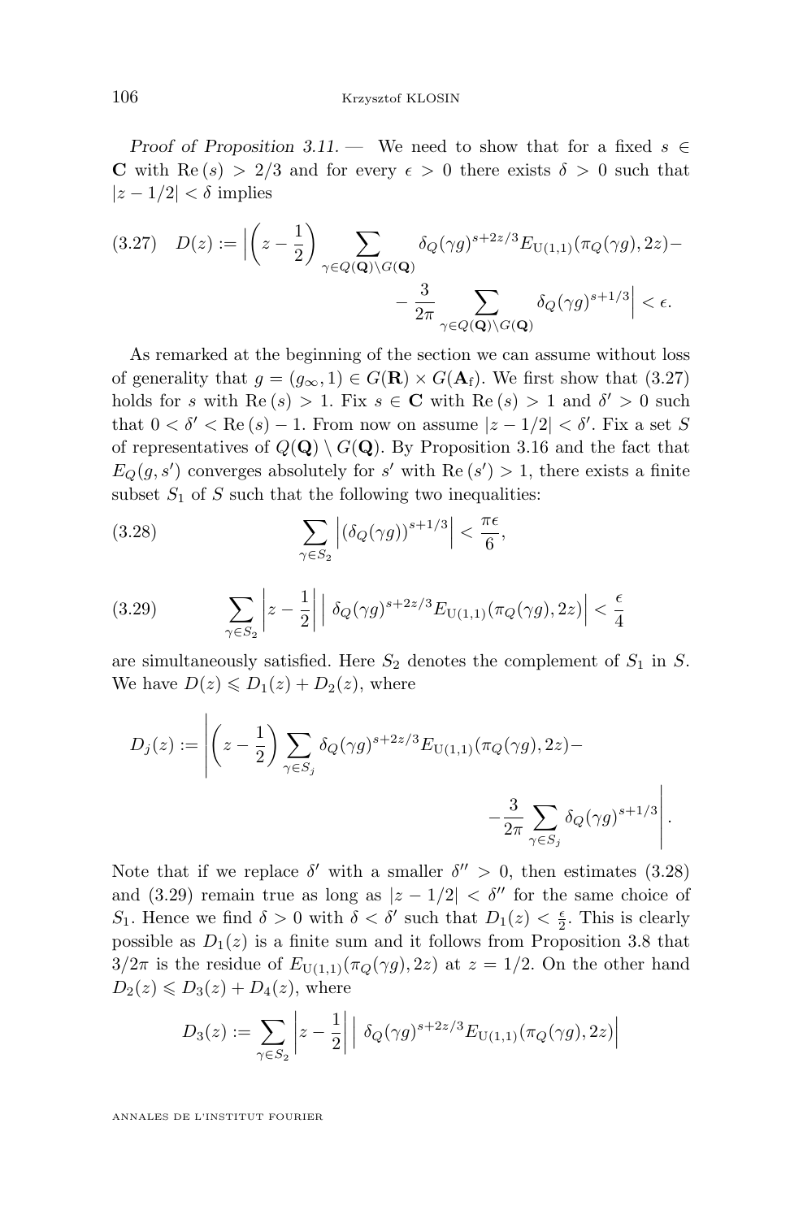*Proof of Proposition 3.11.* — We need to show that for a fixed $s \in \mathbf{C}$ with $\mathrm{Re}\,(s) > 2/3$ and for every $\epsilon > 0$ there exists $\delta > 0$ such that $|z - 1/2| < \delta$ implies

$$D(z) := \Big|\left(z - \frac{1}{2}\right) \sum_{\gamma \in Q(\mathbf{Q})\backslash G(\mathbf{Q})} \delta_Q(\gamma g)^{s+2z/3} E_{\mathrm{U}(1,1)}(\pi_Q(\gamma g), 2z) - \frac{3}{2\pi} \sum_{\gamma \in Q(\mathbf{Q})\backslash G(\mathbf{Q})} \delta_Q(\gamma g)^{s+1/3}\Big| < \epsilon. \tag{3.27}$$

As remarked at the beginning of the section we can assume without loss of generality that $g = (g_\infty, 1) \in G(\mathbf{R}) \times G(\mathbf{A}_{\mathrm{f}})$. We first show that (3.27) holds for $s$ with $\mathrm{Re}\,(s) > 1$. Fix $s \in \mathbf{C}$ with $\mathrm{Re}\,(s) > 1$ and $\delta' > 0$ such that $0 < \delta' < \mathrm{Re}\,(s) - 1$. From now on assume $|z - 1/2| < \delta'$. Fix a set $S$ of representatives of $Q(\mathbf{Q}) \setminus G(\mathbf{Q})$. By Proposition 3.16 and the fact that $E_Q(g, s')$ converges absolutely for $s'$ with $\mathrm{Re}\,(s') > 1$, there exists a finite subset $S_1$ of $S$ such that the following two inequalities:

$$\sum_{\gamma \in S_2} \left| (\delta_Q(\gamma g))^{s+1/3} \right| < \frac{\pi\epsilon}{6}, \tag{3.28}$$

$$\sum_{\gamma \in S_2} \left| z - \frac{1}{2} \right| \left| \, \delta_Q(\gamma g)^{s+2z/3} E_{\mathrm{U}(1,1)}(\pi_Q(\gamma g), 2z) \right| < \frac{\epsilon}{4} \tag{3.29}$$

are simultaneously satisfied. Here $S_2$ denotes the complement of $S_1$ in $S$. We have $D(z) \leqslant D_1(z) + D_2(z)$, where

$$D_j(z) := \left| \left(z - \frac{1}{2}\right) \sum_{\gamma \in S_j} \delta_Q(\gamma g)^{s+2z/3} E_{\mathrm{U}(1,1)}(\pi_Q(\gamma g), 2z) - \frac{3}{2\pi} \sum_{\gamma \in S_j} \delta_Q(\gamma g)^{s+1/3} \right|.$$

Note that if we replace $\delta'$ with a smaller $\delta'' > 0$, then estimates (3.28) and (3.29) remain true as long as $|z - 1/2| < \delta''$ for the same choice of $S_1$. Hence we find $\delta > 0$ with $\delta < \delta'$ such that $D_1(z) < \frac{\epsilon}{2}$. This is clearly possible as $D_1(z)$ is a finite sum and it follows from Proposition 3.8 that $3/2\pi$ is the residue of $E_{\mathrm{U}(1,1)}(\pi_Q(\gamma g), 2z)$ at $z = 1/2$. On the other hand $D_2(z) \leqslant D_3(z) + D_4(z)$, where

$$D_3(z) := \sum_{\gamma \in S_2} \left| z - \frac{1}{2} \right| \left| \, \delta_Q(\gamma g)^{s+2z/3} E_{\mathrm{U}(1,1)}(\pi_Q(\gamma g), 2z) \right|$$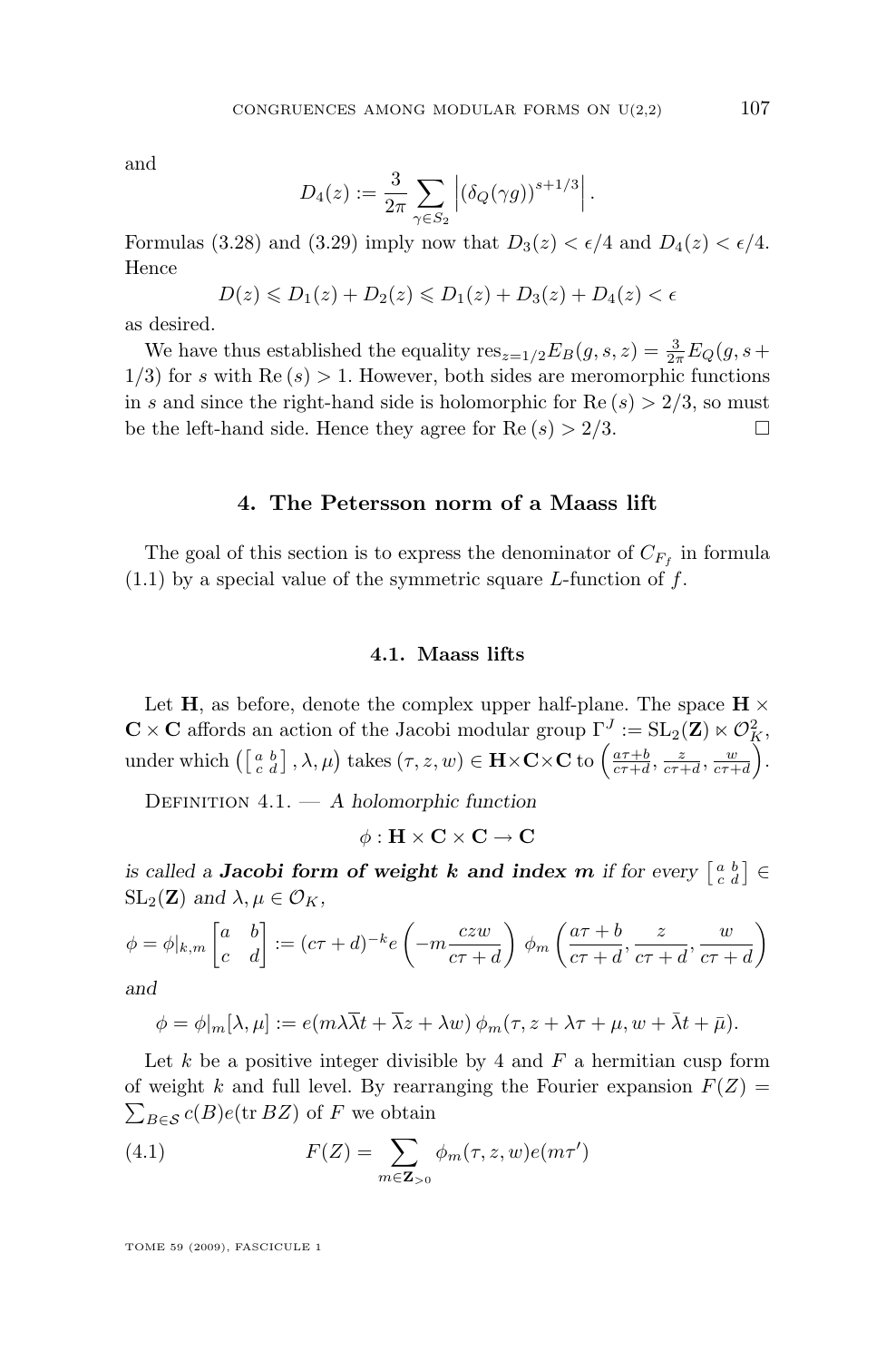and

$$D_4(z) := \frac{3}{2\pi} \sum_{\gamma \in S_2} \left| (\delta_Q(\gamma g))^{s+1/3} \right|.$$

Formulas (3.28) and (3.29) imply now that $D_3(z) < \epsilon/4$ and $D_4(z) < \epsilon/4$. Hence

$$D(z) \leqslant D_1(z) + D_2(z) \leqslant D_1(z) + D_3(z) + D_4(z) < \epsilon$$

as desired.

We have thus established the equality $\operatorname{res}_{z=1/2} E_B(g, s, z) = \frac{3}{2\pi} E_Q(g, s + 1/3)$ for $s$ with $\operatorname{Re}(s) > 1$. However, both sides are meromorphic functions in $s$ and since the right-hand side is holomorphic for $\operatorname{Re}(s) > 2/3$, so must be the left-hand side. Hence they agree for $\operatorname{Re}(s) > 2/3$. □

## 4. The Petersson norm of a Maass lift

The goal of this section is to express the denominator of $C_{F_f}$ in formula (1.1) by a special value of the symmetric square $L$-function of $f$.

### 4.1. Maass lifts

Let $\mathbf{H}$, as before, denote the complex upper half-plane. The space $\mathbf{H} \times \mathbf{C} \times \mathbf{C}$ affords an action of the Jacobi modular group $\Gamma^J := \mathrm{SL}_2(\mathbf{Z}) \ltimes \mathcal{O}_K^2$, under which $\left( \left[ \begin{smallmatrix} a & b \\ c & d \end{smallmatrix} \right], \lambda, \mu \right)$ takes $(\tau, z, w) \in \mathbf{H} \times \mathbf{C} \times \mathbf{C}$ to $\left( \frac{a\tau + b}{c\tau + d}, \frac{z}{c\tau + d}, \frac{w}{c\tau + d} \right)$.

Definition 4.1. — *A holomorphic function*

$$\phi : \mathbf{H} \times \mathbf{C} \times \mathbf{C} \to \mathbf{C}$$

*is called a* ***Jacobi form of weight k and index m*** *if for every* $\left[ \begin{smallmatrix} a & b \\ c & d \end{smallmatrix} \right] \in \mathrm{SL}_2(\mathbf{Z})$ *and* $\lambda, \mu \in \mathcal{O}_K$,

$$\phi = \phi|_{k,m} \begin{bmatrix} a & b \\ c & d \end{bmatrix} := (c\tau + d)^{-k} e\left( -m \frac{czw}{c\tau + d} \right) \phi_m \left( \frac{a\tau + b}{c\tau + d}, \frac{z}{c\tau + d}, \frac{w}{c\tau + d} \right)$$

*and*

$$\phi = \phi|_m[\lambda, \mu] := e(m\lambda\overline{\lambda}t + \overline{\lambda}z + \lambda w)\, \phi_m(\tau, z + \lambda\tau + \mu, w + \bar{\lambda}t + \bar{\mu}).$$

Let $k$ be a positive integer divisible by 4 and $F$ a hermitian cusp form of weight $k$ and full level. By rearranging the Fourier expansion $F(Z) = \sum_{B \in \mathcal{S}} c(B) e(\operatorname{tr} BZ)$ of $F$ we obtain

$$F(Z) = \sum_{m \in \mathbf{Z}_{>0}} \phi_m(\tau, z, w) e(m\tau') \tag{4.1}$$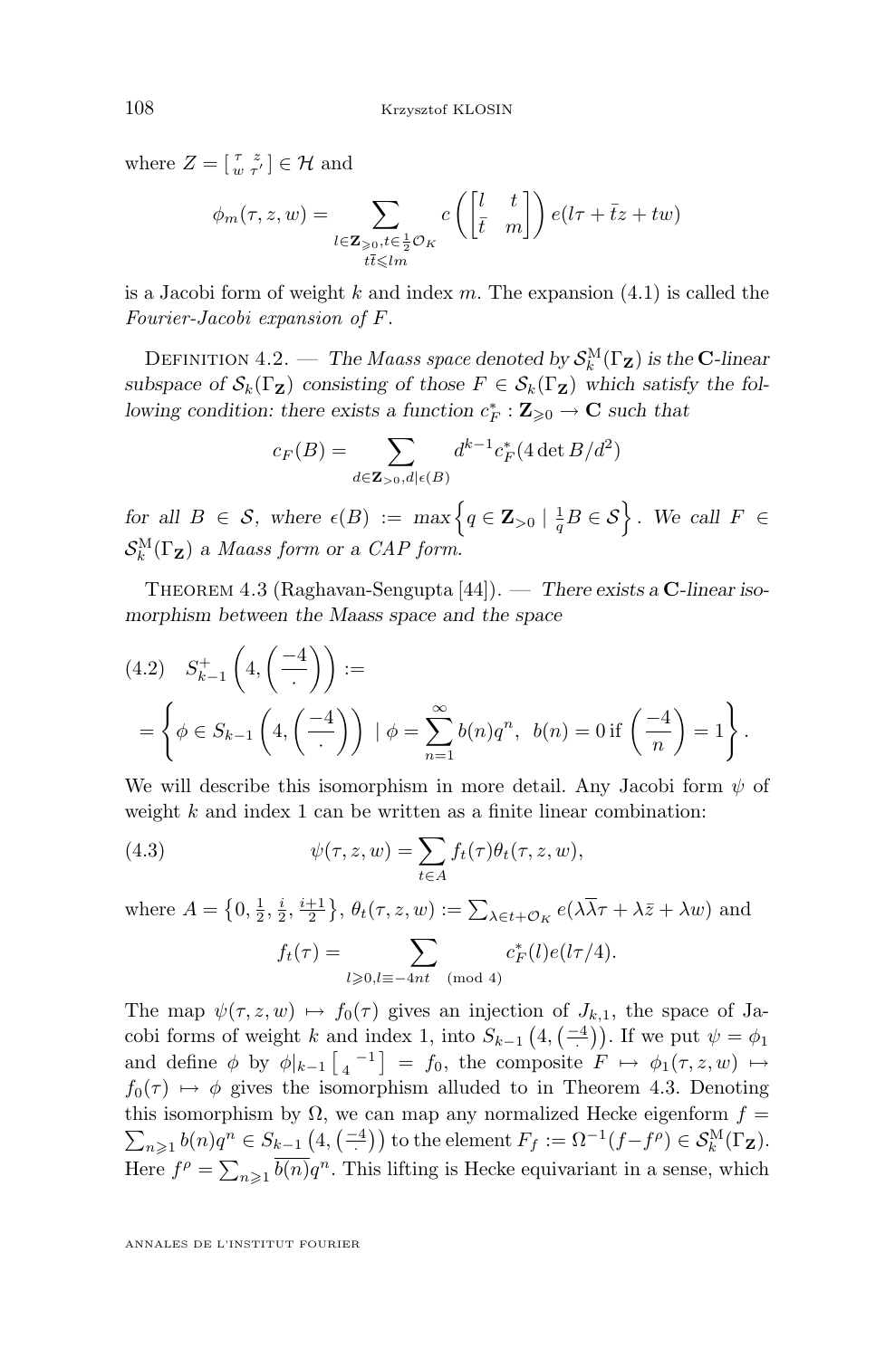where $Z = \left[\begin{smallmatrix} \tau & z \\ w & \tau' \end{smallmatrix}\right] \in \mathcal{H}$ and

$$\phi_m(\tau, z, w) = \sum_{\substack{l \in \mathbf{Z}_{\geqslant 0}, t \in \frac{1}{2}\mathcal{O}_K \\ t\bar{t} \leqslant lm}} c\left(\begin{bmatrix} l & t \\ \bar{t} & m \end{bmatrix}\right) e(l\tau + \bar{t}z + tw)$$

is a Jacobi form of weight $k$ and index $m$. The expansion (4.1) is called the *Fourier-Jacobi expansion of $F$*.

Definition 4.2. — *The Maass space denoted by $\mathcal{S}_k^{\mathrm{M}}(\Gamma_{\mathbf{Z}})$ is the $\mathbf{C}$-linear subspace of $\mathcal{S}_k(\Gamma_{\mathbf{Z}})$ consisting of those $F \in \mathcal{S}_k(\Gamma_{\mathbf{Z}})$ which satisfy the following condition: there exists a function $c_F^* : \mathbf{Z}_{\geqslant 0} \to \mathbf{C}$ such that*

$$c_F(B) = \sum_{d \in \mathbf{Z}_{>0}, d | \epsilon(B)} d^{k-1} c_F^*(4 \det B / d^2)$$

*for all $B \in \mathcal{S}$, where $\epsilon(B) := \max\left\{q \in \mathbf{Z}_{>0} \mid \frac{1}{q}B \in \mathcal{S}\right\}$. We call $F \in \mathcal{S}_k^{\mathrm{M}}(\Gamma_{\mathbf{Z}})$ a Maass form or a CAP form.*

Theorem 4.3 (Raghavan-Sengupta [44]). — *There exists a $\mathbf{C}$-linear isomorphism between the Maass space and the space*

$$(4.2) \quad S_{k-1}^{+}\left(4, \left(\frac{-4}{\cdot}\right)\right) := $$
$$= \left\{\phi \in S_{k-1}\left(4, \left(\frac{-4}{\cdot}\right)\right) \mid \phi = \sum_{n=1}^{\infty} b(n) q^n, \ b(n) = 0 \text{ if } \left(\frac{-4}{n}\right) = 1\right\}.$$

We will describe this isomorphism in more detail. Any Jacobi form $\psi$ of weight $k$ and index 1 can be written as a finite linear combination:

$$(4.3) \qquad \psi(\tau, z, w) = \sum_{t \in A} f_t(\tau) \theta_t(\tau, z, w),$$

where $A = \left\{0, \frac{1}{2}, \frac{i}{2}, \frac{i+1}{2}\right\}$, $\theta_t(\tau, z, w) := \sum_{\lambda \in t + \mathcal{O}_K} e(\lambda\overline{\lambda}\tau + \lambda\bar{z} + \lambda w)$ and

$$f_t(\tau) = \sum_{l \geqslant 0, l \equiv -4nt \pmod 4} c_F^*(l) e(l\tau/4).$$

The map $\psi(\tau, z, w) \mapsto f_0(\tau)$ gives an injection of $J_{k,1}$, the space of Jacobi forms of weight $k$ and index 1, into $S_{k-1}\left(4, \left(\frac{-4}{\cdot}\right)\right)$. If we put $\psi = \phi_1$ and define $\phi$ by $\phi|_{k-1}\left[\begin{smallmatrix} & -1 \\ 4 & \end{smallmatrix}\right] = f_0$, the composite $F \mapsto \phi_1(\tau, z, w) \mapsto f_0(\tau) \mapsto \phi$ gives the isomorphism alluded to in Theorem 4.3. Denoting this isomorphism by $\Omega$, we can map any normalized Hecke eigenform $f = \sum_{n \geqslant 1} b(n) q^n \in S_{k-1}\left(4, \left(\frac{-4}{\cdot}\right)\right)$ to the element $F_f := \Omega^{-1}(f - f^\rho) \in \mathcal{S}_k^{\mathrm{M}}(\Gamma_{\mathbf{Z}})$. Here $f^\rho = \sum_{n \geqslant 1} \overline{b(n)} q^n$. This lifting is Hecke equivariant in a sense, which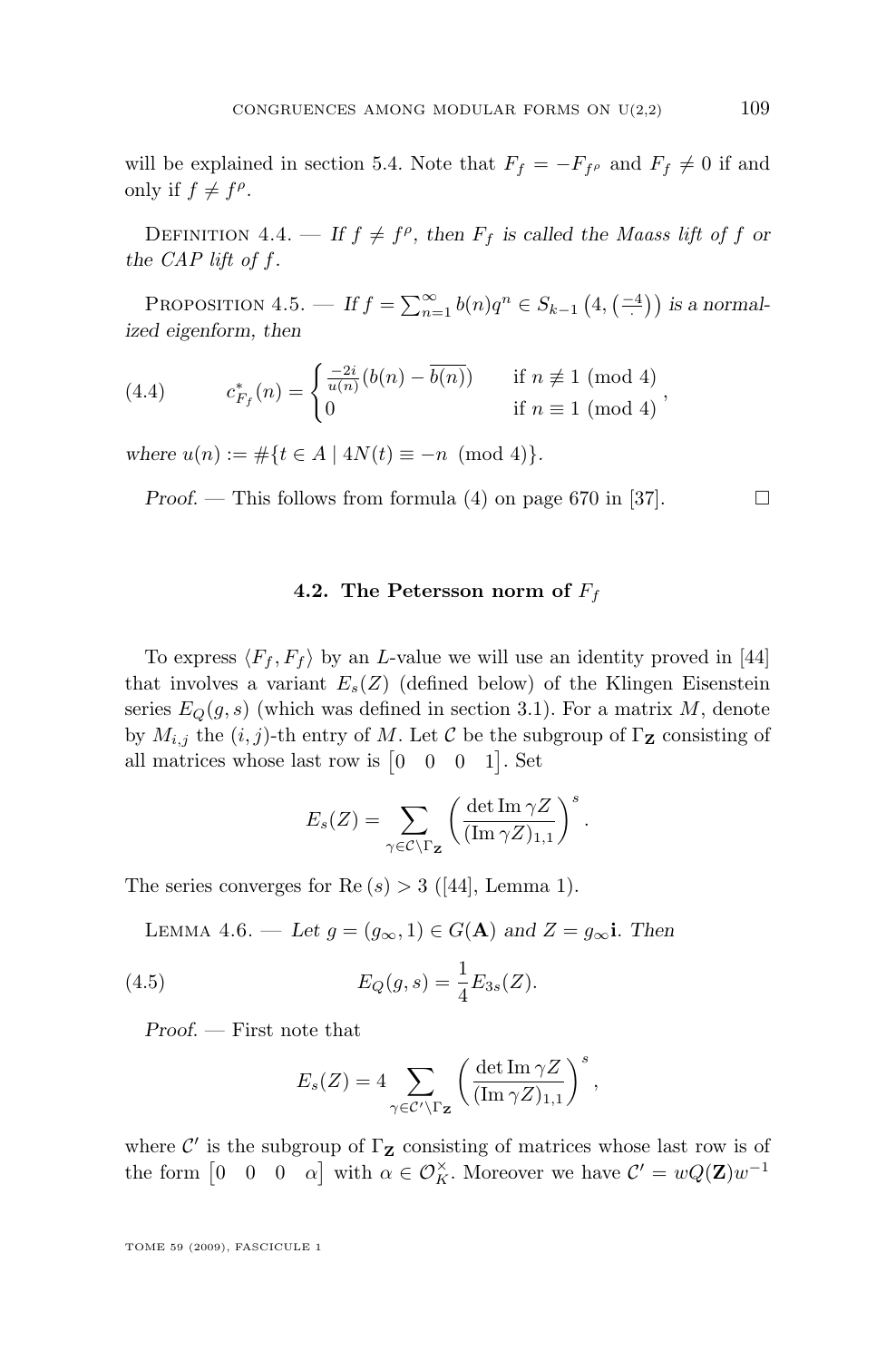will be explained in section 5.4. Note that $F_f = -F_{f^\rho}$ and $F_f \neq 0$ if and only if $f \neq f^\rho$.

Definition 4.4. — *If $f \neq f^\rho$, then $F_f$ is called the Maass lift of $f$ or the CAP lift of $f$.*

Proposition 4.5. — *If $f = \sum_{n=1}^\infty b(n)q^n \in S_{k-1}\left(4, \left(\frac{-4}{\cdot}\right)\right)$ is a normalized eigenform, then*

$$c^*_{F_f}(n) = \begin{cases} \frac{-2i}{u(n)}(b(n) - \overline{b(n)}) & \text{if } n \not\equiv 1 \pmod 4 \\ 0 & \text{if } n \equiv 1 \pmod 4 \end{cases}, \tag{4.4}$$

*where $u(n) := \#\{t \in A \mid 4N(t) \equiv -n \pmod 4\}$.*

*Proof.* — This follows from formula (4) on page 670 in [37]. □

### 4.2. The Petersson norm of $F_f$

To express $\langle F_f, F_f \rangle$ by an $L$-value we will use an identity proved in [44] that involves a variant $E_s(Z)$ (defined below) of the Klingen Eisenstein series $E_Q(g,s)$ (which was defined in section 3.1). For a matrix $M$, denote by $M_{i,j}$ the $(i,j)$-th entry of $M$. Let $\mathcal{C}$ be the subgroup of $\Gamma_{\mathbf{Z}}$ consisting of all matrices whose last row is $\begin{bmatrix} 0 & 0 & 0 & 1 \end{bmatrix}$. Set

$$E_s(Z) = \sum_{\gamma \in \mathcal{C}\backslash\Gamma_{\mathbf{Z}}} \left( \frac{\det \operatorname{Im} \gamma Z}{(\operatorname{Im} \gamma Z)_{1,1}} \right)^s.$$

The series converges for $\operatorname{Re}(s) > 3$ ([44], Lemma 1).

Lemma 4.6. — *Let $g = (g_\infty, 1) \in G(\mathbf{A})$ and $Z = g_\infty \mathbf{i}$. Then*

$$E_Q(g,s) = \frac{1}{4} E_{3s}(Z). \tag{4.5}$$

*Proof.* — First note that

$$E_s(Z) = 4 \sum_{\gamma \in \mathcal{C}'\backslash\Gamma_{\mathbf{Z}}} \left( \frac{\det \operatorname{Im} \gamma Z}{(\operatorname{Im} \gamma Z)_{1,1}} \right)^s,$$

where $\mathcal{C}'$ is the subgroup of $\Gamma_{\mathbf{Z}}$ consisting of matrices whose last row is of the form $\begin{bmatrix} 0 & 0 & 0 & \alpha \end{bmatrix}$ with $\alpha \in \mathcal{O}_K^\times$. Moreover we have $\mathcal{C}' = wQ(\mathbf{Z})w^{-1}$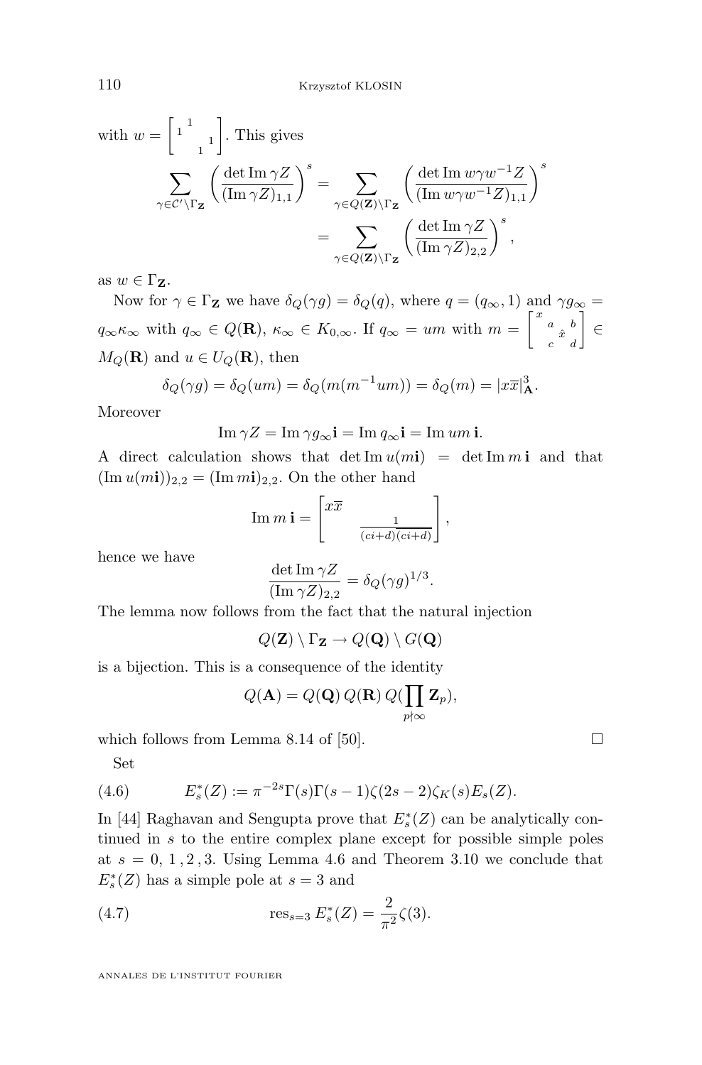with $w = \begin{bmatrix} & 1 & & \\ 1 & & & \\ & & & 1 \\ & & 1 & \end{bmatrix}$. This gives

$$\sum_{\gamma \in \mathcal{C}' \backslash \Gamma_{\mathbf{Z}}} \left( \frac{\det \operatorname{Im} \gamma Z}{(\operatorname{Im} \gamma Z)_{1,1}} \right)^s = \sum_{\gamma \in Q(\mathbf{Z}) \backslash \Gamma_{\mathbf{Z}}} \left( \frac{\det \operatorname{Im} w\gamma w^{-1} Z}{(\operatorname{Im} w\gamma w^{-1} Z)_{1,1}} \right)^s$$
$$= \sum_{\gamma \in Q(\mathbf{Z}) \backslash \Gamma_{\mathbf{Z}}} \left( \frac{\det \operatorname{Im} \gamma Z}{(\operatorname{Im} \gamma Z)_{2,2}} \right)^s,$$

as $w \in \Gamma_{\mathbf{Z}}$.

Now for $\gamma \in \Gamma_{\mathbf{Z}}$ we have $\delta_Q(\gamma g) = \delta_Q(q)$, where $q = (q_\infty, 1)$ and $\gamma g_\infty = q_\infty \kappa_\infty$ with $q_\infty \in Q(\mathbf{R})$, $\kappa_\infty \in K_{0,\infty}$. If $q_\infty = um$ with $m = \begin{bmatrix} x & & & \\ & a & & b \\ & & \hat{x} & \\ & c & & d \end{bmatrix} \in M_Q(\mathbf{R})$ and $u \in U_Q(\mathbf{R})$, then

$$\delta_Q(\gamma g) = \delta_Q(um) = \delta_Q(m(m^{-1}um)) = \delta_Q(m) = |x\overline{x}|^3_{\mathbf{A}}.$$

Moreover

$$\operatorname{Im} \gamma Z = \operatorname{Im} \gamma g_\infty \mathbf{i} = \operatorname{Im} q_\infty \mathbf{i} = \operatorname{Im} um\, \mathbf{i}.$$

A direct calculation shows that $\det \operatorname{Im} u(m\mathbf{i}) = \det \operatorname{Im} m\, \mathbf{i}$ and that $(\operatorname{Im} u(m\mathbf{i}))_{2,2} = (\operatorname{Im} m\mathbf{i})_{2,2}$. On the other hand

$$\operatorname{Im} m\, \mathbf{i} = \begin{bmatrix} x\overline{x} & \\ & \frac{1}{(ci+d)\overline{(ci+d)}} \end{bmatrix},$$

hence we have

$$\frac{\det \operatorname{Im} \gamma Z}{(\operatorname{Im} \gamma Z)_{2,2}} = \delta_Q(\gamma g)^{1/3}.$$

The lemma now follows from the fact that the natural injection

$$Q(\mathbf{Z}) \setminus \Gamma_{\mathbf{Z}} \to Q(\mathbf{Q}) \setminus G(\mathbf{Q})$$

is a bijection. This is a consequence of the identity

$$Q(\mathbf{A}) = Q(\mathbf{Q})\, Q(\mathbf{R})\, Q(\prod_{p \nmid \infty} \mathbf{Z}_p),$$

which follows from Lemma 8.14 of [50]. □

Set

$$E^*_s(Z) := \pi^{-2s} \Gamma(s) \Gamma(s-1) \zeta(2s-2) \zeta_K(s) E_s(Z). \tag{4.6}$$

In [44] Raghavan and Sengupta prove that $E^*_s(Z)$ can be analytically continued in $s$ to the entire complex plane except for possible simple poles at $s = 0, 1, 2, 3$. Using Lemma 4.6 and Theorem 3.10 we conclude that $E^*_s(Z)$ has a simple pole at $s = 3$ and

$$\operatorname{res}_{s=3} E^*_s(Z) = \frac{2}{\pi^2} \zeta(3). \tag{4.7}$$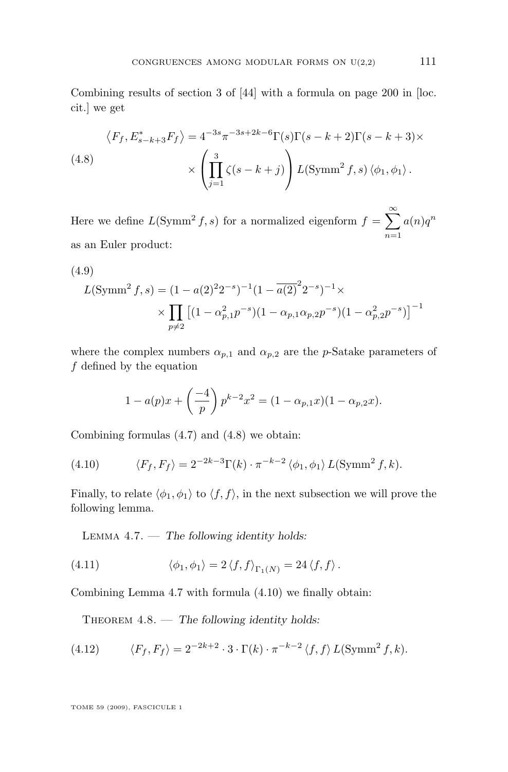Combining results of section 3 of [44] with a formula on page 200 in [loc. cit.] we get

$$\left\langle F_f, E^*_{s-k+3} F_f \right\rangle = 4^{-3s}\pi^{-3s+2k-6}\Gamma(s)\Gamma(s-k+2)\Gamma(s-k+3)\times \\ \times \left(\prod_{j=1}^{3}\zeta(s-k+j)\right) L(\mathrm{Symm}^2 f, s)\left\langle \phi_1, \phi_1\right\rangle. \tag{4.8}$$

Here we define $L(\mathrm{Symm}^2 f, s)$ for a normalized eigenform $f = \sum_{n=1}^{\infty} a(n) q^n$ as an Euler product:

$$L(\mathrm{Symm}^2 f, s) = (1 - a(2)^2 2^{-s})^{-1}(1 - \overline{a(2)}^2 2^{-s})^{-1}\times \\ \times \prod_{p\neq 2}\left[(1-\alpha_{p,1}^2 p^{-s})(1-\alpha_{p,1}\alpha_{p,2}p^{-s})(1-\alpha_{p,2}^2 p^{-s})\right]^{-1} \tag{4.9}$$

where the complex numbers $\alpha_{p,1}$ and $\alpha_{p,2}$ are the $p$-Satake parameters of $f$ defined by the equation

$$1 - a(p)x + \left(\frac{-4}{p}\right) p^{k-2} x^2 = (1-\alpha_{p,1}x)(1-\alpha_{p,2}x).$$

Combining formulas (4.7) and (4.8) we obtain:

$$\langle F_f, F_f\rangle = 2^{-2k-3}\Gamma(k)\cdot \pi^{-k-2}\left\langle \phi_1, \phi_1\right\rangle L(\mathrm{Symm}^2 f, k). \tag{4.10}$$

Finally, to relate $\langle \phi_1, \phi_1\rangle$ to $\langle f, f\rangle$, in the next subsection we will prove the following lemma.

Lemma 4.7. — *The following identity holds:*

$$\langle \phi_1, \phi_1\rangle = 2\left\langle f, f\right\rangle_{\Gamma_1(N)} = 24\left\langle f, f\right\rangle. \tag{4.11}$$

Combining Lemma 4.7 with formula (4.10) we finally obtain:

Theorem 4.8. — *The following identity holds:*

$$\langle F_f, F_f\rangle = 2^{-2k+2}\cdot 3\cdot \Gamma(k)\cdot \pi^{-k-2}\left\langle f, f\right\rangle L(\mathrm{Symm}^2 f, k). \tag{4.12}$$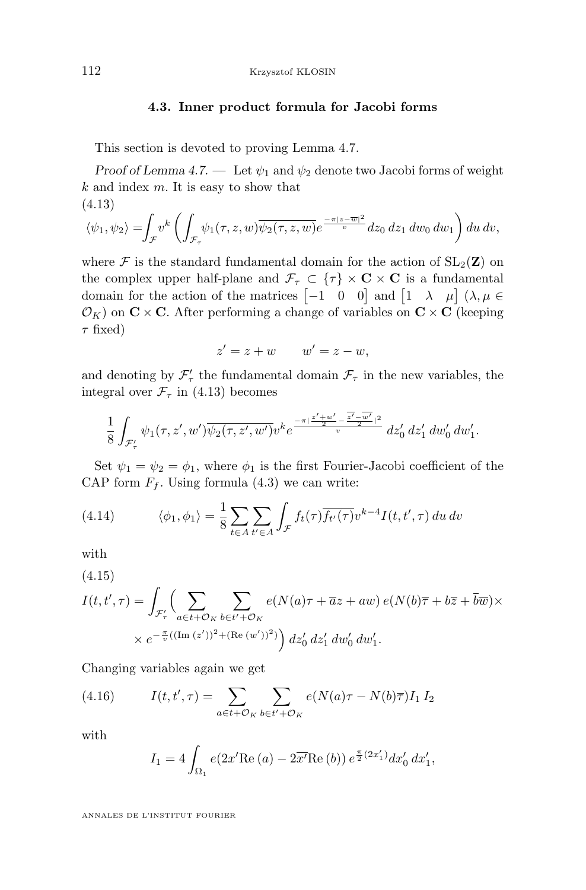### 4.3. Inner product formula for Jacobi forms

This section is devoted to proving Lemma 4.7.

*Proof of Lemma 4.7.* — Let $\psi_1$ and $\psi_2$ denote two Jacobi forms of weight $k$ and index $m$. It is easy to show that

(4.13)
$$\langle \psi_1, \psi_2 \rangle = \int_{\mathcal{F}} v^k \left( \int_{\mathcal{F}_\tau} \psi_1(\tau, z, w) \overline{\psi_2(\tau, z, w)} e^{\frac{-\pi |z - \overline{w}|^2}{v}} dz_0\, dz_1\, dw_0\, dw_1 \right) du\, dv,$$

where $\mathcal{F}$ is the standard fundamental domain for the action of $\mathrm{SL}_2(\mathbf{Z})$ on the complex upper half-plane and $\mathcal{F}_\tau \subset \{\tau\} \times \mathbf{C} \times \mathbf{C}$ is a fundamental domain for the action of the matrices $\begin{bmatrix} -1 & 0 & 0 \end{bmatrix}$ and $\begin{bmatrix} 1 & \lambda & \mu \end{bmatrix}$ ($\lambda, \mu \in \mathcal{O}_K$) on $\mathbf{C} \times \mathbf{C}$. After performing a change of variables on $\mathbf{C} \times \mathbf{C}$ (keeping $\tau$ fixed)

$$z' = z + w \qquad w' = z - w,$$

and denoting by $\mathcal{F}'_\tau$ the fundamental domain $\mathcal{F}_\tau$ in the new variables, the integral over $\mathcal{F}_\tau$ in (4.13) becomes

$$\frac{1}{8} \int_{\mathcal{F}'_\tau} \psi_1(\tau, z', w') \overline{\psi_2(\tau, z', w')} v^k e^{\frac{-\pi \left| \frac{z' + w'}{2} - \frac{\overline{z'} - \overline{w'}}{2} \right|^2}{v}}\, dz'_0\, dz'_1\, dw'_0\, dw'_1.$$

Set $\psi_1 = \psi_2 = \phi_1$, where $\phi_1$ is the first Fourier-Jacobi coefficient of the CAP form $F_f$. Using formula (4.3) we can write:

$$\langle \phi_1, \phi_1 \rangle = \frac{1}{8} \sum_{t \in A} \sum_{t' \in A} \int_{\mathcal{F}} f_t(\tau) \overline{f_{t'}(\tau)} v^{k-4} I(t, t', \tau)\, du\, dv \tag{4.14}$$

with

(4.15)
$$I(t, t', \tau) = \int_{\mathcal{F}'_\tau} \Big( \sum_{a \in t + \mathcal{O}_K} \sum_{b \in t' + \mathcal{O}_K} e(N(a)\tau + \overline{a} z + a w)\, e(N(b)\overline{\tau} + b\overline{z} + \overline{b}\overline{w}) \times$$
$$\times\, e^{-\frac{\pi}{v}((\mathrm{Im}\,(z'))^2 + (\mathrm{Re}\,(w'))^2)} \Big)\, dz'_0\, dz'_1\, dw'_0\, dw'_1.$$

Changing variables again we get

$$I(t, t', \tau) = \sum_{a \in t + \mathcal{O}_K} \sum_{b \in t' + \mathcal{O}_K} e(N(a)\tau - N(b)\overline{\tau}) I_1\, I_2 \tag{4.16}$$

with

$$I_1 = 4 \int_{\Omega_1} e(2x' \mathrm{Re}\,(a) - 2\overline{x'} \mathrm{Re}\,(b))\, e^{\frac{\pi}{2}(2x'_1)} dx'_0\, dx'_1,$$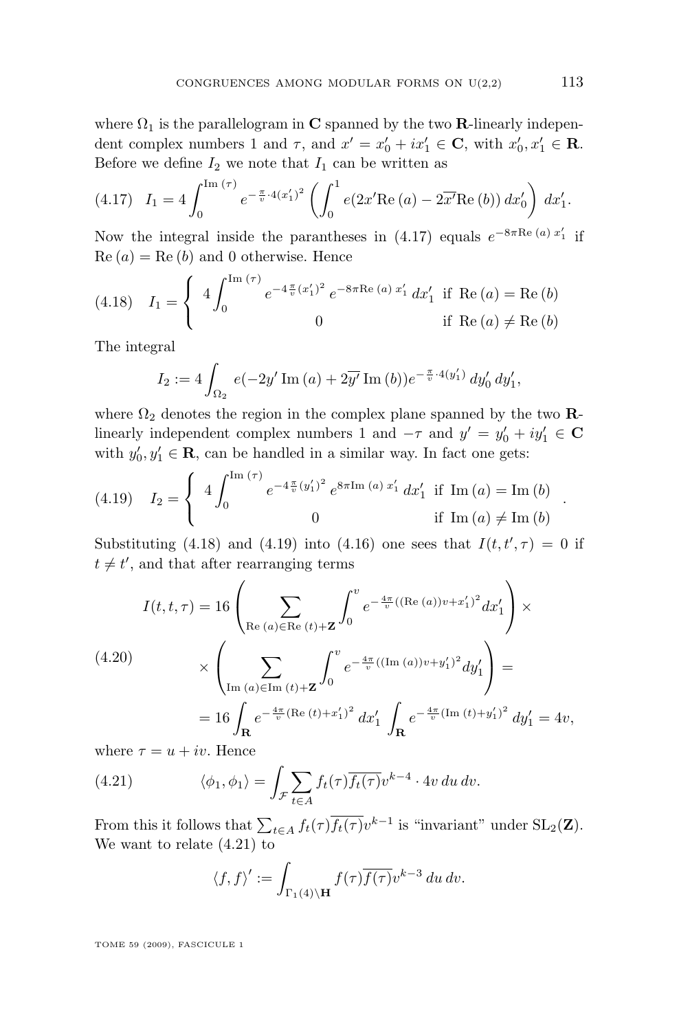where $\Omega_1$ is the parallelogram in $\mathbf{C}$ spanned by the two $\mathbf{R}$-linearly independent complex numbers 1 and $\tau$, and $x' = x_0' + ix_1' \in \mathbf{C}$, with $x_0', x_1' \in \mathbf{R}$. Before we define $I_2$ we note that $I_1$ can be written as

$$I_1 = 4\int_0^{\mathrm{Im}\,(\tau)} e^{-\frac{\pi}{v}\cdot 4(x_1')^2}\left(\int_0^1 e(2x'\mathrm{Re}\,(a) - 2\overline{x'}\mathrm{Re}\,(b))\,dx_0'\right)\,dx_1'. \tag{4.17}$$

Now the integral inside the parantheses in (4.17) equals $e^{-8\pi \mathrm{Re}\,(a)\,x_1'}$ if $\mathrm{Re}\,(a) = \mathrm{Re}\,(b)$ and 0 otherwise. Hence

$$I_1 = \begin{cases} 4\displaystyle\int_0^{\mathrm{Im}\,(\tau)} e^{-4\frac{\pi}{v}(x_1')^2}\, e^{-8\pi \mathrm{Re}\,(a)\,x_1'}\,dx_1' & \text{if } \mathrm{Re}\,(a) = \mathrm{Re}\,(b) \\ 0 & \text{if } \mathrm{Re}\,(a) \neq \mathrm{Re}\,(b) \end{cases} \tag{4.18}$$

The integral

$$I_2 := 4\int_{\Omega_2} e(-2y'\,\mathrm{Im}\,(a) + 2\overline{y'}\,\mathrm{Im}\,(b))e^{-\frac{\pi}{v}\cdot 4(y_1')}\,dy_0'\,dy_1',$$

where $\Omega_2$ denotes the region in the complex plane spanned by the two $\mathbf{R}$-linearly independent complex numbers 1 and $-\tau$ and $y' = y_0' + iy_1' \in \mathbf{C}$ with $y_0', y_1' \in \mathbf{R}$, can be handled in a similar way. In fact one gets:

$$I_2 = \begin{cases} 4\displaystyle\int_0^{\mathrm{Im}\,(\tau)} e^{-4\frac{\pi}{v}(y_1')^2}\, e^{8\pi \mathrm{Im}\,(a)\,x_1'}\,dx_1' & \text{if } \mathrm{Im}\,(a) = \mathrm{Im}\,(b) \\ 0 & \text{if } \mathrm{Im}\,(a) \neq \mathrm{Im}\,(b) \end{cases}. \tag{4.19}$$

Substituting (4.18) and (4.19) into (4.16) one sees that $I(t, t', \tau) = 0$ if $t \neq t'$, and that after rearranging terms

$$\begin{aligned} I(t,t,\tau) &= 16\left(\sum_{\mathrm{Re}\,(a)\in\mathrm{Re}\,(t)+\mathbf{Z}} \int_0^v e^{-\frac{4\pi}{v}((\mathrm{Re}\,(a))v + x_1')^2} dx_1'\right) \times \\ &\quad\times \left(\sum_{\mathrm{Im}\,(a)\in\mathrm{Im}\,(t)+\mathbf{Z}} \int_0^v e^{-\frac{4\pi}{v}((\mathrm{Im}\,(a))v + y_1')^2} dy_1'\right) = \\ &= 16\int_{\mathbf{R}} e^{-\frac{4\pi}{v}(\mathrm{Re}\,(t)+x_1')^2}\,dx_1' \int_{\mathbf{R}} e^{-\frac{4\pi}{v}(\mathrm{Im}\,(t)+y_1')^2}\,dy_1' = 4v, \end{aligned} \tag{4.20}$$

where $\tau = u + iv$. Hence

$$\langle \phi_1, \phi_1 \rangle = \int_{\mathcal{F}} \sum_{t\in A} f_t(\tau)\overline{f_t(\tau)} v^{k-4} \cdot 4v\,du\,dv. \tag{4.21}$$

From this it follows that $\sum_{t\in A} f_t(\tau)\overline{f_t(\tau)}v^{k-1}$ is "invariant" under $\mathrm{SL}_2(\mathbf{Z})$. We want to relate (4.21) to

$$\langle f, f\rangle' := \int_{\Gamma_1(4)\backslash\mathbf{H}} f(\tau)\overline{f(\tau)}v^{k-3}\,du\,dv.$$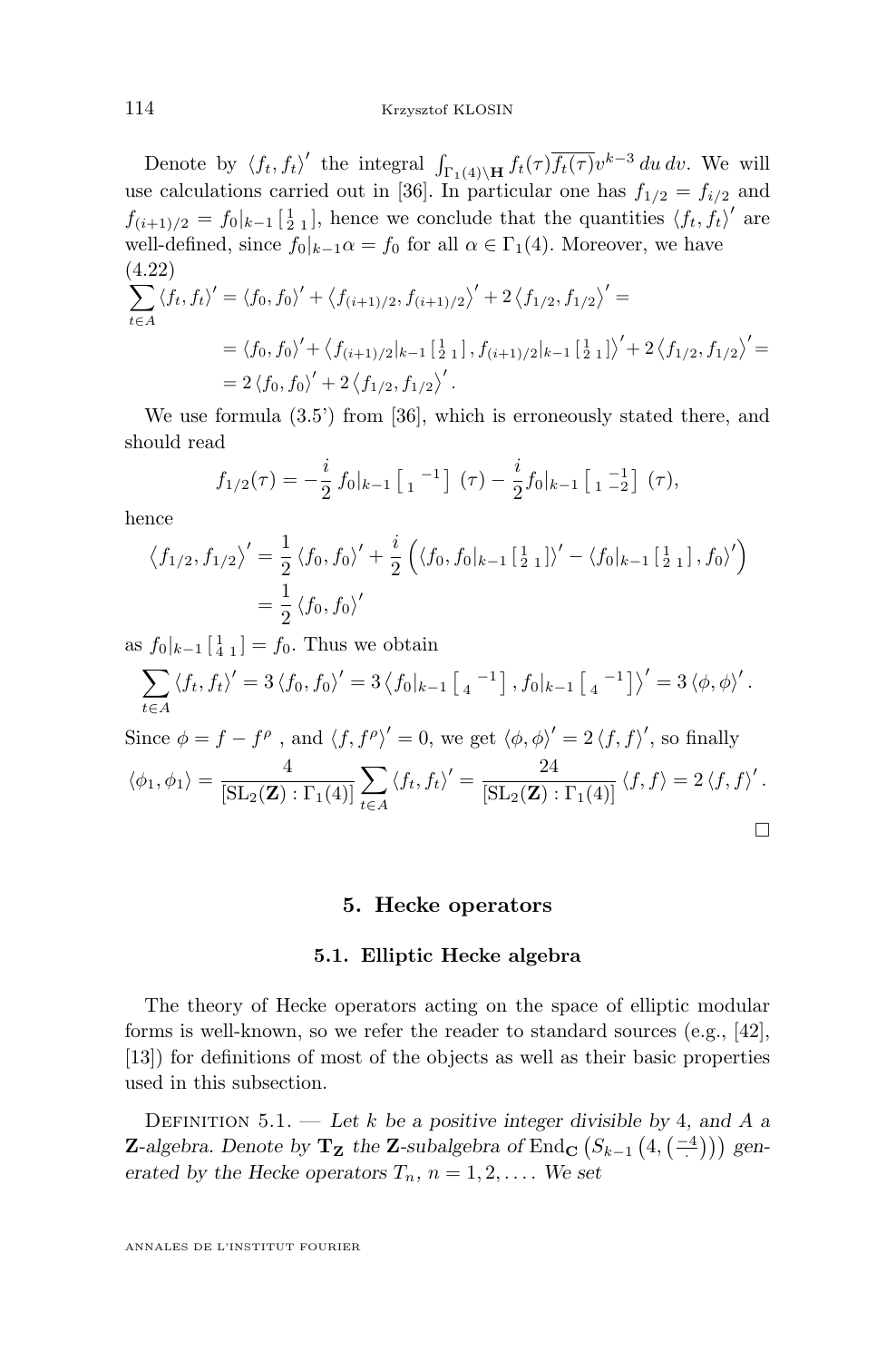Denote by $\langle f_t, f_t \rangle'$ the integral $\int_{\Gamma_1(4)\backslash \mathbf{H}} f_t(\tau)\overline{f_t(\tau)} v^{k-3}\, du\, dv$. We will use calculations carried out in [36]. In particular one has $f_{1/2} = f_{i/2}$ and $f_{(i+1)/2} = f_0|_{k-1} \left[\begin{smallmatrix} 1 & \\ 2 & 1 \end{smallmatrix}\right]$, hence we conclude that the quantities $\langle f_t, f_t \rangle'$ are well-defined, since $f_0|_{k-1}\alpha = f_0$ for all $\alpha \in \Gamma_1(4)$. Moreover, we have

(4.22)
$$\begin{aligned}
\sum_{t\in A} \langle f_t, f_t \rangle' &= \langle f_0, f_0 \rangle' + \left\langle f_{(i+1)/2}, f_{(i+1)/2} \right\rangle' + 2\left\langle f_{1/2}, f_{1/2} \right\rangle' = \\
&= \langle f_0, f_0 \rangle' + \left\langle f_{(i+1)/2}|_{k-1} \left[\begin{smallmatrix} 1 & \\ 2 & 1 \end{smallmatrix}\right], f_{(i+1)/2}|_{k-1} \left[\begin{smallmatrix} 1 & \\ 2 & 1 \end{smallmatrix}\right] \right\rangle' + 2\left\langle f_{1/2}, f_{1/2} \right\rangle' = \\
&= 2\langle f_0, f_0 \rangle' + 2\left\langle f_{1/2}, f_{1/2} \right\rangle'.
\end{aligned}$$

We use formula (3.5') from [36], which is erroneously stated there, and should read

$$f_{1/2}(\tau) = -\frac{i}{2}\, f_0|_{k-1} \left[\begin{smallmatrix} & -1 \\ 1 & \end{smallmatrix}\right] (\tau) - \frac{i}{2} f_0|_{k-1} \left[\begin{smallmatrix} & -1 \\ 1 & -2 \end{smallmatrix}\right] (\tau),$$

hence

$$\begin{aligned}
\left\langle f_{1/2}, f_{1/2} \right\rangle' &= \frac{1}{2}\langle f_0, f_0 \rangle' + \frac{i}{2}\left( \langle f_0, f_0|_{k-1} \left[\begin{smallmatrix} 1 & \\ 2 & 1 \end{smallmatrix}\right] \rangle' - \langle f_0|_{k-1} \left[\begin{smallmatrix} 1 & \\ 2 & 1 \end{smallmatrix}\right], f_0 \rangle' \right) \\
&= \frac{1}{2}\langle f_0, f_0 \rangle'
\end{aligned}$$

as $f_0|_{k-1} \left[\begin{smallmatrix} 1 & \\ 4 & 1 \end{smallmatrix}\right] = f_0$. Thus we obtain

$$\sum_{t\in A} \langle f_t, f_t \rangle' = 3\langle f_0, f_0 \rangle' = 3\left\langle f_0|_{k-1} \left[\begin{smallmatrix} & -1 \\ 4 & \end{smallmatrix}\right], f_0|_{k-1} \left[\begin{smallmatrix} & -1 \\ 4 & \end{smallmatrix}\right] \right\rangle' = 3\langle \phi, \phi \rangle'.$$

Since $\phi = f - f^{\rho}$ , and $\langle f, f^{\rho} \rangle' = 0$, we get $\langle \phi, \phi \rangle' = 2\langle f, f \rangle'$, so finally

$$\langle \phi_1, \phi_1 \rangle = \frac{4}{[\mathrm{SL}_2(\mathbf{Z}) : \Gamma_1(4)]} \sum_{t\in A} \langle f_t, f_t \rangle' = \frac{24}{[\mathrm{SL}_2(\mathbf{Z}) : \Gamma_1(4)]} \langle f, f \rangle = 2\langle f, f \rangle'.$$

□

## 5. Hecke operators

### 5.1. Elliptic Hecke algebra

The theory of Hecke operators acting on the space of elliptic modular forms is well-known, so we refer the reader to standard sources (e.g., [42], [13]) for definitions of most of the objects as well as their basic properties used in this subsection.

Definition 5.1. — *Let $k$ be a positive integer divisible by 4, and $A$ a $\mathbf{Z}$-algebra. Denote by $\mathbf{T}_{\mathbf{Z}}$ the $\mathbf{Z}$-subalgebra of $\mathrm{End}_{\mathbf{C}}\left(S_{k-1}\left(4, \left(\frac{-4}{\cdot}\right)\right)\right)$ generated by the Hecke operators $T_n$, $n = 1, 2, \dots$. We set*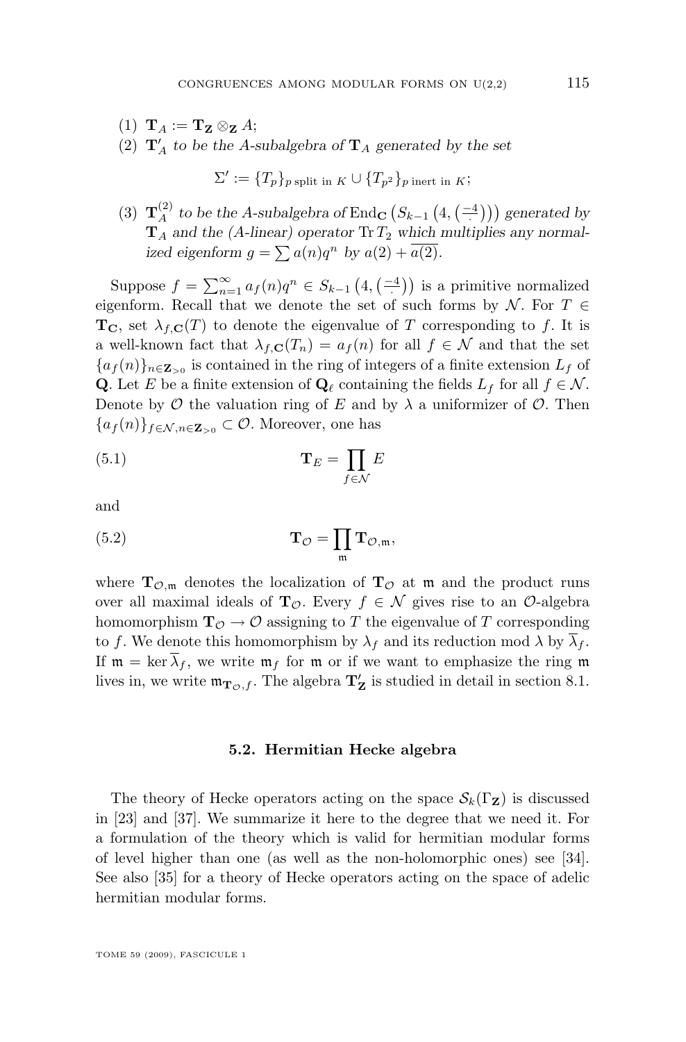(1) $\mathbf{T}_A := \mathbf{T}_\mathbf{Z} \otimes_\mathbf{Z} A$;

(2) $\mathbf{T}'_A$ *to be the $A$-subalgebra of* $\mathbf{T}_A$ *generated by the set*

$$\Sigma' := \{T_p\}_{p \text{ split in } K} \cup \{T_{p^2}\}_{p \text{ inert in } K};$$

(3) $\mathbf{T}_A^{(2)}$ *to be the $A$-subalgebra of* $\mathrm{End}_\mathbf{C}\left(S_{k-1}\left(4, \left(\frac{-4}{\cdot}\right)\right)\right)$ *generated by* $\mathbf{T}_A$ *and the ($A$-linear) operator* $\mathrm{Tr}\, T_2$ *which multiplies any normalized eigenform* $g = \sum a(n) q^n$ *by* $a(2) + \overline{a(2)}$.

Suppose $f = \sum_{n=1}^\infty a_f(n) q^n \in S_{k-1}\left(4, \left(\frac{-4}{\cdot}\right)\right)$ is a primitive normalized eigenform. Recall that we denote the set of such forms by $\mathcal{N}$. For $T \in \mathbf{T}_\mathbf{C}$, set $\lambda_{f,\mathbf{C}}(T)$ to denote the eigenvalue of $T$ corresponding to $f$. It is a well-known fact that $\lambda_{f,\mathbf{C}}(T_n) = a_f(n)$ for all $f \in \mathcal{N}$ and that the set $\{a_f(n)\}_{n \in \mathbf{Z}_{>0}}$ is contained in the ring of integers of a finite extension $L_f$ of $\mathbf{Q}$. Let $E$ be a finite extension of $\mathbf{Q}_\ell$ containing the fields $L_f$ for all $f \in \mathcal{N}$. Denote by $\mathcal{O}$ the valuation ring of $E$ and by $\lambda$ a uniformizer of $\mathcal{O}$. Then $\{a_f(n)\}_{f \in \mathcal{N}, n \in \mathbf{Z}_{>0}} \subset \mathcal{O}$. Moreover, one has

$$\mathbf{T}_E = \prod_{f \in \mathcal{N}} E \tag{5.1}$$

and

$$\mathbf{T}_\mathcal{O} = \prod_{\mathfrak{m}} \mathbf{T}_{\mathcal{O},\mathfrak{m}}, \tag{5.2}$$

where $\mathbf{T}_{\mathcal{O},\mathfrak{m}}$ denotes the localization of $\mathbf{T}_\mathcal{O}$ at $\mathfrak{m}$ and the product runs over all maximal ideals of $\mathbf{T}_\mathcal{O}$. Every $f \in \mathcal{N}$ gives rise to an $\mathcal{O}$-algebra homomorphism $\mathbf{T}_\mathcal{O} \to \mathcal{O}$ assigning to $T$ the eigenvalue of $T$ corresponding to $f$. We denote this homomorphism by $\lambda_f$ and its reduction mod $\lambda$ by $\overline{\lambda}_f$. If $\mathfrak{m} = \ker \overline{\lambda}_f$, we write $\mathfrak{m}_f$ for $\mathfrak{m}$ or if we want to emphasize the ring $\mathfrak{m}$ lives in, we write $\mathfrak{m}_{\mathbf{T}_\mathcal{O}, f}$. The algebra $\mathbf{T}'_\mathbf{Z}$ is studied in detail in section 8.1.

### 5.2. Hermitian Hecke algebra

The theory of Hecke operators acting on the space $\mathcal{S}_k(\Gamma_\mathbf{Z})$ is discussed in [23] and [37]. We summarize it here to the degree that we need it. For a formulation of the theory which is valid for hermitian modular forms of level higher than one (as well as the non-holomorphic ones) see [34]. See also [35] for a theory of Hecke operators acting on the space of adelic hermitian modular forms.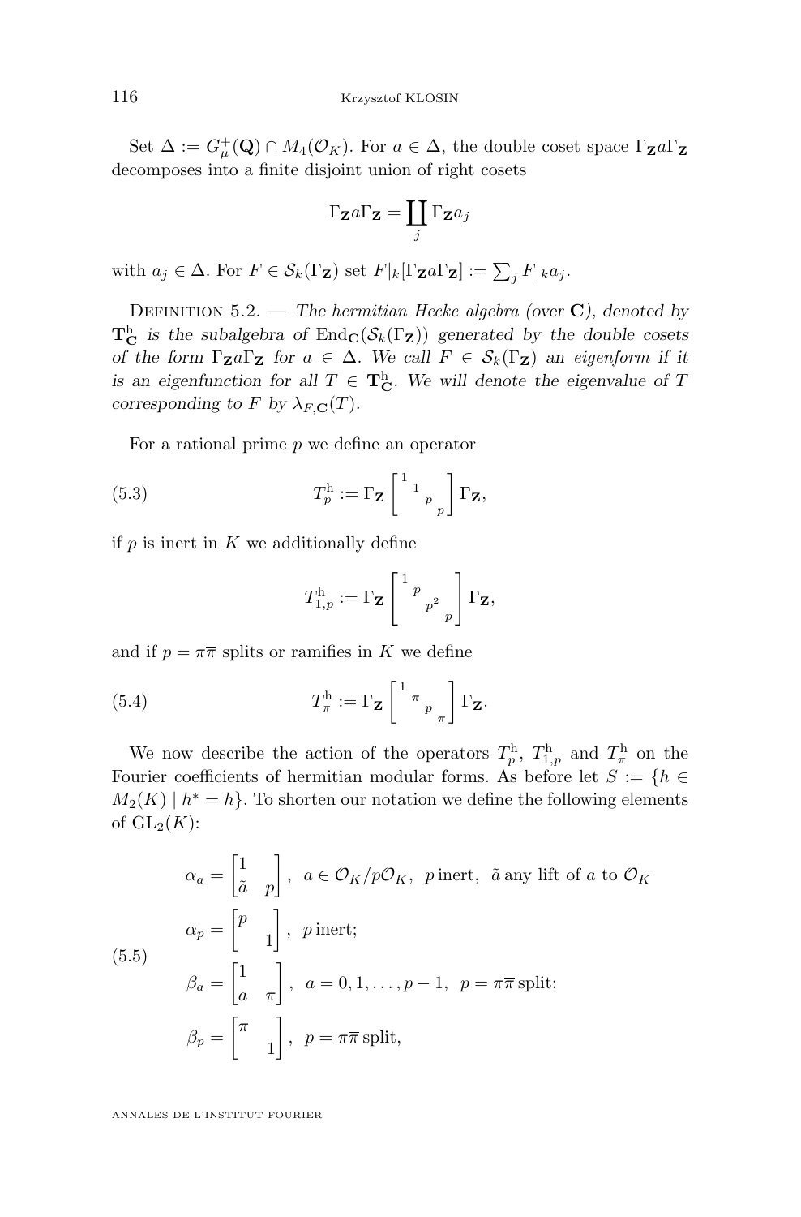Set $\Delta := G_\mu^+(\mathbf{Q}) \cap M_4(\mathcal{O}_K)$. For $a \in \Delta$, the double coset space $\Gamma_{\mathbf{Z}} a \Gamma_{\mathbf{Z}}$ decomposes into a finite disjoint union of right cosets

$$\Gamma_{\mathbf{Z}} a \Gamma_{\mathbf{Z}} = \coprod_j \Gamma_{\mathbf{Z}} a_j$$

with $a_j \in \Delta$. For $F \in \mathcal{S}_k(\Gamma_{\mathbf{Z}})$ set $F|_k[\Gamma_{\mathbf{Z}} a \Gamma_{\mathbf{Z}}] := \sum_j F|_k a_j$.

Definition 5.2. — *The hermitian Hecke algebra (over $\mathbf{C}$), denoted by $\mathbf{T}^{\mathrm{h}}_{\mathbf{C}}$ is the subalgebra of $\mathrm{End}_{\mathbf{C}}(\mathcal{S}_k(\Gamma_{\mathbf{Z}}))$ generated by the double cosets of the form $\Gamma_{\mathbf{Z}} a \Gamma_{\mathbf{Z}}$ for $a \in \Delta$. We call $F \in \mathcal{S}_k(\Gamma_{\mathbf{Z}})$ an eigenform if it is an eigenfunction for all $T \in \mathbf{T}^{\mathrm{h}}_{\mathbf{C}}$. We will denote the eigenvalue of $T$ corresponding to $F$ by $\lambda_{F,\mathbf{C}}(T)$.*

For a rational prime $p$ we define an operator

$$T^{\mathrm{h}}_p := \Gamma_{\mathbf{Z}} \begin{bmatrix} 1 & & & \\ & 1 & & \\ & & p & \\ & & & p \end{bmatrix} \Gamma_{\mathbf{Z}}, \tag{5.3}$$

if $p$ is inert in $K$ we additionally define

$$T^{\mathrm{h}}_{1,p} := \Gamma_{\mathbf{Z}} \begin{bmatrix} 1 & & & \\ & p & & \\ & & p^2 & \\ & & & p \end{bmatrix} \Gamma_{\mathbf{Z}},$$

and if $p = \pi\overline{\pi}$ splits or ramifies in $K$ we define

$$T^{\mathrm{h}}_\pi := \Gamma_{\mathbf{Z}} \begin{bmatrix} 1 & & & \\ & \pi & & \\ & & p & \\ & & & \pi \end{bmatrix} \Gamma_{\mathbf{Z}}. \tag{5.4}$$

We now describe the action of the operators $T^{\mathrm{h}}_p$, $T^{\mathrm{h}}_{1,p}$ and $T^{\mathrm{h}}_\pi$ on the Fourier coefficients of hermitian modular forms. As before let $S := \{h \in M_2(K) \mid h^* = h\}$. To shorten our notation we define the following elements of $\mathrm{GL}_2(K)$:

$$\begin{aligned}
\alpha_a &= \begin{bmatrix} 1 & \\ \tilde{a} & p \end{bmatrix}, \ \ a \in \mathcal{O}_K/p\mathcal{O}_K, \ \ p \,\text{inert}, \ \ \tilde{a} \,\text{any lift of}\, a \,\text{to}\, \mathcal{O}_K \\
\alpha_p &= \begin{bmatrix} p & \\ & 1 \end{bmatrix}, \ \ p \,\text{inert}; \\
\beta_a &= \begin{bmatrix} 1 & \\ a & \pi \end{bmatrix}, \ \ a = 0, 1, \dots, p-1, \ \ p = \pi\overline{\pi} \,\text{split}; \\
\beta_p &= \begin{bmatrix} \pi & \\ & 1 \end{bmatrix}, \ \ p = \pi\overline{\pi} \,\text{split},
\end{aligned} \tag{5.5}$$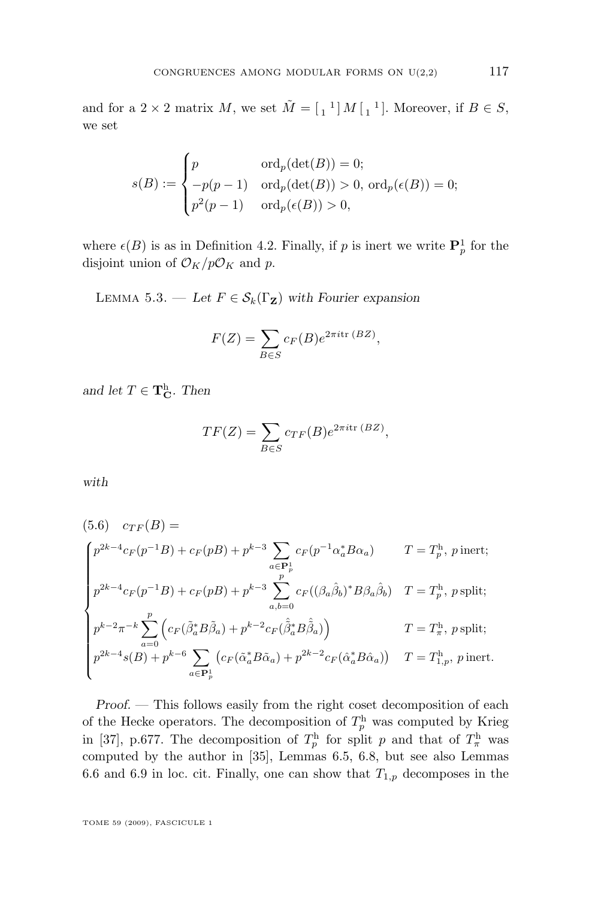and for a $2 \times 2$ matrix $M$, we set $\tilde{M} = \left[\begin{smallmatrix} & 1 \\ 1 & \end{smallmatrix}\right] M \left[\begin{smallmatrix} & 1 \\ 1 & \end{smallmatrix}\right]$. Moreover, if $B \in S$, we set

$$s(B) := \begin{cases} p & \operatorname{ord}_p(\det(B)) = 0; \\ -p(p-1) & \operatorname{ord}_p(\det(B)) > 0,\ \operatorname{ord}_p(\epsilon(B)) = 0; \\ p^2(p-1) & \operatorname{ord}_p(\epsilon(B)) > 0, \end{cases}$$

where $\epsilon(B)$ is as in Definition 4.2. Finally, if $p$ is inert we write $\mathbf{P}^1_p$ for the disjoint union of $\mathcal{O}_K/p\mathcal{O}_K$ and $p$.

Lemma 5.3. — *Let $F \in \mathcal{S}_k(\Gamma_{\mathbf{Z}})$ with Fourier expansion*

$$F(Z) = \sum_{B \in S} c_F(B) e^{2\pi i \operatorname{tr}(BZ)},$$

*and let $T \in \mathbf{T}^{\mathrm{h}}_{\mathbf{C}}$. Then*

$$TF(Z) = \sum_{B \in S} c_{TF}(B) e^{2\pi i \operatorname{tr}(BZ)},$$

*with*

$$(5.6) \quad c_{TF}(B) =$$

$$\begin{cases} p^{2k-4} c_F(p^{-1}B) + c_F(pB) + p^{k-3} \displaystyle\sum_{a \in \mathbf{P}^1_p} c_F(p^{-1}\alpha_a^* B \alpha_a) & T = T^{\mathrm{h}}_p,\ p \text{ inert}; \\ p^{2k-4} c_F(p^{-1}B) + c_F(pB) + p^{k-3} \displaystyle\sum_{a,b=0}^{p} c_F((\beta_a \hat{\beta}_b)^* B \beta_a \hat{\beta}_b) & T = T^{\mathrm{h}}_p,\ p \text{ split}; \\ p^{k-2} \pi^{-k} \displaystyle\sum_{a=0}^{p} \Big( c_F(\tilde{\beta}_a^* B \tilde{\beta}_a) + p^{k-2} c_F(\hat{\tilde{\beta}}_a^* B \hat{\tilde{\beta}}_a) \Big) & T = T^{\mathrm{h}}_{\pi},\ p \text{ split}; \\ p^{2k-4} s(B) + p^{k-6} \displaystyle\sum_{a \in \mathbf{P}^1_p} \big( c_F(\tilde{\alpha}_a^* B \tilde{\alpha}_a) + p^{2k-2} c_F(\hat{\alpha}_a^* B \hat{\alpha}_a) \big) & T = T^{\mathrm{h}}_{1,p},\ p \text{ inert}. \end{cases}$$

*Proof.* — This follows easily from the right coset decomposition of each of the Hecke operators. The decomposition of $T^{\mathrm{h}}_p$ was computed by Krieg in [37], p.677. The decomposition of $T^{\mathrm{h}}_p$ for split $p$ and that of $T^{\mathrm{h}}_{\pi}$ was computed by the author in [35], Lemmas 6.5, 6.8, but see also Lemmas 6.6 and 6.9 in loc. cit. Finally, one can show that $T_{1,p}$ decomposes in the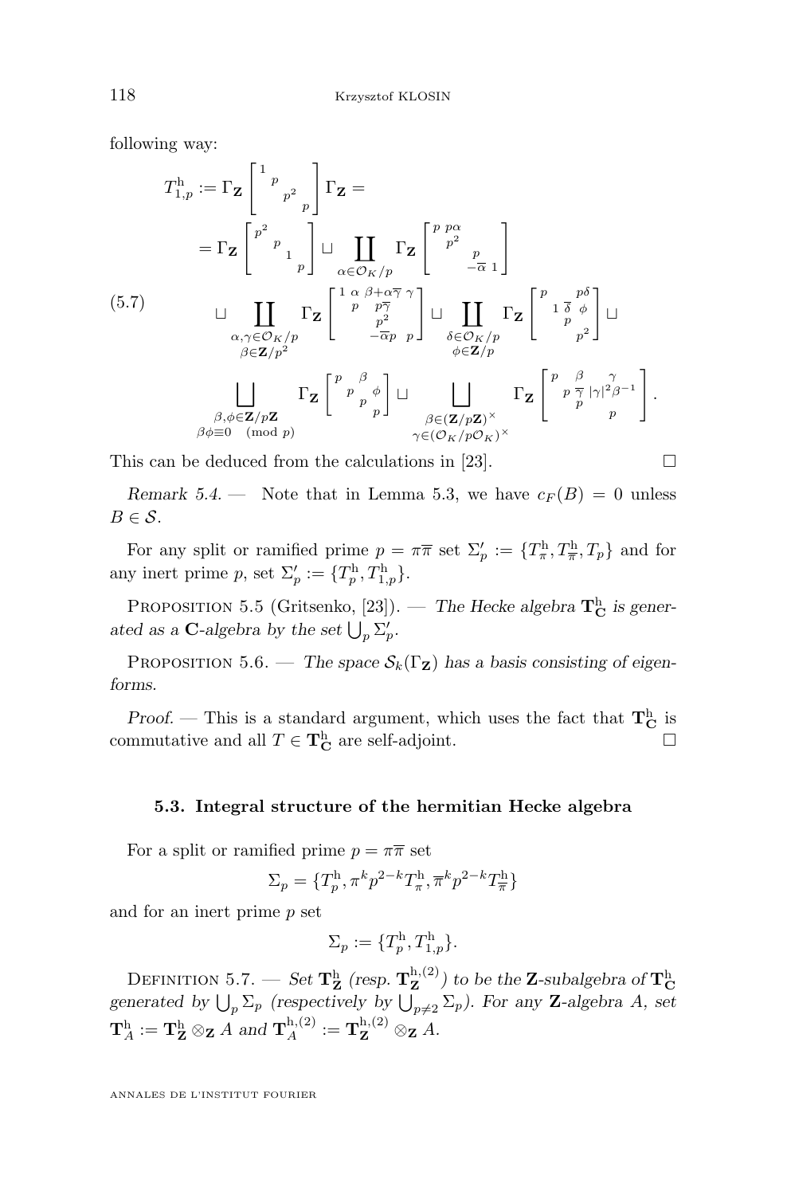following way:

$$
\begin{aligned}
T^{\mathrm{h}}_{1,p} &:= \Gamma_{\mathbf{Z}} \begin{bmatrix} 1 & & & \\ & p & & \\ & & p^2 & \\ & & & p \end{bmatrix} \Gamma_{\mathbf{Z}} = \\
&= \Gamma_{\mathbf{Z}} \begin{bmatrix} p^2 & & & \\ & p & & \\ & & 1 & \\ & & & p \end{bmatrix} \sqcup \coprod_{\alpha \in \mathcal{O}_K/p} \Gamma_{\mathbf{Z}} \begin{bmatrix} p & p\alpha & & \\ & p^2 & & \\ & & p & \\ & & -\overline{\alpha} & 1 \end{bmatrix} \\
&\quad \sqcup \coprod_{\substack{\alpha,\gamma \in \mathcal{O}_K/p \\ \beta \in \mathbf{Z}/p^2}} \Gamma_{\mathbf{Z}} \begin{bmatrix} 1 & \alpha & \beta+\alpha\overline{\gamma} & \gamma \\ & p & p\overline{\gamma} & \\ & & p^2 & \\ & & -\overline{\alpha}p & p \end{bmatrix} \sqcup \coprod_{\substack{\delta \in \mathcal{O}_K/p \\ \phi \in \mathbf{Z}/p}} \Gamma_{\mathbf{Z}} \begin{bmatrix} p & & p\delta & \\ & 1 & \overline{\delta} & \phi \\ & & p & \\ & & & p^2 \end{bmatrix} \sqcup \\
&\quad \bigsqcup_{\substack{\beta,\phi \in \mathbf{Z}/p\mathbf{Z} \\ \beta\phi \equiv 0 \pmod p}} \Gamma_{\mathbf{Z}} \begin{bmatrix} p & & \beta & \\ & p & & \phi \\ & & p & \\ & & & p \end{bmatrix} \sqcup \bigsqcup_{\substack{\beta \in (\mathbf{Z}/p\mathbf{Z})^{\times} \\ \gamma \in (\mathcal{O}_K/p\mathcal{O}_K)^{\times}}} \Gamma_{\mathbf{Z}} \begin{bmatrix} p & & \beta & \gamma \\ & p & \overline{\gamma} & |\gamma|^2\beta^{-1} \\ & & p & \\ & & & p \end{bmatrix}.
\end{aligned}
\tag{5.7}
$$

This can be deduced from the calculations in [23]. □

*Remark 5.4.* — Note that in Lemma 5.3, we have $c_F(B) = 0$ unless $B \in \mathcal{S}$.

For any split or ramified prime $p = \pi\overline{\pi}$ set $\Sigma'_p := \{T^{\mathrm{h}}_{\pi}, T^{\mathrm{h}}_{\overline{\pi}}, T_p\}$ and for any inert prime $p$, set $\Sigma'_p := \{T^{\mathrm{h}}_p, T^{\mathrm{h}}_{1,p}\}$.

Proposition 5.5 (Gritsenko, [23]). — *The Hecke algebra $\mathbf{T}^{\mathrm{h}}_{\mathbf{C}}$ is generated as a $\mathbf{C}$-algebra by the set $\bigcup_p \Sigma'_p$.*

Proposition 5.6. — *The space $\mathcal{S}_k(\Gamma_{\mathbf{Z}})$ has a basis consisting of eigenforms.*

*Proof.* — This is a standard argument, which uses the fact that $\mathbf{T}^{\mathrm{h}}_{\mathbf{C}}$ is commutative and all $T \in \mathbf{T}^{\mathrm{h}}_{\mathbf{C}}$ are self-adjoint. □

### 5.3. Integral structure of the hermitian Hecke algebra

For a split or ramified prime $p = \pi\overline{\pi}$ set

$$\Sigma_p = \{T^{\mathrm{h}}_p, \pi^k p^{2-k} T^{\mathrm{h}}_{\pi}, \overline{\pi}^k p^{2-k} T^{\mathrm{h}}_{\overline{\pi}}\}$$

and for an inert prime $p$ set

$$\Sigma_p := \{T^{\mathrm{h}}_p, T^{\mathrm{h}}_{1,p}\}.$$

Definition 5.7. — *Set $\mathbf{T}^{\mathrm{h}}_{\mathbf{Z}}$ (resp. $\mathbf{T}^{\mathrm{h},(2)}_{\mathbf{Z}}$) to be the $\mathbf{Z}$-subalgebra of $\mathbf{T}^{\mathrm{h}}_{\mathbf{C}}$ generated by $\bigcup_p \Sigma_p$ (respectively by $\bigcup_{p \neq 2} \Sigma_p$). For any $\mathbf{Z}$-algebra $A$, set $\mathbf{T}^{\mathrm{h}}_A := \mathbf{T}^{\mathrm{h}}_{\mathbf{Z}} \otimes_{\mathbf{Z}} A$ and $\mathbf{T}^{\mathrm{h},(2)}_A := \mathbf{T}^{\mathrm{h},(2)}_{\mathbf{Z}} \otimes_{\mathbf{Z}} A$.*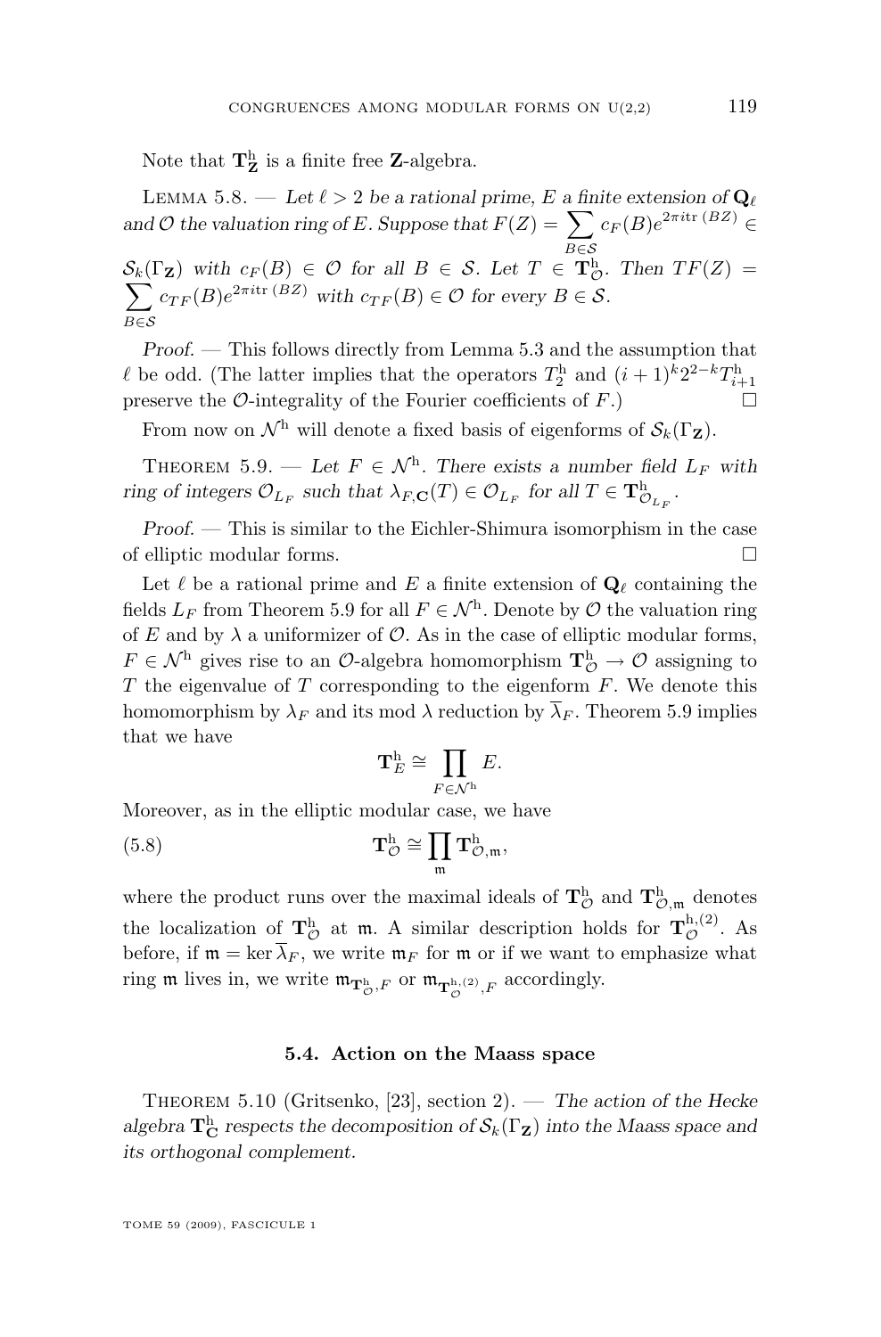Note that $\mathbf{T}^{\mathrm{h}}_{\mathbf{Z}}$ is a finite free $\mathbf{Z}$-algebra.

LEMMA 5.8. — *Let $\ell > 2$ be a rational prime, $E$ a finite extension of $\mathbf{Q}_\ell$ and $\mathcal{O}$ the valuation ring of $E$. Suppose that $F(Z) = \sum_{B \in \mathcal{S}} c_F(B) e^{2\pi i \mathrm{tr}\,(BZ)} \in \mathcal{S}_k(\Gamma_{\mathbf{Z}})$ with $c_F(B) \in \mathcal{O}$ for all $B \in \mathcal{S}$. Let $T \in \mathbf{T}^{\mathrm{h}}_{\mathcal{O}}$. Then $TF(Z) = \sum_{B \in \mathcal{S}} c_{TF}(B) e^{2\pi i \mathrm{tr}\,(BZ)}$ with $c_{TF}(B) \in \mathcal{O}$ for every $B \in \mathcal{S}$.*

*Proof.* — This follows directly from Lemma 5.3 and the assumption that $\ell$ be odd. (The latter implies that the operators $T^{\mathrm{h}}_2$ and $(i+1)^k 2^{2-k} T^{\mathrm{h}}_{i+1}$ preserve the $\mathcal{O}$-integrality of the Fourier coefficients of $F$.) □

From now on $\mathcal{N}^{\mathrm{h}}$ will denote a fixed basis of eigenforms of $\mathcal{S}_k(\Gamma_{\mathbf{Z}})$.

THEOREM 5.9. — *Let $F \in \mathcal{N}^{\mathrm{h}}$. There exists a number field $L_F$ with ring of integers $\mathcal{O}_{L_F}$ such that $\lambda_{F,\mathbf{C}}(T) \in \mathcal{O}_{L_F}$ for all $T \in \mathbf{T}^{\mathrm{h}}_{\mathcal{O}_{L_F}}$.*

*Proof.* — This is similar to the Eichler-Shimura isomorphism in the case of elliptic modular forms. □

Let $\ell$ be a rational prime and $E$ a finite extension of $\mathbf{Q}_\ell$ containing the fields $L_F$ from Theorem 5.9 for all $F \in \mathcal{N}^{\mathrm{h}}$. Denote by $\mathcal{O}$ the valuation ring of $E$ and by $\lambda$ a uniformizer of $\mathcal{O}$. As in the case of elliptic modular forms, $F \in \mathcal{N}^{\mathrm{h}}$ gives rise to an $\mathcal{O}$-algebra homomorphism $\mathbf{T}^{\mathrm{h}}_{\mathcal{O}} \to \mathcal{O}$ assigning to $T$ the eigenvalue of $T$ corresponding to the eigenform $F$. We denote this homomorphism by $\lambda_F$ and its mod $\lambda$ reduction by $\overline{\lambda}_F$. Theorem 5.9 implies that we have

$$\mathbf{T}^{\mathrm{h}}_E \cong \prod_{F \in \mathcal{N}^{\mathrm{h}}} E.$$

Moreover, as in the elliptic modular case, we have

$$\mathbf{T}^{\mathrm{h}}_{\mathcal{O}} \cong \prod_{\mathfrak{m}} \mathbf{T}^{\mathrm{h}}_{\mathcal{O},\mathfrak{m}}, \tag{5.8}$$

where the product runs over the maximal ideals of $\mathbf{T}^{\mathrm{h}}_{\mathcal{O}}$ and $\mathbf{T}^{\mathrm{h}}_{\mathcal{O},\mathfrak{m}}$ denotes the localization of $\mathbf{T}^{\mathrm{h}}_{\mathcal{O}}$ at $\mathfrak{m}$. A similar description holds for $\mathbf{T}^{\mathrm{h},(2)}_{\mathcal{O}}$. As before, if $\mathfrak{m} = \ker \overline{\lambda}_F$, we write $\mathfrak{m}_F$ for $\mathfrak{m}$ or if we want to emphasize what ring $\mathfrak{m}$ lives in, we write $\mathfrak{m}_{\mathbf{T}^{\mathrm{h}}_{\mathcal{O}},F}$ or $\mathfrak{m}_{\mathbf{T}^{\mathrm{h},(2)}_{\mathcal{O}},F}$ accordingly.

### 5.4. Action on the Maass space

THEOREM 5.10 (Gritsenko, [23], section 2). — *The action of the Hecke algebra $\mathbf{T}^{\mathrm{h}}_{\mathbf{C}}$ respects the decomposition of $\mathcal{S}_k(\Gamma_{\mathbf{Z}})$ into the Maass space and its orthogonal complement.*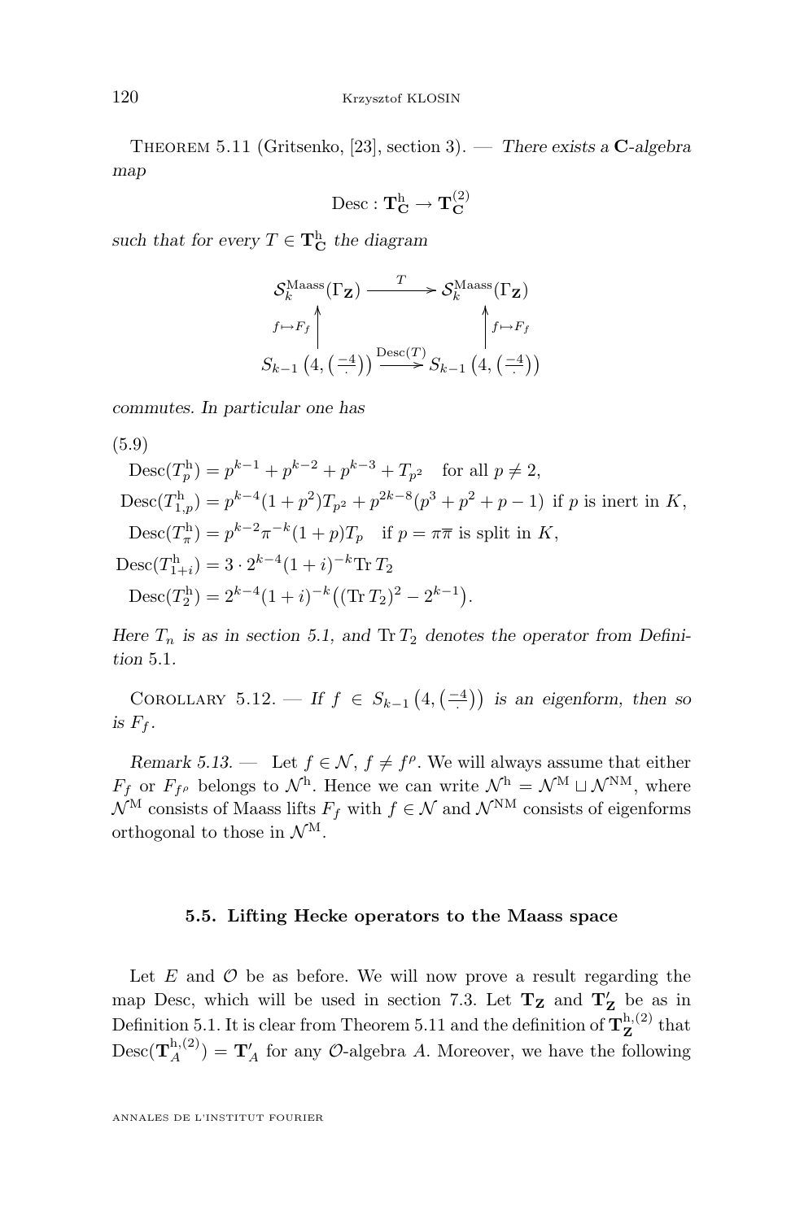Theorem 5.11 (Gritsenko, [23], section 3). — *There exists a* $\mathbf{C}$*-algebra map*

$$\mathrm{Desc} : \mathbf{T}^{\mathrm{h}}_{\mathbf{C}} \to \mathbf{T}^{(2)}_{\mathbf{C}}$$

*such that for every* $T \in \mathbf{T}^{\mathrm{h}}_{\mathbf{C}}$ *the diagram*

$$\begin{array}{ccc} \mathcal{S}_k^{\mathrm{Maass}}(\Gamma_{\mathbf{Z}}) & \xrightarrow{\quad T \quad} & \mathcal{S}_k^{\mathrm{Maass}}(\Gamma_{\mathbf{Z}}) \\ {\scriptstyle f\mapsto F_f}\Big\uparrow & & \Big\uparrow{\scriptstyle f\mapsto F_f} \\ S_{k-1}\left(4, \left(\frac{-4}{\cdot}\right)\right) & \xrightarrow{\mathrm{Desc}(T)} & S_{k-1}\left(4, \left(\frac{-4}{\cdot}\right)\right) \end{array}$$

*commutes. In particular one has*

(5.9)
$$\begin{aligned}
\mathrm{Desc}(T^{\mathrm{h}}_p) &= p^{k-1} + p^{k-2} + p^{k-3} + T_{p^2} \quad \text{for all } p \neq 2,\\
\mathrm{Desc}(T^{\mathrm{h}}_{1,p}) &= p^{k-4}(1+p^2)T_{p^2} + p^{2k-8}(p^3+p^2+p-1) \text{ if } p \text{ is inert in } K,\\
\mathrm{Desc}(T^{\mathrm{h}}_{\pi}) &= p^{k-2}\pi^{-k}(1+p)T_p \quad \text{if } p = \pi\overline{\pi} \text{ is split in } K,\\
\mathrm{Desc}(T^{\mathrm{h}}_{1+i}) &= 3\cdot 2^{k-4}(1+i)^{-k}\mathrm{Tr}\, T_2\\
\mathrm{Desc}(T^{\mathrm{h}}_{2}) &= 2^{k-4}(1+i)^{-k}\big((\mathrm{Tr}\, T_2)^2 - 2^{k-1}\big).
\end{aligned}$$

*Here* $T_n$ *is as in section 5.1, and* $\mathrm{Tr}\, T_2$ *denotes the operator from Definition* 5.1.

Corollary 5.12. — *If* $f \in S_{k-1}\left(4, \left(\frac{-4}{\cdot}\right)\right)$ *is an eigenform, then so is* $F_f$.

*Remark 5.13.* — Let $f \in \mathcal{N}$, $f \neq f^{\rho}$. We will always assume that either $F_f$ or $F_{f^{\rho}}$ belongs to $\mathcal{N}^{\mathrm{h}}$. Hence we can write $\mathcal{N}^{\mathrm{h}} = \mathcal{N}^{\mathrm{M}} \sqcup \mathcal{N}^{\mathrm{NM}}$, where $\mathcal{N}^{\mathrm{M}}$ consists of Maass lifts $F_f$ with $f \in \mathcal{N}$ and $\mathcal{N}^{\mathrm{NM}}$ consists of eigenforms orthogonal to those in $\mathcal{N}^{\mathrm{M}}$.

### 5.5. Lifting Hecke operators to the Maass space

Let $E$ and $\mathcal{O}$ be as before. We will now prove a result regarding the map Desc, which will be used in section 7.3. Let $\mathbf{T}_{\mathbf{Z}}$ and $\mathbf{T}'_{\mathbf{Z}}$ be as in Definition 5.1. It is clear from Theorem 5.11 and the definition of $\mathbf{T}^{\mathrm{h},(2)}_{\mathbf{Z}}$ that $\mathrm{Desc}(\mathbf{T}^{\mathrm{h},(2)}_{A}) = \mathbf{T}'_A$ for any $\mathcal{O}$-algebra $A$. Moreover, we have the following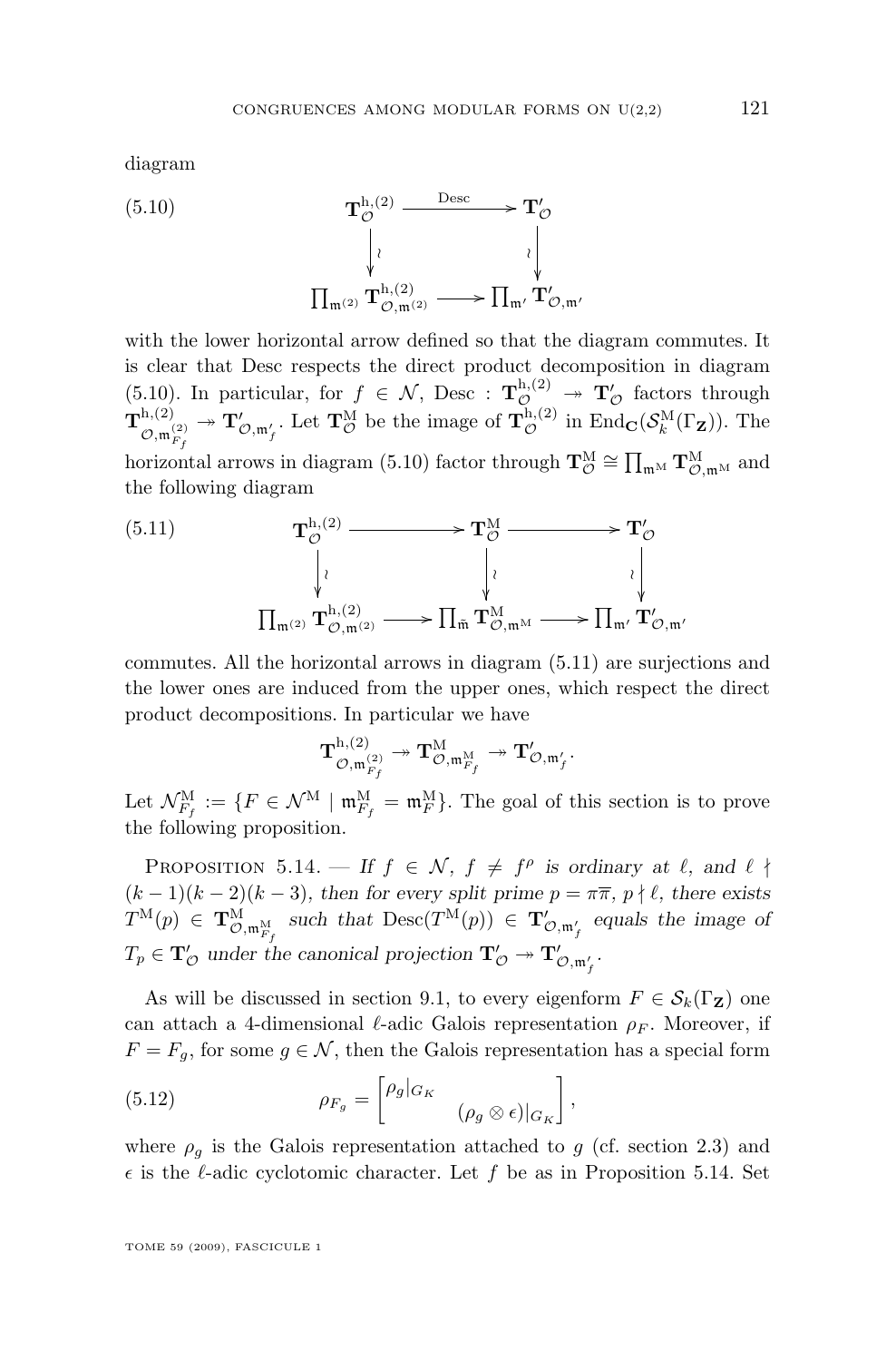diagram

$$
\begin{array}{ccc}
\mathbf{T}^{\mathrm{h},(2)}_{\mathcal{O}} & \xrightarrow{\mathrm{Desc}} & \mathbf{T}'_{\mathcal{O}} \\
\downarrow \wr & & \wr \downarrow \\
\prod_{\mathfrak{m}^{(2)}} \mathbf{T}^{\mathrm{h},(2)}_{\mathcal{O},\mathfrak{m}^{(2)}} & \longrightarrow & \prod_{\mathfrak{m}'} \mathbf{T}'_{\mathcal{O},\mathfrak{m}'}
\end{array}
\tag{5.10}
$$

with the lower horizontal arrow defined so that the diagram commutes. It is clear that Desc respects the direct product decomposition in diagram (5.10). In particular, for $f \in \mathcal{N}$, Desc : $\mathbf{T}^{\mathrm{h},(2)}_{\mathcal{O}} \twoheadrightarrow \mathbf{T}'_{\mathcal{O}}$ factors through $\mathbf{T}^{\mathrm{h},(2)}_{\mathcal{O},\mathfrak{m}^{(2)}_{F_f}} \twoheadrightarrow \mathbf{T}'_{\mathcal{O},\mathfrak{m}'_f}$. Let $\mathbf{T}^{\mathrm{M}}_{\mathcal{O}}$ be the image of $\mathbf{T}^{\mathrm{h},(2)}_{\mathcal{O}}$ in $\mathrm{End}_{\mathbf{C}}(\mathcal{S}^{\mathrm{M}}_k(\Gamma_{\mathbf{Z}}))$. The horizontal arrows in diagram (5.10) factor through $\mathbf{T}^{\mathrm{M}}_{\mathcal{O}} \cong \prod_{\mathfrak{m}^{\mathrm{M}}} \mathbf{T}^{\mathrm{M}}_{\mathcal{O},\mathfrak{m}^{\mathrm{M}}}$ and the following diagram

$$
\begin{array}{ccccc}
\mathbf{T}^{\mathrm{h},(2)}_{\mathcal{O}} & \longrightarrow & \mathbf{T}^{\mathrm{M}}_{\mathcal{O}} & \longrightarrow & \mathbf{T}'_{\mathcal{O}} \\
\downarrow \wr & & \downarrow \wr & & \wr \downarrow \\
\prod_{\mathfrak{m}^{(2)}} \mathbf{T}^{\mathrm{h},(2)}_{\mathcal{O},\mathfrak{m}^{(2)}} & \longrightarrow & \prod_{\tilde{\mathfrak{m}}} \mathbf{T}^{\mathrm{M}}_{\mathcal{O},\mathfrak{m}^{\mathrm{M}}} & \longrightarrow & \prod_{\mathfrak{m}'} \mathbf{T}'_{\mathcal{O},\mathfrak{m}'}
\end{array}
\tag{5.11}
$$

commutes. All the horizontal arrows in diagram (5.11) are surjections and the lower ones are induced from the upper ones, which respect the direct product decompositions. In particular we have

$$\mathbf{T}^{\mathrm{h},(2)}_{\mathcal{O},\mathfrak{m}^{(2)}_{F_f}} \twoheadrightarrow \mathbf{T}^{\mathrm{M}}_{\mathcal{O},\mathfrak{m}^{\mathrm{M}}_{F_f}} \twoheadrightarrow \mathbf{T}'_{\mathcal{O},\mathfrak{m}'_f}.$$

Let $\mathcal{N}^{\mathrm{M}}_{F_f} := \{F \in \mathcal{N}^{\mathrm{M}} \mid \mathfrak{m}^{\mathrm{M}}_{F_f} = \mathfrak{m}^{\mathrm{M}}_F\}$. The goal of this section is to prove the following proposition.

Proposition 5.14. — *If $f \in \mathcal{N}$, $f \neq f^\rho$ is ordinary at $\ell$, and $\ell \nmid (k-1)(k-2)(k-3)$, then for every split prime $p = \pi\overline{\pi}$, $p \nmid \ell$, there exists $T^{\mathrm{M}}(p) \in \mathbf{T}^{\mathrm{M}}_{\mathcal{O},\mathfrak{m}^{\mathrm{M}}_{F_f}}$ such that $\mathrm{Desc}(T^{\mathrm{M}}(p)) \in \mathbf{T}'_{\mathcal{O},\mathfrak{m}'_f}$ equals the image of $T_p \in \mathbf{T}'_{\mathcal{O}}$ under the canonical projection $\mathbf{T}'_{\mathcal{O}} \twoheadrightarrow \mathbf{T}'_{\mathcal{O},\mathfrak{m}'_f}$.*

As will be discussed in section 9.1, to every eigenform $F \in \mathcal{S}_k(\Gamma_{\mathbf{Z}})$ one can attach a 4-dimensional $\ell$-adic Galois representation $\rho_F$. Moreover, if $F = F_g$, for some $g \in \mathcal{N}$, then the Galois representation has a special form

$$\rho_{F_g} = \begin{bmatrix} \rho_g|_{G_K} & \\ & (\rho_g \otimes \epsilon)|_{G_K} \end{bmatrix}, \tag{5.12}$$

where $\rho_g$ is the Galois representation attached to $g$ (cf. section 2.3) and $\epsilon$ is the $\ell$-adic cyclotomic character. Let $f$ be as in Proposition 5.14. Set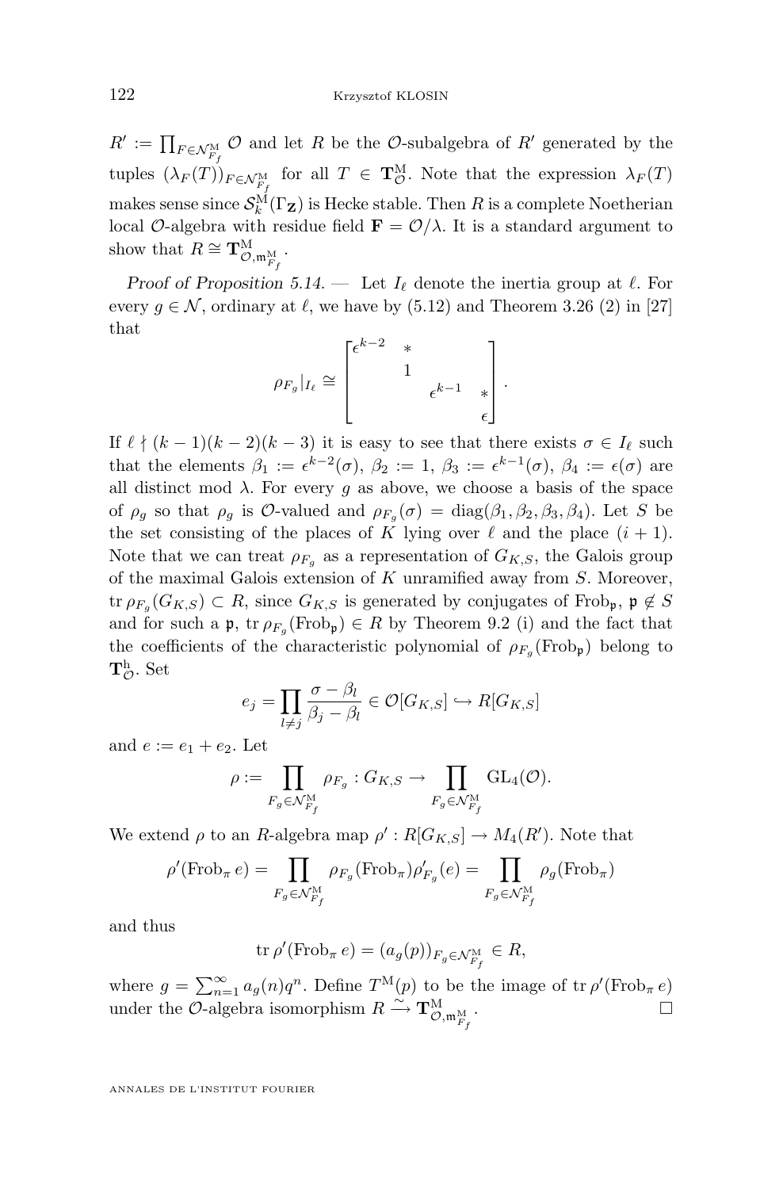$R' := \prod_{F \in \mathcal{N}^{\mathrm{M}}_{F_f}} \mathcal{O}$ and let $R$ be the $\mathcal{O}$-subalgebra of $R'$ generated by the tuples $(\lambda_F(T))_{F \in \mathcal{N}^{\mathrm{M}}_{F_f}}$ for all $T \in \mathbf{T}^{\mathrm{M}}_{\mathcal{O}}$. Note that the expression $\lambda_F(T)$ makes sense since $\mathcal{S}^{\mathrm{M}}_k(\Gamma_{\mathbf{Z}})$ is Hecke stable. Then $R$ is a complete Noetherian local $\mathcal{O}$-algebra with residue field $\mathbf{F} = \mathcal{O}/\lambda$. It is a standard argument to show that $R \cong \mathbf{T}^{\mathrm{M}}_{\mathcal{O}, \mathfrak{m}^{\mathrm{M}}_{F_f}}$.

*Proof of Proposition 5.14.* — Let $I_\ell$ denote the inertia group at $\ell$. For every $g \in \mathcal{N}$, ordinary at $\ell$, we have by (5.12) and Theorem 3.26 (2) in [27] that

$$\rho_{F_g}|_{I_\ell} \cong \begin{bmatrix} \epsilon^{k-2} & * & & \\ & 1 & & \\ & & \epsilon^{k-1} & * \\ & & & \epsilon \end{bmatrix}.$$

If $\ell \nmid (k-1)(k-2)(k-3)$ it is easy to see that there exists $\sigma \in I_\ell$ such that the elements $\beta_1 := \epsilon^{k-2}(\sigma)$, $\beta_2 := 1$, $\beta_3 := \epsilon^{k-1}(\sigma)$, $\beta_4 := \epsilon(\sigma)$ are all distinct mod $\lambda$. For every $g$ as above, we choose a basis of the space of $\rho_g$ so that $\rho_g$ is $\mathcal{O}$-valued and $\rho_{F_g}(\sigma) = \mathrm{diag}(\beta_1, \beta_2, \beta_3, \beta_4)$. Let $S$ be the set consisting of the places of $K$ lying over $\ell$ and the place $(i+1)$. Note that we can treat $\rho_{F_g}$ as a representation of $G_{K,S}$, the Galois group of the maximal Galois extension of $K$ unramified away from $S$. Moreover, $\mathrm{tr}\,\rho_{F_g}(G_{K,S}) \subset R$, since $G_{K,S}$ is generated by conjugates of $\mathrm{Frob}_{\mathfrak{p}}$, $\mathfrak{p} \notin S$ and for such a $\mathfrak{p}$, $\mathrm{tr}\,\rho_{F_g}(\mathrm{Frob}_{\mathfrak{p}}) \in R$ by Theorem 9.2 (i) and the fact that the coefficients of the characteristic polynomial of $\rho_{F_g}(\mathrm{Frob}_{\mathfrak{p}})$ belong to $\mathbf{T}^{\mathrm{h}}_{\mathcal{O}}$. Set

$$e_j = \prod_{l \neq j} \frac{\sigma - \beta_l}{\beta_j - \beta_l} \in \mathcal{O}[G_{K,S}] \hookrightarrow R[G_{K,S}]$$

and $e := e_1 + e_2$. Let

$$\rho := \prod_{F_g \in \mathcal{N}^{\mathrm{M}}_{F_f}} \rho_{F_g} : G_{K,S} \to \prod_{F_g \in \mathcal{N}^{\mathrm{M}}_{F_f}} \mathrm{GL}_4(\mathcal{O}).$$

We extend $\rho$ to an $R$-algebra map $\rho' : R[G_{K,S}] \to M_4(R')$. Note that

$$\rho'(\mathrm{Frob}_\pi\, e) = \prod_{F_g \in \mathcal{N}^{\mathrm{M}}_{F_f}} \rho_{F_g}(\mathrm{Frob}_\pi) \rho'_{F_g}(e) = \prod_{F_g \in \mathcal{N}^{\mathrm{M}}_{F_f}} \rho_g(\mathrm{Frob}_\pi)$$

and thus

$$\mathrm{tr}\,\rho'(\mathrm{Frob}_\pi\, e) = (a_g(p))_{F_g \in \mathcal{N}^{\mathrm{M}}_{F_f}} \in R,$$

where $g = \sum_{n=1}^\infty a_g(n) q^n$. Define $T^{\mathrm{M}}(p)$ to be the image of $\mathrm{tr}\,\rho'(\mathrm{Frob}_\pi\, e)$ under the $\mathcal{O}$-algebra isomorphism $R \xrightarrow{\sim} \mathbf{T}^{\mathrm{M}}_{\mathcal{O}, \mathfrak{m}^{\mathrm{M}}_{F_f}}$. $\square$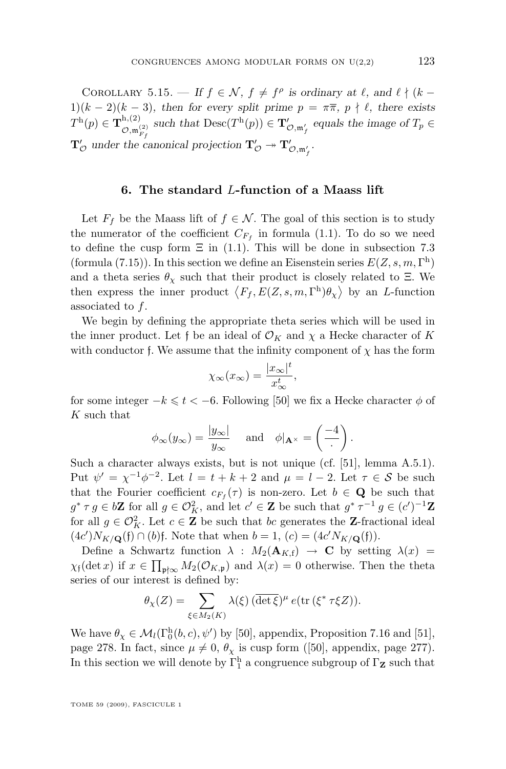Corollary 5.15. — *If $f \in \mathcal{N}$, $f \neq f^\rho$ is ordinary at $\ell$, and $\ell \nmid (k-1)(k-2)(k-3)$, then for every split prime $p = \pi\overline{\pi}$, $p \nmid \ell$, there exists $T^{\mathrm{h}}(p) \in \mathbf{T}^{\mathrm{h},(2)}_{\mathcal{O},\mathfrak{m}^{(2)}_{F_f}}$ such that $\mathrm{Desc}(T^{\mathrm{h}}(p)) \in \mathbf{T}'_{\mathcal{O},\mathfrak{m}'_f}$ equals the image of $T_p \in \mathbf{T}'_{\mathcal{O}}$ under the canonical projection $\mathbf{T}'_{\mathcal{O}} \twoheadrightarrow \mathbf{T}'_{\mathcal{O},\mathfrak{m}'_f}$.*

## 6. The standard $L$-function of a Maass lift

Let $F_f$ be the Maass lift of $f \in \mathcal{N}$. The goal of this section is to study the numerator of the coefficient $C_{F_f}$ in formula (1.1). To do so we need to define the cusp form $\Xi$ in (1.1). This will be done in subsection 7.3 (formula (7.15)). In this section we define an Eisenstein series $E(Z, s, m, \Gamma^{\mathrm{h}})$ and a theta series $\theta_\chi$ such that their product is closely related to $\Xi$. We then express the inner product $\langle F_f, E(Z, s, m, \Gamma^{\mathrm{h}})\theta_\chi \rangle$ by an $L$-function associated to $f$.

We begin by defining the appropriate theta series which will be used in the inner product. Let $\mathfrak{f}$ be an ideal of $\mathcal{O}_K$ and $\chi$ a Hecke character of $K$ with conductor $\mathfrak{f}$. We assume that the infinity component of $\chi$ has the form

$$\chi_\infty(x_\infty) = \frac{|x_\infty|^t}{x_\infty^t},$$

for some integer $-k \leqslant t < -6$. Following [50] we fix a Hecke character $\phi$ of $K$ such that

$$\phi_\infty(y_\infty) = \frac{|y_\infty|}{y_\infty} \quad \text{and} \quad \phi|_{\mathbf{A}^\times} = \left(\frac{-4}{\cdot}\right).$$

Such a character always exists, but is not unique (cf. [51], lemma A.5.1). Put $\psi' = \chi^{-1}\phi^{-2}$. Let $l = t + k + 2$ and $\mu = l - 2$. Let $\tau \in \mathcal{S}$ be such that the Fourier coefficient $c_{F_f}(\tau)$ is non-zero. Let $b \in \mathbf{Q}$ be such that $g^*\, \tau\, g \in b\mathbf{Z}$ for all $g \in \mathcal{O}_K^2$, and let $c' \in \mathbf{Z}$ be such that $g^*\, \tau^{-1}\, g \in (c')^{-1}\mathbf{Z}$ for all $g \in \mathcal{O}_K^2$. Let $c \in \mathbf{Z}$ be such that $bc$ generates the $\mathbf{Z}$-fractional ideal $(4c')N_{K/\mathbf{Q}}(\mathfrak{f}) \cap (b)\mathfrak{f}$. Note that when $b = 1$, $(c) = (4c'N_{K/\mathbf{Q}}(\mathfrak{f}))$.

Define a Schwartz function $\lambda : M_2(\mathbf{A}_{K,\mathrm{f}}) \to \mathbf{C}$ by setting $\lambda(x) = \chi_{\mathfrak{f}}(\det x)$ if $x \in \prod_{\mathfrak{p}\nmid\infty} M_2(\mathcal{O}_{K,\mathfrak{p}})$ and $\lambda(x) = 0$ otherwise. Then the theta series of our interest is defined by:

$$\theta_\chi(Z) = \sum_{\xi \in M_2(K)} \lambda(\xi)\, (\overline{\det \xi})^\mu\, e(\mathrm{tr}\,(\xi^*\, \tau \xi Z)).$$

We have $\theta_\chi \in \mathcal{M}_l(\Gamma_0^{\mathrm{h}}(b, c), \psi')$ by [50], appendix, Proposition 7.16 and [51], page 278. In fact, since $\mu \neq 0$, $\theta_\chi$ is cusp form ([50], appendix, page 277). In this section we will denote by $\Gamma_1^{\mathrm{h}}$ a congruence subgroup of $\Gamma_{\mathbf{Z}}$ such that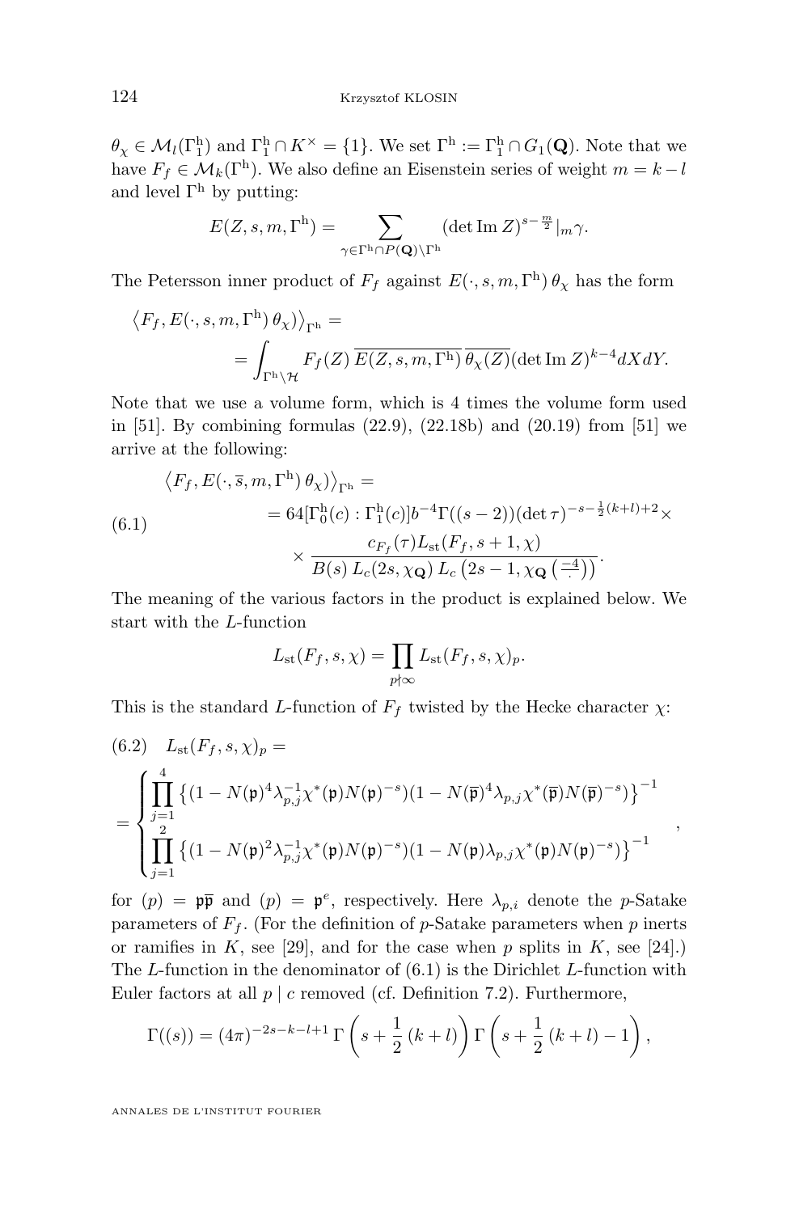$\theta_\chi \in \mathcal{M}_l(\Gamma_1^{\mathrm{h}})$ and $\Gamma_1^{\mathrm{h}} \cap K^\times = \{1\}$. We set $\Gamma^{\mathrm{h}} := \Gamma_1^{\mathrm{h}} \cap G_1(\mathbf{Q})$. Note that we have $F_f \in \mathcal{M}_k(\Gamma^{\mathrm{h}})$. We also define an Eisenstein series of weight $m = k - l$ and level $\Gamma^{\mathrm{h}}$ by putting:

$$E(Z, s, m, \Gamma^{\mathrm{h}}) = \sum_{\gamma \in \Gamma^{\mathrm{h}} \cap P(\mathbf{Q}) \backslash \Gamma^{\mathrm{h}}} (\det \operatorname{Im} Z)^{s - \frac{m}{2}}|_m \gamma.$$

The Petersson inner product of $F_f$ against $E(\cdot, s, m, \Gamma^{\mathrm{h}})\, \theta_\chi$ has the form

$$\begin{aligned}\left\langle F_f, E(\cdot, s, m, \Gamma^{\mathrm{h}})\, \theta_\chi \right\rangle_{\Gamma^{\mathrm{h}}} &= \\ &= \int_{\Gamma^{\mathrm{h}} \backslash \mathcal{H}} F_f(Z)\, \overline{E(Z, s, m, \Gamma^{\mathrm{h}})}\, \overline{\theta_\chi(Z)} (\det \operatorname{Im} Z)^{k-4} dX dY.\end{aligned}$$

Note that we use a volume form, which is 4 times the volume form used in [51]. By combining formulas (22.9), (22.18b) and (20.19) from [51] we arrive at the following:

$$\begin{aligned}\left\langle F_f, E(\cdot, \overline{s}, m, \Gamma^{\mathrm{h}})\, \theta_\chi \right\rangle_{\Gamma^{\mathrm{h}}} &= \\ &= 64[\Gamma_0^{\mathrm{h}}(c) : \Gamma_1^{\mathrm{h}}(c)] b^{-4} \Gamma((s-2)) (\det \tau)^{-s - \frac{1}{2}(k+l) + 2} \times \\ &\quad \times \frac{c_{F_f}(\tau) L_{\mathrm{st}}(F_f, s+1, \chi)}{B(s)\, L_c(2s, \chi_{\mathbf{Q}})\, L_c\left(2s - 1, \chi_{\mathbf{Q}} \left(\frac{-4}{\cdot}\right)\right)}.\end{aligned} \tag{6.1}$$

The meaning of the various factors in the product is explained below. We start with the $L$-function

$$L_{\mathrm{st}}(F_f, s, \chi) = \prod_{p \nmid \infty} L_{\mathrm{st}}(F_f, s, \chi)_p.$$

This is the standard $L$-function of $F_f$ twisted by the Hecke character $\chi$:

$$L_{\mathrm{st}}(F_f, s, \chi)_p = \tag{6.2}$$

$$= \begin{cases} \displaystyle\prod_{j=1}^{4} \left\{ (1 - N(\mathfrak{p})^4 \lambda_{p,j}^{-1} \chi^*(\mathfrak{p}) N(\mathfrak{p})^{-s})(1 - N(\overline{\mathfrak{p}})^4 \lambda_{p,j} \chi^*(\overline{\mathfrak{p}}) N(\overline{\mathfrak{p}})^{-s}) \right\}^{-1} \\ \displaystyle\prod_{j=1}^{2} \left\{ (1 - N(\mathfrak{p})^2 \lambda_{p,j}^{-1} \chi^*(\mathfrak{p}) N(\mathfrak{p})^{-s})(1 - N(\mathfrak{p}) \lambda_{p,j} \chi^*(\mathfrak{p}) N(\mathfrak{p})^{-s}) \right\}^{-1} \end{cases},$$

for $(p) = \mathfrak{p}\overline{\mathfrak{p}}$ and $(p) = \mathfrak{p}^e$, respectively. Here $\lambda_{p,i}$ denote the $p$-Satake parameters of $F_f$. (For the definition of $p$-Satake parameters when $p$ inerts or ramifies in $K$, see [29], and for the case when $p$ splits in $K$, see [24].) The $L$-function in the denominator of (6.1) is the Dirichlet $L$-function with Euler factors at all $p \mid c$ removed (cf. Definition 7.2). Furthermore,

$$\Gamma((s)) = (4\pi)^{-2s-k-l+1}\, \Gamma\left(s + \frac{1}{2}(k+l)\right) \Gamma\left(s + \frac{1}{2}(k+l) - 1\right),$$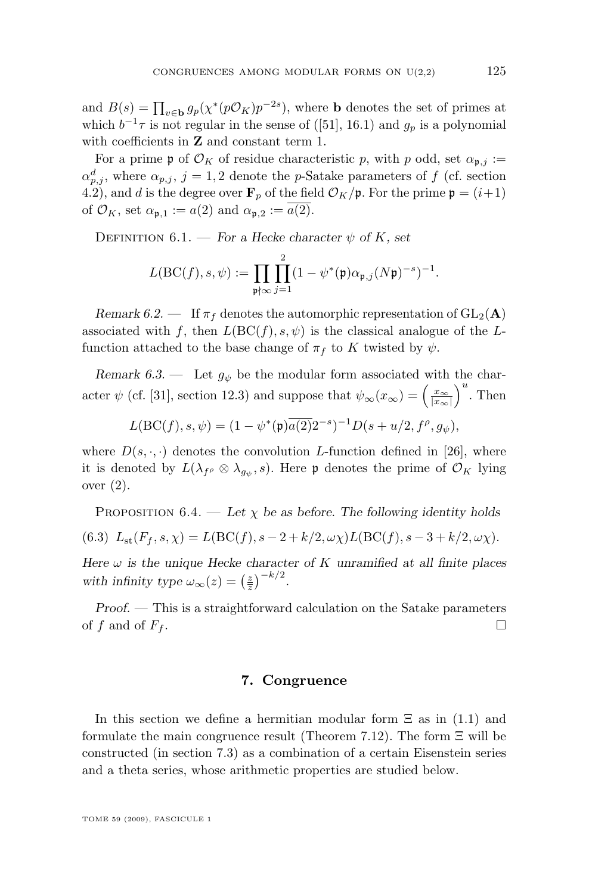and $B(s) = \prod_{v \in \mathbf{b}} g_p(\chi^*(p\mathcal{O}_K)p^{-2s})$, where $\mathbf{b}$ denotes the set of primes at which $b^{-1}\tau$ is not regular in the sense of ([51], 16.1) and $g_p$ is a polynomial with coefficients in $\mathbf{Z}$ and constant term 1.

For a prime $\mathfrak{p}$ of $\mathcal{O}_K$ of residue characteristic $p$, with $p$ odd, set $\alpha_{\mathfrak{p},j} := \alpha_{p,j}^d$, where $\alpha_{p,j}$, $j = 1, 2$ denote the $p$-Satake parameters of $f$ (cf. section 4.2), and $d$ is the degree over $\mathbf{F}_p$ of the field $\mathcal{O}_K/\mathfrak{p}$. For the prime $\mathfrak{p} = (i+1)$ of $\mathcal{O}_K$, set $\alpha_{\mathfrak{p},1} := a(2)$ and $\alpha_{\mathfrak{p},2} := \overline{a(2)}$.

Definition 6.1. — *For a Hecke character $\psi$ of $K$, set*

$$L(\mathrm{BC}(f), s, \psi) := \prod_{\mathfrak{p} \nmid \infty} \prod_{j=1}^{2} (1 - \psi^*(\mathfrak{p})\alpha_{\mathfrak{p},j}(N\mathfrak{p})^{-s})^{-1}.$$

*Remark 6.2.* — If $\pi_f$ denotes the automorphic representation of $\mathrm{GL}_2(\mathbf{A})$ associated with $f$, then $L(\mathrm{BC}(f), s, \psi)$ is the classical analogue of the $L$-function attached to the base change of $\pi_f$ to $K$ twisted by $\psi$.

*Remark 6.3.* — Let $g_\psi$ be the modular form associated with the character $\psi$ (cf. [31], section 12.3) and suppose that $\psi_\infty(x_\infty) = \left(\frac{x_\infty}{|x_\infty|}\right)^u$. Then

$$L(\mathrm{BC}(f), s, \psi) = (1 - \psi^*(\mathfrak{p})\overline{a(2)}2^{-s})^{-1} D(s + u/2, f^\rho, g_\psi),$$

where $D(s, \cdot, \cdot)$ denotes the convolution $L$-function defined in [26], where it is denoted by $L(\lambda_{f^\rho} \otimes \lambda_{g_\psi}, s)$. Here $\mathfrak{p}$ denotes the prime of $\mathcal{O}_K$ lying over (2).

Proposition 6.4. — *Let $\chi$ be as before. The following identity holds*

$$L_{\mathrm{st}}(F_f, s, \chi) = L(\mathrm{BC}(f), s - 2 + k/2, \omega\chi) L(\mathrm{BC}(f), s - 3 + k/2, \omega\chi). \tag{6.3}$$

*Here $\omega$ is the unique Hecke character of $K$ unramified at all finite places with infinity type $\omega_\infty(z) = \left(\frac{z}{\bar{z}}\right)^{-k/2}$.*

*Proof.* — This is a straightforward calculation on the Satake parameters of $f$ and of $F_f$. □

## 7. Congruence

In this section we define a hermitian modular form $\Xi$ as in (1.1) and formulate the main congruence result (Theorem 7.12). The form $\Xi$ will be constructed (in section 7.3) as a combination of a certain Eisenstein series and a theta series, whose arithmetic properties are studied below.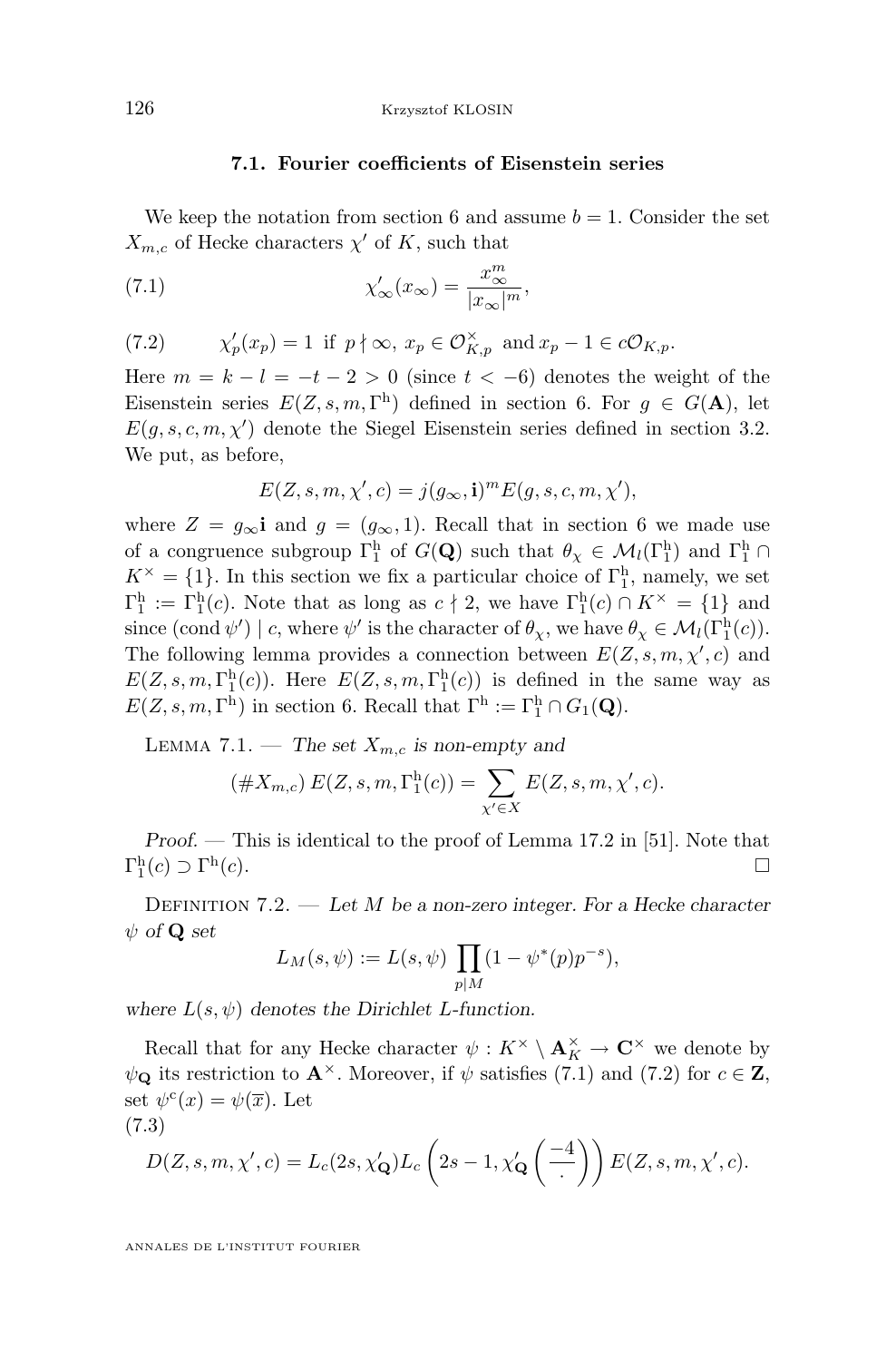### 7.1. Fourier coefficients of Eisenstein series

We keep the notation from section 6 and assume $b = 1$. Consider the set $X_{m,c}$ of Hecke characters $\chi'$ of $K$, such that

$$\chi'_\infty(x_\infty) = \frac{x_\infty^m}{|x_\infty|^m}, \tag{7.1}$$

$$\chi'_p(x_p) = 1 \text{ if } p \nmid \infty, \; x_p \in \mathcal{O}_{K,p}^\times \text{ and } x_p - 1 \in c\mathcal{O}_{K,p}. \tag{7.2}$$

Here $m = k - l = -t - 2 > 0$ (since $t < -6$) denotes the weight of the Eisenstein series $E(Z, s, m, \Gamma^{\mathrm{h}})$ defined in section 6. For $g \in G(\mathbf{A})$, let $E(g, s, c, m, \chi')$ denote the Siegel Eisenstein series defined in section 3.2. We put, as before,

$$E(Z, s, m, \chi', c) = j(g_\infty, \mathbf{i})^m E(g, s, c, m, \chi'),$$

where $Z = g_\infty \mathbf{i}$ and $g = (g_\infty, 1)$. Recall that in section 6 we made use of a congruence subgroup $\Gamma_1^{\mathrm{h}}$ of $G(\mathbf{Q})$ such that $\theta_\chi \in \mathcal{M}_l(\Gamma_1^{\mathrm{h}})$ and $\Gamma_1^{\mathrm{h}} \cap K^\times = \{1\}$. In this section we fix a particular choice of $\Gamma_1^{\mathrm{h}}$, namely, we set $\Gamma_1^{\mathrm{h}} := \Gamma_1^{\mathrm{h}}(c)$. Note that as long as $c \nmid 2$, we have $\Gamma_1^{\mathrm{h}}(c) \cap K^\times = \{1\}$ and since $(\operatorname{cond} \psi') \mid c$, where $\psi'$ is the character of $\theta_\chi$, we have $\theta_\chi \in \mathcal{M}_l(\Gamma_1^{\mathrm{h}}(c))$. The following lemma provides a connection between $E(Z, s, m, \chi', c)$ and $E(Z, s, m, \Gamma_1^{\mathrm{h}}(c))$. Here $E(Z, s, m, \Gamma_1^{\mathrm{h}}(c))$ is defined in the same way as $E(Z, s, m, \Gamma^{\mathrm{h}})$ in section 6. Recall that $\Gamma^{\mathrm{h}} := \Gamma_1^{\mathrm{h}} \cap G_1(\mathbf{Q})$.

Lemma 7.1. — *The set $X_{m,c}$ is non-empty and*

$$(\# X_{m,c})\, E(Z, s, m, \Gamma_1^{\mathrm{h}}(c)) = \sum_{\chi' \in X} E(Z, s, m, \chi', c).$$

*Proof.* — This is identical to the proof of Lemma 17.2 in [51]. Note that $\Gamma_1^{\mathrm{h}}(c) \supset \Gamma^{\mathrm{h}}(c)$. □

Definition 7.2. — *Let $M$ be a non-zero integer. For a Hecke character $\psi$ of $\mathbf{Q}$ set*

$$L_M(s, \psi) := L(s, \psi) \prod_{p \mid M} (1 - \psi^*(p) p^{-s}),$$

*where $L(s, \psi)$ denotes the Dirichlet L-function.*

Recall that for any Hecke character $\psi : K^\times \setminus \mathbf{A}_K^\times \to \mathbf{C}^\times$ we denote by $\psi_{\mathbf{Q}}$ its restriction to $\mathbf{A}^\times$. Moreover, if $\psi$ satisfies (7.1) and (7.2) for $c \in \mathbf{Z}$, set $\psi^{\mathrm{c}}(x) = \psi(\overline{x})$. Let

$$D(Z, s, m, \chi', c) = L_c(2s, \chi'_{\mathbf{Q}}) L_c\left(2s - 1, \chi'_{\mathbf{Q}} \left(\frac{-4}{\cdot}\right)\right) E(Z, s, m, \chi', c). \tag{7.3}$$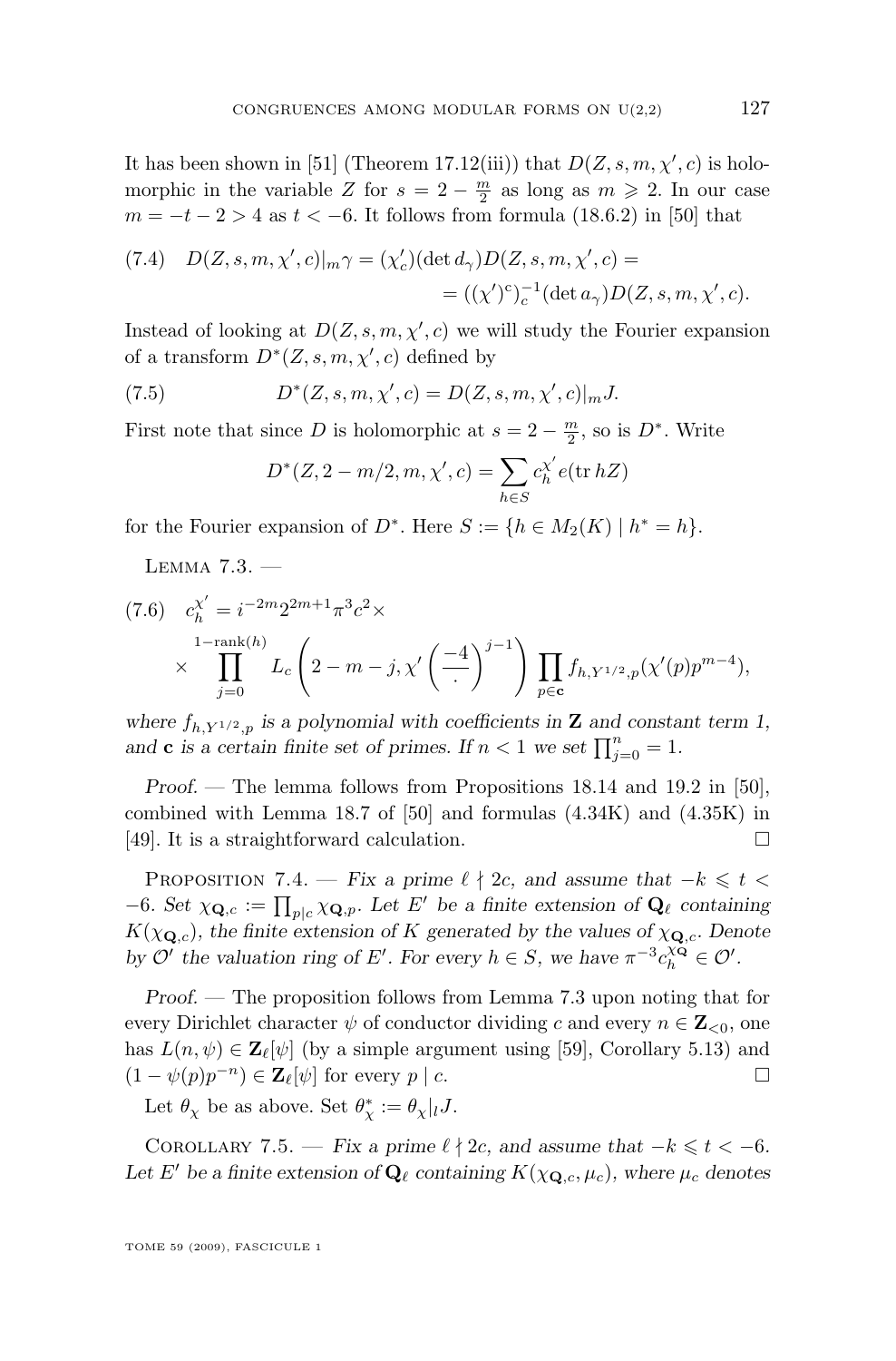It has been shown in [51] (Theorem 17.12(iii)) that $D(Z, s, m, \chi', c)$ is holomorphic in the variable $Z$ for $s = 2 - \frac{m}{2}$ as long as $m \geqslant 2$. In our case $m = -t - 2 > 4$ as $t < -6$. It follows from formula (18.6.2) in [50] that

$$
\begin{aligned}
(7.4)\quad D(Z, s, m, \chi', c)|_m \gamma = (\chi'_c)(\det d_\gamma) D(Z, s, m, \chi', c) = \\
= ((\chi')^c)_c^{-1}(\det a_\gamma) D(Z, s, m, \chi', c).
\end{aligned}
$$

Instead of looking at $D(Z, s, m, \chi', c)$ we will study the Fourier expansion of a transform $D^*(Z, s, m, \chi', c)$ defined by

$$
(7.5)\qquad D^*(Z, s, m, \chi', c) = D(Z, s, m, \chi', c)|_m J.
$$

First note that since $D$ is holomorphic at $s = 2 - \frac{m}{2}$, so is $D^*$. Write

$$
D^*(Z, 2 - m/2, m, \chi', c) = \sum_{h \in S} c_h^{\chi'} e(\operatorname{tr} hZ)
$$

for the Fourier expansion of $D^*$. Here $S := \{h \in M_2(K) \mid h^* = h\}$.

Lemma 7.3. —

$$
\begin{aligned}
(7.6)\quad c_h^{\chi'} = i^{-2m} 2^{2m+1} \pi^3 c^2 \times \\
\times \prod_{j=0}^{1-\operatorname{rank}(h)} L_c\left(2 - m - j, \chi'\left(\frac{-4}{\cdot}\right)^{j-1}\right) \prod_{p \in \mathbf{c}} f_{h, Y^{1/2}, p}(\chi'(p) p^{m-4}),
\end{aligned}
$$

*where $f_{h,Y^{1/2},p}$ is a polynomial with coefficients in $\mathbf{Z}$ and constant term 1, and $\mathbf{c}$ is a certain finite set of primes. If $n < 1$ we set $\prod_{j=0}^n = 1$.*

*Proof.* — The lemma follows from Propositions 18.14 and 19.2 in [50], combined with Lemma 18.7 of [50] and formulas (4.34K) and (4.35K) in [49]. It is a straightforward calculation. □

Proposition 7.4. — *Fix a prime $\ell \nmid 2c$, and assume that $-k \leqslant t < -6$. Set $\chi_{\mathbf{Q},c} := \prod_{p \mid c} \chi_{\mathbf{Q},p}$. Let $E'$ be a finite extension of $\mathbf{Q}_\ell$ containing $K(\chi_{\mathbf{Q},c})$, the finite extension of $K$ generated by the values of $\chi_{\mathbf{Q},c}$. Denote by $\mathcal{O}'$ the valuation ring of $E'$. For every $h \in S$, we have $\pi^{-3} c_h^{\chi_{\mathbf{Q}}} \in \mathcal{O}'$.*

*Proof.* — The proposition follows from Lemma 7.3 upon noting that for every Dirichlet character $\psi$ of conductor dividing $c$ and every $n \in \mathbf{Z}_{<0}$, one has $L(n, \psi) \in \mathbf{Z}_\ell[\psi]$ (by a simple argument using [59], Corollary 5.13) and $(1 - \psi(p) p^{-n}) \in \mathbf{Z}_\ell[\psi]$ for every $p \mid c$. □

Let $\theta_\chi$ be as above. Set $\theta_\chi^* := \theta_\chi|_l J$.

Corollary 7.5. — *Fix a prime $\ell \nmid 2c$, and assume that $-k \leqslant t < -6$. Let $E'$ be a finite extension of $\mathbf{Q}_\ell$ containing $K(\chi_{\mathbf{Q},c}, \mu_c)$, where $\mu_c$ denotes*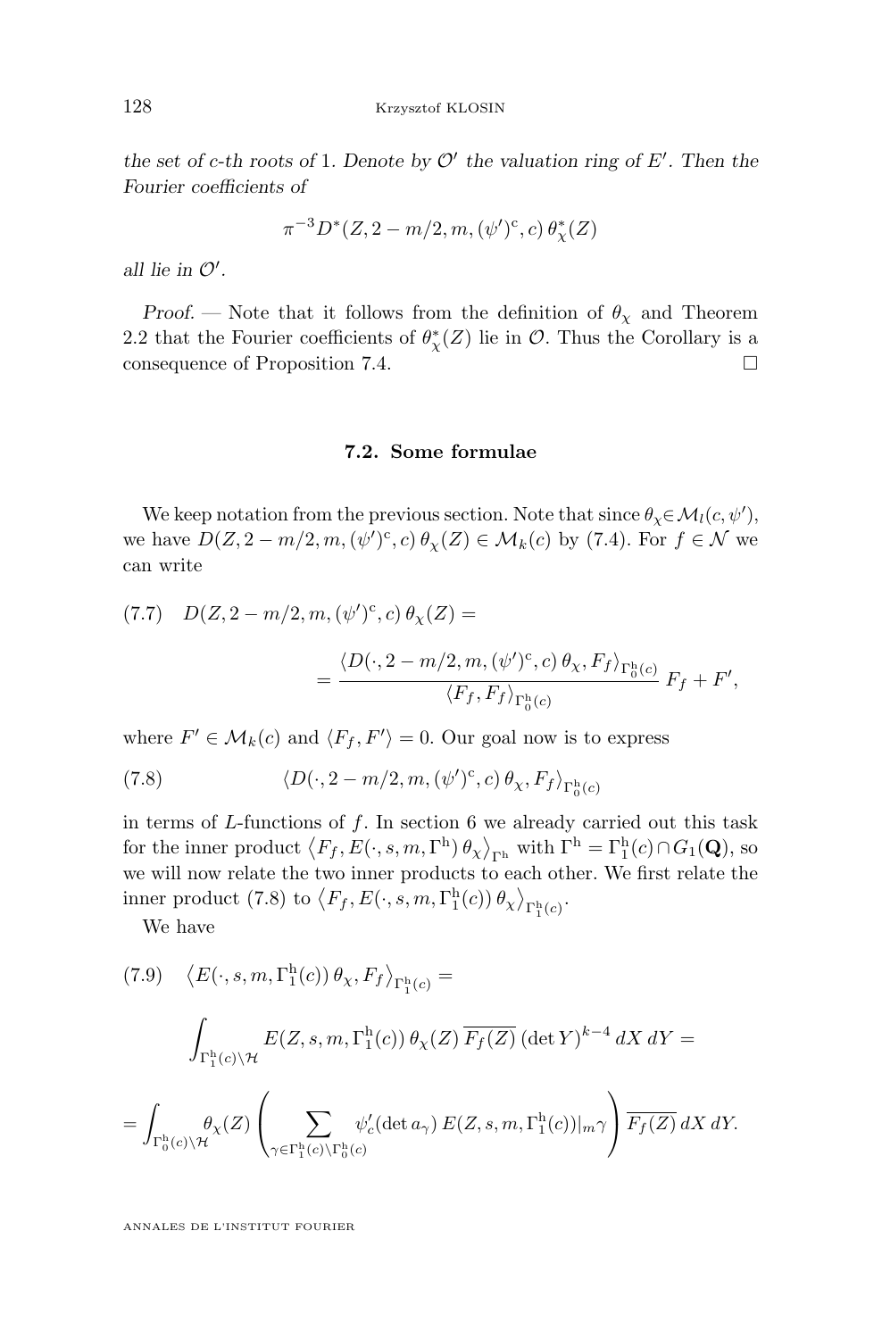*the set of c-th roots of* 1*. Denote by* $\mathcal{O}'$ *the valuation ring of* $E'$*. Then the Fourier coefficients of*

$$\pi^{-3} D^*(Z, 2-m/2, m, (\psi')^{\mathrm{c}}, c)\, \theta^*_\chi(Z)$$

*all lie in* $\mathcal{O}'$*.*

*Proof.* — Note that it follows from the definition of $\theta_\chi$ and Theorem 2.2 that the Fourier coefficients of $\theta^*_\chi(Z)$ lie in $\mathcal{O}$. Thus the Corollary is a consequence of Proposition 7.4. □

### 7.2. Some formulae

We keep notation from the previous section. Note that since $\theta_\chi \in \mathcal{M}_l(c, \psi')$, we have $D(Z, 2-m/2, m, (\psi')^{\mathrm{c}}, c)\, \theta_\chi(Z) \in \mathcal{M}_k(c)$ by (7.4). For $f \in \mathcal{N}$ we can write

$$D(Z, 2-m/2, m, (\psi')^{\mathrm{c}}, c)\, \theta_\chi(Z) = \tag{7.7}$$

$$= \frac{\langle D(\cdot, 2-m/2, m, (\psi')^{\mathrm{c}}, c)\, \theta_\chi, F_f \rangle_{\Gamma_0^{\mathrm{h}}(c)}}{\langle F_f, F_f \rangle_{\Gamma_0^{\mathrm{h}}(c)}}\, F_f + F',$$

where $F' \in \mathcal{M}_k(c)$ and $\langle F_f, F' \rangle = 0$. Our goal now is to express

$$\langle D(\cdot, 2-m/2, m, (\psi')^{\mathrm{c}}, c)\, \theta_\chi, F_f \rangle_{\Gamma_0^{\mathrm{h}}(c)} \tag{7.8}$$

in terms of $L$-functions of $f$. In section 6 we already carried out this task for the inner product $\left\langle F_f, E(\cdot, s, m, \Gamma^{\mathrm{h}})\, \theta_\chi \right\rangle_{\Gamma^{\mathrm{h}}}$ with $\Gamma^{\mathrm{h}} = \Gamma_1^{\mathrm{h}}(c) \cap G_1(\mathbf{Q})$, so we will now relate the two inner products to each other. We first relate the inner product (7.8) to $\left\langle F_f, E(\cdot, s, m, \Gamma_1^{\mathrm{h}}(c))\, \theta_\chi \right\rangle_{\Gamma_1^{\mathrm{h}}(c)}$.

We have

$$\left\langle E(\cdot, s, m, \Gamma_1^{\mathrm{h}}(c))\, \theta_\chi, F_f \right\rangle_{\Gamma_1^{\mathrm{h}}(c)} = \tag{7.9}$$

$$\int_{\Gamma_1^{\mathrm{h}}(c)\backslash \mathcal{H}} E(Z, s, m, \Gamma_1^{\mathrm{h}}(c))\, \theta_\chi(Z)\, \overline{F_f(Z)}\, (\det Y)^{k-4}\, dX\, dY =$$

$$= \int_{\Gamma_0^{\mathrm{h}}(c)\backslash \mathcal{H}} \theta_\chi(Z) \left( \sum_{\gamma \in \Gamma_1^{\mathrm{h}}(c)\backslash \Gamma_0^{\mathrm{h}}(c)} \psi_c'(\det a_\gamma)\, E(Z, s, m, \Gamma_1^{\mathrm{h}}(c))|_m \gamma \right) \overline{F_f(Z)}\, dX\, dY.$$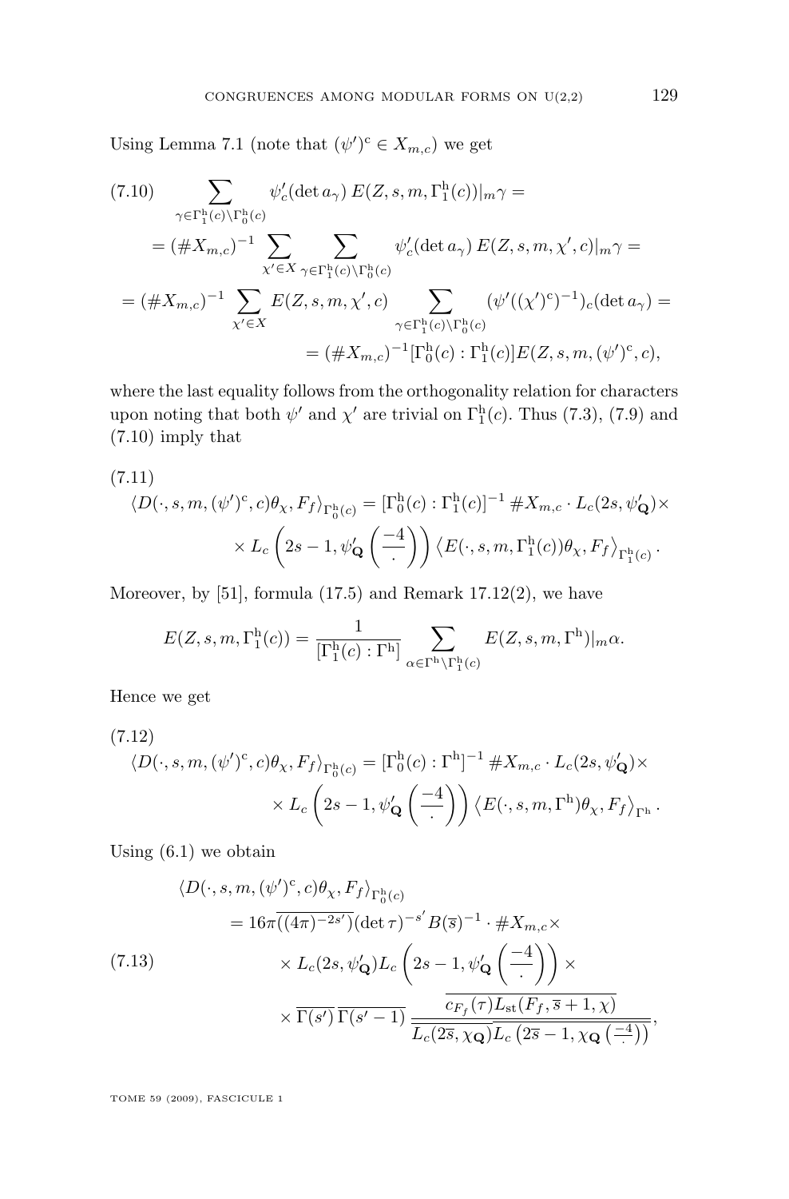Using Lemma 7.1 (note that $(\psi')^{\mathrm{c}} \in X_{m,c}$) we get

$$
\begin{aligned}
(7.10)\qquad & \sum_{\gamma \in \Gamma_1^{\mathrm{h}}(c)\backslash \Gamma_0^{\mathrm{h}}(c)} \psi'_c(\det a_\gamma)\, E(Z,s,m,\Gamma_1^{\mathrm{h}}(c))|_m \gamma = \\
&= (\# X_{m,c})^{-1} \sum_{\chi' \in X} \sum_{\gamma \in \Gamma_1^{\mathrm{h}}(c)\backslash \Gamma_0^{\mathrm{h}}(c)} \psi'_c(\det a_\gamma)\, E(Z,s,m,\chi',c)|_m \gamma = \\
&= (\# X_{m,c})^{-1} \sum_{\chi' \in X} E(Z,s,m,\chi',c) \sum_{\gamma \in \Gamma_1^{\mathrm{h}}(c)\backslash \Gamma_0^{\mathrm{h}}(c)} (\psi'((\chi')^{\mathrm{c}})^{-1})_c(\det a_\gamma) = \\
&= (\# X_{m,c})^{-1} [\Gamma_0^{\mathrm{h}}(c) : \Gamma_1^{\mathrm{h}}(c)] E(Z,s,m,(\psi')^{\mathrm{c}},c),
\end{aligned}
$$

where the last equality follows from the orthogonality relation for characters upon noting that both $\psi'$ and $\chi'$ are trivial on $\Gamma_1^{\mathrm{h}}(c)$. Thus (7.3), (7.9) and (7.10) imply that

$$
\begin{aligned}
(7.11)\qquad & \langle D(\cdot,s,m,(\psi')^{\mathrm{c}},c)\theta_\chi, F_f\rangle_{\Gamma_0^{\mathrm{h}}(c)} = [\Gamma_0^{\mathrm{h}}(c) : \Gamma_1^{\mathrm{h}}(c)]^{-1}\, \# X_{m,c} \cdot L_c(2s,\psi'_{\mathbf{Q}}) \times \\
&\times L_c\left(2s-1, \psi'_{\mathbf{Q}}\left(\frac{-4}{\cdot}\right)\right) \left\langle E(\cdot,s,m,\Gamma_1^{\mathrm{h}}(c))\theta_\chi, F_f\right\rangle_{\Gamma_1^{\mathrm{h}}(c)}.
\end{aligned}
$$

Moreover, by [51], formula (17.5) and Remark 17.12(2), we have

$$
E(Z,s,m,\Gamma_1^{\mathrm{h}}(c)) = \frac{1}{[\Gamma_1^{\mathrm{h}}(c) : \Gamma^{\mathrm{h}}]} \sum_{\alpha \in \Gamma^{\mathrm{h}} \backslash \Gamma_1^{\mathrm{h}}(c)} E(Z,s,m,\Gamma^{\mathrm{h}})|_m \alpha.
$$

Hence we get

$$
\begin{aligned}
(7.12)\qquad & \langle D(\cdot,s,m,(\psi')^{\mathrm{c}},c)\theta_\chi, F_f\rangle_{\Gamma_0^{\mathrm{h}}(c)} = [\Gamma_0^{\mathrm{h}}(c) : \Gamma^{\mathrm{h}}]^{-1}\, \# X_{m,c} \cdot L_c(2s,\psi'_{\mathbf{Q}}) \times \\
&\times L_c\left(2s-1, \psi'_{\mathbf{Q}}\left(\frac{-4}{\cdot}\right)\right) \left\langle E(\cdot,s,m,\Gamma^{\mathrm{h}})\theta_\chi, F_f\right\rangle_{\Gamma^{\mathrm{h}}}.
\end{aligned}
$$

Using (6.1) we obtain

$$
\begin{aligned}
& \langle D(\cdot,s,m,(\psi')^{\mathrm{c}},c)\theta_\chi, F_f\rangle_{\Gamma_0^{\mathrm{h}}(c)} \\
&\quad = 16\pi\overline{((4\pi)^{-2s'})}(\det\tau)^{-s'} B(\overline{s})^{-1} \cdot \# X_{m,c} \times \\
(7.13)\qquad &\quad \times L_c(2s,\psi'_{\mathbf{Q}}) L_c\left(2s-1, \psi'_{\mathbf{Q}}\left(\frac{-4}{\cdot}\right)\right) \times \\
&\quad \times \overline{\Gamma(s')}\,\overline{\Gamma(s'-1)}\, \frac{\overline{c_{F_f}(\tau) L_{\mathrm{st}}(F_f,\overline{s}+1,\chi)}}{\overline{L_c(2\overline{s},\chi_{\mathbf{Q}}) L_c\left(2\overline{s}-1,\chi_{\mathbf{Q}}\left(\frac{-4}{\cdot}\right)\right)}},
\end{aligned}
$$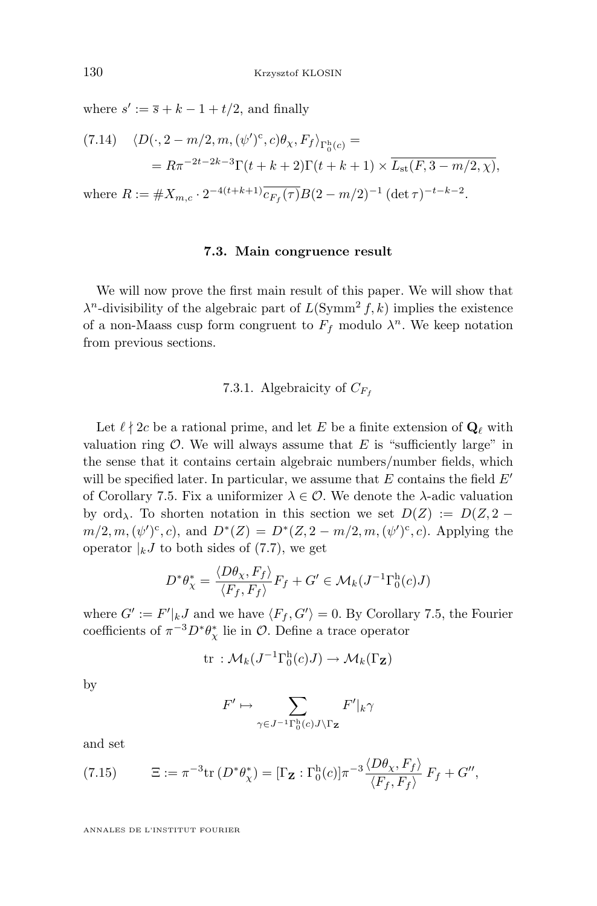where $s' := \overline{s} + k - 1 + t/2$, and finally

$$\text{(7.14)} \quad \langle D(\cdot, 2-m/2, m, (\psi')^{\mathrm{c}}, c)\theta_\chi, F_f\rangle_{\Gamma_0^{\mathrm{h}}(c)} = \\ = R\pi^{-2t-2k-3}\Gamma(t+k+2)\Gamma(t+k+1) \times \overline{L_{\mathrm{st}}(F, 3-m/2, \chi)},$$

where $R := \# X_{m,c} \cdot 2^{-4(t+k+1)}\overline{c_{F_f}(\tau)}B(2-m/2)^{-1}(\det \tau)^{-t-k-2}$.

## 7.3. Main congruence result

We will now prove the first main result of this paper. We will show that $\lambda^n$-divisibility of the algebraic part of $L(\mathrm{Symm}^2 f, k)$ implies the existence of a non-Maass cusp form congruent to $F_f$ modulo $\lambda^n$. We keep notation from previous sections.

### 7.3.1. Algebraicity of $C_{F_f}$

Let $\ell \nmid 2c$ be a rational prime, and let $E$ be a finite extension of $\mathbf{Q}_\ell$ with valuation ring $\mathcal{O}$. We will always assume that $E$ is "sufficiently large" in the sense that it contains certain algebraic numbers/number fields, which will be specified later. In particular, we assume that $E$ contains the field $E'$ of Corollary 7.5. Fix a uniformizer $\lambda \in \mathcal{O}$. We denote the $\lambda$-adic valuation by $\mathrm{ord}_\lambda$. To shorten notation in this section we set $D(Z) := D(Z, 2-m/2, m, (\psi')^{\mathrm{c}}, c)$, and $D^*(Z) = D^*(Z, 2-m/2, m, (\psi')^{\mathrm{c}}, c)$. Applying the operator $|_k J$ to both sides of (7.7), we get

$$D^*\theta_\chi^* = \frac{\langle D\theta_\chi, F_f\rangle}{\langle F_f, F_f\rangle} F_f + G' \in \mathcal{M}_k(J^{-1}\Gamma_0^{\mathrm{h}}(c)J)$$

where $G' := F'|_k J$ and we have $\langle F_f, G'\rangle = 0$. By Corollary 7.5, the Fourier coefficients of $\pi^{-3}D^*\theta_\chi^*$ lie in $\mathcal{O}$. Define a trace operator

$$\mathrm{tr} : \mathcal{M}_k(J^{-1}\Gamma_0^{\mathrm{h}}(c)J) \to \mathcal{M}_k(\Gamma_{\mathbf{Z}})$$

by

$$F' \mapsto \sum_{\gamma \in J^{-1}\Gamma_0^{\mathrm{h}}(c)J \backslash \Gamma_{\mathbf{Z}}} F'|_k\gamma$$

and set

$$\text{(7.15)} \qquad \Xi := \pi^{-3}\mathrm{tr}\,(D^*\theta_\chi^*) = [\Gamma_{\mathbf{Z}} : \Gamma_0^{\mathrm{h}}(c)]\pi^{-3}\frac{\langle D\theta_\chi, F_f\rangle}{\langle F_f, F_f\rangle}\, F_f + G'',$$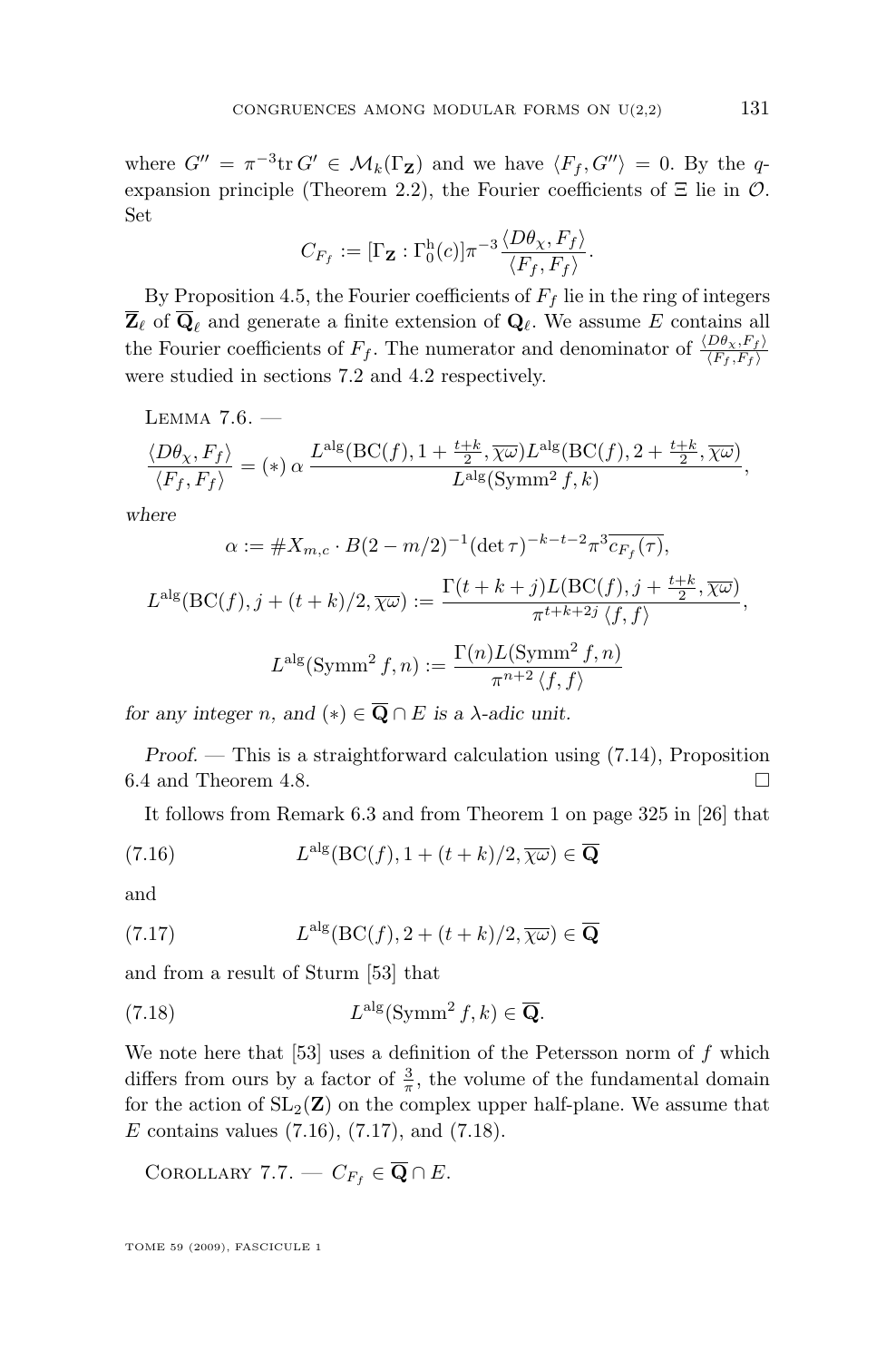where $G'' = \pi^{-3}\mathrm{tr}\, G' \in \mathcal{M}_k(\Gamma_{\mathbf{Z}})$ and we have $\langle F_f, G''\rangle = 0$. By the $q$-expansion principle (Theorem 2.2), the Fourier coefficients of $\Xi$ lie in $\mathcal{O}$. Set

$$C_{F_f} := [\Gamma_{\mathbf{Z}} : \Gamma_0^{\mathrm{h}}(c)]\pi^{-3}\frac{\langle D\theta_\chi, F_f\rangle}{\langle F_f, F_f\rangle}.$$

By Proposition 4.5, the Fourier coefficients of $F_f$ lie in the ring of integers $\overline{\mathbf{Z}}_\ell$ of $\overline{\mathbf{Q}}_\ell$ and generate a finite extension of $\mathbf{Q}_\ell$. We assume $E$ contains all the Fourier coefficients of $F_f$. The numerator and denominator of $\frac{\langle D\theta_\chi, F_f\rangle}{\langle F_f, F_f\rangle}$ were studied in sections 7.2 and 4.2 respectively.

Lemma 7.6. —

$$\frac{\langle D\theta_\chi, F_f\rangle}{\langle F_f, F_f\rangle} = (*)\,\alpha\,\frac{L^{\mathrm{alg}}(\mathrm{BC}(f), 1+\frac{t+k}{2}, \overline{\chi\omega})L^{\mathrm{alg}}(\mathrm{BC}(f), 2+\frac{t+k}{2}, \overline{\chi\omega})}{L^{\mathrm{alg}}(\mathrm{Symm}^2 f, k)},$$

*where*

$$\alpha := \#X_{m,c}\cdot B(2-m/2)^{-1}(\det\tau)^{-k-t-2}\pi^3\overline{c_{F_f}(\tau)},$$

$$L^{\mathrm{alg}}(\mathrm{BC}(f), j+(t+k)/2, \overline{\chi\omega}) := \frac{\Gamma(t+k+j)L(\mathrm{BC}(f), j+\frac{t+k}{2}, \overline{\chi\omega})}{\pi^{t+k+2j}\langle f, f\rangle},$$

$$L^{\mathrm{alg}}(\mathrm{Symm}^2 f, n) := \frac{\Gamma(n)L(\mathrm{Symm}^2 f, n)}{\pi^{n+2}\langle f, f\rangle}$$

*for any integer $n$, and $(*) \in \overline{\mathbf{Q}} \cap E$ is a $\lambda$-adic unit.*

*Proof.* — This is a straightforward calculation using (7.14), Proposition 6.4 and Theorem 4.8. □

It follows from Remark 6.3 and from Theorem 1 on page 325 in [26] that

$$L^{\mathrm{alg}}(\mathrm{BC}(f), 1+(t+k)/2, \overline{\chi\omega}) \in \overline{\mathbf{Q}} \tag{7.16}$$

and

$$L^{\mathrm{alg}}(\mathrm{BC}(f), 2+(t+k)/2, \overline{\chi\omega}) \in \overline{\mathbf{Q}} \tag{7.17}$$

and from a result of Sturm [53] that

$$L^{\mathrm{alg}}(\mathrm{Symm}^2 f, k) \in \overline{\mathbf{Q}}. \tag{7.18}$$

We note here that [53] uses a definition of the Petersson norm of $f$ which differs from ours by a factor of $\frac{3}{\pi}$, the volume of the fundamental domain for the action of $\mathrm{SL}_2(\mathbf{Z})$ on the complex upper half-plane. We assume that $E$ contains values (7.16), (7.17), and (7.18).

Corollary 7.7. — $C_{F_f} \in \overline{\mathbf{Q}} \cap E$.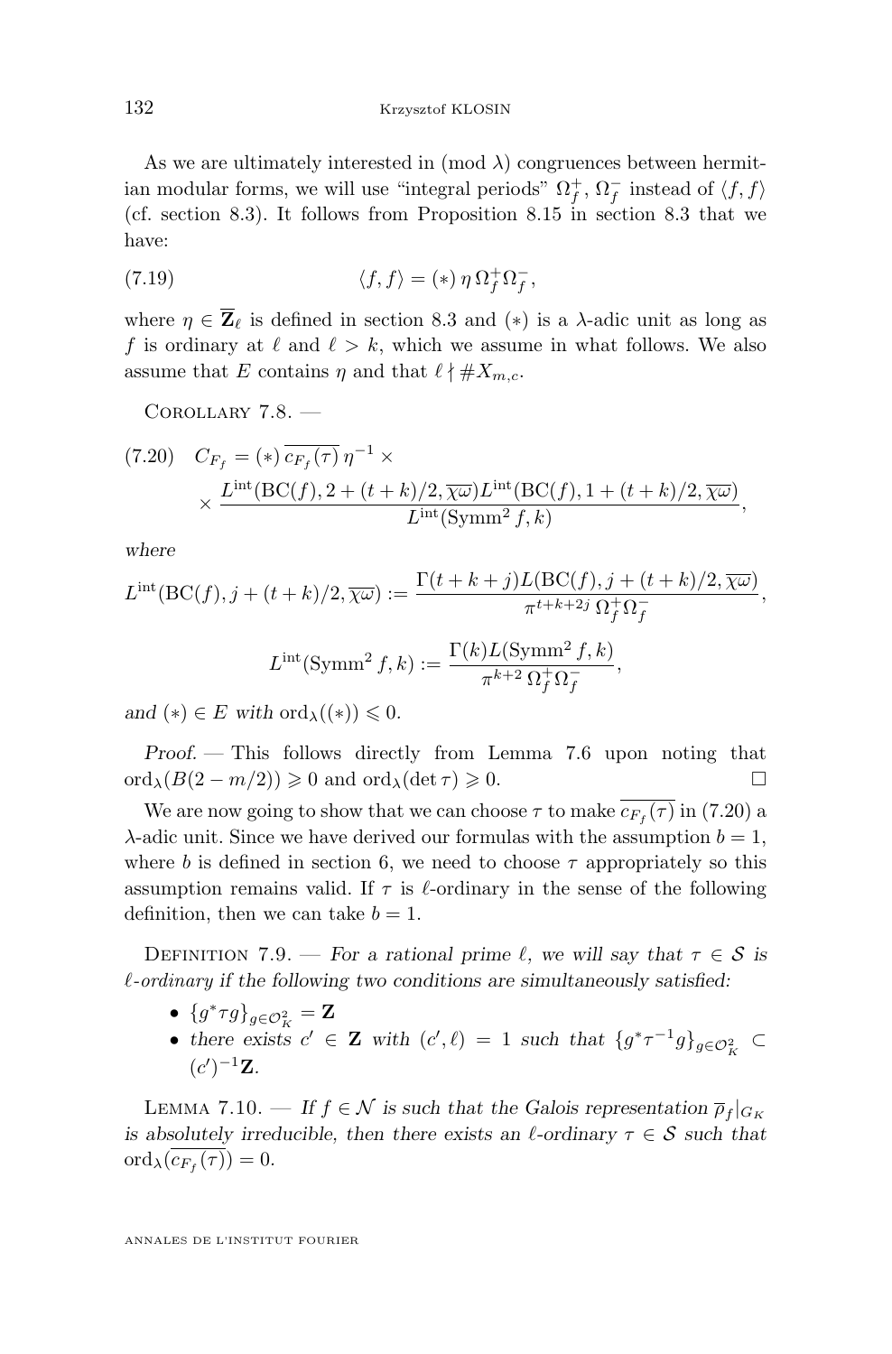As we are ultimately interested in (mod $\lambda$) congruences between hermitian modular forms, we will use "integral periods" $\Omega_f^+$, $\Omega_f^-$ instead of $\langle f, f\rangle$ (cf. section 8.3). It follows from Proposition 8.15 in section 8.3 that we have:

$$\langle f, f\rangle = (*)\, \eta\, \Omega_f^+ \Omega_f^-, \tag{7.19}$$

where $\eta \in \overline{\mathbf{Z}}_\ell$ is defined in section 8.3 and $(*)$ is a $\lambda$-adic unit as long as $f$ is ordinary at $\ell$ and $\ell > k$, which we assume in what follows. We also assume that $E$ contains $\eta$ and that $\ell \nmid \# X_{m,c}$.

Corollary 7.8. —

$$C_{F_f} = (*)\, \overline{c_{F_f}(\tau)}\, \eta^{-1} \times \frac{L^{\mathrm{int}}(\mathrm{BC}(f), 2 + (t+k)/2, \overline{\chi\omega}) L^{\mathrm{int}}(\mathrm{BC}(f), 1 + (t+k)/2, \overline{\chi\omega})}{L^{\mathrm{int}}(\mathrm{Symm}^2 f, k)}, \tag{7.20}$$

*where*

$$L^{\mathrm{int}}(\mathrm{BC}(f), j + (t+k)/2, \overline{\chi\omega}) := \frac{\Gamma(t+k+j) L(\mathrm{BC}(f), j + (t+k)/2, \overline{\chi\omega})}{\pi^{t+k+2j}\, \Omega_f^+ \Omega_f^-},$$

$$L^{\mathrm{int}}(\mathrm{Symm}^2 f, k) := \frac{\Gamma(k) L(\mathrm{Symm}^2 f, k)}{\pi^{k+2}\, \Omega_f^+ \Omega_f^-},$$

*and* $(*) \in E$ *with* $\mathrm{ord}_\lambda((*)) \leqslant 0$.

*Proof.* — This follows directly from Lemma 7.6 upon noting that $\mathrm{ord}_\lambda(B(2 - m/2)) \geqslant 0$ and $\mathrm{ord}_\lambda(\det \tau) \geqslant 0$. □

We are now going to show that we can choose $\tau$ to make $\overline{c_{F_f}(\tau)}$ in (7.20) a $\lambda$-adic unit. Since we have derived our formulas with the assumption $b = 1$, where $b$ is defined in section 6, we need to choose $\tau$ appropriately so this assumption remains valid. If $\tau$ is $\ell$-ordinary in the sense of the following definition, then we can take $b = 1$.

Definition 7.9. — *For a rational prime $\ell$, we will say that $\tau \in \mathcal{S}$ is $\ell$-ordinary if the following two conditions are simultaneously satisfied:*

- $\{g^* \tau g\}_{g \in \mathcal{O}_K^2} = \mathbf{Z}$
- *there exists $c' \in \mathbf{Z}$ with $(c', \ell) = 1$ such that $\{g^* \tau^{-1} g\}_{g \in \mathcal{O}_K^2} \subset (c')^{-1}\mathbf{Z}$.*

Lemma 7.10. — *If $f \in \mathcal{N}$ is such that the Galois representation $\overline{\rho}_f|_{G_K}$ is absolutely irreducible, then there exists an $\ell$-ordinary $\tau \in \mathcal{S}$ such that $\mathrm{ord}_\lambda(\overline{c_{F_f}(\tau)}) = 0$.*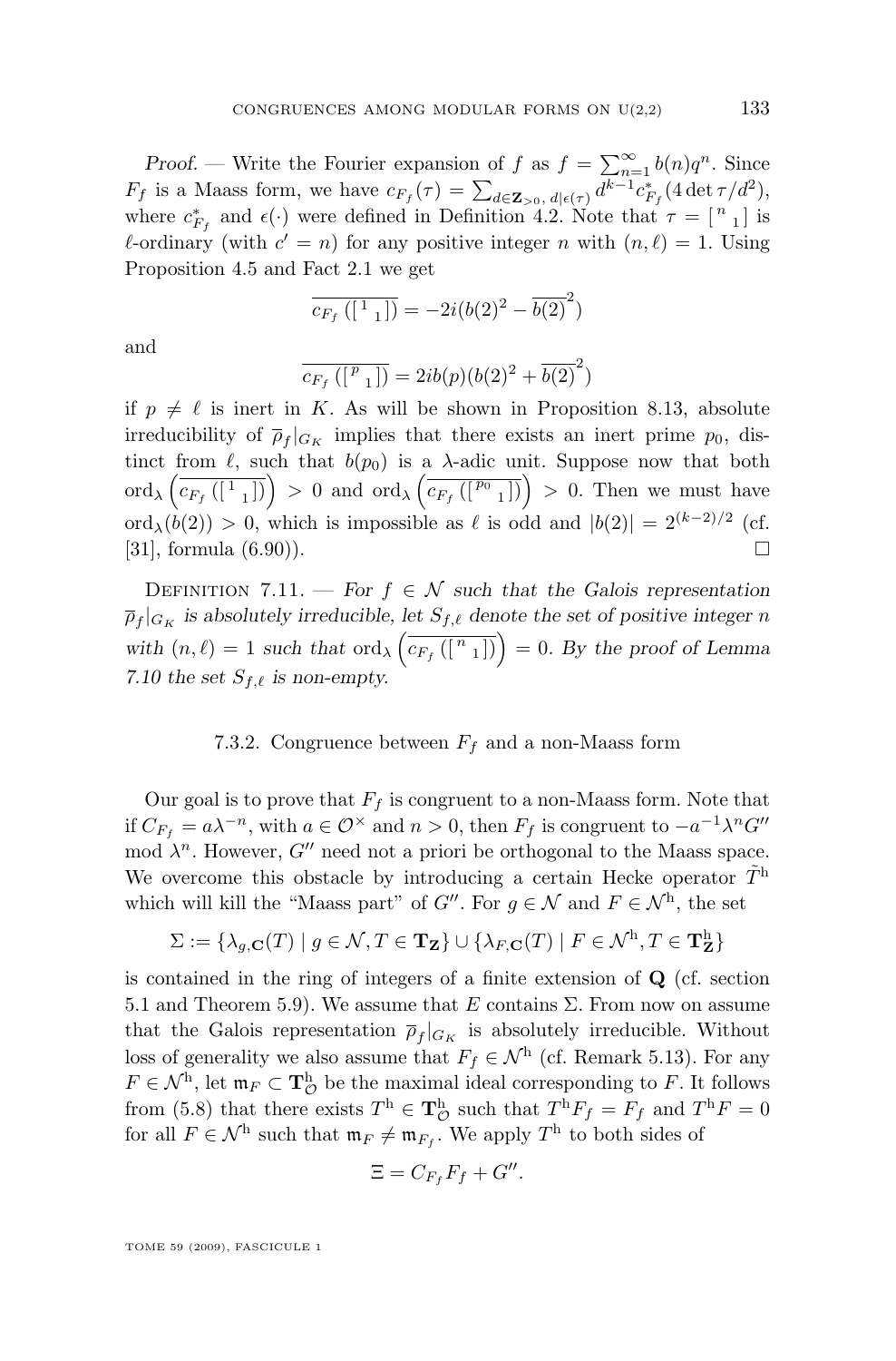*Proof*. — Write the Fourier expansion of $f$ as $f = \sum_{n=1}^{\infty} b(n)q^n$. Since $F_f$ is a Maass form, we have $c_{F_f}(\tau) = \sum_{d \in \mathbf{Z}_{>0},\, d|\epsilon(\tau)} d^{k-1} c^*_{F_f}(4 \det \tau / d^2)$, where $c^*_{F_f}$ and $\epsilon(\cdot)$ were defined in Definition 4.2. Note that $\tau = \left[\begin{smallmatrix} n & \\ & 1 \end{smallmatrix}\right]$ is $\ell$-ordinary (with $c' = n$) for any positive integer $n$ with $(n, \ell) = 1$. Using Proposition 4.5 and Fact 2.1 we get

$$\overline{c_{F_f}\left(\left[\begin{smallmatrix} 1 & \\ & 1 \end{smallmatrix}\right]\right)} = -2i(b(2)^2 - \overline{b(2)}^2)$$

and

$$\overline{c_{F_f}\left(\left[\begin{smallmatrix} p & \\ & 1 \end{smallmatrix}\right]\right)} = 2ib(p)(b(2)^2 + \overline{b(2)}^2)$$

if $p \neq \ell$ is inert in $K$. As will be shown in Proposition 8.13, absolute irreducibility of $\overline{\rho}_f|_{G_K}$ implies that there exists an inert prime $p_0$, distinct from $\ell$, such that $b(p_0)$ is a $\lambda$-adic unit. Suppose now that both $\operatorname{ord}_\lambda\left(\overline{c_{F_f}\left(\left[\begin{smallmatrix} 1 & \\ & 1 \end{smallmatrix}\right]\right)}\right) > 0$ and $\operatorname{ord}_\lambda\left(\overline{c_{F_f}\left(\left[\begin{smallmatrix} p_0 & \\ & 1 \end{smallmatrix}\right]\right)}\right) > 0$. Then we must have $\operatorname{ord}_\lambda(b(2)) > 0$, which is impossible as $\ell$ is odd and $|b(2)| = 2^{(k-2)/2}$ (cf. [31], formula (6.90)). $\square$

Definition 7.11. — *For $f \in \mathcal{N}$ such that the Galois representation $\overline{\rho}_f|_{G_K}$ is absolutely irreducible, let $S_{f,\ell}$ denote the set of positive integer $n$ with $(n, \ell) = 1$ such that $\operatorname{ord}_\lambda\left(\overline{c_{F_f}\left(\left[\begin{smallmatrix} n & \\ & 1 \end{smallmatrix}\right]\right)}\right) = 0$. By the proof of Lemma 7.10 the set $S_{f,\ell}$ is non-empty.*

### 7.3.2. Congruence between $F_f$ and a non-Maass form

Our goal is to prove that $F_f$ is congruent to a non-Maass form. Note that if $C_{F_f} = a\lambda^{-n}$, with $a \in \mathcal{O}^\times$ and $n > 0$, then $F_f$ is congruent to $-a^{-1}\lambda^n G''$ mod $\lambda^n$. However, $G''$ need not a priori be orthogonal to the Maass space. We overcome this obstacle by introducing a certain Hecke operator $\tilde{T}^{\mathrm{h}}$ which will kill the "Maass part" of $G''$. For $g \in \mathcal{N}$ and $F \in \mathcal{N}^{\mathrm{h}}$, the set

$$\Sigma := \{\lambda_{g,\mathbf{C}}(T) \mid g \in \mathcal{N}, T \in \mathbf{T_Z}\} \cup \{\lambda_{F,\mathbf{C}}(T) \mid F \in \mathcal{N}^{\mathrm{h}}, T \in \mathbf{T}^{\mathrm{h}}_{\mathbf{Z}}\}$$

is contained in the ring of integers of a finite extension of $\mathbf{Q}$ (cf. section 5.1 and Theorem 5.9). We assume that $E$ contains $\Sigma$. From now on assume that the Galois representation $\overline{\rho}_f|_{G_K}$ is absolutely irreducible. Without loss of generality we also assume that $F_f \in \mathcal{N}^{\mathrm{h}}$ (cf. Remark 5.13). For any $F \in \mathcal{N}^{\mathrm{h}}$, let $\mathfrak{m}_F \subset \mathbf{T}^{\mathrm{h}}_{\mathcal{O}}$ be the maximal ideal corresponding to $F$. It follows from (5.8) that there exists $T^{\mathrm{h}} \in \mathbf{T}^{\mathrm{h}}_{\mathcal{O}}$ such that $T^{\mathrm{h}} F_f = F_f$ and $T^{\mathrm{h}} F = 0$ for all $F \in \mathcal{N}^{\mathrm{h}}$ such that $\mathfrak{m}_F \neq \mathfrak{m}_{F_f}$. We apply $T^{\mathrm{h}}$ to both sides of

$$\Xi = C_{F_f} F_f + G''.$$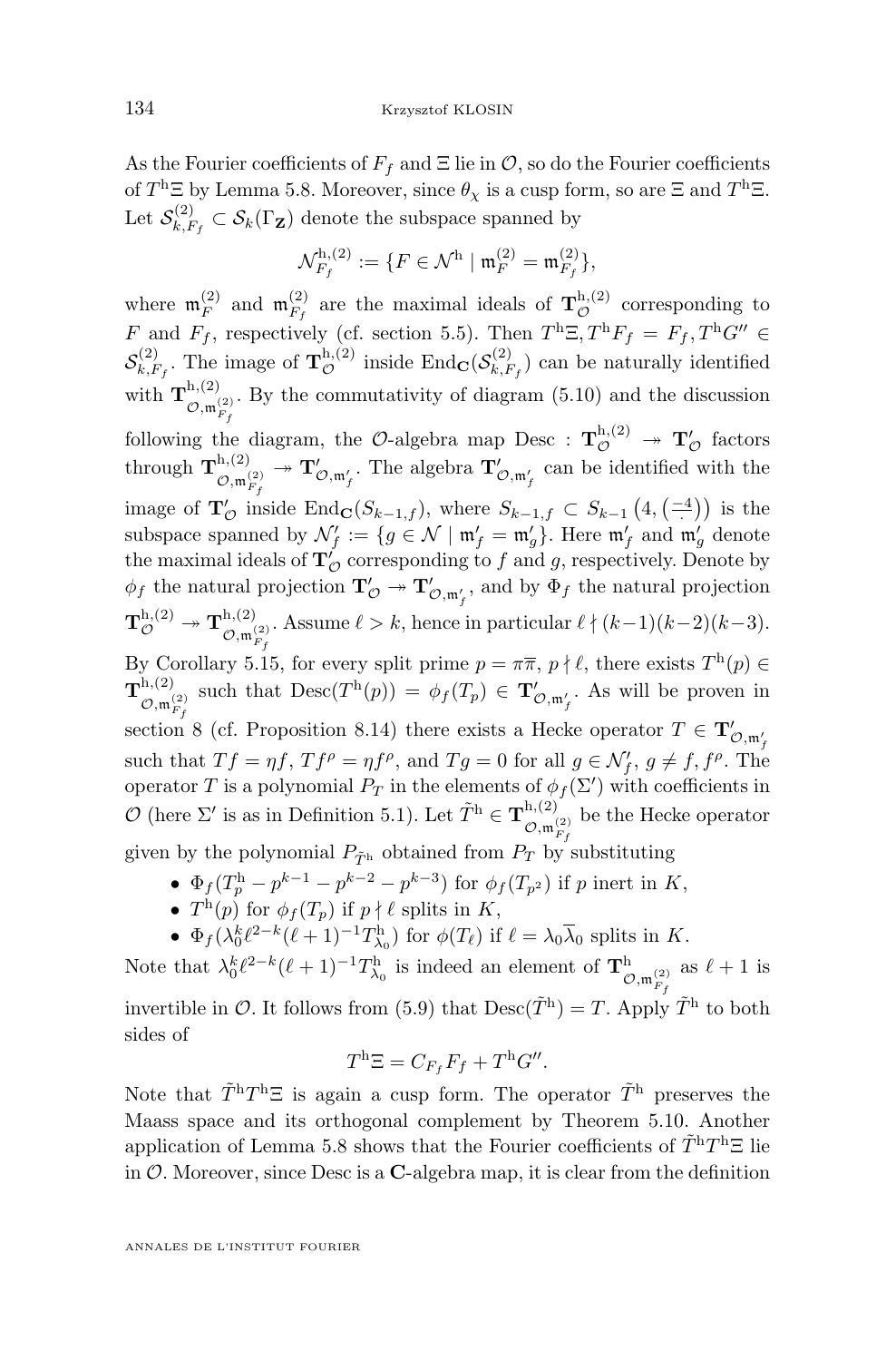As the Fourier coefficients of $F_f$ and $\Xi$ lie in $\mathcal{O}$, so do the Fourier coefficients of $T^{\mathrm{h}}\Xi$ by Lemma 5.8. Moreover, since $\theta_\chi$ is a cusp form, so are $\Xi$ and $T^{\mathrm{h}}\Xi$. Let $\mathcal{S}^{(2)}_{k,F_f} \subset \mathcal{S}_k(\Gamma_{\mathbf{Z}})$ denote the subspace spanned by

$$\mathcal{N}^{\mathrm{h},(2)}_{F_f} := \{F \in \mathcal{N}^{\mathrm{h}} \mid \mathfrak{m}^{(2)}_F = \mathfrak{m}^{(2)}_{F_f}\},$$

where $\mathfrak{m}^{(2)}_F$ and $\mathfrak{m}^{(2)}_{F_f}$ are the maximal ideals of $\mathbf{T}^{\mathrm{h},(2)}_{\mathcal{O}}$ corresponding to $F$ and $F_f$, respectively (cf. section 5.5). Then $T^{\mathrm{h}}\Xi, T^{\mathrm{h}}F_f = F_f, T^{\mathrm{h}}G'' \in \mathcal{S}^{(2)}_{k,F_f}$. The image of $\mathbf{T}^{\mathrm{h},(2)}_{\mathcal{O}}$ inside $\mathrm{End}_{\mathbf{C}}(\mathcal{S}^{(2)}_{k,F_f})$ can be naturally identified with $\mathbf{T}^{\mathrm{h},(2)}_{\mathcal{O},\mathfrak{m}^{(2)}_{F_f}}$. By the commutativity of diagram (5.10) and the discussion following the diagram, the $\mathcal{O}$-algebra map $\mathrm{Desc} : \mathbf{T}^{\mathrm{h},(2)}_{\mathcal{O}} \twoheadrightarrow \mathbf{T}'_{\mathcal{O}}$ factors through $\mathbf{T}^{\mathrm{h},(2)}_{\mathcal{O},\mathfrak{m}^{(2)}_{F_f}} \twoheadrightarrow \mathbf{T}'_{\mathcal{O},\mathfrak{m}'_f}$. The algebra $\mathbf{T}'_{\mathcal{O},\mathfrak{m}'_f}$ can be identified with the image of $\mathbf{T}'_{\mathcal{O}}$ inside $\mathrm{End}_{\mathbf{C}}(S_{k-1,f})$, where $S_{k-1,f} \subset S_{k-1}\left(4, \left(\frac{-4}{\cdot}\right)\right)$ is the subspace spanned by $\mathcal{N}'_f := \{g \in \mathcal{N} \mid \mathfrak{m}'_f = \mathfrak{m}'_g\}$. Here $\mathfrak{m}'_f$ and $\mathfrak{m}'_g$ denote the maximal ideals of $\mathbf{T}'_{\mathcal{O}}$ corresponding to $f$ and $g$, respectively. Denote by $\phi_f$ the natural projection $\mathbf{T}'_{\mathcal{O}} \twoheadrightarrow \mathbf{T}'_{\mathcal{O},\mathfrak{m}'_f}$, and by $\Phi_f$ the natural projection $\mathbf{T}^{\mathrm{h},(2)}_{\mathcal{O}} \twoheadrightarrow \mathbf{T}^{\mathrm{h},(2)}_{\mathcal{O},\mathfrak{m}^{(2)}_{F_f}}$. Assume $\ell > k$, hence in particular $\ell \nmid (k-1)(k-2)(k-3)$. By Corollary 5.15, for every split prime $p = \pi\overline{\pi}$, $p \nmid \ell$, there exists $T^{\mathrm{h}}(p) \in \mathbf{T}^{\mathrm{h},(2)}_{\mathcal{O},\mathfrak{m}^{(2)}_{F_f}}$ such that $\mathrm{Desc}(T^{\mathrm{h}}(p)) = \phi_f(T_p) \in \mathbf{T}'_{\mathcal{O},\mathfrak{m}'_f}$. As will be proven in section 8 (cf. Proposition 8.14) there exists a Hecke operator $T \in \mathbf{T}'_{\mathcal{O},\mathfrak{m}'_f}$ such that $Tf = \eta f$, $Tf^\rho = \eta f^\rho$, and $Tg = 0$ for all $g \in \mathcal{N}'_f$, $g \neq f, f^\rho$. The operator $T$ is a polynomial $P_T$ in the elements of $\phi_f(\Sigma')$ with coefficients in $\mathcal{O}$ (here $\Sigma'$ is as in Definition 5.1). Let $\tilde{T}^{\mathrm{h}} \in \mathbf{T}^{\mathrm{h},(2)}_{\mathcal{O},\mathfrak{m}^{(2)}_{F_f}}$ be the Hecke operator given by the polynomial $P_{\tilde{T}^{\mathrm{h}}}$ obtained from $P_T$ by substituting

- $\Phi_f(T^{\mathrm{h}}_p - p^{k-1} - p^{k-2} - p^{k-3})$ for $\phi_f(T_{p^2})$ if $p$ inert in $K$,
- $T^{\mathrm{h}}(p)$ for $\phi_f(T_p)$ if $p \nmid \ell$ splits in $K$,
- $\Phi_f(\lambda_0^k \ell^{2-k}(\ell+1)^{-1} T^{\mathrm{h}}_{\lambda_0})$ for $\phi(T_\ell)$ if $\ell = \lambda_0\overline{\lambda}_0$ splits in $K$.

Note that $\lambda_0^k \ell^{2-k}(\ell+1)^{-1} T^{\mathrm{h}}_{\lambda_0}$ is indeed an element of $\mathbf{T}^{\mathrm{h}}_{\mathcal{O},\mathfrak{m}^{(2)}_{F_f}}$ as $\ell+1$ is invertible in $\mathcal{O}$. It follows from (5.9) that $\mathrm{Desc}(\tilde{T}^{\mathrm{h}}) = T$. Apply $\tilde{T}^{\mathrm{h}}$ to both sides of

$$T^{\mathrm{h}}\Xi = C_{F_f} F_f + T^{\mathrm{h}}G''.$$

Note that $\tilde{T}^{\mathrm{h}}T^{\mathrm{h}}\Xi$ is again a cusp form. The operator $\tilde{T}^{\mathrm{h}}$ preserves the Maass space and its orthogonal complement by Theorem 5.10. Another application of Lemma 5.8 shows that the Fourier coefficients of $\tilde{T}^{\mathrm{h}}T^{\mathrm{h}}\Xi$ lie in $\mathcal{O}$. Moreover, since Desc is a $\mathbf{C}$-algebra map, it is clear from the definition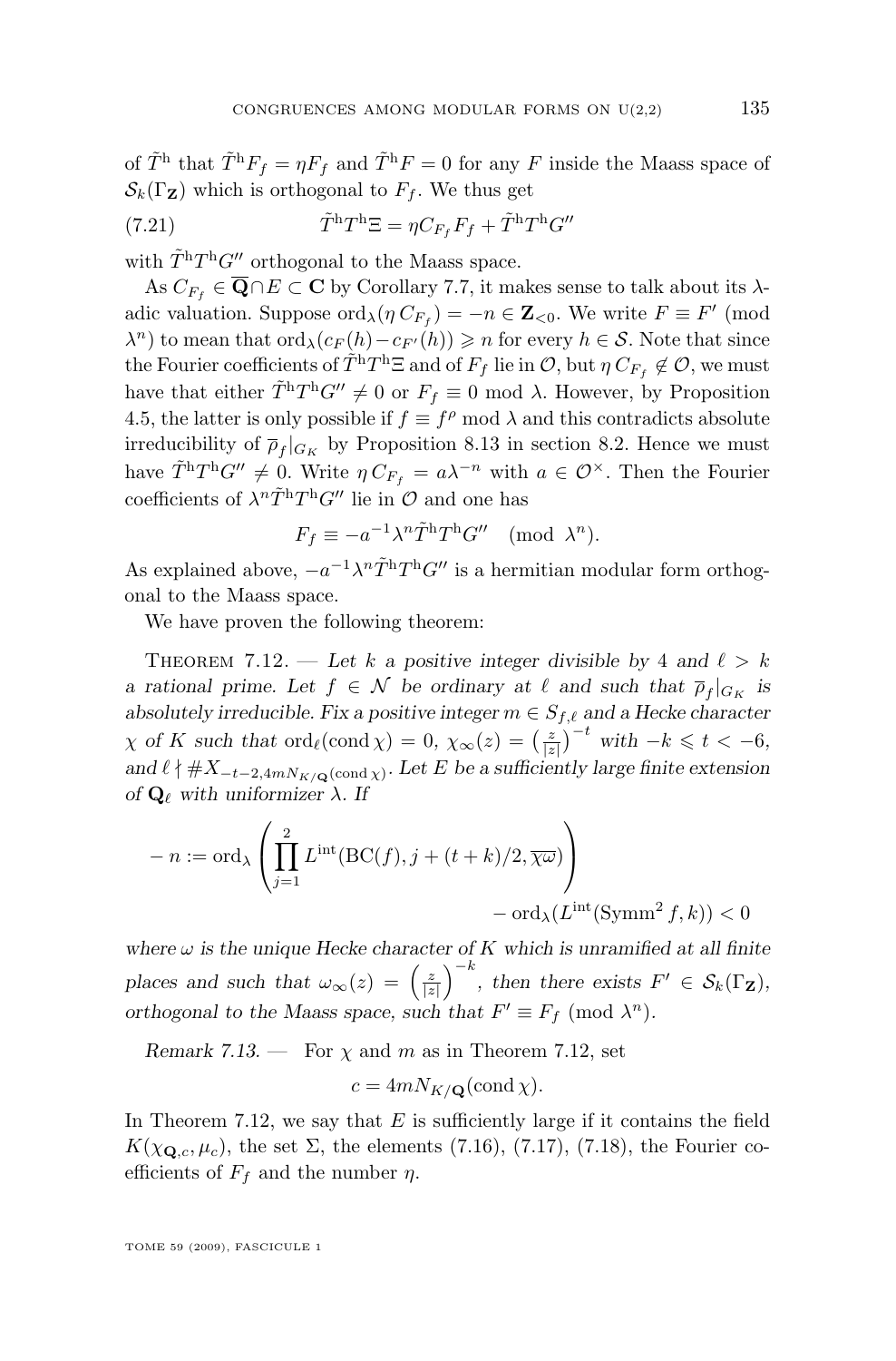of $\tilde{T}^{\mathrm{h}}$ that $\tilde{T}^{\mathrm{h}} F_f = \eta F_f$ and $\tilde{T}^{\mathrm{h}} F = 0$ for any $F$ inside the Maass space of $\mathcal{S}_k(\Gamma_{\mathbf{Z}})$ which is orthogonal to $F_f$. We thus get

$$\tilde{T}^{\mathrm{h}} T^{\mathrm{h}} \Xi = \eta C_{F_f} F_f + \tilde{T}^{\mathrm{h}} T^{\mathrm{h}} G'' \tag{7.21}$$

with $\tilde{T}^{\mathrm{h}} T^{\mathrm{h}} G''$ orthogonal to the Maass space.

As $C_{F_f} \in \overline{\mathbf{Q}} \cap E \subset \mathbf{C}$ by Corollary 7.7, it makes sense to talk about its $\lambda$-adic valuation. Suppose $\operatorname{ord}_\lambda(\eta\, C_{F_f}) = -n \in \mathbf{Z}_{<0}$. We write $F \equiv F' \pmod{\lambda^n}$ to mean that $\operatorname{ord}_\lambda(c_F(h) - c_{F'}(h)) \geqslant n$ for every $h \in \mathcal{S}$. Note that since the Fourier coefficients of $\tilde{T}^{\mathrm{h}} T^{\mathrm{h}} \Xi$ and of $F_f$ lie in $\mathcal{O}$, but $\eta\, C_{F_f} \notin \mathcal{O}$, we must have that either $\tilde{T}^{\mathrm{h}} T^{\mathrm{h}} G'' \neq 0$ or $F_f \equiv 0 \bmod \lambda$. However, by Proposition 4.5, the latter is only possible if $f \equiv f^\rho \bmod \lambda$ and this contradicts absolute irreducibility of $\overline{\rho}_f|_{G_K}$ by Proposition 8.13 in section 8.2. Hence we must have $\tilde{T}^{\mathrm{h}} T^{\mathrm{h}} G'' \neq 0$. Write $\eta\, C_{F_f} = a\lambda^{-n}$ with $a \in \mathcal{O}^\times$. Then the Fourier coefficients of $\lambda^n \tilde{T}^{\mathrm{h}} T^{\mathrm{h}} G''$ lie in $\mathcal{O}$ and one has

$$F_f \equiv -a^{-1} \lambda^n \tilde{T}^{\mathrm{h}} T^{\mathrm{h}} G'' \pmod{\lambda^n}.$$

As explained above, $-a^{-1}\lambda^n \tilde{T}^{\mathrm{h}} T^{\mathrm{h}} G''$ is a hermitian modular form orthogonal to the Maass space.

We have proven the following theorem:

Theorem 7.12. — *Let $k$ a positive integer divisible by 4 and $\ell > k$ a rational prime. Let $f \in \mathcal{N}$ be ordinary at $\ell$ and such that $\overline{\rho}_f|_{G_K}$ is absolutely irreducible. Fix a positive integer $m \in S_{f,\ell}$ and a Hecke character $\chi$ of $K$ such that $\operatorname{ord}_\ell(\operatorname{cond}\chi) = 0$, $\chi_\infty(z) = \left(\frac{z}{|z|}\right)^{-t}$ with $-k \leqslant t < -6$, and $\ell \nmid \# X_{-t-2, 4mN_{K/\mathbf{Q}}(\operatorname{cond}\chi)}$. Let $E$ be a sufficiently large finite extension of $\mathbf{Q}_\ell$ with uniformizer $\lambda$. If*

$$-n := \operatorname{ord}_\lambda\left(\prod_{j=1}^{2} L^{\mathrm{int}}(\mathrm{BC}(f), j + (t+k)/2, \overline{\chi\omega})\right) - \operatorname{ord}_\lambda(L^{\mathrm{int}}(\mathrm{Symm}^2 f, k)) < 0$$

*where $\omega$ is the unique Hecke character of $K$ which is unramified at all finite places and such that $\omega_\infty(z) = \left(\frac{z}{|z|}\right)^{-k}$, then there exists $F' \in \mathcal{S}_k(\Gamma_{\mathbf{Z}})$, orthogonal to the Maass space, such that $F' \equiv F_f \pmod{\lambda^n}$.*

*Remark 7.13.* — For $\chi$ and $m$ as in Theorem 7.12, set

$$c = 4mN_{K/\mathbf{Q}}(\operatorname{cond}\chi).$$

In Theorem 7.12, we say that $E$ is sufficiently large if it contains the field $K(\chi_{\mathbf{Q},c}, \mu_c)$, the set $\Sigma$, the elements (7.16), (7.17), (7.18), the Fourier coefficients of $F_f$ and the number $\eta$.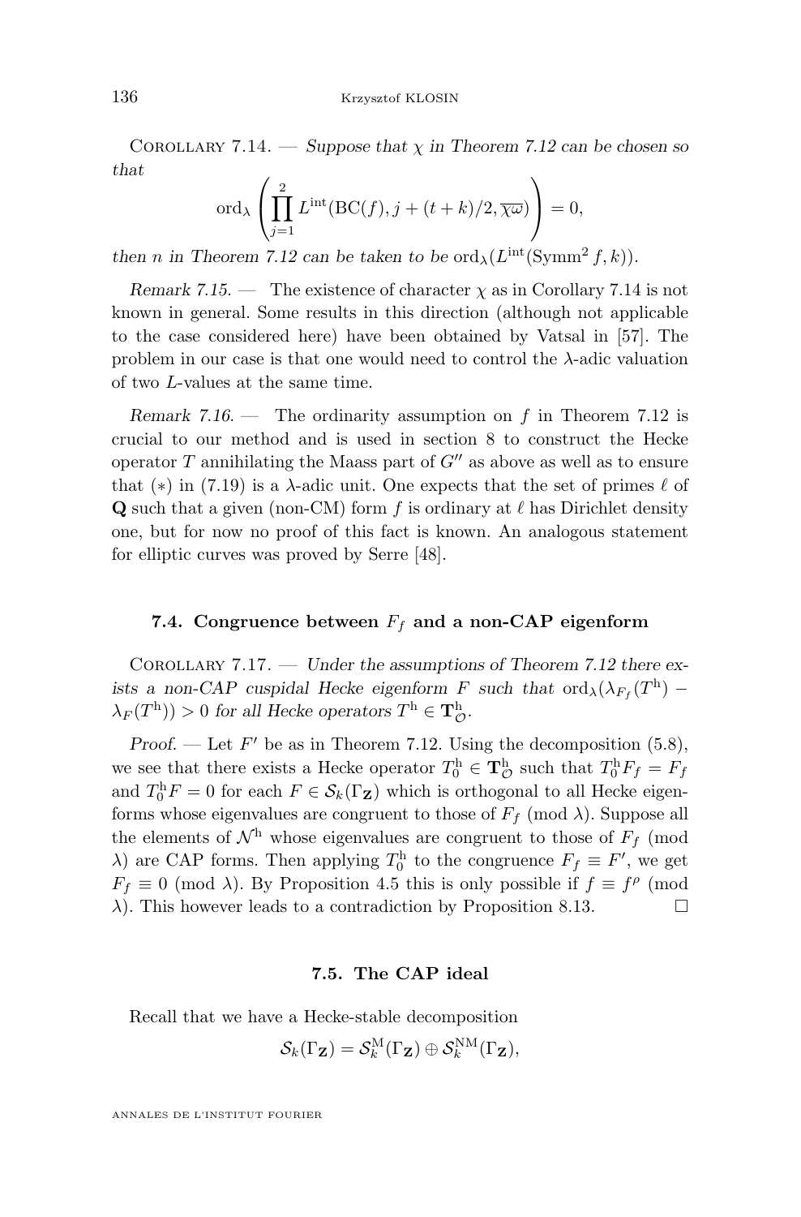Corollary 7.14. — *Suppose that $\chi$ in Theorem 7.12 can be chosen so that*

$$\mathrm{ord}_\lambda\left(\prod_{j=1}^{2} L^{\mathrm{int}}(\mathrm{BC}(f), j+(t+k)/2, \overline{\chi\omega})\right) = 0,$$

*then $n$ in Theorem 7.12 can be taken to be* $\mathrm{ord}_\lambda(L^{\mathrm{int}}(\mathrm{Symm}^2 f, k))$.

*Remark 7.15.* — The existence of character $\chi$ as in Corollary 7.14 is not known in general. Some results in this direction (although not applicable to the case considered here) have been obtained by Vatsal in [57]. The problem in our case is that one would need to control the $\lambda$-adic valuation of two $L$-values at the same time.

*Remark 7.16.* — The ordinarity assumption on $f$ in Theorem 7.12 is crucial to our method and is used in section 8 to construct the Hecke operator $T$ annihilating the Maass part of $G''$ as above as well as to ensure that $(*)$ in (7.19) is a $\lambda$-adic unit. One expects that the set of primes $\ell$ of $\mathbf{Q}$ such that a given (non-CM) form $f$ is ordinary at $\ell$ has Dirichlet density one, but for now no proof of this fact is known. An analogous statement for elliptic curves was proved by Serre [48].

### 7.4. Congruence between $F_f$ and a non-CAP eigenform

Corollary 7.17. — *Under the assumptions of Theorem 7.12 there exists a non-CAP cuspidal Hecke eigenform $F$ such that $\mathrm{ord}_\lambda(\lambda_{F_f}(T^{\mathrm{h}}) - \lambda_F(T^{\mathrm{h}})) > 0$ for all Hecke operators $T^{\mathrm{h}} \in \mathbf{T}^{\mathrm{h}}_{\mathcal{O}}$.*

*Proof.* — Let $F'$ be as in Theorem 7.12. Using the decomposition (5.8), we see that there exists a Hecke operator $T^{\mathrm{h}}_0 \in \mathbf{T}^{\mathrm{h}}_{\mathcal{O}}$ such that $T^{\mathrm{h}}_0 F_f = F_f$ and $T^{\mathrm{h}}_0 F = 0$ for each $F \in \mathcal{S}_k(\Gamma_{\mathbf{Z}})$ which is orthogonal to all Hecke eigenforms whose eigenvalues are congruent to those of $F_f$ (mod $\lambda$). Suppose all the elements of $\mathcal{N}^{\mathrm{h}}$ whose eigenvalues are congruent to those of $F_f$ (mod $\lambda$) are CAP forms. Then applying $T^{\mathrm{h}}_0$ to the congruence $F_f \equiv F'$, we get $F_f \equiv 0$ (mod $\lambda$). By Proposition 4.5 this is only possible if $f \equiv f^\rho$ (mod $\lambda$). This however leads to a contradiction by Proposition 8.13. $\square$

### 7.5. The CAP ideal

Recall that we have a Hecke-stable decomposition

$$\mathcal{S}_k(\Gamma_{\mathbf{Z}}) = \mathcal{S}^{\mathrm{M}}_k(\Gamma_{\mathbf{Z}}) \oplus \mathcal{S}^{\mathrm{NM}}_k(\Gamma_{\mathbf{Z}}),$$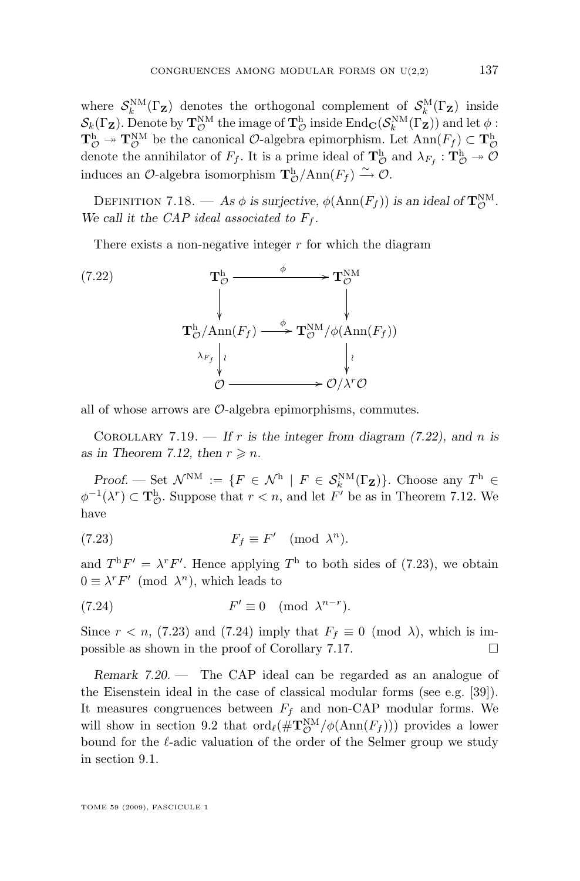where $\mathcal{S}_k^{\mathrm{NM}}(\Gamma_{\mathbf{Z}})$ denotes the orthogonal complement of $\mathcal{S}_k^{\mathrm{M}}(\Gamma_{\mathbf{Z}})$ inside $\mathcal{S}_k(\Gamma_{\mathbf{Z}})$. Denote by $\mathbf{T}_{\mathcal{O}}^{\mathrm{NM}}$ the image of $\mathbf{T}_{\mathcal{O}}^{\mathrm{h}}$ inside $\mathrm{End}_{\mathbf{C}}(\mathcal{S}_k^{\mathrm{NM}}(\Gamma_{\mathbf{Z}}))$ and let $\phi : \mathbf{T}_{\mathcal{O}}^{\mathrm{h}} \twoheadrightarrow \mathbf{T}_{\mathcal{O}}^{\mathrm{NM}}$ be the canonical $\mathcal{O}$-algebra epimorphism. Let $\mathrm{Ann}(F_f) \subset \mathbf{T}_{\mathcal{O}}^{\mathrm{h}}$ denote the annihilator of $F_f$. It is a prime ideal of $\mathbf{T}_{\mathcal{O}}^{\mathrm{h}}$ and $\lambda_{F_f} : \mathbf{T}_{\mathcal{O}}^{\mathrm{h}} \twoheadrightarrow \mathcal{O}$ induces an $\mathcal{O}$-algebra isomorphism $\mathbf{T}_{\mathcal{O}}^{\mathrm{h}}/\mathrm{Ann}(F_f) \xrightarrow{\sim} \mathcal{O}$.

Definition 7.18. — *As $\phi$ is surjective, $\phi(\mathrm{Ann}(F_f))$ is an ideal of $\mathbf{T}_{\mathcal{O}}^{\mathrm{NM}}$. We call it the CAP ideal associated to $F_f$.*

There exists a non-negative integer $r$ for which the diagram

$$\begin{array}{ccc} \mathbf{T}_{\mathcal{O}}^{\mathrm{h}} & \xrightarrow{\ \phi\ } & \mathbf{T}_{\mathcal{O}}^{\mathrm{NM}} \\ \downarrow & & \downarrow \\ \mathbf{T}_{\mathcal{O}}^{\mathrm{h}}/\mathrm{Ann}(F_f) & \xrightarrow{\ \phi\ } & \mathbf{T}_{\mathcal{O}}^{\mathrm{NM}}/\phi(\mathrm{Ann}(F_f)) \\ {\scriptstyle \lambda_{F_f}} \downarrow \wr & & \downarrow \wr \\ \mathcal{O} & \longrightarrow & \mathcal{O}/\lambda^r\mathcal{O} \end{array} \tag{7.22}$$

all of whose arrows are $\mathcal{O}$-algebra epimorphisms, commutes.

Corollary 7.19. — *If $r$ is the integer from diagram (7.22), and $n$ is as in Theorem 7.12, then $r \geqslant n$.*

*Proof.* — Set $\mathcal{N}^{\mathrm{NM}} := \{F \in \mathcal{N}^{\mathrm{h}} \mid F \in \mathcal{S}_k^{\mathrm{NM}}(\Gamma_{\mathbf{Z}})\}$. Choose any $T^{\mathrm{h}} \in \phi^{-1}(\lambda^r) \subset \mathbf{T}_{\mathcal{O}}^{\mathrm{h}}$. Suppose that $r < n$, and let $F'$ be as in Theorem 7.12. We have

$$F_f \equiv F' \pmod{\lambda^n}. \tag{7.23}$$

and $T^{\mathrm{h}}F' = \lambda^r F'$. Hence applying $T^{\mathrm{h}}$ to both sides of (7.23), we obtain $0 \equiv \lambda^r F' \pmod{\lambda^n}$, which leads to

$$F' \equiv 0 \pmod{\lambda^{n-r}}. \tag{7.24}$$

Since $r < n$, (7.23) and (7.24) imply that $F_f \equiv 0 \pmod{\lambda}$, which is impossible as shown in the proof of Corollary 7.17. □

*Remark 7.20.* — The CAP ideal can be regarded as an analogue of the Eisenstein ideal in the case of classical modular forms (see e.g. [39]). It measures congruences between $F_f$ and non-CAP modular forms. We will show in section 9.2 that $\mathrm{ord}_\ell(\#\mathbf{T}_{\mathcal{O}}^{\mathrm{NM}}/\phi(\mathrm{Ann}(F_f)))$ provides a lower bound for the $\ell$-adic valuation of the order of the Selmer group we study in section 9.1.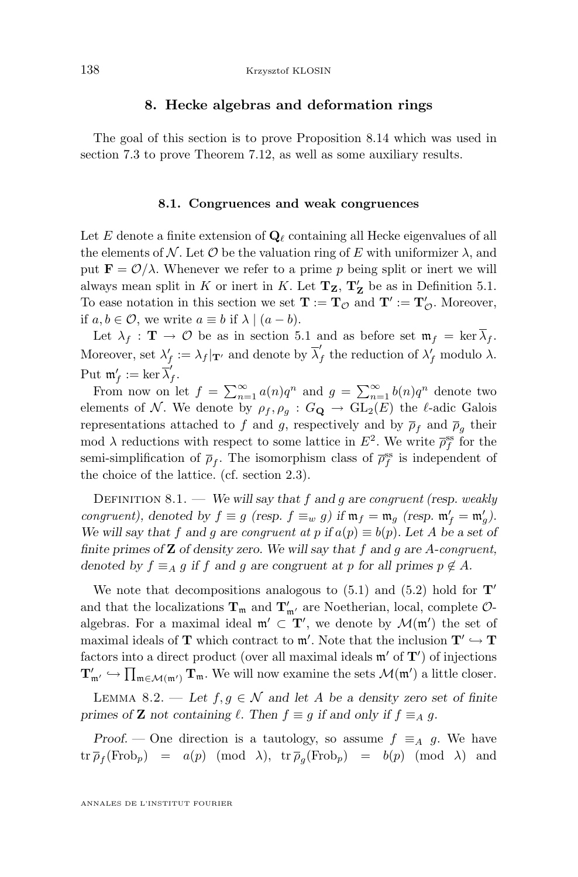## 8. Hecke algebras and deformation rings

The goal of this section is to prove Proposition 8.14 which was used in section 7.3 to prove Theorem 7.12, as well as some auxiliary results.

### 8.1. Congruences and weak congruences

Let $E$ denote a finite extension of $\mathbf{Q}_\ell$ containing all Hecke eigenvalues of all the elements of $\mathcal{N}$. Let $\mathcal{O}$ be the valuation ring of $E$ with uniformizer $\lambda$, and put $\mathbf{F} = \mathcal{O}/\lambda$. Whenever we refer to a prime $p$ being split or inert we will always mean split in $K$ or inert in $K$. Let $\mathbf{T}_\mathbf{Z}$, $\mathbf{T}'_\mathbf{Z}$ be as in Definition 5.1. To ease notation in this section we set $\mathbf{T} := \mathbf{T}_\mathcal{O}$ and $\mathbf{T}' := \mathbf{T}'_\mathcal{O}$. Moreover, if $a, b \in \mathcal{O}$, we write $a \equiv b$ if $\lambda \mid (a - b)$.

Let $\lambda_f : \mathbf{T} \to \mathcal{O}$ be as in section 5.1 and as before set $\mathfrak{m}_f = \ker \overline{\lambda}_f$. Moreover, set $\lambda'_f := \lambda_f|_{\mathbf{T}'}$ and denote by $\overline{\lambda}'_f$ the reduction of $\lambda'_f$ modulo $\lambda$. Put $\mathfrak{m}'_f := \ker \overline{\lambda}'_f$.

From now on let $f = \sum_{n=1}^\infty a(n)q^n$ and $g = \sum_{n=1}^\infty b(n)q^n$ denote two elements of $\mathcal{N}$. We denote by $\rho_f, \rho_g : G_\mathbf{Q} \to \mathrm{GL}_2(E)$ the $\ell$-adic Galois representations attached to $f$ and $g$, respectively and by $\overline{\rho}_f$ and $\overline{\rho}_g$ their mod $\lambda$ reductions with respect to some lattice in $E^2$. We write $\overline{\rho}_f^{\mathrm{ss}}$ for the semi-simplification of $\overline{\rho}_f$. The isomorphism class of $\overline{\rho}_f^{\mathrm{ss}}$ is independent of the choice of the lattice. (cf. section 2.3).

Definition 8.1. — *We will say that $f$ and $g$ are congruent (resp. weakly congruent), denoted by $f \equiv g$ (resp. $f \equiv_w g$) if $\mathfrak{m}_f = \mathfrak{m}_g$ (resp. $\mathfrak{m}'_f = \mathfrak{m}'_g$). We will say that $f$ and $g$ are congruent at $p$ if $a(p) \equiv b(p)$. Let $A$ be a set of finite primes of $\mathbf{Z}$ of density zero. We will say that $f$ and $g$ are $A$-congruent, denoted by $f \equiv_A g$ if $f$ and $g$ are congruent at $p$ for all primes $p \notin A$.*

We note that decompositions analogous to (5.1) and (5.2) hold for $\mathbf{T}'$ and that the localizations $\mathbf{T}_\mathfrak{m}$ and $\mathbf{T}'_{\mathfrak{m}'}$ are Noetherian, local, complete $\mathcal{O}$-algebras. For a maximal ideal $\mathfrak{m}' \subset \mathbf{T}'$, we denote by $\mathcal{M}(\mathfrak{m}')$ the set of maximal ideals of $\mathbf{T}$ which contract to $\mathfrak{m}'$. Note that the inclusion $\mathbf{T}' \hookrightarrow \mathbf{T}$ factors into a direct product (over all maximal ideals $\mathfrak{m}'$ of $\mathbf{T}'$) of injections $\mathbf{T}'_{\mathfrak{m}'} \hookrightarrow \prod_{\mathfrak{m} \in \mathcal{M}(\mathfrak{m}')} \mathbf{T}_\mathfrak{m}$. We will now examine the sets $\mathcal{M}(\mathfrak{m}')$ a little closer.

Lemma 8.2. — *Let $f, g \in \mathcal{N}$ and let $A$ be a density zero set of finite primes of $\mathbf{Z}$ not containing $\ell$. Then $f \equiv g$ if and only if $f \equiv_A g$.*

*Proof.* — One direction is a tautology, so assume $f \equiv_A g$. We have $\mathrm{tr}\, \overline{\rho}_f(\mathrm{Frob}_p) = a(p) \pmod{\lambda}$, $\mathrm{tr}\, \overline{\rho}_g(\mathrm{Frob}_p) = b(p) \pmod{\lambda}$ and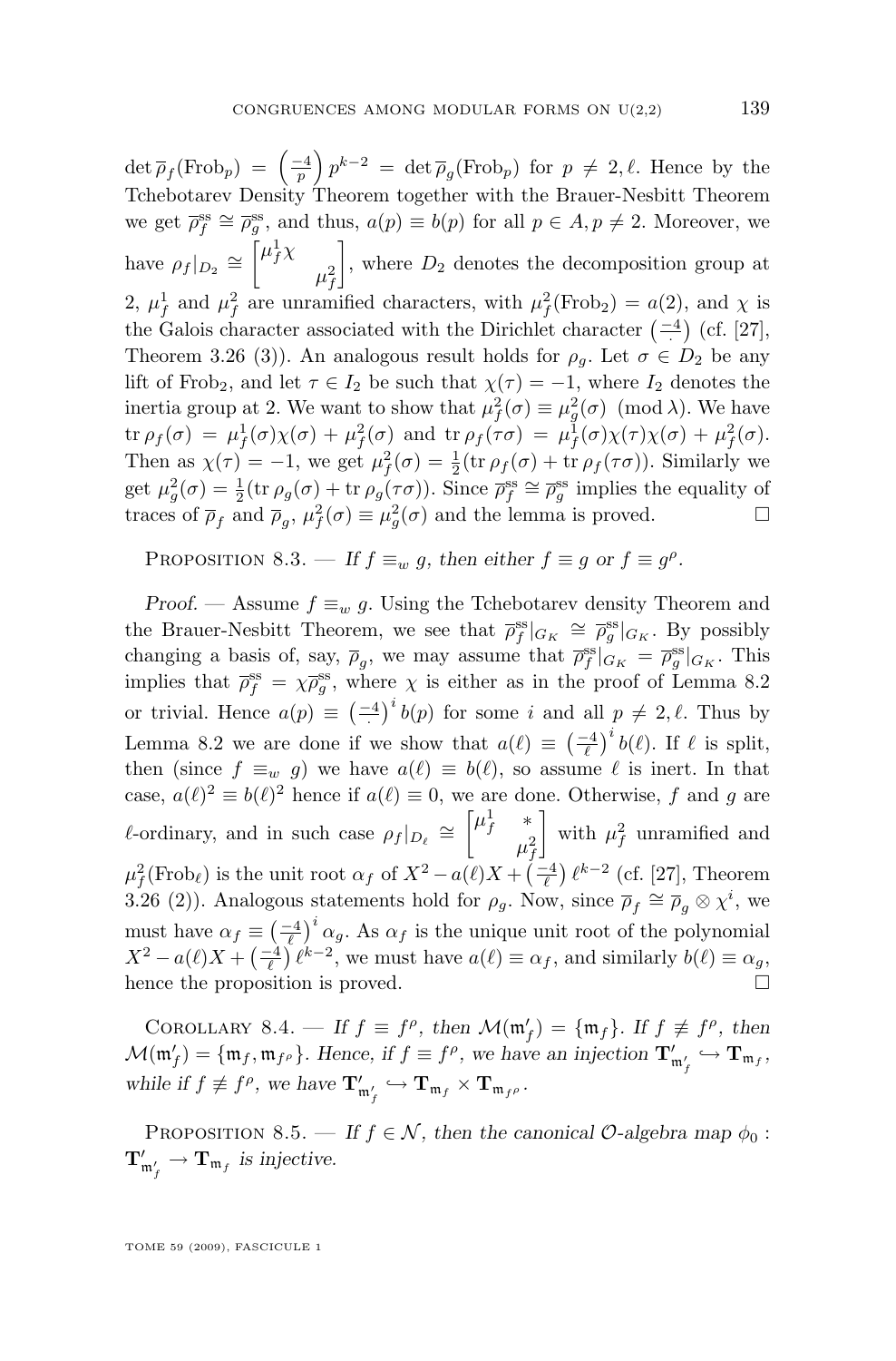$\det \overline{\rho}_f(\mathrm{Frob}_p) = \left(\frac{-4}{p}\right) p^{k-2} = \det \overline{\rho}_g(\mathrm{Frob}_p)$ for $p \neq 2, \ell$. Hence by the Tchebotarev Density Theorem together with the Brauer-Nesbitt Theorem we get $\overline{\rho}_f^{\mathrm{ss}} \cong \overline{\rho}_g^{\mathrm{ss}}$, and thus, $a(p) \equiv b(p)$ for all $p \in A, p \neq 2$. Moreover, we have $\rho_f|_{D_2} \cong \begin{bmatrix} \mu_f^1 \chi & \\ & \mu_f^2 \end{bmatrix}$, where $D_2$ denotes the decomposition group at 2, $\mu_f^1$ and $\mu_f^2$ are unramified characters, with $\mu_f^2(\mathrm{Frob}_2) = a(2)$, and $\chi$ is the Galois character associated with the Dirichlet character $\left(\frac{-4}{\cdot}\right)$ (cf. [27], Theorem 3.26 (3)). An analogous result holds for $\rho_g$. Let $\sigma \in D_2$ be any lift of $\mathrm{Frob}_2$, and let $\tau \in I_2$ be such that $\chi(\tau) = -1$, where $I_2$ denotes the inertia group at 2. We want to show that $\mu_f^2(\sigma) \equiv \mu_g^2(\sigma) \pmod{\lambda}$. We have $\operatorname{tr} \rho_f(\sigma) = \mu_f^1(\sigma)\chi(\sigma) + \mu_f^2(\sigma)$ and $\operatorname{tr} \rho_f(\tau\sigma) = \mu_f^1(\sigma)\chi(\tau)\chi(\sigma) + \mu_f^2(\sigma)$. Then as $\chi(\tau) = -1$, we get $\mu_f^2(\sigma) = \frac{1}{2}(\operatorname{tr} \rho_f(\sigma) + \operatorname{tr} \rho_f(\tau\sigma))$. Similarly we get $\mu_g^2(\sigma) = \frac{1}{2}(\operatorname{tr} \rho_g(\sigma) + \operatorname{tr} \rho_g(\tau\sigma))$. Since $\overline{\rho}_f^{\mathrm{ss}} \cong \overline{\rho}_g^{\mathrm{ss}}$ implies the equality of traces of $\overline{\rho}_f$ and $\overline{\rho}_g$, $\mu_f^2(\sigma) \equiv \mu_g^2(\sigma)$ and the lemma is proved. □

Proposition 8.3. — *If $f \equiv_w g$, then either $f \equiv g$ or $f \equiv g^\rho$.*

*Proof.* — Assume $f \equiv_w g$. Using the Tchebotarev density Theorem and the Brauer-Nesbitt Theorem, we see that $\overline{\rho}_f^{\mathrm{ss}}|_{G_K} \cong \overline{\rho}_g^{\mathrm{ss}}|_{G_K}$. By possibly changing a basis of, say, $\overline{\rho}_g$, we may assume that $\overline{\rho}_f^{\mathrm{ss}}|_{G_K} = \overline{\rho}_g^{\mathrm{ss}}|_{G_K}$. This implies that $\overline{\rho}_f^{\mathrm{ss}} = \chi \overline{\rho}_g^{\mathrm{ss}}$, where $\chi$ is either as in the proof of Lemma 8.2 or trivial. Hence $a(p) \equiv \left(\frac{-4}{\cdot}\right)^i b(p)$ for some $i$ and all $p \neq 2, \ell$. Thus by Lemma 8.2 we are done if we show that $a(\ell) \equiv \left(\frac{-4}{\ell}\right)^i b(\ell)$. If $\ell$ is split, then (since $f \equiv_w g$) we have $a(\ell) \equiv b(\ell)$, so assume $\ell$ is inert. In that case, $a(\ell)^2 \equiv b(\ell)^2$ hence if $a(\ell) \equiv 0$, we are done. Otherwise, $f$ and $g$ are $\ell$-ordinary, and in such case $\rho_f|_{D_\ell} \cong \begin{bmatrix} \mu_f^1 & * \\ & \mu_f^2 \end{bmatrix}$ with $\mu_f^2$ unramified and $\mu_f^2(\mathrm{Frob}_\ell)$ is the unit root $\alpha_f$ of $X^2 - a(\ell)X + \left(\frac{-4}{\ell}\right)\ell^{k-2}$ (cf. [27], Theorem 3.26 (2)). Analogous statements hold for $\rho_g$. Now, since $\overline{\rho}_f \cong \overline{\rho}_g \otimes \chi^i$, we must have $\alpha_f \equiv \left(\frac{-4}{\ell}\right)^i \alpha_g$. As $\alpha_f$ is the unique unit root of the polynomial $X^2 - a(\ell)X + \left(\frac{-4}{\ell}\right)\ell^{k-2}$, we must have $a(\ell) \equiv \alpha_f$, and similarly $b(\ell) \equiv \alpha_g$, hence the proposition is proved. □

Corollary 8.4. — *If $f \equiv f^\rho$, then $\mathcal{M}(\mathfrak{m}'_f) = \{\mathfrak{m}_f\}$. If $f \not\equiv f^\rho$, then $\mathcal{M}(\mathfrak{m}'_f) = \{\mathfrak{m}_f, \mathfrak{m}_{f^\rho}\}$. Hence, if $f \equiv f^\rho$, we have an injection $\mathbf{T}'_{\mathfrak{m}'_f} \hookrightarrow \mathbf{T}_{\mathfrak{m}_f}$, while if $f \not\equiv f^\rho$, we have $\mathbf{T}'_{\mathfrak{m}'_f} \hookrightarrow \mathbf{T}_{\mathfrak{m}_f} \times \mathbf{T}_{\mathfrak{m}_{f^\rho}}$.*

Proposition 8.5. — *If $f \in \mathcal{N}$, then the canonical $\mathcal{O}$-algebra map $\phi_0 : \mathbf{T}'_{\mathfrak{m}'_f} \to \mathbf{T}_{\mathfrak{m}_f}$ is injective.*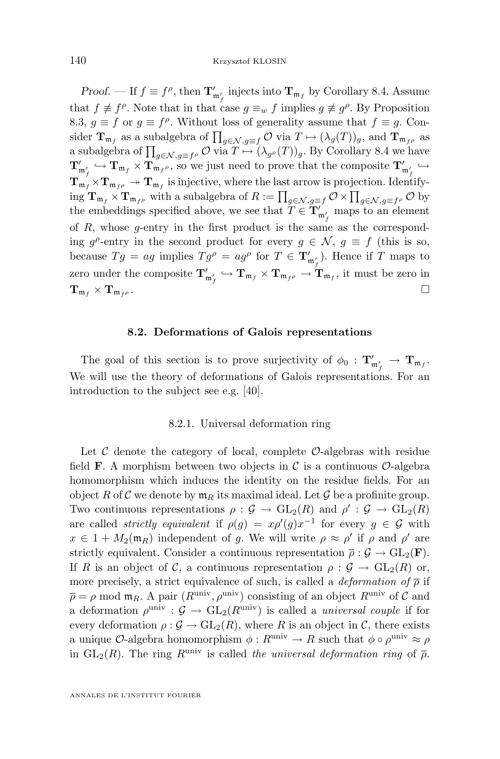*Proof.* — If $f \equiv f^\rho$, then $\mathbf{T}'_{\mathfrak{m}'_f}$ injects into $\mathbf{T}_{\mathfrak{m}_f}$ by Corollary 8.4. Assume that $f \not\equiv f^\rho$. Note that in that case $g \equiv_w f$ implies $g \not\equiv g^\rho$. By Proposition 8.3, $g \equiv f$ or $g \equiv f^\rho$. Without loss of generality assume that $f \equiv g$. Consider $\mathbf{T}_{\mathfrak{m}_f}$ as a subalgebra of $\prod_{g \in \mathcal{N}, g \equiv f} \mathcal{O}$ via $T \mapsto (\lambda_g(T))_g$, and $\mathbf{T}_{\mathfrak{m}_{f^\rho}}$ as a subalgebra of $\prod_{g \in \mathcal{N}, g \equiv f^\rho} \mathcal{O}$ via $T \mapsto (\lambda_{g^\rho}(T))_g$. By Corollary 8.4 we have $\mathbf{T}'_{\mathfrak{m}'_f} \hookrightarrow \mathbf{T}_{\mathfrak{m}_f} \times \mathbf{T}_{\mathfrak{m}_{f^\rho}}$, so we just need to prove that the composite $\mathbf{T}'_{\mathfrak{m}'_f} \hookrightarrow \mathbf{T}_{\mathfrak{m}_f} \times \mathbf{T}_{\mathfrak{m}_{f^\rho}} \twoheadrightarrow \mathbf{T}_{\mathfrak{m}_f}$ is injective, where the last arrow is projection. Identifying $\mathbf{T}_{\mathfrak{m}_f} \times \mathbf{T}_{\mathfrak{m}_{f^\rho}}$ with a subalgebra of $R := \prod_{g \in \mathcal{N}, g \equiv f} \mathcal{O} \times \prod_{g \in \mathcal{N}, g \equiv f^\rho} \mathcal{O}$ by the embeddings specified above, we see that $T \in \mathbf{T}'_{\mathfrak{m}'_f}$ maps to an element of $R$, whose $g$-entry in the first product is the same as the corresponding $g^\rho$-entry in the second product for every $g \in \mathcal{N}$, $g \equiv f$ (this is so, because $Tg = ag$ implies $Tg^\rho = ag^\rho$ for $T \in \mathbf{T}'_{\mathfrak{m}'_f}$). Hence if $T$ maps to zero under the composite $\mathbf{T}'_{\mathfrak{m}'_f} \hookrightarrow \mathbf{T}_{\mathfrak{m}_f} \times \mathbf{T}_{\mathfrak{m}_{f^\rho}} \to \mathbf{T}_{\mathfrak{m}_f}$, it must be zero in $\mathbf{T}_{\mathfrak{m}_f} \times \mathbf{T}_{\mathfrak{m}_{f^\rho}}$. □

## 8.2. Deformations of Galois representations

The goal of this section is to prove surjectivity of $\phi_0 : \mathbf{T}'_{\mathfrak{m}'_f} \to \mathbf{T}_{\mathfrak{m}_f}$. We will use the theory of deformations of Galois representations. For an introduction to the subject see e.g. [40].

### 8.2.1. Universal deformation ring

Let $\mathcal{C}$ denote the category of local, complete $\mathcal{O}$-algebras with residue field $\mathbf{F}$. A morphism between two objects in $\mathcal{C}$ is a continuous $\mathcal{O}$-algebra homomorphism which induces the identity on the residue fields. For an object $R$ of $\mathcal{C}$ we denote by $\mathfrak{m}_R$ its maximal ideal. Let $\mathcal{G}$ be a profinite group. Two continuous representations $\rho : \mathcal{G} \to \mathrm{GL}_2(R)$ and $\rho' : \mathcal{G} \to \mathrm{GL}_2(R)$ are called *strictly equivalent* if $\rho(g) = x\rho'(g)x^{-1}$ for every $g \in \mathcal{G}$ with $x \in 1 + M_2(\mathfrak{m}_R)$ independent of $g$. We will write $\rho \approx \rho'$ if $\rho$ and $\rho'$ are strictly equivalent. Consider a continuous representation $\overline{\rho} : \mathcal{G} \to \mathrm{GL}_2(\mathbf{F})$. If $R$ is an object of $\mathcal{C}$, a continuous representation $\rho : \mathcal{G} \to \mathrm{GL}_2(R)$ or, more precisely, a strict equivalence of such, is called a *deformation of* $\overline{\rho}$ if $\overline{\rho} = \rho \bmod \mathfrak{m}_R$. A pair $(R^{\mathrm{univ}}, \rho^{\mathrm{univ}})$ consisting of an object $R^{\mathrm{univ}}$ of $\mathcal{C}$ and a deformation $\rho^{\mathrm{univ}} : \mathcal{G} \to \mathrm{GL}_2(R^{\mathrm{univ}})$ is called a *universal couple* if for every deformation $\rho : \mathcal{G} \to \mathrm{GL}_2(R)$, where $R$ is an object in $\mathcal{C}$, there exists a unique $\mathcal{O}$-algebra homomorphism $\phi : R^{\mathrm{univ}} \to R$ such that $\phi \circ \rho^{\mathrm{univ}} \approx \rho$ in $\mathrm{GL}_2(R)$. The ring $R^{\mathrm{univ}}$ is called *the universal deformation ring* of $\overline{\rho}$.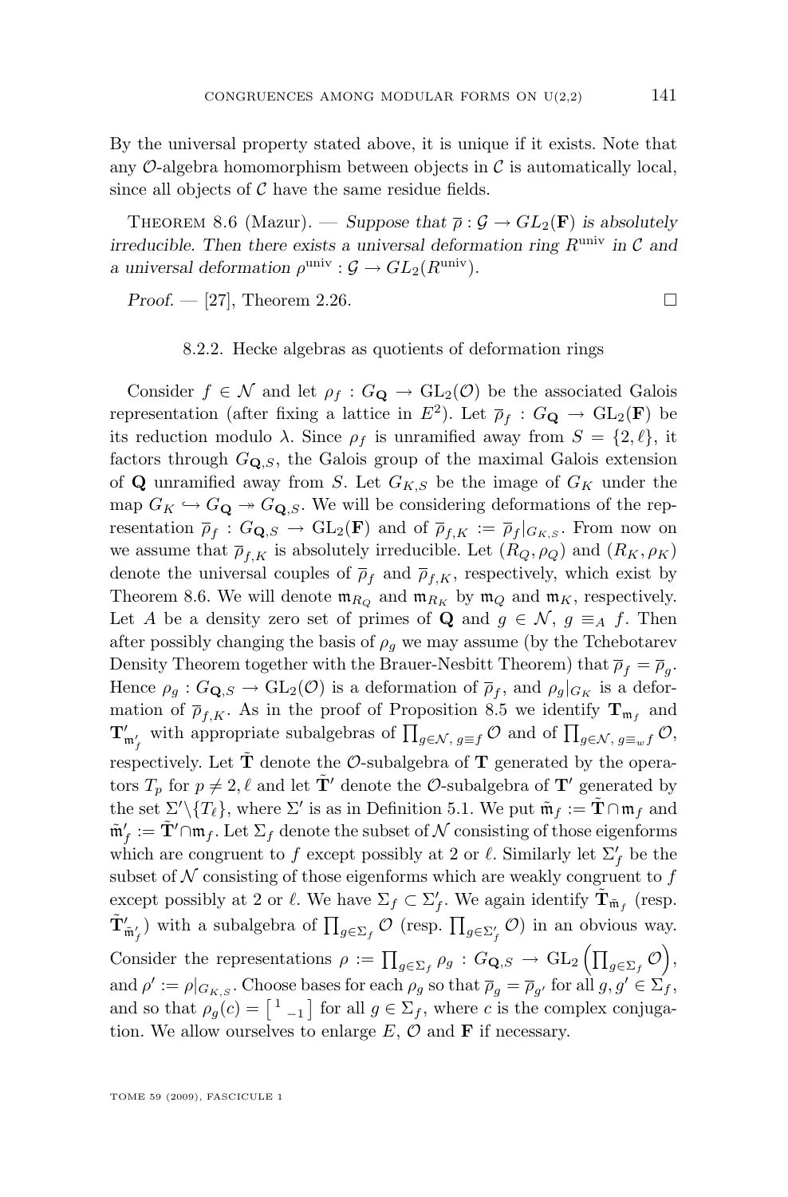By the universal property stated above, it is unique if it exists. Note that any $\mathcal{O}$-algebra homomorphism between objects in $\mathcal{C}$ is automatically local, since all objects of $\mathcal{C}$ have the same residue fields.

Theorem 8.6 (Mazur). — *Suppose that $\overline{\rho} : \mathcal{G} \to GL_2(\mathbf{F})$ is absolutely irreducible. Then there exists a universal deformation ring $R^{\mathrm{univ}}$ in $\mathcal{C}$ and a universal deformation $\rho^{\mathrm{univ}} : \mathcal{G} \to GL_2(R^{\mathrm{univ}})$.*

*Proof.* — [27], Theorem 2.26. □

### 8.2.2. Hecke algebras as quotients of deformation rings

Consider $f \in \mathcal{N}$ and let $\rho_f : G_{\mathbf{Q}} \to \mathrm{GL}_2(\mathcal{O})$ be the associated Galois representation (after fixing a lattice in $E^2$). Let $\overline{\rho}_f : G_{\mathbf{Q}} \to \mathrm{GL}_2(\mathbf{F})$ be its reduction modulo $\lambda$. Since $\rho_f$ is unramified away from $S = \{2, \ell\}$, it factors through $G_{\mathbf{Q},S}$, the Galois group of the maximal Galois extension of $\mathbf{Q}$ unramified away from $S$. Let $G_{K,S}$ be the image of $G_K$ under the map $G_K \hookrightarrow G_{\mathbf{Q}} \twoheadrightarrow G_{\mathbf{Q},S}$. We will be considering deformations of the representation $\overline{\rho}_f : G_{\mathbf{Q},S} \to \mathrm{GL}_2(\mathbf{F})$ and of $\overline{\rho}_{f,K} := \overline{\rho}_f|_{G_{K,S}}$. From now on we assume that $\overline{\rho}_{f,K}$ is absolutely irreducible. Let $(R_Q, \rho_Q)$ and $(R_K, \rho_K)$ denote the universal couples of $\overline{\rho}_f$ and $\overline{\rho}_{f,K}$, respectively, which exist by Theorem 8.6. We will denote $\mathfrak{m}_{R_Q}$ and $\mathfrak{m}_{R_K}$ by $\mathfrak{m}_Q$ and $\mathfrak{m}_K$, respectively. Let $A$ be a density zero set of primes of $\mathbf{Q}$ and $g \in \mathcal{N}$, $g \equiv_A f$. Then after possibly changing the basis of $\rho_g$ we may assume (by the Tchebotarev Density Theorem together with the Brauer-Nesbitt Theorem) that $\overline{\rho}_f = \overline{\rho}_g$. Hence $\rho_g : G_{\mathbf{Q},S} \to \mathrm{GL}_2(\mathcal{O})$ is a deformation of $\overline{\rho}_f$, and $\rho_g|_{G_K}$ is a deformation of $\overline{\rho}_{f,K}$. As in the proof of Proposition 8.5 we identify $\mathbf{T}_{\mathfrak{m}_f}$ and $\mathbf{T}'_{\mathfrak{m}'_f}$ with appropriate subalgebras of $\prod_{g \in \mathcal{N},\, g \equiv f} \mathcal{O}$ and of $\prod_{g \in \mathcal{N},\, g \equiv_w f} \mathcal{O}$, respectively. Let $\tilde{\mathbf{T}}$ denote the $\mathcal{O}$-subalgebra of $\mathbf{T}$ generated by the operators $T_p$ for $p \neq 2, \ell$ and let $\tilde{\mathbf{T}}'$ denote the $\mathcal{O}$-subalgebra of $\mathbf{T}'$ generated by the set $\Sigma' \backslash \{T_\ell\}$, where $\Sigma'$ is as in Definition 5.1. We put $\tilde{\mathfrak{m}}_f := \tilde{\mathbf{T}} \cap \mathfrak{m}_f$ and $\tilde{\mathfrak{m}}'_f := \tilde{\mathbf{T}}' \cap \mathfrak{m}_f$. Let $\Sigma_f$ denote the subset of $\mathcal{N}$ consisting of those eigenforms which are congruent to $f$ except possibly at 2 or $\ell$. Similarly let $\Sigma'_f$ be the subset of $\mathcal{N}$ consisting of those eigenforms which are weakly congruent to $f$ except possibly at 2 or $\ell$. We have $\Sigma_f \subset \Sigma'_f$. We again identify $\tilde{\mathbf{T}}_{\tilde{\mathfrak{m}}_f}$ (resp. $\tilde{\mathbf{T}}'_{\tilde{\mathfrak{m}}'_f}$) with a subalgebra of $\prod_{g \in \Sigma_f} \mathcal{O}$ (resp. $\prod_{g \in \Sigma'_f} \mathcal{O}$) in an obvious way. Consider the representations $\rho := \prod_{g \in \Sigma_f} \rho_g : G_{\mathbf{Q},S} \to \mathrm{GL}_2\left(\prod_{g \in \Sigma_f} \mathcal{O}\right)$, and $\rho' := \rho|_{G_{K,S}}$. Choose bases for each $\rho_g$ so that $\overline{\rho}_g = \overline{\rho}_{g'}$ for all $g, g' \in \Sigma_f$, and so that $\rho_g(c) = \begin{bmatrix} 1 & \\ & -1 \end{bmatrix}$ for all $g \in \Sigma_f$, where $c$ is the complex conjugation. We allow ourselves to enlarge $E$, $\mathcal{O}$ and $\mathbf{F}$ if necessary.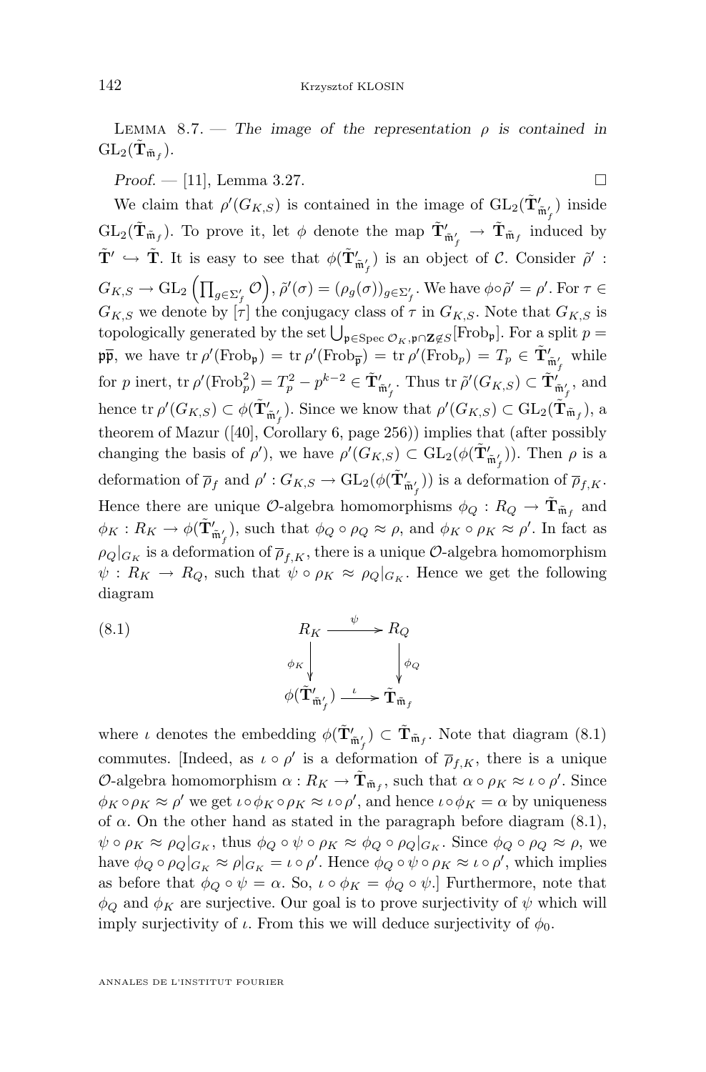Lemma 8.7. — *The image of the representation $\rho$ is contained in $\mathrm{GL}_2(\tilde{\mathbf{T}}_{\tilde{\mathfrak{m}}_f})$.*

*Proof.* — [11], Lemma 3.27. □

We claim that $\rho'(G_{K,S})$ is contained in the image of $\mathrm{GL}_2(\tilde{\mathbf{T}}'_{\tilde{\mathfrak{m}}'_f})$ inside $\mathrm{GL}_2(\tilde{\mathbf{T}}_{\tilde{\mathfrak{m}}_f})$. To prove it, let $\phi$ denote the map $\tilde{\mathbf{T}}'_{\tilde{\mathfrak{m}}'_f} \to \tilde{\mathbf{T}}_{\tilde{\mathfrak{m}}_f}$ induced by $\tilde{\mathbf{T}}' \hookrightarrow \tilde{\mathbf{T}}$. It is easy to see that $\phi(\tilde{\mathbf{T}}'_{\tilde{\mathfrak{m}}'_f})$ is an object of $\mathcal{C}$. Consider $\tilde{\rho}' : G_{K,S} \to \mathrm{GL}_2\left(\prod_{g\in\Sigma'_f}\mathcal{O}\right)$, $\tilde{\rho}'(\sigma) = (\rho_g(\sigma))_{g\in\Sigma'_f}$. We have $\phi\circ\tilde{\rho}' = \rho'$. For $\tau \in G_{K,S}$ we denote by $[\tau]$ the conjugacy class of $\tau$ in $G_{K,S}$. Note that $G_{K,S}$ is topologically generated by the set $\bigcup_{\mathfrak{p}\in\mathrm{Spec}\,\mathcal{O}_K,\mathfrak{p}\cap\mathbf{Z}\not\in S}[\mathrm{Frob}_{\mathfrak{p}}]$. For a split $p = \mathfrak{p}\overline{\mathfrak{p}}$, we have $\mathrm{tr}\,\rho'(\mathrm{Frob}_{\mathfrak{p}}) = \mathrm{tr}\,\rho'(\mathrm{Frob}_{\overline{\mathfrak{p}}}) = \mathrm{tr}\,\rho'(\mathrm{Frob}_p) = T_p \in \tilde{\mathbf{T}}'_{\tilde{\mathfrak{m}}'_f}$ while for $p$ inert, $\mathrm{tr}\,\rho'(\mathrm{Frob}_p^2) = T_p^2 - p^{k-2} \in \tilde{\mathbf{T}}'_{\tilde{\mathfrak{m}}'_f}$. Thus $\mathrm{tr}\,\tilde{\rho}'(G_{K,S}) \subset \tilde{\mathbf{T}}'_{\tilde{\mathfrak{m}}'_f}$, and hence $\mathrm{tr}\,\rho'(G_{K,S}) \subset \phi(\tilde{\mathbf{T}}'_{\tilde{\mathfrak{m}}'_f})$. Since we know that $\rho'(G_{K,S}) \subset \mathrm{GL}_2(\tilde{\mathbf{T}}_{\tilde{\mathfrak{m}}_f})$, a theorem of Mazur ([40], Corollary 6, page 256)) implies that (after possibly changing the basis of $\rho'$), we have $\rho'(G_{K,S}) \subset \mathrm{GL}_2(\phi(\tilde{\mathbf{T}}'_{\tilde{\mathfrak{m}}'_f}))$. Then $\rho$ is a deformation of $\overline{\rho}_f$ and $\rho' : G_{K,S} \to \mathrm{GL}_2(\phi(\tilde{\mathbf{T}}'_{\tilde{\mathfrak{m}}'_f}))$ is a deformation of $\overline{\rho}_{f,K}$. Hence there are unique $\mathcal{O}$-algebra homomorphisms $\phi_Q : R_Q \to \tilde{\mathbf{T}}_{\tilde{\mathfrak{m}}_f}$ and $\phi_K : R_K \to \phi(\tilde{\mathbf{T}}'_{\tilde{\mathfrak{m}}'_f})$, such that $\phi_Q\circ\rho_Q \approx \rho$, and $\phi_K\circ\rho_K \approx \rho'$. In fact as $\rho_Q|_{G_K}$ is a deformation of $\overline{\rho}_{f,K}$, there is a unique $\mathcal{O}$-algebra homomorphism $\psi : R_K \to R_Q$, such that $\psi\circ\rho_K \approx \rho_Q|_{G_K}$. Hence we get the following diagram

$$\begin{array}{ccc} R_K & \xrightarrow{\psi} & R_Q \\ \downarrow{\scriptstyle\phi_K} & & \downarrow{\scriptstyle\phi_Q} \\ \phi(\tilde{\mathbf{T}}'_{\tilde{\mathfrak{m}}'_f}) & \xrightarrow{\iota} & \tilde{\mathbf{T}}_{\tilde{\mathfrak{m}}_f} \end{array} \tag{8.1}$$

where $\iota$ denotes the embedding $\phi(\tilde{\mathbf{T}}'_{\tilde{\mathfrak{m}}'_f}) \subset \tilde{\mathbf{T}}_{\tilde{\mathfrak{m}}_f}$. Note that diagram (8.1) commutes. [Indeed, as $\iota\circ\rho'$ is a deformation of $\overline{\rho}_{f,K}$, there is a unique $\mathcal{O}$-algebra homomorphism $\alpha : R_K \to \tilde{\mathbf{T}}_{\tilde{\mathfrak{m}}_f}$, such that $\alpha\circ\rho_K \approx \iota\circ\rho'$. Since $\phi_K\circ\rho_K \approx \rho'$ we get $\iota\circ\phi_K\circ\rho_K \approx \iota\circ\rho'$, and hence $\iota\circ\phi_K = \alpha$ by uniqueness of $\alpha$. On the other hand as stated in the paragraph before diagram (8.1), $\psi\circ\rho_K \approx \rho_Q|_{G_K}$, thus $\phi_Q\circ\psi\circ\rho_K \approx \phi_Q\circ\rho_Q|_{G_K}$. Since $\phi_Q\circ\rho_Q \approx \rho$, we have $\phi_Q\circ\rho_Q|_{G_K} \approx \rho|_{G_K} = \iota\circ\rho'$. Hence $\phi_Q\circ\psi\circ\rho_K \approx \iota\circ\rho'$, which implies as before that $\phi_Q\circ\psi = \alpha$. So, $\iota\circ\phi_K = \phi_Q\circ\psi$.] Furthermore, note that $\phi_Q$ and $\phi_K$ are surjective. Our goal is to prove surjectivity of $\psi$ which will imply surjectivity of $\iota$. From this we will deduce surjectivity of $\phi_0$.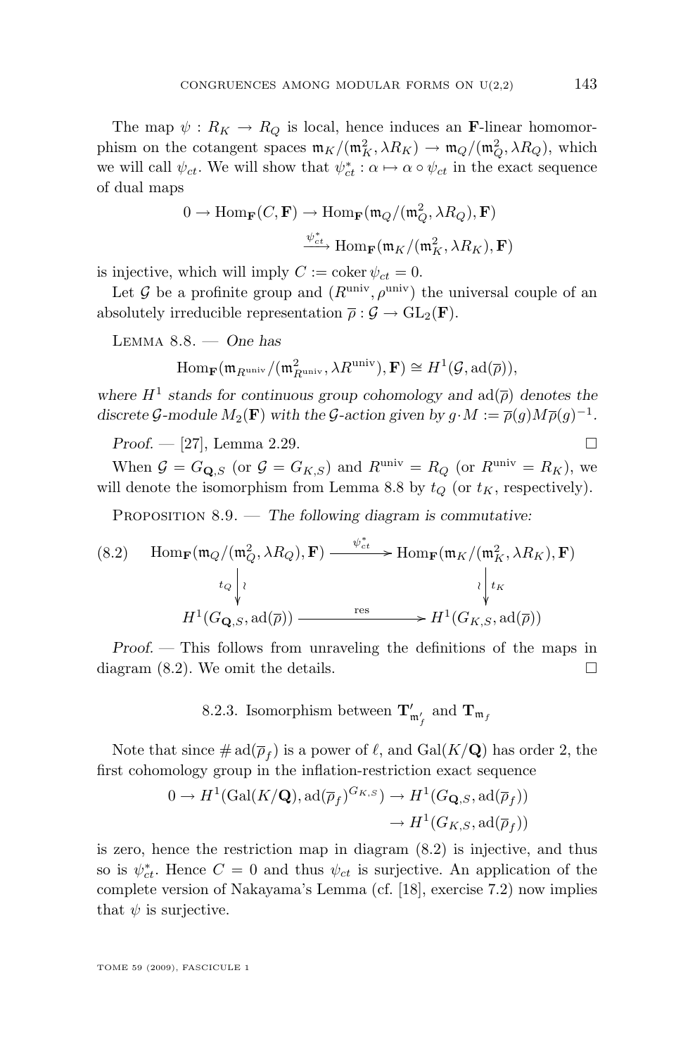The map $\psi : R_K \to R_Q$ is local, hence induces an $\mathbf{F}$-linear homomorphism on the cotangent spaces $\mathfrak{m}_K/(\mathfrak{m}_K^2, \lambda R_K) \to \mathfrak{m}_Q/(\mathfrak{m}_Q^2, \lambda R_Q)$, which we will call $\psi_{ct}$. We will show that $\psi_{ct}^* : \alpha \mapsto \alpha \circ \psi_{ct}$ in the exact sequence of dual maps

$$0 \to \mathrm{Hom}_{\mathbf{F}}(C, \mathbf{F}) \to \mathrm{Hom}_{\mathbf{F}}(\mathfrak{m}_Q/(\mathfrak{m}_Q^2, \lambda R_Q), \mathbf{F}) \xrightarrow{\psi_{ct}^*} \mathrm{Hom}_{\mathbf{F}}(\mathfrak{m}_K/(\mathfrak{m}_K^2, \lambda R_K), \mathbf{F})$$

is injective, which will imply $C := \operatorname{coker} \psi_{ct} = 0$.

Let $\mathcal{G}$ be a profinite group and $(R^{\mathrm{univ}}, \rho^{\mathrm{univ}})$ the universal couple of an absolutely irreducible representation $\overline{\rho} : \mathcal{G} \to \mathrm{GL}_2(\mathbf{F})$.

Lemma 8.8. — *One has*

$$\mathrm{Hom}_{\mathbf{F}}(\mathfrak{m}_{R^{\mathrm{univ}}}/(\mathfrak{m}_{R^{\mathrm{univ}}}^2, \lambda R^{\mathrm{univ}}), \mathbf{F}) \cong H^1(\mathcal{G}, \mathrm{ad}(\overline{\rho})),$$

*where $H^1$ stands for continuous group cohomology and $\mathrm{ad}(\overline{\rho})$ denotes the discrete $\mathcal{G}$-module $M_2(\mathbf{F})$ with the $\mathcal{G}$-action given by $g \cdot M := \overline{\rho}(g) M \overline{\rho}(g)^{-1}$.*

*Proof.* — [27], Lemma 2.29. □

When $\mathcal{G} = G_{\mathbf{Q},S}$ (or $\mathcal{G} = G_{K,S}$) and $R^{\mathrm{univ}} = R_Q$ (or $R^{\mathrm{univ}} = R_K$), we will denote the isomorphism from Lemma 8.8 by $t_Q$ (or $t_K$, respectively).

Proposition 8.9. — *The following diagram is commutative:*

$$(8.2) \qquad \begin{array}{ccc} \mathrm{Hom}_{\mathbf{F}}(\mathfrak{m}_Q/(\mathfrak{m}_Q^2, \lambda R_Q), \mathbf{F}) & \xrightarrow{\psi_{ct}^*} & \mathrm{Hom}_{\mathbf{F}}(\mathfrak{m}_K/(\mathfrak{m}_K^2, \lambda R_K), \mathbf{F}) \\ t_Q \downarrow \wr & & \wr \downarrow t_K \\ H^1(G_{\mathbf{Q},S}, \mathrm{ad}(\overline{\rho})) & \xrightarrow{\mathrm{res}} & H^1(G_{K,S}, \mathrm{ad}(\overline{\rho})) \end{array}$$

*Proof.* — This follows from unraveling the definitions of the maps in diagram (8.2). We omit the details. □

#### 8.2.3. Isomorphism between $\mathbf{T}'_{\mathfrak{m}'_f}$ and $\mathbf{T}_{\mathfrak{m}_f}$

Note that since $\# \, \mathrm{ad}(\overline{\rho}_f)$ is a power of $\ell$, and $\mathrm{Gal}(K/\mathbf{Q})$ has order 2, the first cohomology group in the inflation-restriction exact sequence

$$0 \to H^1(\mathrm{Gal}(K/\mathbf{Q}), \mathrm{ad}(\overline{\rho}_f)^{G_{K,S}}) \to H^1(G_{\mathbf{Q},S}, \mathrm{ad}(\overline{\rho}_f)) \to H^1(G_{K,S}, \mathrm{ad}(\overline{\rho}_f))$$

is zero, hence the restriction map in diagram (8.2) is injective, and thus so is $\psi_{ct}^*$. Hence $C = 0$ and thus $\psi_{ct}$ is surjective. An application of the complete version of Nakayama's Lemma (cf. [18], exercise 7.2) now implies that $\psi$ is surjective.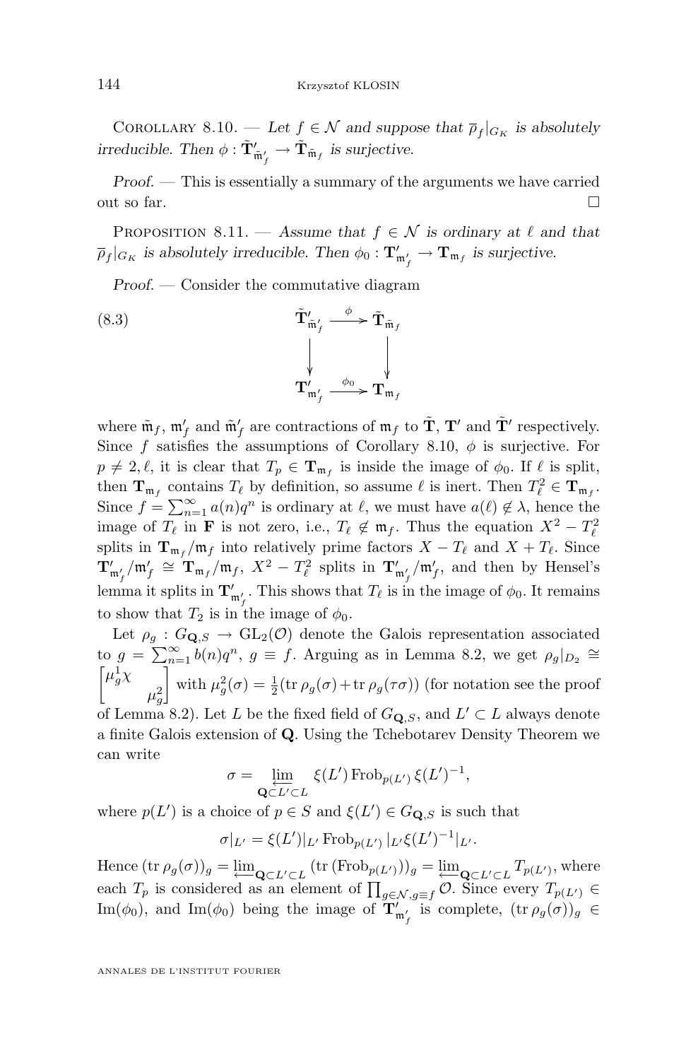Corollary 8.10. — *Let $f \in \mathcal{N}$ and suppose that $\overline{\rho}_f|_{G_K}$ is absolutely irreducible. Then $\phi : \tilde{\mathbf{T}}'_{\tilde{\mathfrak{m}}'_f} \to \tilde{\mathbf{T}}_{\tilde{\mathfrak{m}}_f}$ is surjective.*

*Proof.* — This is essentially a summary of the arguments we have carried out so far. □

Proposition 8.11. — *Assume that $f \in \mathcal{N}$ is ordinary at $\ell$ and that $\overline{\rho}_f|_{G_K}$ is absolutely irreducible. Then $\phi_0 : \mathbf{T}'_{\mathfrak{m}'_f} \to \mathbf{T}_{\mathfrak{m}_f}$ is surjective.*

*Proof.* — Consider the commutative diagram

$$\begin{array}{ccc} \tilde{\mathbf{T}}'_{\tilde{\mathfrak{m}}'_f} & \xrightarrow{\phi} & \tilde{\mathbf{T}}_{\tilde{\mathfrak{m}}_f} \\ \downarrow & & \downarrow \\ \mathbf{T}'_{\mathfrak{m}'_f} & \xrightarrow{\phi_0} & \mathbf{T}_{\mathfrak{m}_f} \end{array} \tag{8.3}$$

where $\tilde{\mathfrak{m}}_f$, $\mathfrak{m}'_f$ and $\tilde{\mathfrak{m}}'_f$ are contractions of $\mathfrak{m}_f$ to $\tilde{\mathbf{T}}$, $\mathbf{T}'$ and $\tilde{\mathbf{T}}'$ respectively. Since $f$ satisfies the assumptions of Corollary 8.10, $\phi$ is surjective. For $p \neq 2, \ell$, it is clear that $T_p \in \mathbf{T}_{\mathfrak{m}_f}$ is inside the image of $\phi_0$. If $\ell$ is split, then $\mathbf{T}_{\mathfrak{m}_f}$ contains $T_\ell$ by definition, so assume $\ell$ is inert. Then $T_\ell^2 \in \mathbf{T}_{\mathfrak{m}_f}$. Since $f = \sum_{n=1}^\infty a(n)q^n$ is ordinary at $\ell$, we must have $a(\ell) \notin \lambda$, hence the image of $T_\ell$ in $\mathbf{F}$ is not zero, i.e., $T_\ell \notin \mathfrak{m}_f$. Thus the equation $X^2 - T_\ell^2$ splits in $\mathbf{T}_{\mathfrak{m}_f}/\mathfrak{m}_f$ into relatively prime factors $X - T_\ell$ and $X + T_\ell$. Since $\mathbf{T}'_{\mathfrak{m}'_f}/\mathfrak{m}'_f \cong \mathbf{T}_{\mathfrak{m}_f}/\mathfrak{m}_f$, $X^2 - T_\ell^2$ splits in $\mathbf{T}'_{\mathfrak{m}'_f}/\mathfrak{m}'_f$, and then by Hensel's lemma it splits in $\mathbf{T}'_{\mathfrak{m}'_f}$. This shows that $T_\ell$ is in the image of $\phi_0$. It remains to show that $T_2$ is in the image of $\phi_0$.

Let $\rho_g : G_{\mathbf{Q},S} \to \mathrm{GL}_2(\mathcal{O})$ denote the Galois representation associated to $g = \sum_{n=1}^\infty b(n)q^n$, $g \equiv f$. Arguing as in Lemma 8.2, we get $\rho_g|_{D_2} \cong \begin{bmatrix} \mu_g^1\chi & \\ & \mu_g^2 \end{bmatrix}$ with $\mu_g^2(\sigma) = \frac{1}{2}(\mathrm{tr}\,\rho_g(\sigma) + \mathrm{tr}\,\rho_g(\tau\sigma))$ (for notation see the proof of Lemma 8.2). Let $L$ be the fixed field of $G_{\mathbf{Q},S}$, and $L' \subset L$ always denote a finite Galois extension of $\mathbf{Q}$. Using the Tchebotarev Density Theorem we can write

$$\sigma = \varprojlim_{\mathbf{Q} \subset L' \subset L} \xi(L')\,\mathrm{Frob}_{p(L')}\,\xi(L')^{-1},$$

where $p(L')$ is a choice of $p \in S$ and $\xi(L') \in G_{\mathbf{Q},S}$ is such that

$$\sigma|_{L'} = \xi(L')|_{L'}\,\mathrm{Frob}_{p(L')}\,|_{L'}\xi(L')^{-1}|_{L'}.$$

Hence $(\mathrm{tr}\,\rho_g(\sigma))_g = \varprojlim_{\mathbf{Q}\subset L' \subset L} (\mathrm{tr}\,(\mathrm{Frob}_{p(L')}))_g = \varprojlim_{\mathbf{Q}\subset L'\subset L} T_{p(L')}$, where each $T_p$ is considered as an element of $\prod_{g \in \mathcal{N}, g \equiv f} \mathcal{O}$. Since every $T_{p(L')} \in \mathrm{Im}(\phi_0)$, and $\mathrm{Im}(\phi_0)$ being the image of $\mathbf{T}'_{\mathfrak{m}'_f}$ is complete, $(\mathrm{tr}\,\rho_g(\sigma))_g \in$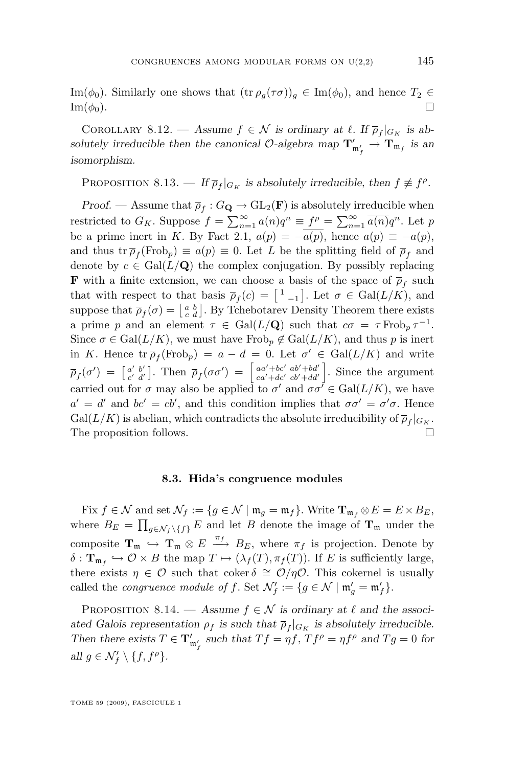$\mathrm{Im}(\phi_0)$. Similarly one shows that $(\mathrm{tr}\,\rho_g(\tau\sigma))_g \in \mathrm{Im}(\phi_0)$, and hence $T_2 \in \mathrm{Im}(\phi_0)$. $\square$

Corollary 8.12. — *Assume $f \in \mathcal{N}$ is ordinary at $\ell$. If $\overline{\rho}_f|_{G_K}$ is absolutely irreducible then the canonical $\mathcal{O}$-algebra map $\mathbf{T}'_{\mathfrak{m}'_f} \to \mathbf{T}_{\mathfrak{m}_f}$ is an isomorphism.*

Proposition 8.13. — *If $\overline{\rho}_f|_{G_K}$ is absolutely irreducible, then $f \not\equiv f^\rho$.*

*Proof.* — Assume that $\overline{\rho}_f : G_{\mathbf{Q}} \to \mathrm{GL}_2(\mathbf{F})$ is absolutely irreducible when restricted to $G_K$. Suppose $f = \sum_{n=1}^\infty a(n)q^n \equiv f^\rho = \sum_{n=1}^\infty \overline{a(n)}q^n$. Let $p$ be a prime inert in $K$. By Fact 2.1, $a(p) = -\overline{a(p)}$, hence $a(p) \equiv -a(p)$, and thus $\mathrm{tr}\,\overline{\rho}_f(\mathrm{Frob}_p) \equiv a(p) \equiv 0$. Let $L$ be the splitting field of $\overline{\rho}_f$ and denote by $c \in \mathrm{Gal}(L/\mathbf{Q})$ the complex conjugation. By possibly replacing $\mathbf{F}$ with a finite extension, we can choose a basis of the space of $\overline{\rho}_f$ such that with respect to that basis $\overline{\rho}_f(c) = \left[\begin{smallmatrix} 1 & \\ & -1 \end{smallmatrix}\right]$. Let $\sigma \in \mathrm{Gal}(L/K)$, and suppose that $\overline{\rho}_f(\sigma) = \left[\begin{smallmatrix} a & b \\ c & d \end{smallmatrix}\right]$. By Tchebotarev Density Theorem there exists a prime $p$ and an element $\tau \in \mathrm{Gal}(L/\mathbf{Q})$ such that $c\sigma = \tau\,\mathrm{Frob}_p\,\tau^{-1}$. Since $\sigma \in \mathrm{Gal}(L/K)$, we must have $\mathrm{Frob}_p \notin \mathrm{Gal}(L/K)$, and thus $p$ is inert in $K$. Hence $\mathrm{tr}\,\overline{\rho}_f(\mathrm{Frob}_p) = a - d = 0$. Let $\sigma' \in \mathrm{Gal}(L/K)$ and write $\overline{\rho}_f(\sigma') = \left[\begin{smallmatrix} a' & b' \\ c' & d' \end{smallmatrix}\right]$. Then $\overline{\rho}_f(\sigma\sigma') = \left[\begin{smallmatrix} aa'+bc' & ab'+bd' \\ ca'+dc' & cb'+dd' \end{smallmatrix}\right]$. Since the argument carried out for $\sigma$ may also be applied to $\sigma'$ and $\sigma\sigma' \in \mathrm{Gal}(L/K)$, we have $a' = d'$ and $bc' = cb'$, and this condition implies that $\sigma\sigma' = \sigma'\sigma$. Hence $\mathrm{Gal}(L/K)$ is abelian, which contradicts the absolute irreducibility of $\overline{\rho}_f|_{G_K}$. The proposition follows. $\square$

### 8.3. Hida's congruence modules

Fix $f \in \mathcal{N}$ and set $\mathcal{N}_f := \{g \in \mathcal{N} \mid \mathfrak{m}_g = \mathfrak{m}_f\}$. Write $\mathbf{T}_{\mathfrak{m}_f} \otimes E = E \times B_E$, where $B_E = \prod_{g \in \mathcal{N}_f \setminus \{f\}} E$ and let $B$ denote the image of $\mathbf{T}_{\mathfrak{m}}$ under the composite $\mathbf{T}_{\mathfrak{m}} \hookrightarrow \mathbf{T}_{\mathfrak{m}} \otimes E \xrightarrow{\pi_f} B_E$, where $\pi_f$ is projection. Denote by $\delta : \mathbf{T}_{\mathfrak{m}_f} \hookrightarrow \mathcal{O} \times B$ the map $T \mapsto (\lambda_f(T), \pi_f(T))$. If $E$ is sufficiently large, there exists $\eta \in \mathcal{O}$ such that $\mathrm{coker}\,\delta \cong \mathcal{O}/\eta\mathcal{O}$. This cokernel is usually called the *congruence module of* $f$. Set $\mathcal{N}'_f := \{g \in \mathcal{N} \mid \mathfrak{m}'_g = \mathfrak{m}'_f\}$.

Proposition 8.14. — *Assume $f \in \mathcal{N}$ is ordinary at $\ell$ and the associated Galois representation $\rho_f$ is such that $\overline{\rho}_f|_{G_K}$ is absolutely irreducible. Then there exists $T \in \mathbf{T}'_{\mathfrak{m}'_f}$ such that $Tf = \eta f$, $Tf^\rho = \eta f^\rho$ and $Tg = 0$ for all $g \in \mathcal{N}'_f \setminus \{f, f^\rho\}$.*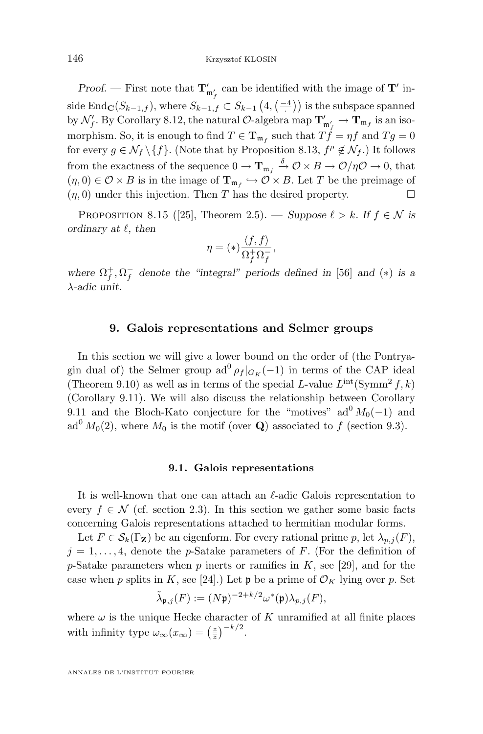*Proof.* — First note that $\mathbf{T}'_{\mathfrak{m}'_f}$ can be identified with the image of $\mathbf{T}'$ inside $\mathrm{End}_{\mathbf{C}}(S_{k-1,f})$, where $S_{k-1,f} \subset S_{k-1}\left(4, \left(\frac{-4}{\cdot}\right)\right)$ is the subspace spanned by $\mathcal{N}'_f$. By Corollary 8.12, the natural $\mathcal{O}$-algebra map $\mathbf{T}'_{\mathfrak{m}'_f} \to \mathbf{T}_{\mathfrak{m}_f}$ is an isomorphism. So, it is enough to find $T \in \mathbf{T}_{\mathfrak{m}_f}$ such that $Tf = \eta f$ and $Tg = 0$ for every $g \in \mathcal{N}_f \setminus \{f\}$. (Note that by Proposition 8.13, $f^\rho \notin \mathcal{N}_f$.) It follows from the exactness of the sequence $0 \to \mathbf{T}_{\mathfrak{m}_f} \xrightarrow{\delta} \mathcal{O} \times B \to \mathcal{O}/\eta\mathcal{O} \to 0$, that $(\eta, 0) \in \mathcal{O} \times B$ is in the image of $\mathbf{T}_{\mathfrak{m}_f} \hookrightarrow \mathcal{O} \times B$. Let $T$ be the preimage of $(\eta, 0)$ under this injection. Then $T$ has the desired property. $\square$

Proposition 8.15 ([25], Theorem 2.5). — *Suppose $\ell > k$. If $f \in \mathcal{N}$ is ordinary at $\ell$, then*

$$\eta = (*) \frac{\langle f, f\rangle}{\Omega_f^+ \Omega_f^-},$$

*where $\Omega_f^+, \Omega_f^-$ denote the "integral" periods defined in* [56] *and $(*)$ is a $\lambda$-adic unit.*

## 9. Galois representations and Selmer groups

In this section we will give a lower bound on the order of (the Pontryagin dual of) the Selmer group $\mathrm{ad}^0 \rho_f|_{G_K}(-1)$ in terms of the CAP ideal (Theorem 9.10) as well as in terms of the special $L$-value $L^{\mathrm{int}}(\mathrm{Symm}^2 f, k)$ (Corollary 9.11). We will also discuss the relationship between Corollary 9.11 and the Bloch-Kato conjecture for the "motives" $\mathrm{ad}^0 M_0(-1)$ and $\mathrm{ad}^0 M_0(2)$, where $M_0$ is the motif (over $\mathbf{Q}$) associated to $f$ (section 9.3).

### 9.1. Galois representations

It is well-known that one can attach an $\ell$-adic Galois representation to every $f \in \mathcal{N}$ (cf. section 2.3). In this section we gather some basic facts concerning Galois representations attached to hermitian modular forms.

Let $F \in \mathcal{S}_k(\Gamma_{\mathbf{Z}})$ be an eigenform. For every rational prime $p$, let $\lambda_{p,j}(F)$, $j = 1, \dots, 4$, denote the $p$-Satake parameters of $F$. (For the definition of $p$-Satake parameters when $p$ inerts or ramifies in $K$, see [29], and for the case when $p$ splits in $K$, see [24].) Let $\mathfrak{p}$ be a prime of $\mathcal{O}_K$ lying over $p$. Set

$$\tilde{\lambda}_{\mathfrak{p},j}(F) := (N\mathfrak{p})^{-2+k/2} \omega^*(\mathfrak{p}) \lambda_{p,j}(F),$$

where $\omega$ is the unique Hecke character of $K$ unramified at all finite places with infinity type $\omega_\infty(x_\infty) = \left(\frac{z}{\bar{z}}\right)^{-k/2}$.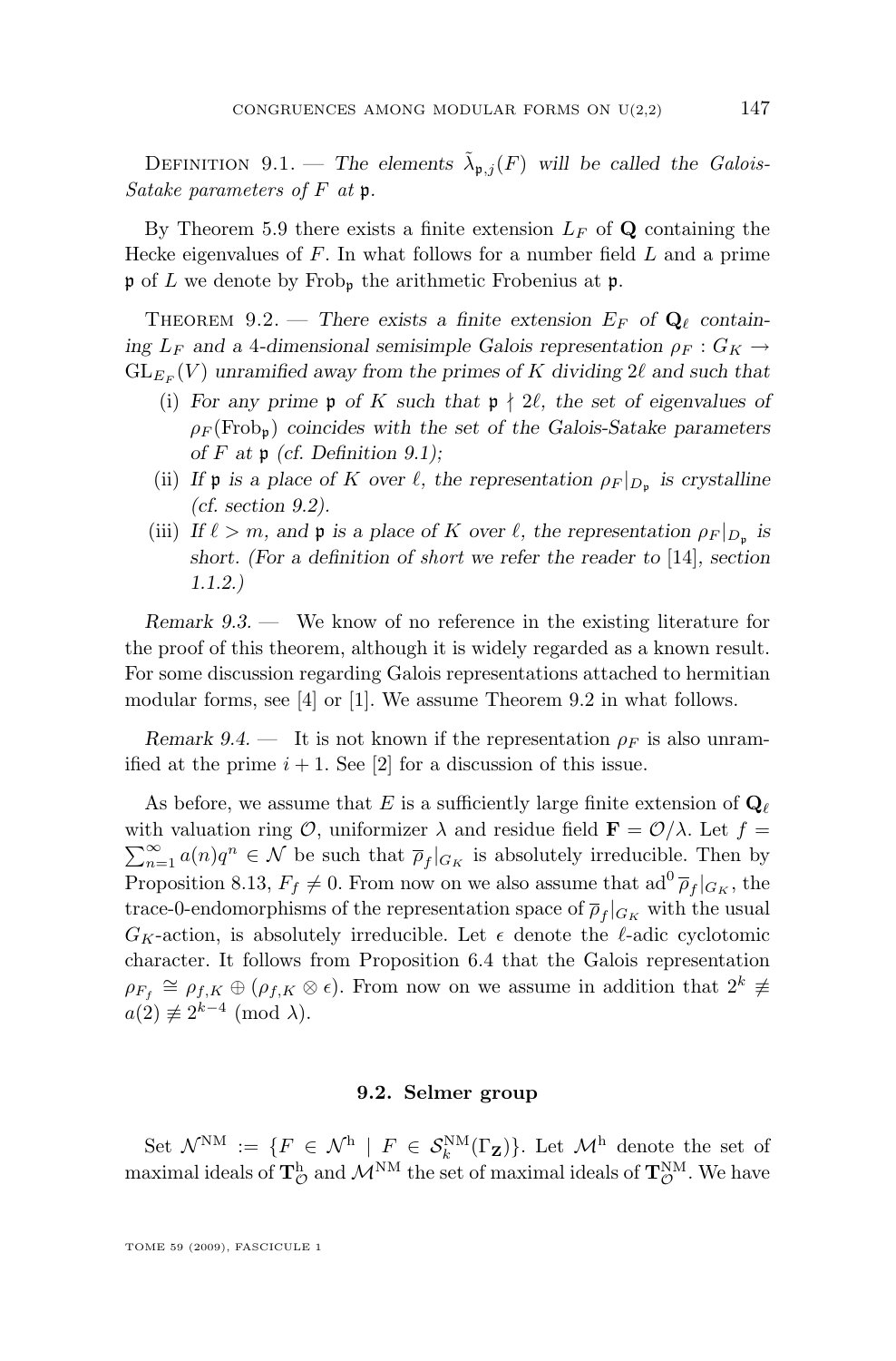Definition 9.1. — *The elements $\tilde{\lambda}_{\mathfrak{p},j}(F)$ will be called the Galois-Satake parameters of $F$ at $\mathfrak{p}$.*

By Theorem 5.9 there exists a finite extension $L_F$ of $\mathbf{Q}$ containing the Hecke eigenvalues of $F$. In what follows for a number field $L$ and a prime $\mathfrak{p}$ of $L$ we denote by $\mathrm{Frob}_{\mathfrak{p}}$ the arithmetic Frobenius at $\mathfrak{p}$.

Theorem 9.2. — *There exists a finite extension $E_F$ of $\mathbf{Q}_\ell$ containing $L_F$ and a 4-dimensional semisimple Galois representation $\rho_F : G_K \to \mathrm{GL}_{E_F}(V)$ unramified away from the primes of $K$ dividing $2\ell$ and such that*

(i) *For any prime $\mathfrak{p}$ of $K$ such that $\mathfrak{p} \nmid 2\ell$, the set of eigenvalues of $\rho_F(\mathrm{Frob}_{\mathfrak{p}})$ coincides with the set of the Galois-Satake parameters of $F$ at $\mathfrak{p}$ (cf. Definition 9.1);*

(ii) *If $\mathfrak{p}$ is a place of $K$ over $\ell$, the representation $\rho_F|_{D_{\mathfrak{p}}}$ is crystalline (cf. section 9.2).*

(iii) *If $\ell > m$, and $\mathfrak{p}$ is a place of $K$ over $\ell$, the representation $\rho_F|_{D_{\mathfrak{p}}}$ is short. (For a definition of short we refer the reader to [14], section 1.1.2.)*

*Remark 9.3.* — We know of no reference in the existing literature for the proof of this theorem, although it is widely regarded as a known result. For some discussion regarding Galois representations attached to hermitian modular forms, see [4] or [1]. We assume Theorem 9.2 in what follows.

*Remark 9.4.* — It is not known if the representation $\rho_F$ is also unramified at the prime $i+1$. See [2] for a discussion of this issue.

As before, we assume that $E$ is a sufficiently large finite extension of $\mathbf{Q}_\ell$ with valuation ring $\mathcal{O}$, uniformizer $\lambda$ and residue field $\mathbf{F} = \mathcal{O}/\lambda$. Let $f = \sum_{n=1}^{\infty} a(n)q^n \in \mathcal{N}$ be such that $\overline{\rho}_f|_{G_K}$ is absolutely irreducible. Then by Proposition 8.13, $F_f \neq 0$. From now on we also assume that $\mathrm{ad}^0\,\overline{\rho}_f|_{G_K}$, the trace-0-endomorphisms of the representation space of $\overline{\rho}_f|_{G_K}$ with the usual $G_K$-action, is absolutely irreducible. Let $\epsilon$ denote the $\ell$-adic cyclotomic character. It follows from Proposition 6.4 that the Galois representation $\rho_{F_f} \cong \rho_{f,K} \oplus (\rho_{f,K} \otimes \epsilon)$. From now on we assume in addition that $2^k \not\equiv a(2) \not\equiv 2^{k-4} \pmod{\lambda}$.

## 9.2. Selmer group

Set $\mathcal{N}^{\mathrm{NM}} := \{F \in \mathcal{N}^{\mathrm{h}} \mid F \in \mathcal{S}_k^{\mathrm{NM}}(\Gamma_{\mathbf{Z}})\}$. Let $\mathcal{M}^{\mathrm{h}}$ denote the set of maximal ideals of $\mathbf{T}^{\mathrm{h}}_{\mathcal{O}}$ and $\mathcal{M}^{\mathrm{NM}}$ the set of maximal ideals of $\mathbf{T}^{\mathrm{NM}}_{\mathcal{O}}$. We have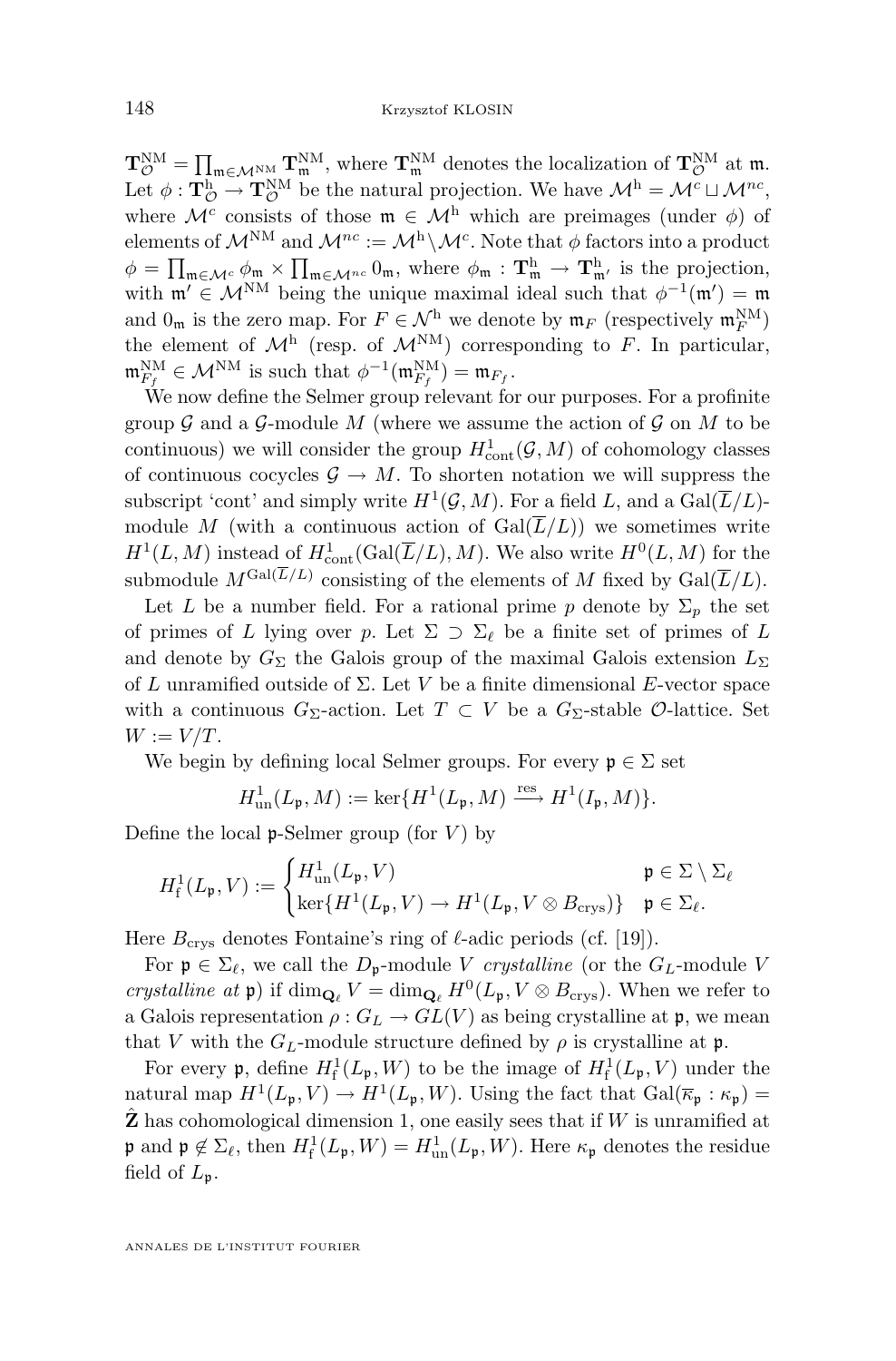$\mathbf{T}_{\mathcal{O}}^{\mathrm{NM}} = \prod_{\mathfrak{m} \in \mathcal{M}^{\mathrm{NM}}} \mathbf{T}_{\mathfrak{m}}^{\mathrm{NM}}$, where $\mathbf{T}_{\mathfrak{m}}^{\mathrm{NM}}$ denotes the localization of $\mathbf{T}_{\mathcal{O}}^{\mathrm{NM}}$ at $\mathfrak{m}$. Let $\phi : \mathbf{T}_{\mathcal{O}}^{\mathrm{h}} \to \mathbf{T}_{\mathcal{O}}^{\mathrm{NM}}$ be the natural projection. We have $\mathcal{M}^{\mathrm{h}} = \mathcal{M}^{c} \sqcup \mathcal{M}^{nc}$, where $\mathcal{M}^{c}$ consists of those $\mathfrak{m} \in \mathcal{M}^{\mathrm{h}}$ which are preimages (under $\phi$) of elements of $\mathcal{M}^{\mathrm{NM}}$ and $\mathcal{M}^{nc} := \mathcal{M}^{\mathrm{h}} \setminus \mathcal{M}^{c}$. Note that $\phi$ factors into a product $\phi = \prod_{\mathfrak{m} \in \mathcal{M}^{c}} \phi_{\mathfrak{m}} \times \prod_{\mathfrak{m} \in \mathcal{M}^{nc}} 0_{\mathfrak{m}}$, where $\phi_{\mathfrak{m}} : \mathbf{T}_{\mathfrak{m}}^{\mathrm{h}} \to \mathbf{T}_{\mathfrak{m}'}^{\mathrm{h}}$ is the projection, with $\mathfrak{m}' \in \mathcal{M}^{\mathrm{NM}}$ being the unique maximal ideal such that $\phi^{-1}(\mathfrak{m}') = \mathfrak{m}$ and $0_{\mathfrak{m}}$ is the zero map. For $F \in \mathcal{N}^{\mathrm{h}}$ we denote by $\mathfrak{m}_F$ (respectively $\mathfrak{m}_F^{\mathrm{NM}}$) the element of $\mathcal{M}^{\mathrm{h}}$ (resp. of $\mathcal{M}^{\mathrm{NM}}$) corresponding to $F$. In particular, $\mathfrak{m}_{F_f}^{\mathrm{NM}} \in \mathcal{M}^{\mathrm{NM}}$ is such that $\phi^{-1}(\mathfrak{m}_{F_f}^{\mathrm{NM}}) = \mathfrak{m}_{F_f}$.

We now define the Selmer group relevant for our purposes. For a profinite group $\mathcal{G}$ and a $\mathcal{G}$-module $M$ (where we assume the action of $\mathcal{G}$ on $M$ to be continuous) we will consider the group $H^1_{\mathrm{cont}}(\mathcal{G}, M)$ of cohomology classes of continuous cocycles $\mathcal{G} \to M$. To shorten notation we will suppress the subscript 'cont' and simply write $H^1(\mathcal{G}, M)$. For a field $L$, and a $\mathrm{Gal}(\overline{L}/L)$-module $M$ (with a continuous action of $\mathrm{Gal}(\overline{L}/L)$) we sometimes write $H^1(L, M)$ instead of $H^1_{\mathrm{cont}}(\mathrm{Gal}(\overline{L}/L), M)$. We also write $H^0(L, M)$ for the submodule $M^{\mathrm{Gal}(\overline{L}/L)}$ consisting of the elements of $M$ fixed by $\mathrm{Gal}(\overline{L}/L)$.

Let $L$ be a number field. For a rational prime $p$ denote by $\Sigma_p$ the set of primes of $L$ lying over $p$. Let $\Sigma \supset \Sigma_\ell$ be a finite set of primes of $L$ and denote by $G_\Sigma$ the Galois group of the maximal Galois extension $L_\Sigma$ of $L$ unramified outside of $\Sigma$. Let $V$ be a finite dimensional $E$-vector space with a continuous $G_\Sigma$-action. Let $T \subset V$ be a $G_\Sigma$-stable $\mathcal{O}$-lattice. Set $W := V/T$.

We begin by defining local Selmer groups. For every $\mathfrak{p} \in \Sigma$ set

$$H^1_{\mathrm{un}}(L_{\mathfrak{p}}, M) := \ker\{H^1(L_{\mathfrak{p}}, M) \xrightarrow{\mathrm{res}} H^1(I_{\mathfrak{p}}, M)\}.$$

Define the local $\mathfrak{p}$-Selmer group (for $V$) by

$$H^1_{\mathrm{f}}(L_{\mathfrak{p}}, V) := \begin{cases} H^1_{\mathrm{un}}(L_{\mathfrak{p}}, V) & \mathfrak{p} \in \Sigma \setminus \Sigma_\ell \\ \ker\{H^1(L_{\mathfrak{p}}, V) \to H^1(L_{\mathfrak{p}}, V \otimes B_{\mathrm{crys}})\} & \mathfrak{p} \in \Sigma_\ell. \end{cases}$$

Here $B_{\mathrm{crys}}$ denotes Fontaine's ring of $\ell$-adic periods (cf. [19]).

For $\mathfrak{p} \in \Sigma_\ell$, we call the $D_{\mathfrak{p}}$-module $V$ *crystalline* (or the $G_L$-module $V$ *crystalline at* $\mathfrak{p}$) if $\dim_{\mathbf{Q}_\ell} V = \dim_{\mathbf{Q}_\ell} H^0(L_{\mathfrak{p}}, V \otimes B_{\mathrm{crys}})$. When we refer to a Galois representation $\rho : G_L \to GL(V)$ as being crystalline at $\mathfrak{p}$, we mean that $V$ with the $G_L$-module structure defined by $\rho$ is crystalline at $\mathfrak{p}$.

For every $\mathfrak{p}$, define $H^1_{\mathrm{f}}(L_{\mathfrak{p}}, W)$ to be the image of $H^1_{\mathrm{f}}(L_{\mathfrak{p}}, V)$ under the natural map $H^1(L_{\mathfrak{p}}, V) \to H^1(L_{\mathfrak{p}}, W)$. Using the fact that $\mathrm{Gal}(\overline{\kappa}_{\mathfrak{p}} : \kappa_{\mathfrak{p}}) = \hat{\mathbf{Z}}$ has cohomological dimension 1, one easily sees that if $W$ is unramified at $\mathfrak{p}$ and $\mathfrak{p} \notin \Sigma_\ell$, then $H^1_{\mathrm{f}}(L_{\mathfrak{p}}, W) = H^1_{\mathrm{un}}(L_{\mathfrak{p}}, W)$. Here $\kappa_{\mathfrak{p}}$ denotes the residue field of $L_{\mathfrak{p}}$.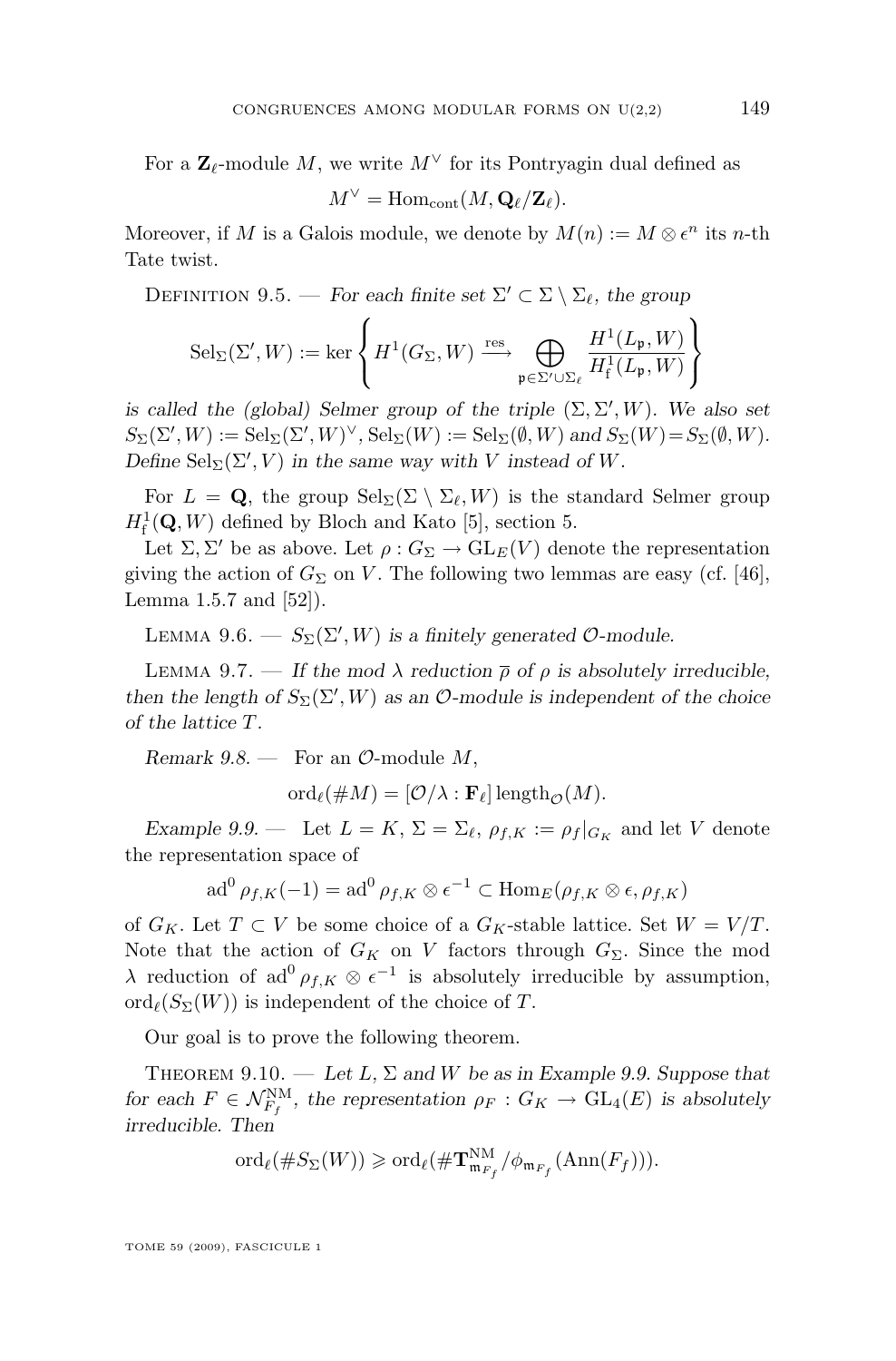For a $\mathbf{Z}_\ell$-module $M$, we write $M^\vee$ for its Pontryagin dual defined as

$$M^\vee = \mathrm{Hom}_{\mathrm{cont}}(M, \mathbf{Q}_\ell/\mathbf{Z}_\ell).$$

Moreover, if $M$ is a Galois module, we denote by $M(n) := M \otimes \epsilon^n$ its $n$-th Tate twist.

Definition 9.5. — *For each finite set $\Sigma' \subset \Sigma \setminus \Sigma_\ell$, the group*

$$\mathrm{Sel}_\Sigma(\Sigma', W) := \ker \left\{ H^1(G_\Sigma, W) \xrightarrow{\mathrm{res}} \bigoplus_{\mathfrak{p} \in \Sigma' \cup \Sigma_\ell} \frac{H^1(L_\mathfrak{p}, W)}{H^1_{\mathrm{f}}(L_\mathfrak{p}, W)} \right\}$$

*is called the (global) Selmer group of the triple $(\Sigma, \Sigma', W)$. We also set $S_\Sigma(\Sigma', W) := \mathrm{Sel}_\Sigma(\Sigma', W)^\vee$, $\mathrm{Sel}_\Sigma(W) := \mathrm{Sel}_\Sigma(\emptyset, W)$ and $S_\Sigma(W) = S_\Sigma(\emptyset, W)$. Define $\mathrm{Sel}_\Sigma(\Sigma', V)$ in the same way with $V$ instead of $W$.*

For $L = \mathbf{Q}$, the group $\mathrm{Sel}_\Sigma(\Sigma \setminus \Sigma_\ell, W)$ is the standard Selmer group $H^1_{\mathrm{f}}(\mathbf{Q}, W)$ defined by Bloch and Kato [5], section 5.

Let $\Sigma, \Sigma'$ be as above. Let $\rho : G_\Sigma \to \mathrm{GL}_E(V)$ denote the representation giving the action of $G_\Sigma$ on $V$. The following two lemmas are easy (cf. [46], Lemma 1.5.7 and [52]).

Lemma 9.6. — *$S_\Sigma(\Sigma', W)$ is a finitely generated $\mathcal{O}$-module.*

Lemma 9.7. — *If the mod $\lambda$ reduction $\overline{\rho}$ of $\rho$ is absolutely irreducible, then the length of $S_\Sigma(\Sigma', W)$ as an $\mathcal{O}$-module is independent of the choice of the lattice $T$.*

*Remark 9.8.* — For an $\mathcal{O}$-module $M$,

$$\mathrm{ord}_\ell(\# M) = [\mathcal{O}/\lambda : \mathbf{F}_\ell] \, \mathrm{length}_{\mathcal{O}}(M).$$

*Example 9.9.* — Let $L = K$, $\Sigma = \Sigma_\ell$, $\rho_{f,K} := \rho_f|_{G_K}$ and let $V$ denote the representation space of

$$\mathrm{ad}^0 \rho_{f,K}(-1) = \mathrm{ad}^0 \rho_{f,K} \otimes \epsilon^{-1} \subset \mathrm{Hom}_E(\rho_{f,K} \otimes \epsilon, \rho_{f,K})$$

of $G_K$. Let $T \subset V$ be some choice of a $G_K$-stable lattice. Set $W = V/T$. Note that the action of $G_K$ on $V$ factors through $G_\Sigma$. Since the mod $\lambda$ reduction of $\mathrm{ad}^0 \rho_{f,K} \otimes \epsilon^{-1}$ is absolutely irreducible by assumption, $\mathrm{ord}_\ell(S_\Sigma(W))$ is independent of the choice of $T$.

Our goal is to prove the following theorem.

Theorem 9.10. — *Let $L, \Sigma$ and $W$ be as in Example 9.9. Suppose that for each $F \in \mathcal{N}^{\mathrm{NM}}_{F_f}$, the representation $\rho_F : G_K \to \mathrm{GL}_4(E)$ is absolutely irreducible. Then*

$$\mathrm{ord}_\ell(\# S_\Sigma(W)) \geqslant \mathrm{ord}_\ell(\# \mathbf{T}^{\mathrm{NM}}_{\mathfrak{m}_{F_f}} / \phi_{\mathfrak{m}_{F_f}}(\mathrm{Ann}(F_f))).$$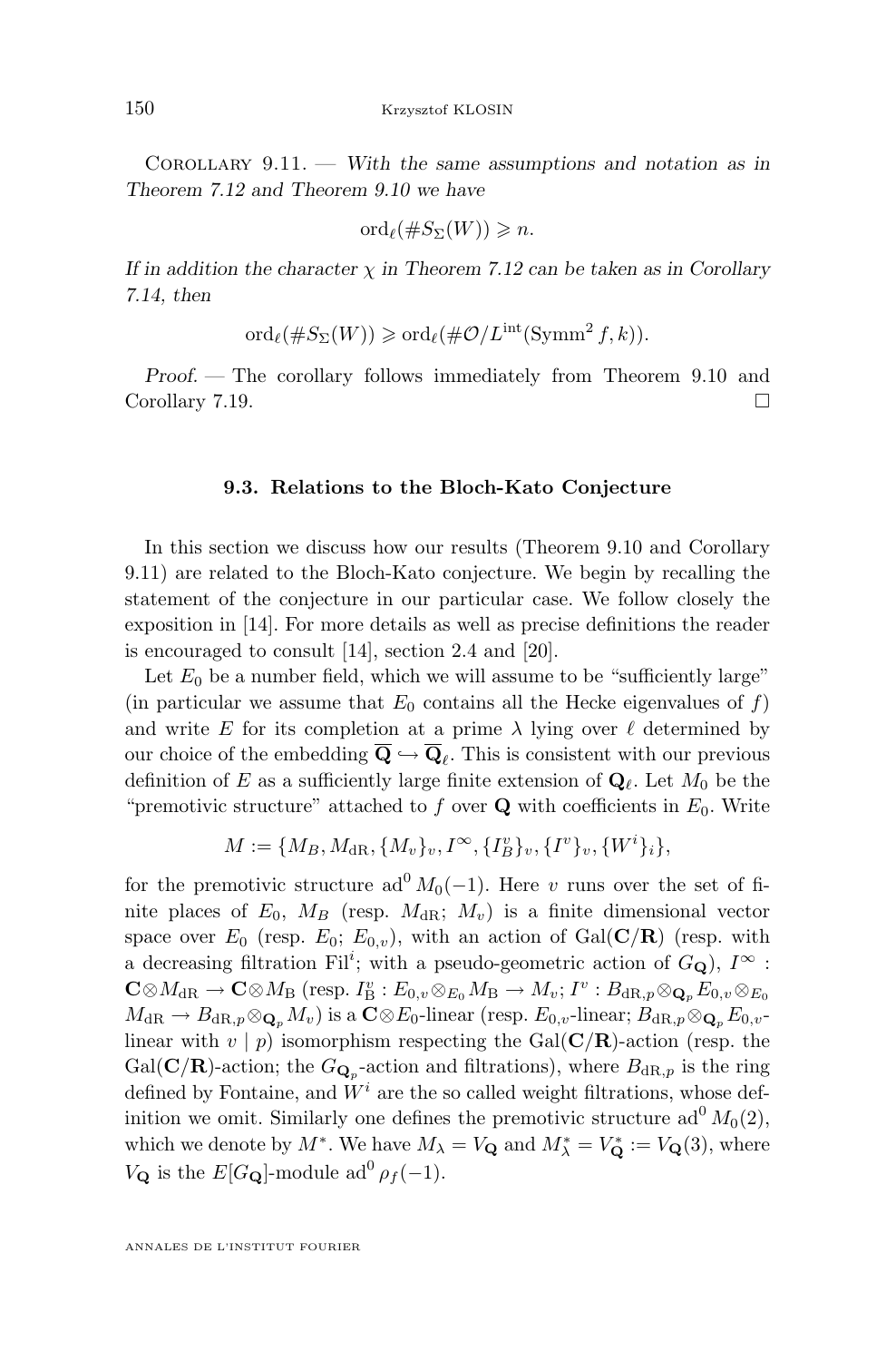Corollary 9.11. — *With the same assumptions and notation as in Theorem 7.12 and Theorem 9.10 we have*

$$\mathrm{ord}_\ell(\# S_\Sigma(W)) \geqslant n.$$

*If in addition the character $\chi$ in Theorem 7.12 can be taken as in Corollary 7.14, then*

$$\mathrm{ord}_\ell(\# S_\Sigma(W)) \geqslant \mathrm{ord}_\ell(\# \mathcal{O}/L^{\mathrm{int}}(\mathrm{Symm}^2 f, k)).$$

*Proof.* — The corollary follows immediately from Theorem 9.10 and Corollary 7.19. □

### 9.3. Relations to the Bloch-Kato Conjecture

In this section we discuss how our results (Theorem 9.10 and Corollary 9.11) are related to the Bloch-Kato conjecture. We begin by recalling the statement of the conjecture in our particular case. We follow closely the exposition in [14]. For more details as well as precise definitions the reader is encouraged to consult [14], section 2.4 and [20].

Let $E_0$ be a number field, which we will assume to be "sufficiently large" (in particular we assume that $E_0$ contains all the Hecke eigenvalues of $f$) and write $E$ for its completion at a prime $\lambda$ lying over $\ell$ determined by our choice of the embedding $\overline{\mathbf{Q}} \hookrightarrow \overline{\mathbf{Q}}_\ell$. This is consistent with our previous definition of $E$ as a sufficiently large finite extension of $\mathbf{Q}_\ell$. Let $M_0$ be the "premotivic structure" attached to $f$ over $\mathbf{Q}$ with coefficients in $E_0$. Write

$$M := \{M_B, M_{\mathrm{dR}}, \{M_v\}_v, I^\infty, \{I_B^v\}_v, \{I^v\}_v, \{W^i\}_i\},$$

for the premotivic structure $\mathrm{ad}^0 M_0(-1)$. Here $v$ runs over the set of finite places of $E_0$, $M_B$ (resp. $M_{\mathrm{dR}}$; $M_v$) is a finite dimensional vector space over $E_0$ (resp. $E_0$; $E_{0,v}$), with an action of $\mathrm{Gal}(\mathbf{C}/\mathbf{R})$ (resp. with a decreasing filtration $\mathrm{Fil}^i$; with a pseudo-geometric action of $G_\mathbf{Q}$), $I^\infty : \mathbf{C} \otimes M_{\mathrm{dR}} \to \mathbf{C} \otimes M_{\mathrm{B}}$ (resp. $I_{\mathrm{B}}^v : E_{0,v} \otimes_{E_0} M_{\mathrm{B}} \to M_v$; $I^v : B_{\mathrm{dR},p} \otimes_{\mathbf{Q}_p} E_{0,v} \otimes_{E_0} M_{\mathrm{dR}} \to B_{\mathrm{dR},p} \otimes_{\mathbf{Q}_p} M_v$) is a $\mathbf{C} \otimes E_0$-linear (resp. $E_{0,v}$-linear; $B_{\mathrm{dR},p} \otimes_{\mathbf{Q}_p} E_{0,v}$-linear with $v \mid p$) isomorphism respecting the $\mathrm{Gal}(\mathbf{C}/\mathbf{R})$-action (resp. the $\mathrm{Gal}(\mathbf{C}/\mathbf{R})$-action; the $G_{\mathbf{Q}_p}$-action and filtrations), where $B_{\mathrm{dR},p}$ is the ring defined by Fontaine, and $W^i$ are the so called weight filtrations, whose definition we omit. Similarly one defines the premotivic structure $\mathrm{ad}^0 M_0(2)$, which we denote by $M^*$. We have $M_\lambda = V_\mathbf{Q}$ and $M_\lambda^* = V_\mathbf{Q}^* := V_\mathbf{Q}(3)$, where $V_\mathbf{Q}$ is the $E[G_\mathbf{Q}]$-module $\mathrm{ad}^0 \rho_f(-1)$.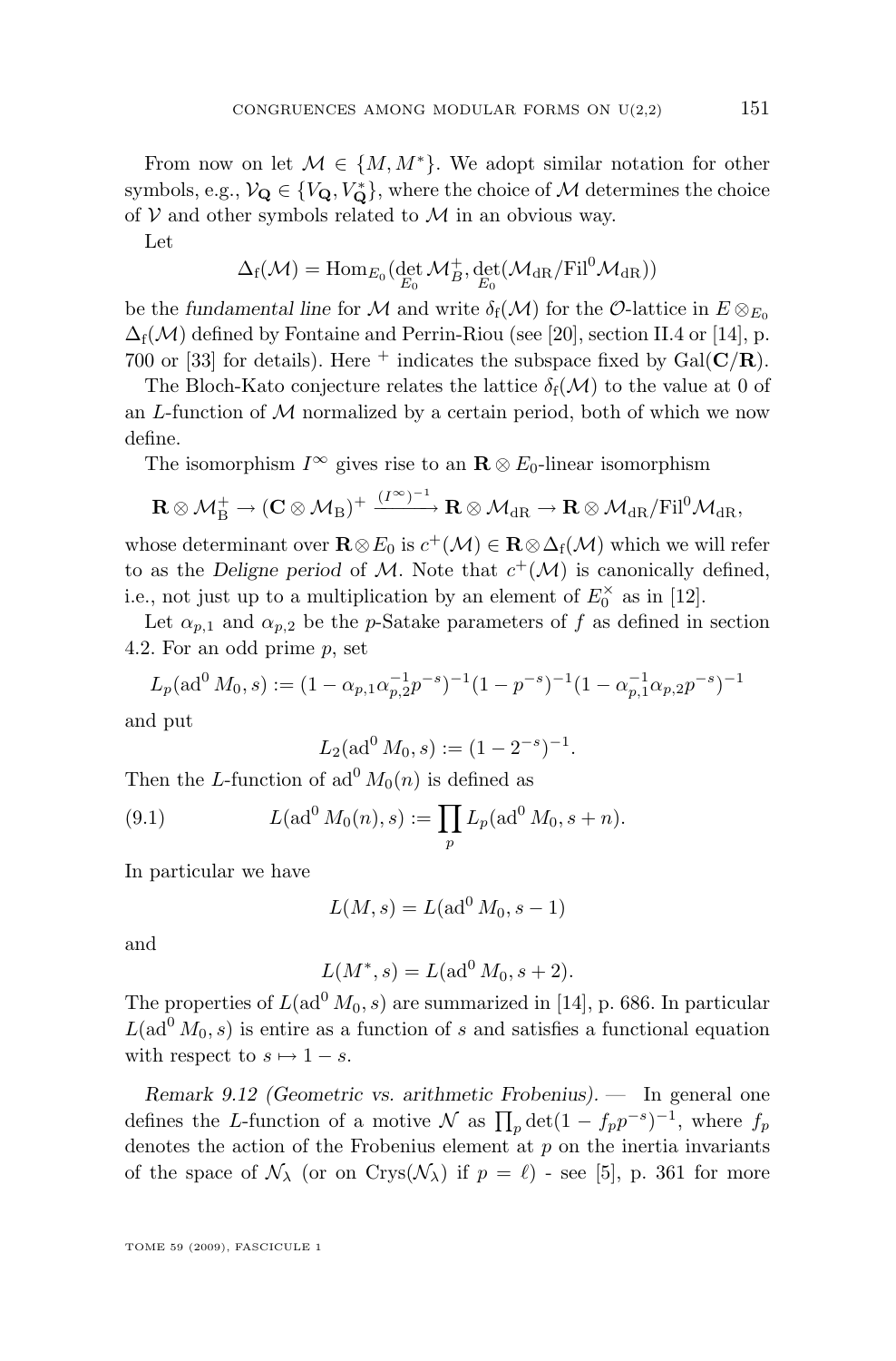From now on let $\mathcal{M} \in \{M, M^*\}$. We adopt similar notation for other symbols, e.g., $\mathcal{V}_{\mathbf{Q}} \in \{V_{\mathbf{Q}}, V^*_{\mathbf{Q}}\}$, where the choice of $\mathcal{M}$ determines the choice of $\mathcal{V}$ and other symbols related to $\mathcal{M}$ in an obvious way.

Let

$$\Delta_{\mathrm{f}}(\mathcal{M}) = \mathrm{Hom}_{E_0}(\det_{E_0} \mathcal{M}^+_B, \det_{E_0}(\mathcal{M}_{\mathrm{dR}}/\mathrm{Fil}^0\mathcal{M}_{\mathrm{dR}}))$$

be the *fundamental line* for $\mathcal{M}$ and write $\delta_{\mathrm{f}}(\mathcal{M})$ for the $\mathcal{O}$-lattice in $E \otimes_{E_0} \Delta_{\mathrm{f}}(\mathcal{M})$ defined by Fontaine and Perrin-Riou (see [20], section II.4 or [14], p. 700 or [33] for details). Here $^+$ indicates the subspace fixed by $\mathrm{Gal}(\mathbf{C}/\mathbf{R})$.

The Bloch-Kato conjecture relates the lattice $\delta_{\mathrm{f}}(\mathcal{M})$ to the value at 0 of an $L$-function of $\mathcal{M}$ normalized by a certain period, both of which we now define.

The isomorphism $I^\infty$ gives rise to an $\mathbf{R} \otimes E_0$-linear isomorphism

$$\mathbf{R} \otimes \mathcal{M}^+_{\mathrm{B}} \to (\mathbf{C} \otimes \mathcal{M}_{\mathrm{B}})^+ \xrightarrow{(I^\infty)^{-1}} \mathbf{R} \otimes \mathcal{M}_{\mathrm{dR}} \to \mathbf{R} \otimes \mathcal{M}_{\mathrm{dR}}/\mathrm{Fil}^0\mathcal{M}_{\mathrm{dR}},$$

whose determinant over $\mathbf{R} \otimes E_0$ is $c^+(\mathcal{M}) \in \mathbf{R} \otimes \Delta_{\mathrm{f}}(\mathcal{M})$ which we will refer to as the *Deligne period* of $\mathcal{M}$. Note that $c^+(\mathcal{M})$ is canonically defined, i.e., not just up to a multiplication by an element of $E_0^\times$ as in [12].

Let $\alpha_{p,1}$ and $\alpha_{p,2}$ be the $p$-Satake parameters of $f$ as defined in section 4.2. For an odd prime $p$, set

$$L_p(\mathrm{ad}^0 M_0, s) := (1 - \alpha_{p,1}\alpha_{p,2}^{-1}p^{-s})^{-1}(1 - p^{-s})^{-1}(1 - \alpha_{p,1}^{-1}\alpha_{p,2}p^{-s})^{-1}$$

and put

$$L_2(\mathrm{ad}^0 M_0, s) := (1 - 2^{-s})^{-1}.$$

Then the $L$-function of $\mathrm{ad}^0 M_0(n)$ is defined as

$$L(\mathrm{ad}^0 M_0(n), s) := \prod_p L_p(\mathrm{ad}^0 M_0, s + n). \tag{9.1}$$

In particular we have

$$L(M, s) = L(\mathrm{ad}^0 M_0, s - 1)$$

and

$$L(M^*, s) = L(\mathrm{ad}^0 M_0, s + 2).$$

The properties of $L(\mathrm{ad}^0 M_0, s)$ are summarized in [14], p. 686. In particular $L(\mathrm{ad}^0 M_0, s)$ is entire as a function of $s$ and satisfies a functional equation with respect to $s \mapsto 1 - s$.

*Remark 9.12 (Geometric vs. arithmetic Frobenius).* — In general one defines the $L$-function of a motive $\mathcal{N}$ as $\prod_p \det(1 - f_p p^{-s})^{-1}$, where $f_p$ denotes the action of the Frobenius element at $p$ on the inertia invariants of the space of $\mathcal{N}_\lambda$ (or on $\mathrm{Crys}(\mathcal{N}_\lambda)$ if $p = \ell$) - see [5], p. 361 for more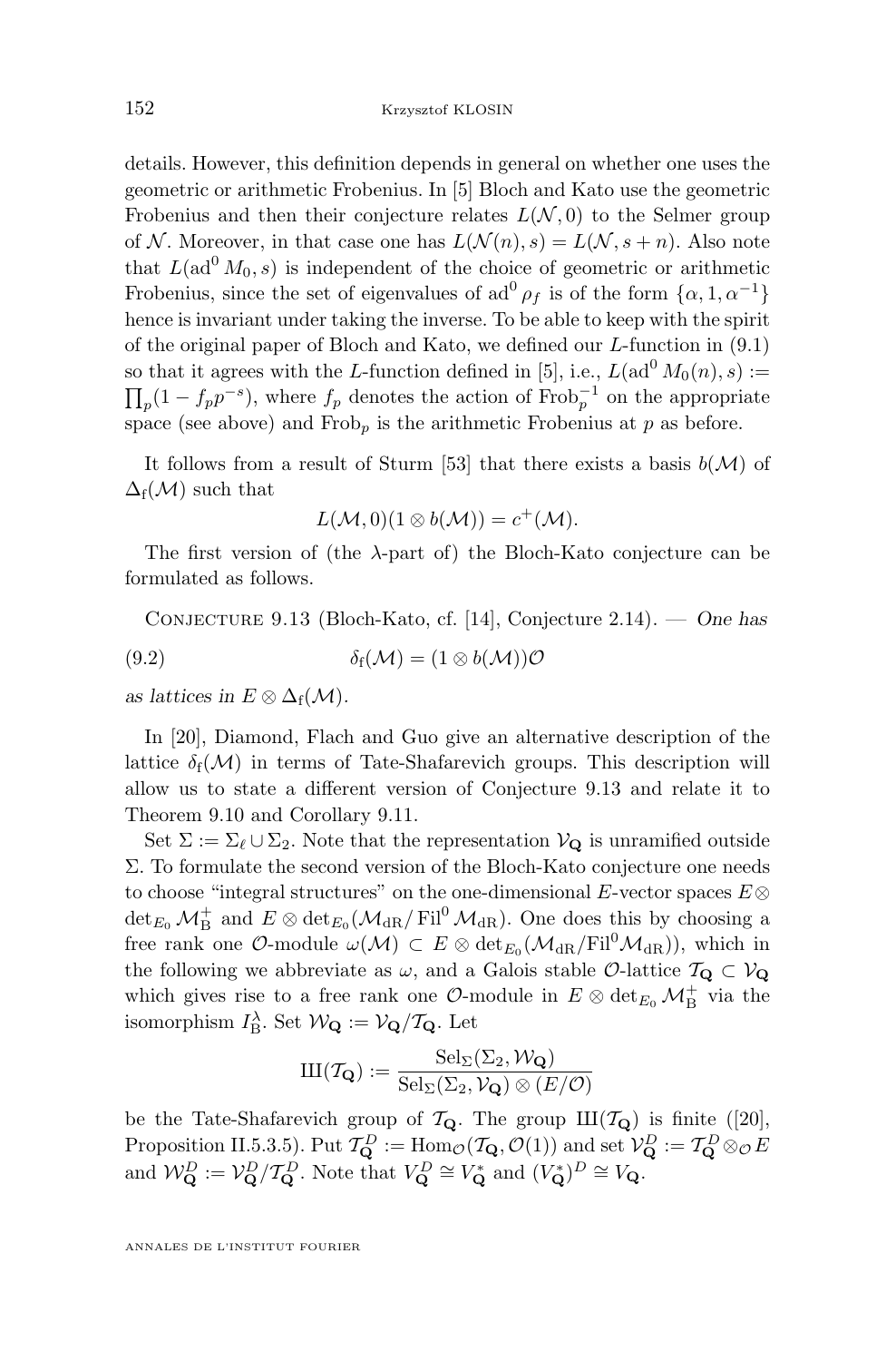details. However, this definition depends in general on whether one uses the geometric or arithmetic Frobenius. In [5] Bloch and Kato use the geometric Frobenius and then their conjecture relates $L(\mathcal{N}, 0)$ to the Selmer group of $\mathcal{N}$. Moreover, in that case one has $L(\mathcal{N}(n), s) = L(\mathcal{N}, s+n)$. Also note that $L(\mathrm{ad}^0 M_0, s)$ is independent of the choice of geometric or arithmetic Frobenius, since the set of eigenvalues of $\mathrm{ad}^0 \rho_f$ is of the form $\{\alpha, 1, \alpha^{-1}\}$ hence is invariant under taking the inverse. To be able to keep with the spirit of the original paper of Bloch and Kato, we defined our $L$-function in (9.1) so that it agrees with the $L$-function defined in [5], i.e., $L(\mathrm{ad}^0 M_0(n), s) := \prod_p (1 - f_p p^{-s})$, where $f_p$ denotes the action of $\mathrm{Frob}_p^{-1}$ on the appropriate space (see above) and $\mathrm{Frob}_p$ is the arithmetic Frobenius at $p$ as before.

It follows from a result of Sturm [53] that there exists a basis $b(\mathcal{M})$ of $\Delta_{\mathrm{f}}(\mathcal{M})$ such that

$$L(\mathcal{M}, 0)(1 \otimes b(\mathcal{M})) = c^+(\mathcal{M}).$$

The first version of (the $\lambda$-part of) the Bloch-Kato conjecture can be formulated as follows.

Conjecture 9.13 (Bloch-Kato, cf. [14], Conjecture 2.14). — *One has*

$$\delta_{\mathrm{f}}(\mathcal{M}) = (1 \otimes b(\mathcal{M}))\mathcal{O} \tag{9.2}$$

*as lattices in* $E \otimes \Delta_{\mathrm{f}}(\mathcal{M})$.

In [20], Diamond, Flach and Guo give an alternative description of the lattice $\delta_{\mathrm{f}}(\mathcal{M})$ in terms of Tate-Shafarevich groups. This description will allow us to state a different version of Conjecture 9.13 and relate it to Theorem 9.10 and Corollary 9.11.

Set $\Sigma := \Sigma_\ell \cup \Sigma_2$. Note that the representation $\mathcal{V}_{\mathbf{Q}}$ is unramified outside $\Sigma$. To formulate the second version of the Bloch-Kato conjecture one needs to choose "integral structures" on the one-dimensional $E$-vector spaces $E \otimes \det_{E_0} \mathcal{M}_{\mathrm{B}}^+$ and $E \otimes \det_{E_0}(\mathcal{M}_{\mathrm{dR}}/\operatorname{Fil}^0 \mathcal{M}_{\mathrm{dR}})$. One does this by choosing a free rank one $\mathcal{O}$-module $\omega(\mathcal{M}) \subset E \otimes \det_{E_0}(\mathcal{M}_{\mathrm{dR}}/\mathrm{Fil}^0\mathcal{M}_{\mathrm{dR}}))$, which in the following we abbreviate as $\omega$, and a Galois stable $\mathcal{O}$-lattice $\mathcal{T}_{\mathbf{Q}} \subset \mathcal{V}_{\mathbf{Q}}$ which gives rise to a free rank one $\mathcal{O}$-module in $E \otimes \det_{E_0} \mathcal{M}_{\mathrm{B}}^+$ via the isomorphism $I_{\mathrm{B}}^\lambda$. Set $\mathcal{W}_{\mathbf{Q}} := \mathcal{V}_{\mathbf{Q}}/\mathcal{T}_{\mathbf{Q}}$. Let

$$Ш(\mathcal{T}_{\mathbf{Q}}) := \frac{\mathrm{Sel}_\Sigma(\Sigma_2, \mathcal{W}_{\mathbf{Q}})}{\mathrm{Sel}_\Sigma(\Sigma_2, \mathcal{V}_{\mathbf{Q}}) \otimes (E/\mathcal{O})}$$

be the Tate-Shafarevich group of $\mathcal{T}_{\mathbf{Q}}$. The group $Ш(\mathcal{T}_{\mathbf{Q}})$ is finite ([20], Proposition II.5.3.5). Put $\mathcal{T}_{\mathbf{Q}}^D := \mathrm{Hom}_{\mathcal{O}}(\mathcal{T}_{\mathbf{Q}}, \mathcal{O}(1))$ and set $\mathcal{V}_{\mathbf{Q}}^D := \mathcal{T}_{\mathbf{Q}}^D \otimes_{\mathcal{O}} E$ and $\mathcal{W}_{\mathbf{Q}}^D := \mathcal{V}_{\mathbf{Q}}^D/\mathcal{T}_{\mathbf{Q}}^D$. Note that $V_{\mathbf{Q}}^D \cong V_{\mathbf{Q}}^*$ and $(V_{\mathbf{Q}}^*)^D \cong V_{\mathbf{Q}}$.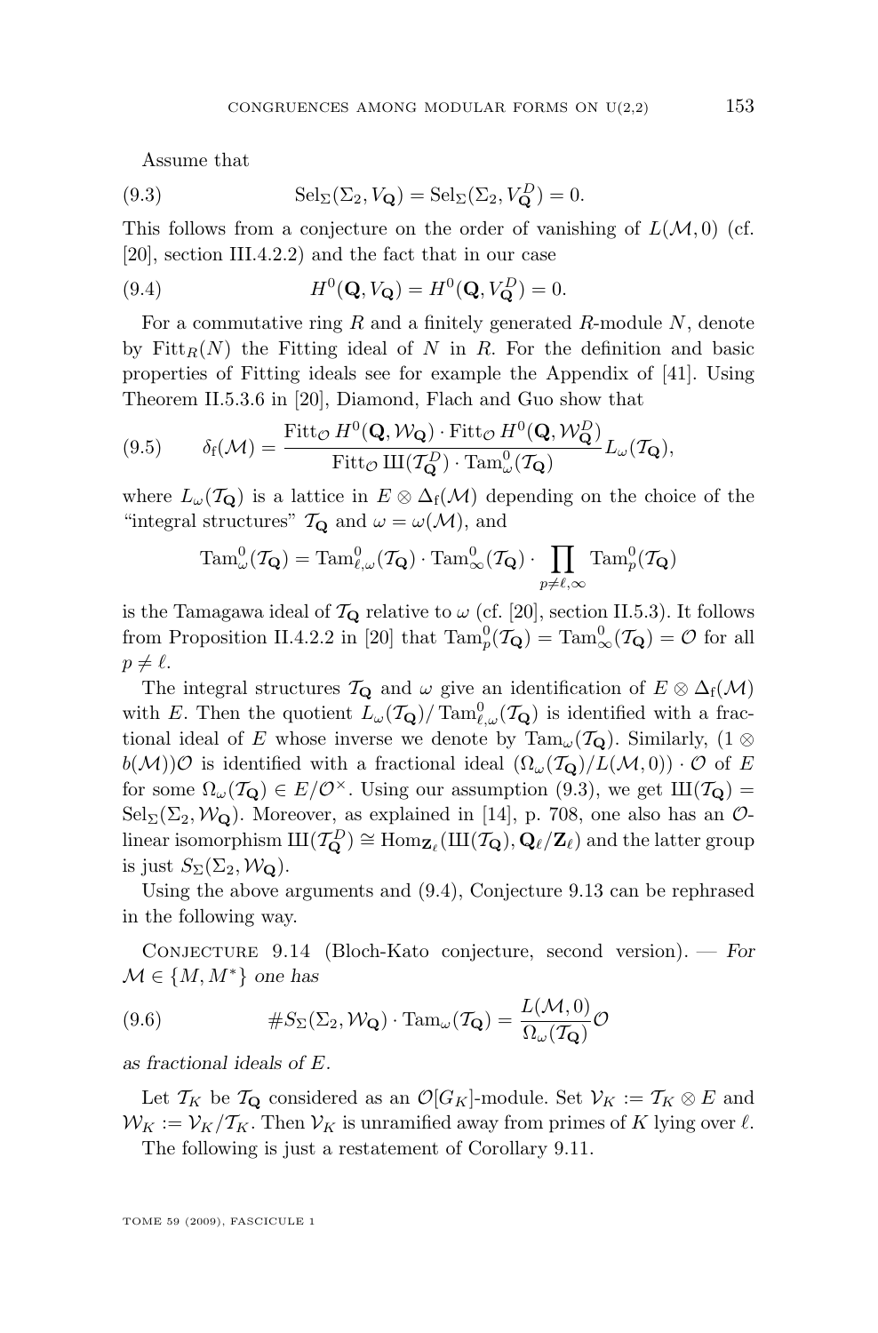Assume that

$$\mathrm{Sel}_\Sigma(\Sigma_2, V_{\mathbf{Q}}) = \mathrm{Sel}_\Sigma(\Sigma_2, V_{\mathbf{Q}}^D) = 0. \tag{9.3}$$

This follows from a conjecture on the order of vanishing of $L(\mathcal{M}, 0)$ (cf. [20], section III.4.2.2) and the fact that in our case

$$H^0(\mathbf{Q}, V_{\mathbf{Q}}) = H^0(\mathbf{Q}, V_{\mathbf{Q}}^D) = 0. \tag{9.4}$$

For a commutative ring $R$ and a finitely generated $R$-module $N$, denote by $\mathrm{Fitt}_R(N)$ the Fitting ideal of $N$ in $R$. For the definition and basic properties of Fitting ideals see for example the Appendix of [41]. Using Theorem II.5.3.6 in [20], Diamond, Flach and Guo show that

$$\delta_{\mathrm{f}}(\mathcal{M}) = \frac{\mathrm{Fitt}_{\mathcal{O}} H^0(\mathbf{Q}, \mathcal{W}_{\mathbf{Q}}) \cdot \mathrm{Fitt}_{\mathcal{O}} H^0(\mathbf{Q}, \mathcal{W}_{\mathbf{Q}}^D)}{\mathrm{Fitt}_{\mathcal{O}} \text{Ш}(\mathcal{T}_{\mathbf{Q}}^D) \cdot \mathrm{Tam}^0_\omega(\mathcal{T}_{\mathbf{Q}})} L_\omega(\mathcal{T}_{\mathbf{Q}}), \tag{9.5}$$

where $L_\omega(\mathcal{T}_{\mathbf{Q}})$ is a lattice in $E \otimes \Delta_{\mathrm{f}}(\mathcal{M})$ depending on the choice of the "integral structures" $\mathcal{T}_{\mathbf{Q}}$ and $\omega = \omega(\mathcal{M})$, and

$$\mathrm{Tam}^0_\omega(\mathcal{T}_{\mathbf{Q}}) = \mathrm{Tam}^0_{\ell,\omega}(\mathcal{T}_{\mathbf{Q}}) \cdot \mathrm{Tam}^0_\infty(\mathcal{T}_{\mathbf{Q}}) \cdot \prod_{p \neq \ell, \infty} \mathrm{Tam}^0_p(\mathcal{T}_{\mathbf{Q}})$$

is the Tamagawa ideal of $\mathcal{T}_{\mathbf{Q}}$ relative to $\omega$ (cf. [20], section II.5.3). It follows from Proposition II.4.2.2 in [20] that $\mathrm{Tam}^0_p(\mathcal{T}_{\mathbf{Q}}) = \mathrm{Tam}^0_\infty(\mathcal{T}_{\mathbf{Q}}) = \mathcal{O}$ for all $p \neq \ell$.

The integral structures $\mathcal{T}_{\mathbf{Q}}$ and $\omega$ give an identification of $E \otimes \Delta_{\mathrm{f}}(\mathcal{M})$ with $E$. Then the quotient $L_\omega(\mathcal{T}_{\mathbf{Q}})/\mathrm{Tam}^0_{\ell,\omega}(\mathcal{T}_{\mathbf{Q}})$ is identified with a fractional ideal of $E$ whose inverse we denote by $\mathrm{Tam}_\omega(\mathcal{T}_{\mathbf{Q}})$. Similarly, $(1 \otimes b(\mathcal{M}))\mathcal{O}$ is identified with a fractional ideal $(\Omega_\omega(\mathcal{T}_{\mathbf{Q}})/L(\mathcal{M}, 0)) \cdot \mathcal{O}$ of $E$ for some $\Omega_\omega(\mathcal{T}_{\mathbf{Q}}) \in E/\mathcal{O}^\times$. Using our assumption (9.3), we get $\text{Ш}(\mathcal{T}_{\mathbf{Q}}) = \mathrm{Sel}_\Sigma(\Sigma_2, \mathcal{W}_{\mathbf{Q}})$. Moreover, as explained in [14], p. 708, one also has an $\mathcal{O}$-linear isomorphism $\text{Ш}(\mathcal{T}_{\mathbf{Q}}^D) \cong \mathrm{Hom}_{\mathbf{Z}_\ell}(\text{Ш}(\mathcal{T}_{\mathbf{Q}}), \mathbf{Q}_\ell/\mathbf{Z}_\ell)$ and the latter group is just $S_\Sigma(\Sigma_2, \mathcal{W}_{\mathbf{Q}})$.

Using the above arguments and (9.4), Conjecture 9.13 can be rephrased in the following way.

Conjecture 9.14 (Bloch-Kato conjecture, second version). — *For $\mathcal{M} \in \{M, M^*\}$ one has*

$$\# S_\Sigma(\Sigma_2, \mathcal{W}_{\mathbf{Q}}) \cdot \mathrm{Tam}_\omega(\mathcal{T}_{\mathbf{Q}}) = \frac{L(\mathcal{M}, 0)}{\Omega_\omega(\mathcal{T}_{\mathbf{Q}})} \mathcal{O} \tag{9.6}$$

*as fractional ideals of $E$.*

Let $\mathcal{T}_K$ be $\mathcal{T}_{\mathbf{Q}}$ considered as an $\mathcal{O}[G_K]$-module. Set $\mathcal{V}_K := \mathcal{T}_K \otimes E$ and $\mathcal{W}_K := \mathcal{V}_K/\mathcal{T}_K$. Then $\mathcal{V}_K$ is unramified away from primes of $K$ lying over $\ell$.

The following is just a restatement of Corollary 9.11.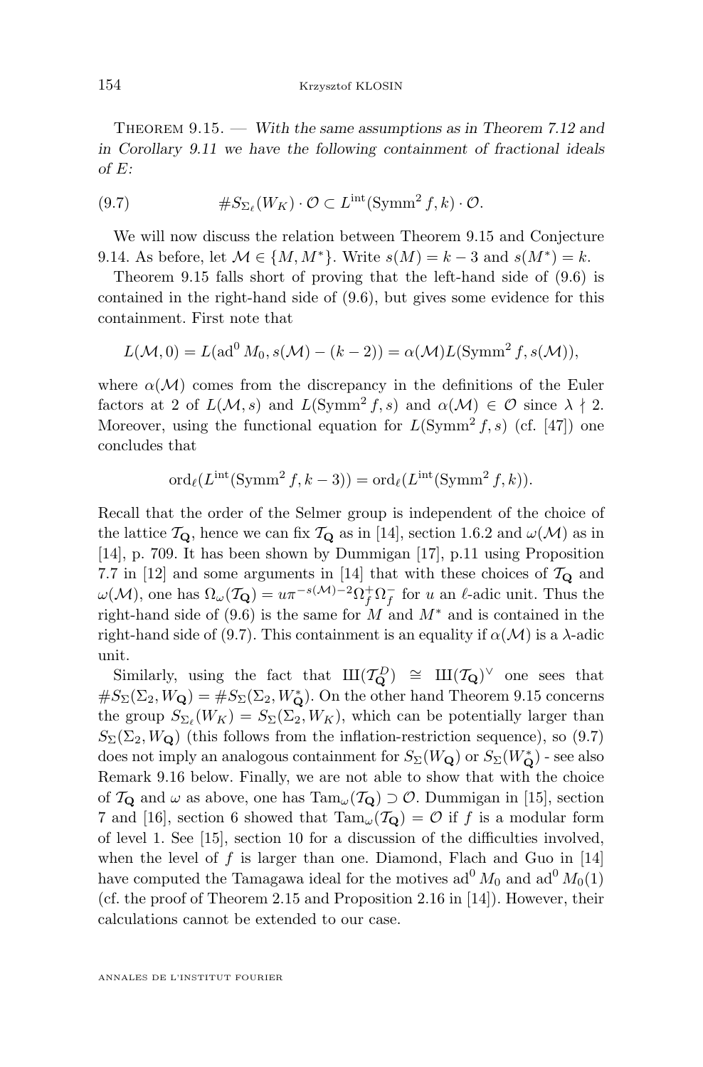Theorem 9.15. — *With the same assumptions as in Theorem 7.12 and in Corollary 9.11 we have the following containment of fractional ideals of $E$:*

$$\#S_{\Sigma_\ell}(W_K) \cdot \mathcal{O} \subset L^{\mathrm{int}}(\mathrm{Symm}^2 f, k) \cdot \mathcal{O}. \tag{9.7}$$

We will now discuss the relation between Theorem 9.15 and Conjecture 9.14. As before, let $\mathcal{M} \in \{M, M^*\}$. Write $s(M) = k-3$ and $s(M^*) = k$.

Theorem 9.15 falls short of proving that the left-hand side of (9.6) is contained in the right-hand side of (9.6), but gives some evidence for this containment. First note that

$$L(\mathcal{M}, 0) = L(\mathrm{ad}^0 M_0, s(\mathcal{M}) - (k-2)) = \alpha(\mathcal{M}) L(\mathrm{Symm}^2 f, s(\mathcal{M})),$$

where $\alpha(\mathcal{M})$ comes from the discrepancy in the definitions of the Euler factors at 2 of $L(\mathcal{M}, s)$ and $L(\mathrm{Symm}^2 f, s)$ and $\alpha(\mathcal{M}) \in \mathcal{O}$ since $\lambda \nmid 2$. Moreover, using the functional equation for $L(\mathrm{Symm}^2 f, s)$ (cf. [47]) one concludes that

$$\mathrm{ord}_\ell(L^{\mathrm{int}}(\mathrm{Symm}^2 f, k-3)) = \mathrm{ord}_\ell(L^{\mathrm{int}}(\mathrm{Symm}^2 f, k)).$$

Recall that the order of the Selmer group is independent of the choice of the lattice $\mathcal{T}_{\mathbf{Q}}$, hence we can fix $\mathcal{T}_{\mathbf{Q}}$ as in [14], section 1.6.2 and $\omega(\mathcal{M})$ as in [14], p. 709. It has been shown by Dummigan [17], p.11 using Proposition 7.7 in [12] and some arguments in [14] that with these choices of $\mathcal{T}_{\mathbf{Q}}$ and $\omega(\mathcal{M})$, one has $\Omega_\omega(\mathcal{T}_{\mathbf{Q}}) = u\pi^{-s(\mathcal{M})-2}\Omega_f^+\Omega_f^-$ for $u$ an $\ell$-adic unit. Thus the right-hand side of (9.6) is the same for $M$ and $M^*$ and is contained in the right-hand side of (9.7). This containment is an equality if $\alpha(\mathcal{M})$ is a $\lambda$-adic unit.

Similarly, using the fact that $Ш(\mathcal{T}_{\mathbf{Q}}^D) \cong Ш(\mathcal{T}_{\mathbf{Q}})^\vee$ one sees that $\#S_\Sigma(\Sigma_2, W_{\mathbf{Q}}) = \#S_\Sigma(\Sigma_2, W_{\mathbf{Q}}^*)$. On the other hand Theorem 9.15 concerns the group $S_{\Sigma_\ell}(W_K) = S_\Sigma(\Sigma_2, W_K)$, which can be potentially larger than $S_\Sigma(\Sigma_2, W_{\mathbf{Q}})$ (this follows from the inflation-restriction sequence), so (9.7) does not imply an analogous containment for $S_\Sigma(W_{\mathbf{Q}})$ or $S_\Sigma(W_{\mathbf{Q}}^*)$ - see also Remark 9.16 below. Finally, we are not able to show that with the choice of $\mathcal{T}_{\mathbf{Q}}$ and $\omega$ as above, one has $\mathrm{Tam}_\omega(\mathcal{T}_{\mathbf{Q}}) \supset \mathcal{O}$. Dummigan in [15], section 7 and [16], section 6 showed that $\mathrm{Tam}_\omega(\mathcal{T}_{\mathbf{Q}}) = \mathcal{O}$ if $f$ is a modular form of level 1. See [15], section 10 for a discussion of the difficulties involved, when the level of $f$ is larger than one. Diamond, Flach and Guo in [14] have computed the Tamagawa ideal for the motives $\mathrm{ad}^0 M_0$ and $\mathrm{ad}^0 M_0(1)$ (cf. the proof of Theorem 2.15 and Proposition 2.16 in [14]). However, their calculations cannot be extended to our case.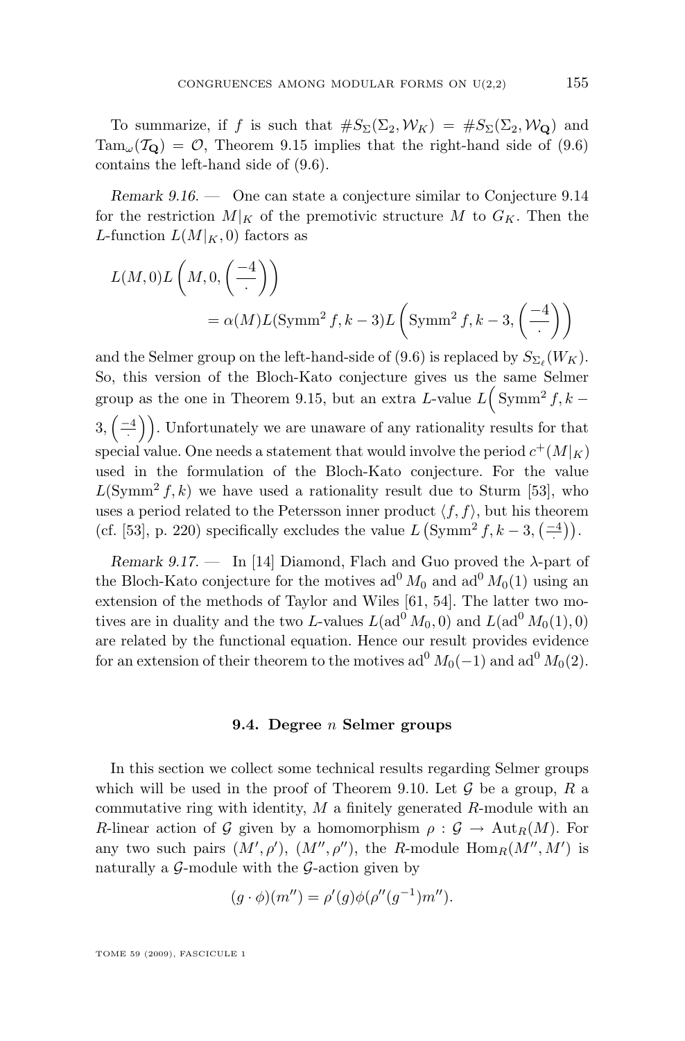To summarize, if $f$ is such that $\#S_\Sigma(\Sigma_2, \mathcal{W}_K) = \#S_\Sigma(\Sigma_2, \mathcal{W}_{\mathbf{Q}})$ and $\mathrm{Tam}_\omega(\mathcal{T}_{\mathbf{Q}}) = \mathcal{O}$, Theorem 9.15 implies that the right-hand side of (9.6) contains the left-hand side of (9.6).

*Remark 9.16.* — One can state a conjecture similar to Conjecture 9.14 for the restriction $M|_K$ of the premotivic structure $M$ to $G_K$. Then the $L$-function $L(M|_K, 0)$ factors as

$$L(M,0)L\left(M,0,\left(\frac{-4}{\cdot}\right)\right) = \alpha(M)L(\mathrm{Symm}^2 f, k-3)L\left(\mathrm{Symm}^2 f, k-3, \left(\frac{-4}{\cdot}\right)\right)$$

and the Selmer group on the left-hand-side of (9.6) is replaced by $S_{\Sigma_\ell}(W_K)$. So, this version of the Bloch-Kato conjecture gives us the same Selmer group as the one in Theorem 9.15, but an extra $L$-value $L\Big(\mathrm{Symm}^2 f, k-3, \left(\frac{-4}{\cdot}\right)\Big)$. Unfortunately we are unaware of any rationality results for that special value. One needs a statement that would involve the period $c^+(M|_K)$ used in the formulation of the Bloch-Kato conjecture. For the value $L(\mathrm{Symm}^2 f, k)$ we have used a rationality result due to Sturm [53], who uses a period related to the Petersson inner product $\langle f, f\rangle$, but his theorem (cf. [53], p. 220) specifically excludes the value $L\left(\mathrm{Symm}^2 f, k-3, \left(\frac{-4}{\cdot}\right)\right)$.

*Remark 9.17.* — In [14] Diamond, Flach and Guo proved the $\lambda$-part of the Bloch-Kato conjecture for the motives $\mathrm{ad}^0 M_0$ and $\mathrm{ad}^0 M_0(1)$ using an extension of the methods of Taylor and Wiles [61, 54]. The latter two motives are in duality and the two $L$-values $L(\mathrm{ad}^0 M_0, 0)$ and $L(\mathrm{ad}^0 M_0(1), 0)$ are related by the functional equation. Hence our result provides evidence for an extension of their theorem to the motives $\mathrm{ad}^0 M_0(-1)$ and $\mathrm{ad}^0 M_0(2)$.

## 9.4. Degree $n$ Selmer groups

In this section we collect some technical results regarding Selmer groups which will be used in the proof of Theorem 9.10. Let $\mathcal{G}$ be a group, $R$ a commutative ring with identity, $M$ a finitely generated $R$-module with an $R$-linear action of $\mathcal{G}$ given by a homomorphism $\rho : \mathcal{G} \to \mathrm{Aut}_R(M)$. For any two such pairs $(M', \rho')$, $(M'', \rho'')$, the $R$-module $\mathrm{Hom}_R(M'', M')$ is naturally a $\mathcal{G}$-module with the $\mathcal{G}$-action given by

$$(g \cdot \phi)(m'') = \rho'(g)\phi(\rho''(g^{-1})m'').$$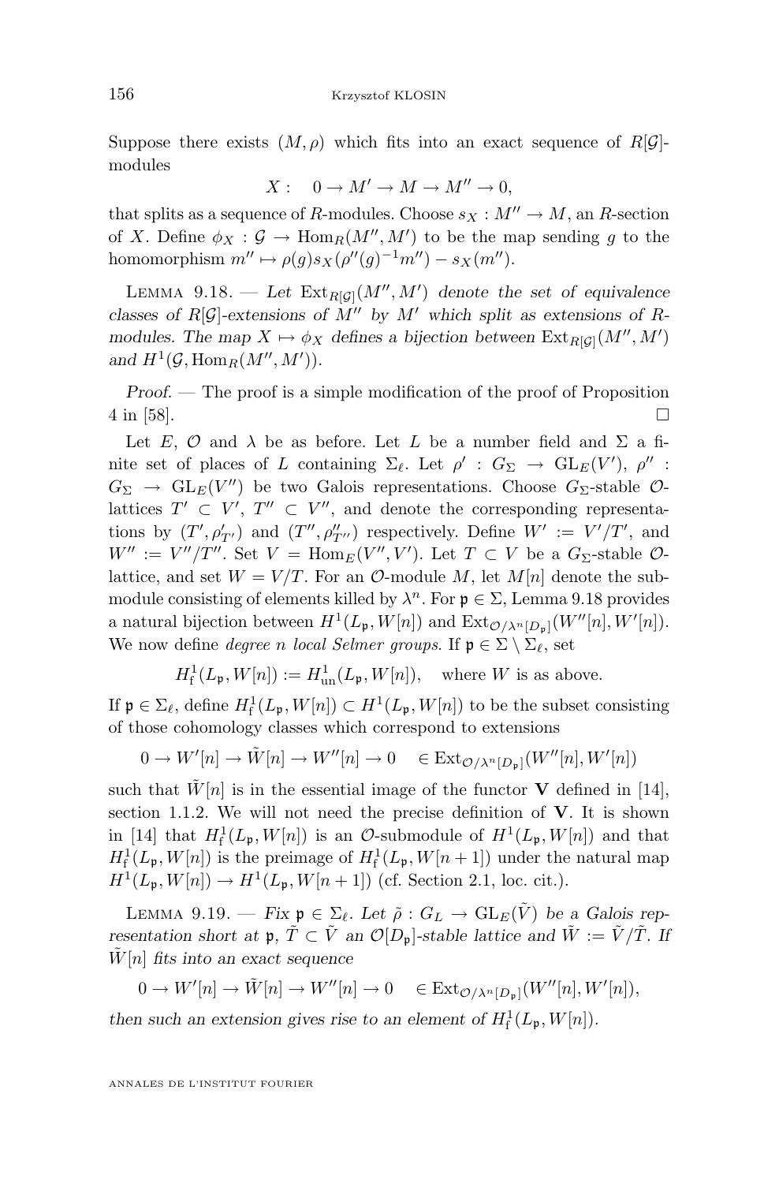Suppose there exists $(M, \rho)$ which fits into an exact sequence of $R[\mathcal{G}]$-modules

$$X: \quad 0 \to M' \to M \to M'' \to 0,$$

that splits as a sequence of $R$-modules. Choose $s_X : M'' \to M$, an $R$-section of $X$. Define $\phi_X : \mathcal{G} \to \mathrm{Hom}_R(M'', M')$ to be the map sending $g$ to the homomorphism $m'' \mapsto \rho(g) s_X(\rho''(g)^{-1} m'') - s_X(m'')$.

Lemma 9.18. — *Let $\mathrm{Ext}_{R[\mathcal{G}]}(M'', M')$ denote the set of equivalence classes of $R[\mathcal{G}]$-extensions of $M''$ by $M'$ which split as extensions of $R$-modules. The map $X \mapsto \phi_X$ defines a bijection between $\mathrm{Ext}_{R[\mathcal{G}]}(M'', M')$ and $H^1(\mathcal{G}, \mathrm{Hom}_R(M'', M'))$.*

*Proof.* — The proof is a simple modification of the proof of Proposition 4 in [58]. □

Let $E$, $\mathcal{O}$ and $\lambda$ be as before. Let $L$ be a number field and $\Sigma$ a finite set of places of $L$ containing $\Sigma_\ell$. Let $\rho' : G_\Sigma \to \mathrm{GL}_E(V')$, $\rho'' : G_\Sigma \to \mathrm{GL}_E(V'')$ be two Galois representations. Choose $G_\Sigma$-stable $\mathcal{O}$-lattices $T' \subset V'$, $T'' \subset V''$, and denote the corresponding representations by $(T', \rho'_{T'})$ and $(T'', \rho''_{T''})$ respectively. Define $W' := V'/T'$, and $W'' := V''/T''$. Set $V = \mathrm{Hom}_E(V'', V')$. Let $T \subset V$ be a $G_\Sigma$-stable $\mathcal{O}$-lattice, and set $W = V/T$. For an $\mathcal{O}$-module $M$, let $M[n]$ denote the submodule consisting of elements killed by $\lambda^n$. For $\mathfrak{p} \in \Sigma$, Lemma 9.18 provides a natural bijection between $H^1(L_\mathfrak{p}, W[n])$ and $\mathrm{Ext}_{\mathcal{O}/\lambda^n[D_\mathfrak{p}]}(W''[n], W'[n])$. We now define *degree $n$ local Selmer groups*. If $\mathfrak{p} \in \Sigma \setminus \Sigma_\ell$, set

$$H^1_{\mathrm{f}}(L_\mathfrak{p}, W[n]) := H^1_{\mathrm{un}}(L_\mathfrak{p}, W[n]), \quad \text{where } W \text{ is as above.}$$

If $\mathfrak{p} \in \Sigma_\ell$, define $H^1_{\mathrm{f}}(L_\mathfrak{p}, W[n]) \subset H^1(L_\mathfrak{p}, W[n])$ to be the subset consisting of those cohomology classes which correspond to extensions

$$0 \to W'[n] \to \tilde{W}[n] \to W''[n] \to 0 \quad \in \mathrm{Ext}_{\mathcal{O}/\lambda^n[D_\mathfrak{p}]}(W''[n], W'[n])$$

such that $\tilde{W}[n]$ is in the essential image of the functor $\mathbf{V}$ defined in [14], section 1.1.2. We will not need the precise definition of $\mathbf{V}$. It is shown in [14] that $H^1_{\mathrm{f}}(L_\mathfrak{p}, W[n])$ is an $\mathcal{O}$-submodule of $H^1(L_\mathfrak{p}, W[n])$ and that $H^1_{\mathrm{f}}(L_\mathfrak{p}, W[n])$ is the preimage of $H^1_{\mathrm{f}}(L_\mathfrak{p}, W[n+1])$ under the natural map $H^1(L_\mathfrak{p}, W[n]) \to H^1(L_\mathfrak{p}, W[n+1])$ (cf. Section 2.1, loc. cit.).

Lemma 9.19. — *Fix $\mathfrak{p} \in \Sigma_\ell$. Let $\tilde{\rho} : G_L \to \mathrm{GL}_E(\tilde{V})$ be a Galois representation short at $\mathfrak{p}$, $\tilde{T} \subset \tilde{V}$ an $\mathcal{O}[D_\mathfrak{p}]$-stable lattice and $\tilde{W} := \tilde{V}/\tilde{T}$. If $\tilde{W}[n]$ fits into an exact sequence*

$$0 \to W'[n] \to \tilde{W}[n] \to W''[n] \to 0 \quad \in \mathrm{Ext}_{\mathcal{O}/\lambda^n[D_\mathfrak{p}]}(W''[n], W'[n]),$$

*then such an extension gives rise to an element of $H^1_{\mathrm{f}}(L_\mathfrak{p}, W[n])$.*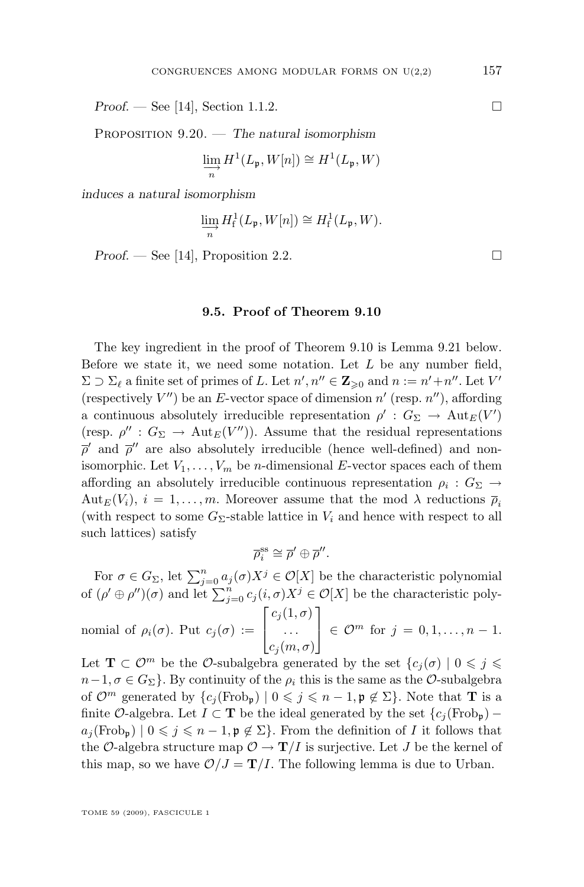*Proof.* — See [14], Section 1.1.2. □

Proposition 9.20. — *The natural isomorphism*

$$\varinjlim_n H^1(L_{\mathfrak{p}}, W[n]) \cong H^1(L_{\mathfrak{p}}, W)$$

*induces a natural isomorphism*

$$\varinjlim_n H^1_{\mathrm{f}}(L_{\mathfrak{p}}, W[n]) \cong H^1_{\mathrm{f}}(L_{\mathfrak{p}}, W).$$

*Proof.* — See [14], Proposition 2.2. □

### 9.5. Proof of Theorem 9.10

The key ingredient in the proof of Theorem 9.10 is Lemma 9.21 below. Before we state it, we need some notation. Let $L$ be any number field, $\Sigma \supset \Sigma_\ell$ a finite set of primes of $L$. Let $n', n'' \in \mathbf{Z}_{\geqslant 0}$ and $n := n' + n''$. Let $V'$ (respectively $V''$) be an $E$-vector space of dimension $n'$ (resp. $n''$), affording a continuous absolutely irreducible representation $\rho' : G_\Sigma \to \mathrm{Aut}_E(V')$ (resp. $\rho'' : G_\Sigma \to \mathrm{Aut}_E(V'')$). Assume that the residual representations $\overline{\rho}'$ and $\overline{\rho}''$ are also absolutely irreducible (hence well-defined) and non-isomorphic. Let $V_1, \dots, V_m$ be $n$-dimensional $E$-vector spaces each of them affording an absolutely irreducible continuous representation $\rho_i : G_\Sigma \to \mathrm{Aut}_E(V_i)$, $i = 1, \dots, m$. Moreover assume that the mod $\lambda$ reductions $\overline{\rho}_i$ (with respect to some $G_\Sigma$-stable lattice in $V_i$ and hence with respect to all such lattices) satisfy

$$\overline{\rho}_i^{\mathrm{ss}} \cong \overline{\rho}' \oplus \overline{\rho}''.$$

For $\sigma \in G_\Sigma$, let $\sum_{j=0}^n a_j(\sigma) X^j \in \mathcal{O}[X]$ be the characteristic polynomial of $(\rho' \oplus \rho'')(\sigma)$ and let $\sum_{j=0}^n c_j(i, \sigma) X^j \in \mathcal{O}[X]$ be the characteristic polynomial of $\rho_i(\sigma)$. Put $c_j(\sigma) := \begin{bmatrix} c_j(1,\sigma) \\ \dots \\ c_j(m,\sigma) \end{bmatrix} \in \mathcal{O}^m$ for $j = 0, 1, \dots, n-1$. Let $\mathbf{T} \subset \mathcal{O}^m$ be the $\mathcal{O}$-subalgebra generated by the set $\{c_j(\sigma) \mid 0 \leqslant j \leqslant n-1, \sigma \in G_\Sigma\}$. By continuity of the $\rho_i$ this is the same as the $\mathcal{O}$-subalgebra of $\mathcal{O}^m$ generated by $\{c_j(\mathrm{Frob}_{\mathfrak{p}}) \mid 0 \leqslant j \leqslant n-1, \mathfrak{p} \notin \Sigma\}$. Note that $\mathbf{T}$ is a finite $\mathcal{O}$-algebra. Let $I \subset \mathbf{T}$ be the ideal generated by the set $\{c_j(\mathrm{Frob}_{\mathfrak{p}}) - a_j(\mathrm{Frob}_{\mathfrak{p}}) \mid 0 \leqslant j \leqslant n-1, \mathfrak{p} \notin \Sigma\}$. From the definition of $I$ it follows that the $\mathcal{O}$-algebra structure map $\mathcal{O} \to \mathbf{T}/I$ is surjective. Let $J$ be the kernel of this map, so we have $\mathcal{O}/J = \mathbf{T}/I$. The following lemma is due to Urban.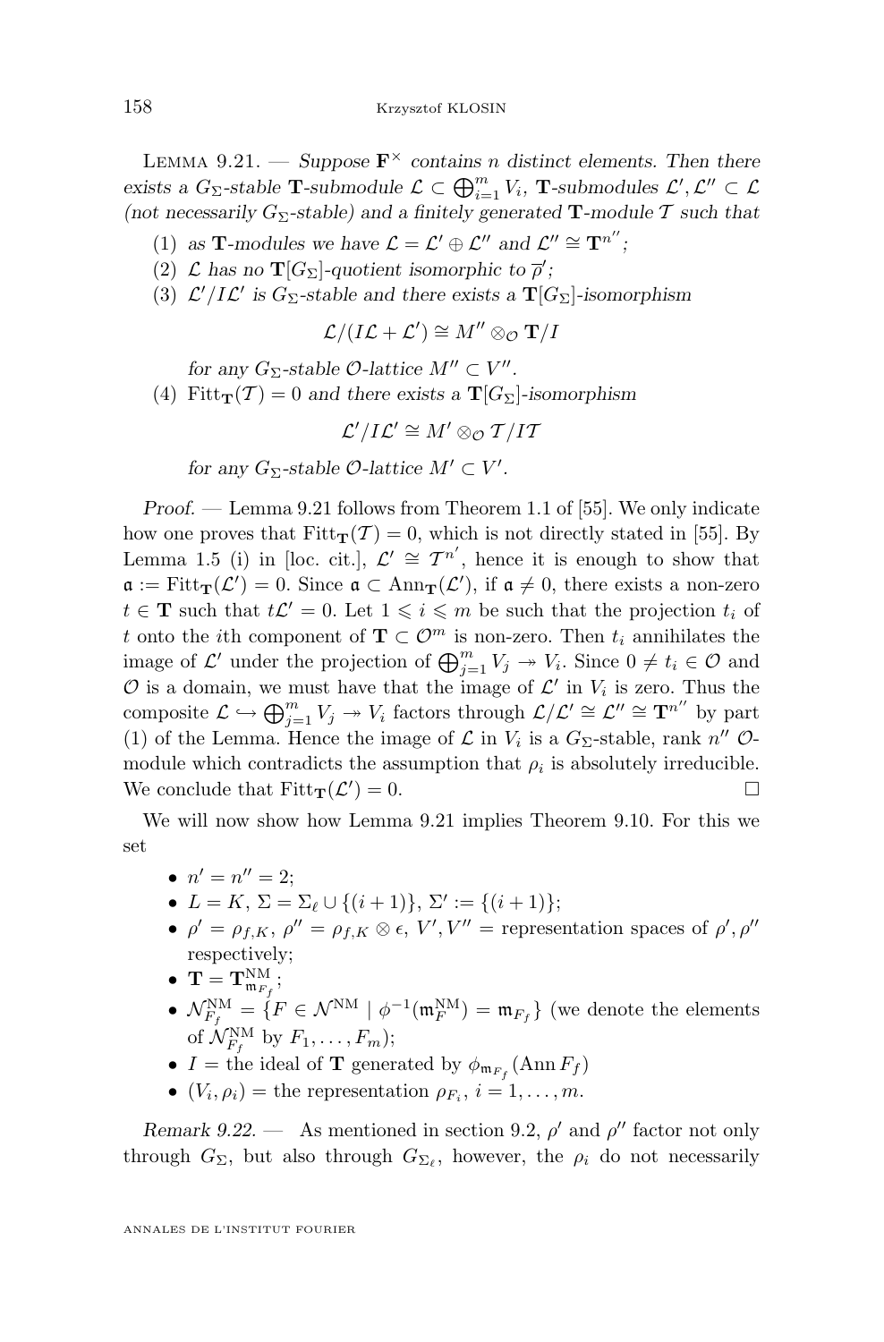Lemma 9.21. — *Suppose $\mathbf{F}^\times$ contains $n$ distinct elements. Then there exists a $G_\Sigma$-stable $\mathbf{T}$-submodule $\mathcal{L} \subset \bigoplus_{i=1}^m V_i$, $\mathbf{T}$-submodules $\mathcal{L}', \mathcal{L}'' \subset \mathcal{L}$ (not necessarily $G_\Sigma$-stable) and a finitely generated $\mathbf{T}$-module $\mathcal{T}$ such that*

1. *as $\mathbf{T}$-modules we have $\mathcal{L} = \mathcal{L}' \oplus \mathcal{L}''$ and $\mathcal{L}'' \cong \mathbf{T}^{n''}$;*
2. *$\mathcal{L}$ has no $\mathbf{T}[G_\Sigma]$-quotient isomorphic to $\overline{\rho}'$;*
3. *$\mathcal{L}'/I\mathcal{L}'$ is $G_\Sigma$-stable and there exists a $\mathbf{T}[G_\Sigma]$-isomorphism*
$$\mathcal{L}/(I\mathcal{L} + \mathcal{L}') \cong M'' \otimes_{\mathcal{O}} \mathbf{T}/I$$
*for any $G_\Sigma$-stable $\mathcal{O}$-lattice $M'' \subset V''$.*
4. *$\mathrm{Fitt}_{\mathbf{T}}(\mathcal{T}) = 0$ and there exists a $\mathbf{T}[G_\Sigma]$-isomorphism*
$$\mathcal{L}'/I\mathcal{L}' \cong M' \otimes_{\mathcal{O}} \mathcal{T}/I\mathcal{T}$$
*for any $G_\Sigma$-stable $\mathcal{O}$-lattice $M' \subset V'$.*

*Proof.* — Lemma 9.21 follows from Theorem 1.1 of [55]. We only indicate how one proves that $\mathrm{Fitt}_{\mathbf{T}}(\mathcal{T}) = 0$, which is not directly stated in [55]. By Lemma 1.5 (i) in [loc. cit.], $\mathcal{L}' \cong \mathcal{T}^{n'}$, hence it is enough to show that $\mathfrak{a} := \mathrm{Fitt}_{\mathbf{T}}(\mathcal{L}') = 0$. Since $\mathfrak{a} \subset \mathrm{Ann}_{\mathbf{T}}(\mathcal{L}')$, if $\mathfrak{a} \neq 0$, there exists a non-zero $t \in \mathbf{T}$ such that $t\mathcal{L}' = 0$. Let $1 \leqslant i \leqslant m$ be such that the projection $t_i$ of $t$ onto the $i$th component of $\mathbf{T} \subset \mathcal{O}^m$ is non-zero. Then $t_i$ annihilates the image of $\mathcal{L}'$ under the projection of $\bigoplus_{j=1}^m V_j \twoheadrightarrow V_i$. Since $0 \neq t_i \in \mathcal{O}$ and $\mathcal{O}$ is a domain, we must have that the image of $\mathcal{L}'$ in $V_i$ is zero. Thus the composite $\mathcal{L} \hookrightarrow \bigoplus_{j=1}^m V_j \twoheadrightarrow V_i$ factors through $\mathcal{L}/\mathcal{L}' \cong \mathcal{L}'' \cong \mathbf{T}^{n''}$ by part (1) of the Lemma. Hence the image of $\mathcal{L}$ in $V_i$ is a $G_\Sigma$-stable, rank $n''$ $\mathcal{O}$-module which contradicts the assumption that $\rho_i$ is absolutely irreducible. We conclude that $\mathrm{Fitt}_{\mathbf{T}}(\mathcal{L}') = 0$. $\square$

We will now show how Lemma 9.21 implies Theorem 9.10. For this we set

- $n' = n'' = 2$;
- $L = K$, $\Sigma = \Sigma_\ell \cup \{(i+1)\}$, $\Sigma' := \{(i+1)\}$;
- $\rho' = \rho_{f,K}$, $\rho'' = \rho_{f,K} \otimes \epsilon$, $V', V''$ = representation spaces of $\rho', \rho''$ respectively;
- $\mathbf{T} = \mathbf{T}^{\mathrm{NM}}_{\mathfrak{m}_{F_f}}$;
- $\mathcal{N}^{\mathrm{NM}}_{F_f} = \{F \in \mathcal{N}^{\mathrm{NM}} \mid \phi^{-1}(\mathfrak{m}^{\mathrm{NM}}_F) = \mathfrak{m}_{F_f}\}$ (we denote the elements of $\mathcal{N}^{\mathrm{NM}}_{F_f}$ by $F_1, \dots, F_m$);
- $I$ = the ideal of $\mathbf{T}$ generated by $\phi_{\mathfrak{m}_{F_f}}(\mathrm{Ann}\, F_f)$
- $(V_i, \rho_i)$ = the representation $\rho_{F_i}$, $i = 1, \dots, m$.

*Remark 9.22.* — As mentioned in section 9.2, $\rho'$ and $\rho''$ factor not only through $G_\Sigma$, but also through $G_{\Sigma_\ell}$, however, the $\rho_i$ do not necessarily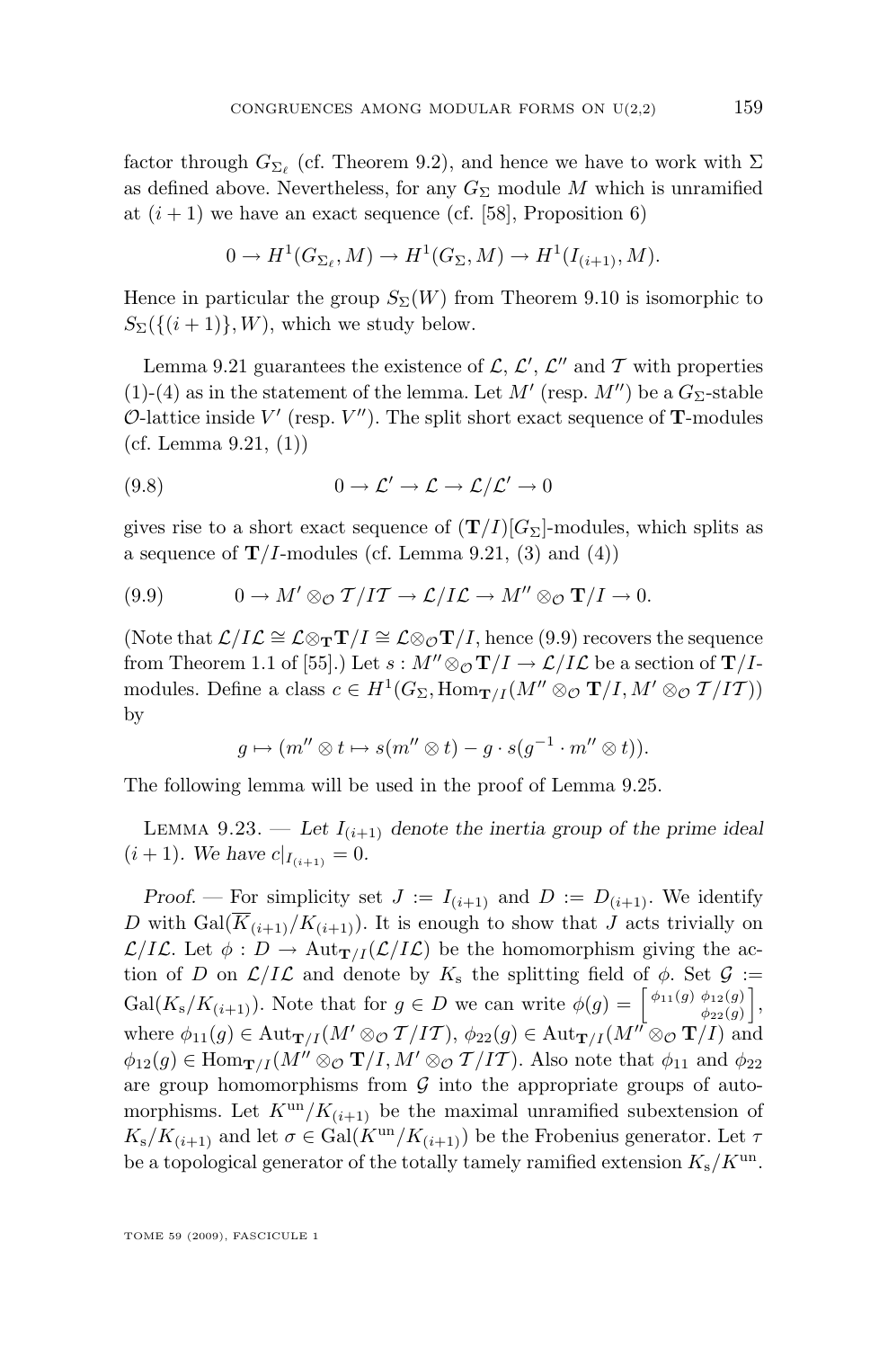factor through $G_{\Sigma_\ell}$ (cf. Theorem 9.2), and hence we have to work with $\Sigma$ as defined above. Nevertheless, for any $G_\Sigma$ module $M$ which is unramified at $(i+1)$ we have an exact sequence (cf. [58], Proposition 6)

$$0 \to H^1(G_{\Sigma_\ell}, M) \to H^1(G_\Sigma, M) \to H^1(I_{(i+1)}, M).$$

Hence in particular the group $S_\Sigma(W)$ from Theorem 9.10 is isomorphic to $S_\Sigma(\{(i+1)\}, W)$, which we study below.

Lemma 9.21 guarantees the existence of $\mathcal{L}$, $\mathcal{L}'$, $\mathcal{L}''$ and $\mathcal{T}$ with properties (1)-(4) as in the statement of the lemma. Let $M'$ (resp. $M''$) be a $G_\Sigma$-stable $\mathcal{O}$-lattice inside $V'$ (resp. $V''$). The split short exact sequence of $\mathbf{T}$-modules (cf. Lemma 9.21, (1))

$$0 \to \mathcal{L}' \to \mathcal{L} \to \mathcal{L}/\mathcal{L}' \to 0 \tag{9.8}$$

gives rise to a short exact sequence of $(\mathbf{T}/I)[G_\Sigma]$-modules, which splits as a sequence of $\mathbf{T}/I$-modules (cf. Lemma 9.21, (3) and (4))

$$0 \to M' \otimes_{\mathcal{O}} \mathcal{T}/I\mathcal{T} \to \mathcal{L}/I\mathcal{L} \to M'' \otimes_{\mathcal{O}} \mathbf{T}/I \to 0. \tag{9.9}$$

(Note that $\mathcal{L}/I\mathcal{L} \cong \mathcal{L}\otimes_{\mathbf{T}}\mathbf{T}/I \cong \mathcal{L}\otimes_{\mathcal{O}}\mathbf{T}/I$, hence (9.9) recovers the sequence from Theorem 1.1 of [55].) Let $s : M''\otimes_{\mathcal{O}} \mathbf{T}/I \to \mathcal{L}/I\mathcal{L}$ be a section of $\mathbf{T}/I$-modules. Define a class $c \in H^1(G_\Sigma, \mathrm{Hom}_{\mathbf{T}/I}(M'' \otimes_{\mathcal{O}} \mathbf{T}/I, M' \otimes_{\mathcal{O}} \mathcal{T}/I\mathcal{T}))$ by

$$g \mapsto (m'' \otimes t \mapsto s(m'' \otimes t) - g \cdot s(g^{-1} \cdot m'' \otimes t)).$$

The following lemma will be used in the proof of Lemma 9.25.

Lemma 9.23. — *Let $I_{(i+1)}$ denote the inertia group of the prime ideal $(i+1)$. We have $c|_{I_{(i+1)}} = 0$.*

*Proof.* — For simplicity set $J := I_{(i+1)}$ and $D := D_{(i+1)}$. We identify $D$ with $\mathrm{Gal}(\overline{K}_{(i+1)}/K_{(i+1)})$. It is enough to show that $J$ acts trivially on $\mathcal{L}/I\mathcal{L}$. Let $\phi : D \to \mathrm{Aut}_{\mathbf{T}/I}(\mathcal{L}/I\mathcal{L})$ be the homomorphism giving the action of $D$ on $\mathcal{L}/I\mathcal{L}$ and denote by $K_{\mathrm{s}}$ the splitting field of $\phi$. Set $\mathcal{G} := \mathrm{Gal}(K_{\mathrm{s}}/K_{(i+1)})$. Note that for $g \in D$ we can write $\phi(g) = \begin{bmatrix} \phi_{11}(g) & \phi_{12}(g) \\ & \phi_{22}(g) \end{bmatrix}$, where $\phi_{11}(g) \in \mathrm{Aut}_{\mathbf{T}/I}(M' \otimes_{\mathcal{O}} \mathcal{T}/I\mathcal{T})$, $\phi_{22}(g) \in \mathrm{Aut}_{\mathbf{T}/I}(M'' \otimes_{\mathcal{O}} \mathbf{T}/I)$ and $\phi_{12}(g) \in \mathrm{Hom}_{\mathbf{T}/I}(M'' \otimes_{\mathcal{O}} \mathbf{T}/I, M' \otimes_{\mathcal{O}} \mathcal{T}/I\mathcal{T})$. Also note that $\phi_{11}$ and $\phi_{22}$ are group homomorphisms from $\mathcal{G}$ into the appropriate groups of automorphisms. Let $K^{\mathrm{un}}/K_{(i+1)}$ be the maximal unramified subextension of $K_{\mathrm{s}}/K_{(i+1)}$ and let $\sigma \in \mathrm{Gal}(K^{\mathrm{un}}/K_{(i+1)})$ be the Frobenius generator. Let $\tau$ be a topological generator of the totally tamely ramified extension $K_{\mathrm{s}}/K^{\mathrm{un}}$.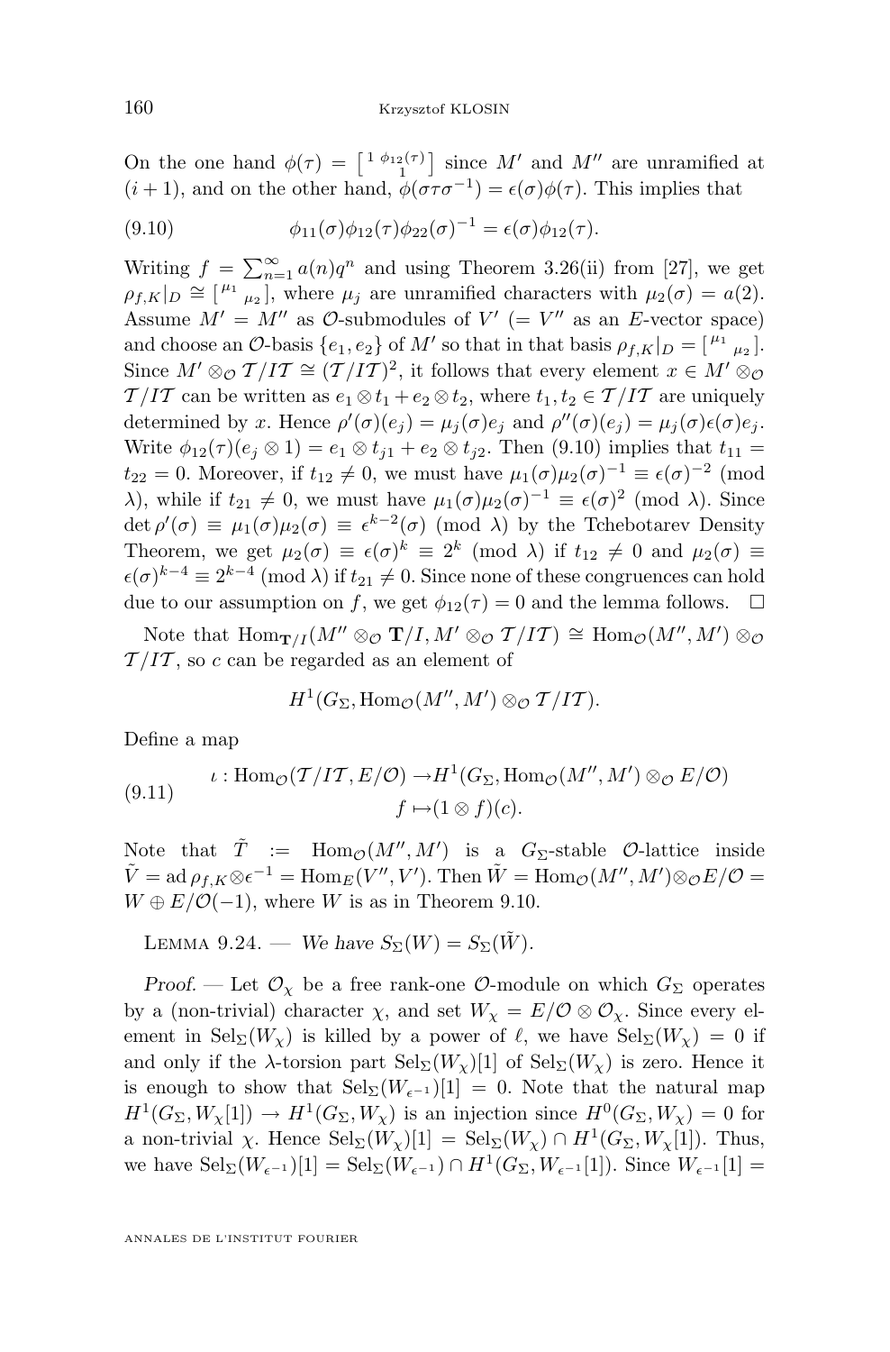On the one hand $\phi(\tau) = \left[\begin{smallmatrix} 1 & \phi_{12}(\tau) \\ & 1 \end{smallmatrix}\right]$ since $M'$ and $M''$ are unramified at $(i+1)$, and on the other hand, $\phi(\sigma\tau\sigma^{-1}) = \epsilon(\sigma)\phi(\tau)$. This implies that

$$\phi_{11}(\sigma)\phi_{12}(\tau)\phi_{22}(\sigma)^{-1} = \epsilon(\sigma)\phi_{12}(\tau). \tag{9.10}$$

Writing $f = \sum_{n=1}^{\infty} a(n)q^n$ and using Theorem 3.26(ii) from [27], we get $\rho_{f,K}|_D \cong \left[\begin{smallmatrix} \mu_1 & \\ & \mu_2 \end{smallmatrix}\right]$, where $\mu_j$ are unramified characters with $\mu_2(\sigma) = a(2)$. Assume $M' = M''$ as $\mathcal{O}$-submodules of $V'$ ($= V''$ as an $E$-vector space) and choose an $\mathcal{O}$-basis $\{e_1, e_2\}$ of $M'$ so that in that basis $\rho_{f,K}|_D = \left[\begin{smallmatrix} \mu_1 & \\ & \mu_2 \end{smallmatrix}\right]$. Since $M' \otimes_{\mathcal{O}} \mathcal{T}/I\mathcal{T} \cong (\mathcal{T}/I\mathcal{T})^2$, it follows that every element $x \in M' \otimes_{\mathcal{O}} \mathcal{T}/I\mathcal{T}$ can be written as $e_1 \otimes t_1 + e_2 \otimes t_2$, where $t_1, t_2 \in \mathcal{T}/I\mathcal{T}$ are uniquely determined by $x$. Hence $\rho'(\sigma)(e_j) = \mu_j(\sigma)e_j$ and $\rho''(\sigma)(e_j) = \mu_j(\sigma)\epsilon(\sigma)e_j$. Write $\phi_{12}(\tau)(e_j \otimes 1) = e_1 \otimes t_{j1} + e_2 \otimes t_{j2}$. Then (9.10) implies that $t_{11} = t_{22} = 0$. Moreover, if $t_{12} \neq 0$, we must have $\mu_1(\sigma)\mu_2(\sigma)^{-1} \equiv \epsilon(\sigma)^{-2} \pmod{\lambda}$, while if $t_{21} \neq 0$, we must have $\mu_1(\sigma)\mu_2(\sigma)^{-1} \equiv \epsilon(\sigma)^{2} \pmod{\lambda}$. Since $\det \rho'(\sigma) \equiv \mu_1(\sigma)\mu_2(\sigma) \equiv \epsilon^{k-2}(\sigma) \pmod{\lambda}$ by the Tchebotarev Density Theorem, we get $\mu_2(\sigma) \equiv \epsilon(\sigma)^k \equiv 2^k \pmod{\lambda}$ if $t_{12} \neq 0$ and $\mu_2(\sigma) \equiv \epsilon(\sigma)^{k-4} \equiv 2^{k-4} \pmod{\lambda}$ if $t_{21} \neq 0$. Since none of these congruences can hold due to our assumption on $f$, we get $\phi_{12}(\tau) = 0$ and the lemma follows. $\square$

Note that $\mathrm{Hom}_{\mathbf{T}/I}(M'' \otimes_{\mathcal{O}} \mathbf{T}/I, M' \otimes_{\mathcal{O}} \mathcal{T}/I\mathcal{T}) \cong \mathrm{Hom}_{\mathcal{O}}(M'', M') \otimes_{\mathcal{O}} \mathcal{T}/I\mathcal{T}$, so $c$ can be regarded as an element of

$$H^1(G_\Sigma, \mathrm{Hom}_{\mathcal{O}}(M'', M') \otimes_{\mathcal{O}} \mathcal{T}/I\mathcal{T}).$$

Define a map

$$\begin{aligned} \iota : \mathrm{Hom}_{\mathcal{O}}(\mathcal{T}/I\mathcal{T}, E/\mathcal{O}) \to & H^1(G_\Sigma, \mathrm{Hom}_{\mathcal{O}}(M'', M') \otimes_{\mathcal{O}} E/\mathcal{O}) \\ f \mapsto & (1 \otimes f)(c). \end{aligned} \tag{9.11}$$

Note that $\tilde{T} := \mathrm{Hom}_{\mathcal{O}}(M'', M')$ is a $G_\Sigma$-stable $\mathcal{O}$-lattice inside $\tilde{V} = \mathrm{ad}\,\rho_{f,K} \otimes \epsilon^{-1} = \mathrm{Hom}_E(V'', V')$. Then $\tilde{W} = \mathrm{Hom}_{\mathcal{O}}(M'', M') \otimes_{\mathcal{O}} E/\mathcal{O} = W \oplus E/\mathcal{O}(-1)$, where $W$ is as in Theorem 9.10.

Lemma 9.24. — *We have $S_\Sigma(W) = S_\Sigma(\tilde{W})$.*

*Proof*. — Let $\mathcal{O}_\chi$ be a free rank-one $\mathcal{O}$-module on which $G_\Sigma$ operates by a (non-trivial) character $\chi$, and set $W_\chi = E/\mathcal{O} \otimes \mathcal{O}_\chi$. Since every element in $\mathrm{Sel}_\Sigma(W_\chi)$ is killed by a power of $\ell$, we have $\mathrm{Sel}_\Sigma(W_\chi) = 0$ if and only if the $\lambda$-torsion part $\mathrm{Sel}_\Sigma(W_\chi)[1]$ of $\mathrm{Sel}_\Sigma(W_\chi)$ is zero. Hence it is enough to show that $\mathrm{Sel}_\Sigma(W_{\epsilon^{-1}})[1] = 0$. Note that the natural map $H^1(G_\Sigma, W_\chi[1]) \to H^1(G_\Sigma, W_\chi)$ is an injection since $H^0(G_\Sigma, W_\chi) = 0$ for a non-trivial $\chi$. Hence $\mathrm{Sel}_\Sigma(W_\chi)[1] = \mathrm{Sel}_\Sigma(W_\chi) \cap H^1(G_\Sigma, W_\chi[1])$. Thus, we have $\mathrm{Sel}_\Sigma(W_{\epsilon^{-1}})[1] = \mathrm{Sel}_\Sigma(W_{\epsilon^{-1}}) \cap H^1(G_\Sigma, W_{\epsilon^{-1}}[1])$. Since $W_{\epsilon^{-1}}[1] =$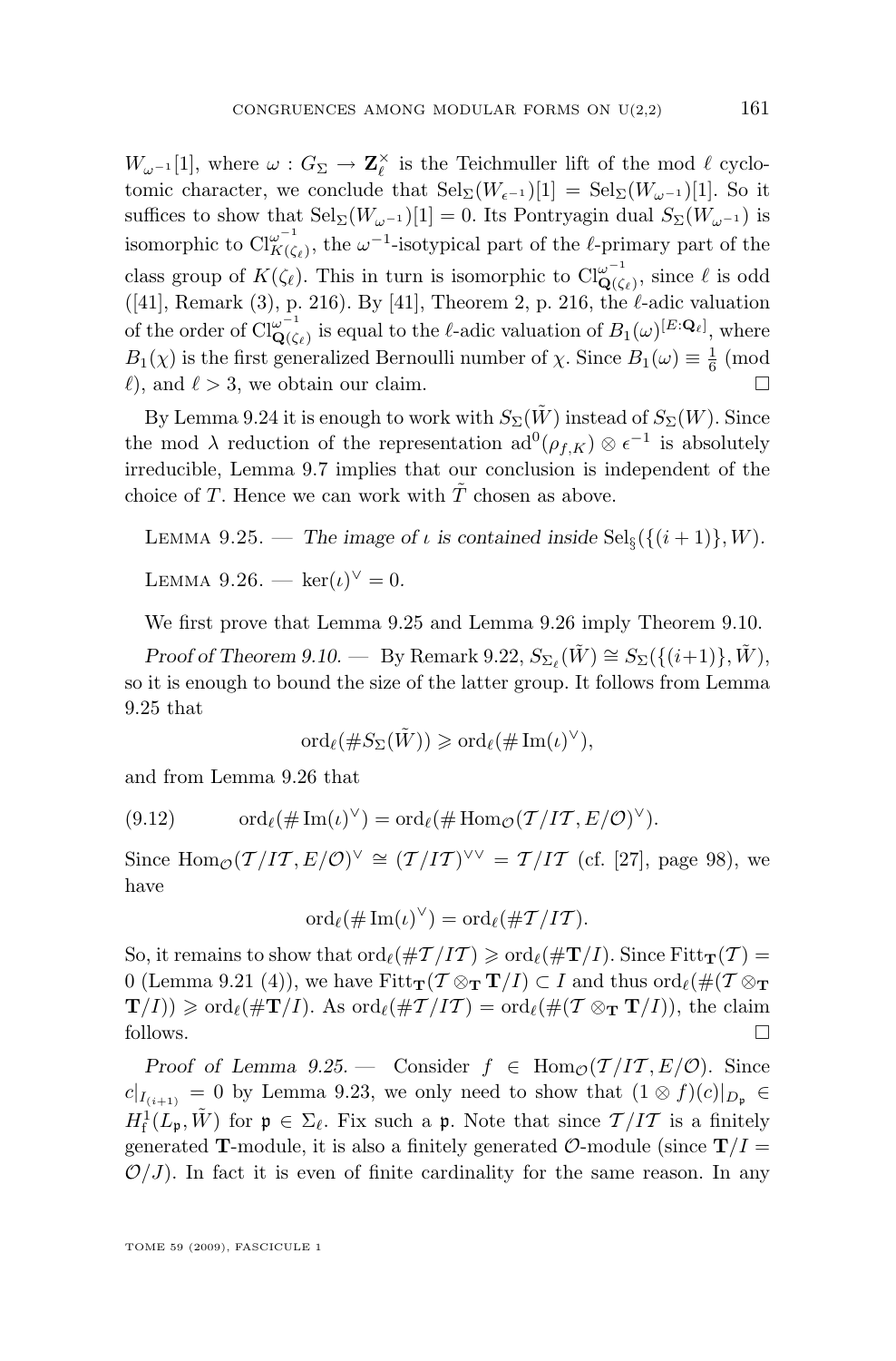$W_{\omega^{-1}}[1]$, where $\omega : G_\Sigma \to \mathbf{Z}_\ell^\times$ is the Teichmuller lift of the mod $\ell$ cyclotomic character, we conclude that $\mathrm{Sel}_\Sigma(W_{\epsilon^{-1}})[1] = \mathrm{Sel}_\Sigma(W_{\omega^{-1}})[1]$. So it suffices to show that $\mathrm{Sel}_\Sigma(W_{\omega^{-1}})[1] = 0$. Its Pontryagin dual $S_\Sigma(W_{\omega^{-1}})$ is isomorphic to $\mathrm{Cl}_{K(\zeta_\ell)}^{\omega^{-1}}$, the $\omega^{-1}$-isotypical part of the $\ell$-primary part of the class group of $K(\zeta_\ell)$. This in turn is isomorphic to $\mathrm{Cl}_{\mathbf{Q}(\zeta_\ell)}^{\omega^{-1}}$, since $\ell$ is odd ([41], Remark (3), p. 216). By [41], Theorem 2, p. 216, the $\ell$-adic valuation of the order of $\mathrm{Cl}_{\mathbf{Q}(\zeta_\ell)}^{\omega^{-1}}$ is equal to the $\ell$-adic valuation of $B_1(\omega)^{[E:\mathbf{Q}_\ell]}$, where $B_1(\chi)$ is the first generalized Bernoulli number of $\chi$. Since $B_1(\omega) \equiv \frac{1}{6}$ (mod $\ell$), and $\ell > 3$, we obtain our claim. □

By Lemma 9.24 it is enough to work with $S_\Sigma(\tilde{W})$ instead of $S_\Sigma(W)$. Since the mod $\lambda$ reduction of the representation $\mathrm{ad}^0(\rho_{f,K}) \otimes \epsilon^{-1}$ is absolutely irreducible, Lemma 9.7 implies that our conclusion is independent of the choice of $T$. Hence we can work with $\tilde{T}$ chosen as above.

Lemma 9.25. — *The image of $\iota$ is contained inside* $\mathrm{Sel}_{\S}(\{(i+1)\}, W)$.

Lemma 9.26. — $\ker(\iota)^\vee = 0$.

We first prove that Lemma 9.25 and Lemma 9.26 imply Theorem 9.10.

*Proof of Theorem 9.10.* — By Remark 9.22, $S_{\Sigma_\ell}(\tilde{W}) \cong S_\Sigma(\{(i+1)\}, \tilde{W})$, so it is enough to bound the size of the latter group. It follows from Lemma 9.25 that

$$\mathrm{ord}_\ell(\# S_\Sigma(\tilde{W})) \geqslant \mathrm{ord}_\ell(\# \mathrm{Im}(\iota)^\vee),$$

and from Lemma 9.26 that

$$\mathrm{ord}_\ell(\# \mathrm{Im}(\iota)^\vee) = \mathrm{ord}_\ell(\# \mathrm{Hom}_{\mathcal{O}}(\mathcal{T}/I\mathcal{T}, E/\mathcal{O})^\vee). \tag{9.12}$$

Since $\mathrm{Hom}_{\mathcal{O}}(\mathcal{T}/I\mathcal{T}, E/\mathcal{O})^\vee \cong (\mathcal{T}/I\mathcal{T})^{\vee\vee} = \mathcal{T}/I\mathcal{T}$ (cf. [27], page 98), we have

$$\mathrm{ord}_\ell(\# \mathrm{Im}(\iota)^\vee) = \mathrm{ord}_\ell(\# \mathcal{T}/I\mathcal{T}).$$

So, it remains to show that $\mathrm{ord}_\ell(\# \mathcal{T}/I\mathcal{T}) \geqslant \mathrm{ord}_\ell(\# \mathbf{T}/I)$. Since $\mathrm{Fitt}_{\mathbf{T}}(\mathcal{T}) = 0$ (Lemma 9.21 (4)), we have $\mathrm{Fitt}_{\mathbf{T}}(\mathcal{T} \otimes_{\mathbf{T}} \mathbf{T}/I) \subset I$ and thus $\mathrm{ord}_\ell(\#(\mathcal{T} \otimes_{\mathbf{T}} \mathbf{T}/I)) \geqslant \mathrm{ord}_\ell(\# \mathbf{T}/I)$. As $\mathrm{ord}_\ell(\# \mathcal{T}/I\mathcal{T}) = \mathrm{ord}_\ell(\#(\mathcal{T} \otimes_{\mathbf{T}} \mathbf{T}/I))$, the claim follows. □

*Proof of Lemma 9.25.* — Consider $f \in \mathrm{Hom}_{\mathcal{O}}(\mathcal{T}/I\mathcal{T}, E/\mathcal{O})$. Since $c|_{I_{(i+1)}} = 0$ by Lemma 9.23, we only need to show that $(1 \otimes f)(c)|_{D_\mathfrak{p}} \in H^1_{\mathrm{f}}(L_\mathfrak{p}, \tilde{W})$ for $\mathfrak{p} \in \Sigma_\ell$. Fix such a $\mathfrak{p}$. Note that since $\mathcal{T}/I\mathcal{T}$ is a finitely generated $\mathbf{T}$-module, it is also a finitely generated $\mathcal{O}$-module (since $\mathbf{T}/I = \mathcal{O}/J$). In fact it is even of finite cardinality for the same reason. In any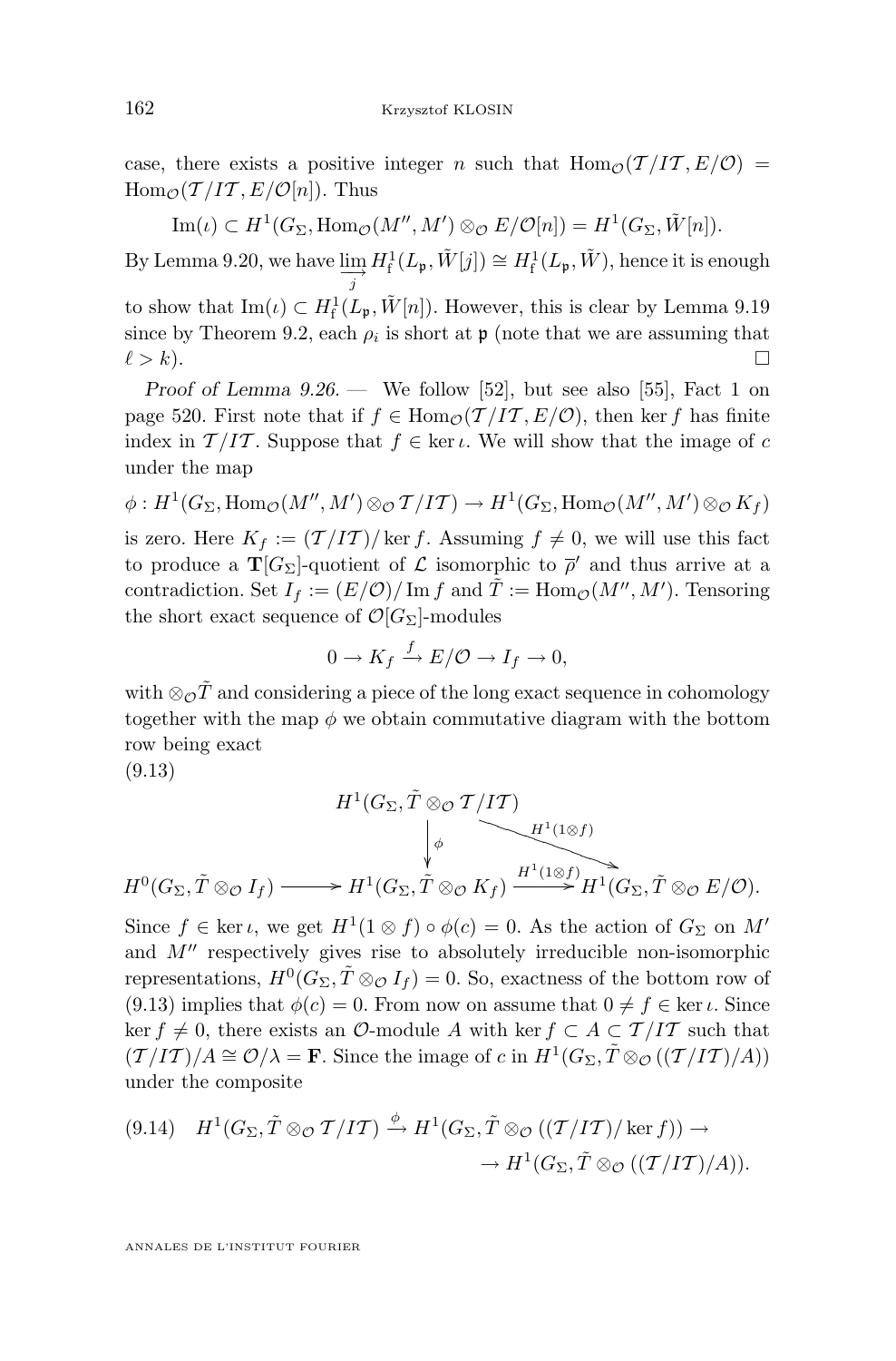case, there exists a positive integer $n$ such that $\mathrm{Hom}_{\mathcal{O}}(\mathcal{T}/I\mathcal{T}, E/\mathcal{O}) = \mathrm{Hom}_{\mathcal{O}}(\mathcal{T}/I\mathcal{T}, E/\mathcal{O}[n])$. Thus

$$\mathrm{Im}(\iota) \subset H^1(G_\Sigma, \mathrm{Hom}_{\mathcal{O}}(M'', M') \otimes_{\mathcal{O}} E/\mathcal{O}[n]) = H^1(G_\Sigma, \tilde{W}[n]).$$

By Lemma 9.20, we have $\varinjlim_j H^1_{\mathrm{f}}(L_{\mathfrak{p}}, \tilde{W}[j]) \cong H^1_{\mathrm{f}}(L_{\mathfrak{p}}, \tilde{W})$, hence it is enough to show that $\mathrm{Im}(\iota) \subset H^1_{\mathrm{f}}(L_{\mathfrak{p}}, \tilde{W}[n])$. However, this is clear by Lemma 9.19 since by Theorem 9.2, each $\rho_i$ is short at $\mathfrak{p}$ (note that we are assuming that $\ell > k$). $\square$

*Proof of Lemma 9.26.* — We follow [52], but see also [55], Fact 1 on page 520. First note that if $f \in \mathrm{Hom}_{\mathcal{O}}(\mathcal{T}/I\mathcal{T}, E/\mathcal{O})$, then $\ker f$ has finite index in $\mathcal{T}/I\mathcal{T}$. Suppose that $f \in \ker \iota$. We will show that the image of $c$ under the map

$$\phi : H^1(G_\Sigma, \mathrm{Hom}_{\mathcal{O}}(M'', M') \otimes_{\mathcal{O}} \mathcal{T}/I\mathcal{T}) \to H^1(G_\Sigma, \mathrm{Hom}_{\mathcal{O}}(M'', M') \otimes_{\mathcal{O}} K_f)$$

is zero. Here $K_f := (\mathcal{T}/I\mathcal{T})/\ker f$. Assuming $f \neq 0$, we will use this fact to produce a $\mathbf{T}[G_\Sigma]$-quotient of $\mathcal{L}$ isomorphic to $\overline{\rho}'$ and thus arrive at a contradiction. Set $I_f := (E/\mathcal{O})/\operatorname{Im} f$ and $\tilde{T} := \mathrm{Hom}_{\mathcal{O}}(M'', M')$. Tensoring the short exact sequence of $\mathcal{O}[G_\Sigma]$-modules

$$0 \to K_f \xrightarrow{f} E/\mathcal{O} \to I_f \to 0,$$

with $\otimes_{\mathcal{O}} \tilde{T}$ and considering a piece of the long exact sequence in cohomology together with the map $\phi$ we obtain commutative diagram with the bottom row being exact

(9.13)

$$\begin{array}{ccccc} & & H^1(G_\Sigma, \tilde{T} \otimes_{\mathcal{O}} \mathcal{T}/I\mathcal{T}) & & \\ & & \downarrow \phi & \searrow^{H^1(1\otimes f)} & \\ H^0(G_\Sigma, \tilde{T} \otimes_{\mathcal{O}} I_f) & \longrightarrow & H^1(G_\Sigma, \tilde{T} \otimes_{\mathcal{O}} K_f) & \xrightarrow{H^1(1\otimes f)} & H^1(G_\Sigma, \tilde{T} \otimes_{\mathcal{O}} E/\mathcal{O}). \end{array}$$

Since $f \in \ker \iota$, we get $H^1(1 \otimes f) \circ \phi(c) = 0$. As the action of $G_\Sigma$ on $M'$ and $M''$ respectively gives rise to absolutely irreducible non-isomorphic representations, $H^0(G_\Sigma, \tilde{T} \otimes_{\mathcal{O}} I_f) = 0$. So, exactness of the bottom row of (9.13) implies that $\phi(c) = 0$. From now on assume that $0 \neq f \in \ker \iota$. Since $\ker f \neq 0$, there exists an $\mathcal{O}$-module $A$ with $\ker f \subset A \subset \mathcal{T}/I\mathcal{T}$ such that $(\mathcal{T}/I\mathcal{T})/A \cong \mathcal{O}/\lambda = \mathbf{F}$. Since the image of $c$ in $H^1(G_\Sigma, \tilde{T} \otimes_{\mathcal{O}} ((\mathcal{T}/I\mathcal{T})/A))$ under the composite

$$(9.14) \quad H^1(G_\Sigma, \tilde{T} \otimes_{\mathcal{O}} \mathcal{T}/I\mathcal{T}) \xrightarrow{\phi} H^1(G_\Sigma, \tilde{T} \otimes_{\mathcal{O}} ((\mathcal{T}/I\mathcal{T})/\ker f)) \to \\ \to H^1(G_\Sigma, \tilde{T} \otimes_{\mathcal{O}} ((\mathcal{T}/I\mathcal{T})/A)).$$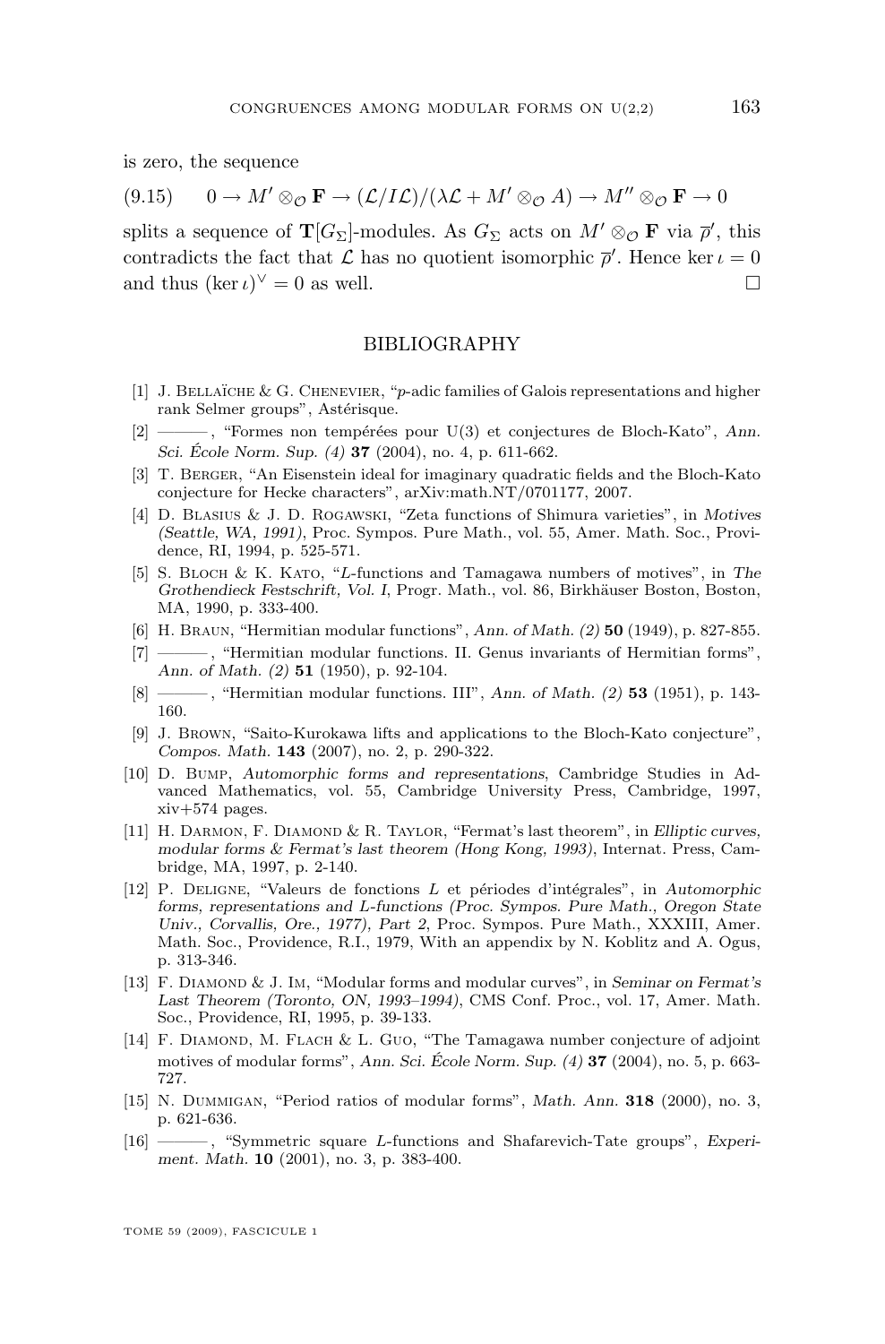is zero, the sequence

$$0 \to M' \otimes_{\mathcal{O}} \mathbf{F} \to (\mathcal{L}/I\mathcal{L})/(\lambda\mathcal{L} + M' \otimes_{\mathcal{O}} A) \to M'' \otimes_{\mathcal{O}} \mathbf{F} \to 0 \tag{9.15}$$

splits a sequence of $\mathbf{T}[G_\Sigma]$-modules. As $G_\Sigma$ acts on $M' \otimes_{\mathcal{O}} \mathbf{F}$ via $\overline{\rho}'$, this contradicts the fact that $\mathcal{L}$ has no quotient isomorphic $\overline{\rho}'$. Hence $\ker \iota = 0$ and thus $(\ker \iota)^\vee = 0$ as well. $\square$

## BIBLIOGRAPHY

[1] J. Bellaïche & G. Chenevier, "$p$-adic families of Galois representations and higher rank Selmer groups", Astérisque.

[2] ———, "Formes non tempérées pour U(3) et conjectures de Bloch-Kato", *Ann. Sci. École Norm. Sup. (4)* **37** (2004), no. 4, p. 611-662.

[3] T. Berger, "An Eisenstein ideal for imaginary quadratic fields and the Bloch-Kato conjecture for Hecke characters", arXiv:math.NT/0701177, 2007.

[4] D. Blasius & J. D. Rogawski, "Zeta functions of Shimura varieties", in *Motives (Seattle, WA, 1991)*, Proc. Sympos. Pure Math., vol. 55, Amer. Math. Soc., Providence, RI, 1994, p. 525-571.

[5] S. Bloch & K. Kato, "$L$-functions and Tamagawa numbers of motives", in *The Grothendieck Festschrift, Vol. I*, Progr. Math., vol. 86, Birkhäuser Boston, Boston, MA, 1990, p. 333-400.

[6] H. Braun, "Hermitian modular functions", *Ann. of Math. (2)* **50** (1949), p. 827-855.

[7] ———, "Hermitian modular functions. II. Genus invariants of Hermitian forms", *Ann. of Math. (2)* **51** (1950), p. 92-104.

[8] ———, "Hermitian modular functions. III", *Ann. of Math. (2)* **53** (1951), p. 143-160.

[9] J. Brown, "Saito-Kurokawa lifts and applications to the Bloch-Kato conjecture", *Compos. Math.* **143** (2007), no. 2, p. 290-322.

[10] D. Bump, *Automorphic forms and representations*, Cambridge Studies in Advanced Mathematics, vol. 55, Cambridge University Press, Cambridge, 1997, xiv+574 pages.

[11] H. Darmon, F. Diamond & R. Taylor, "Fermat's last theorem", in *Elliptic curves, modular forms & Fermat's last theorem (Hong Kong, 1993)*, Internat. Press, Cambridge, MA, 1997, p. 2-140.

[12] P. Deligne, "Valeurs de fonctions $L$ et périodes d'intégrales", in *Automorphic forms, representations and L-functions (Proc. Sympos. Pure Math., Oregon State Univ., Corvallis, Ore., 1977), Part 2*, Proc. Sympos. Pure Math., XXXIII, Amer. Math. Soc., Providence, R.I., 1979, With an appendix by N. Koblitz and A. Ogus, p. 313-346.

[13] F. Diamond & J. Im, "Modular forms and modular curves", in *Seminar on Fermat's Last Theorem (Toronto, ON, 1993–1994)*, CMS Conf. Proc., vol. 17, Amer. Math. Soc., Providence, RI, 1995, p. 39-133.

[14] F. Diamond, M. Flach & L. Guo, "The Tamagawa number conjecture of adjoint motives of modular forms", *Ann. Sci. École Norm. Sup. (4)* **37** (2004), no. 5, p. 663-727.

[15] N. Dummigan, "Period ratios of modular forms", *Math. Ann.* **318** (2000), no. 3, p. 621-636.

[16] ———, "Symmetric square $L$-functions and Shafarevich-Tate groups", *Experiment. Math.* **10** (2001), no. 3, p. 383-400.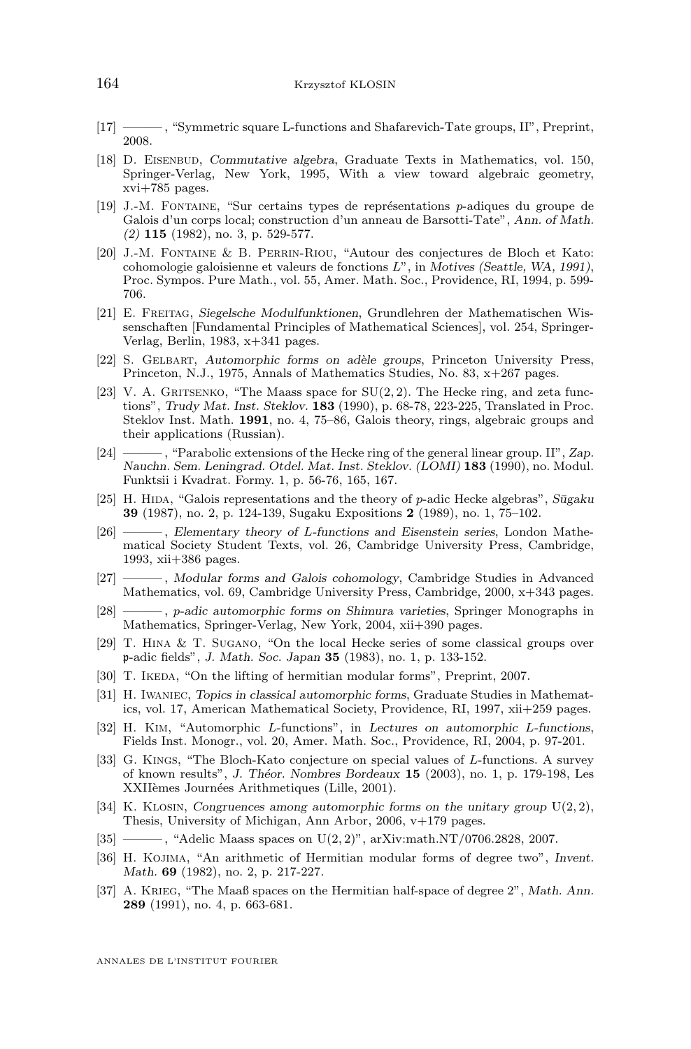[17] ———, "Symmetric square L-functions and Shafarevich-Tate groups, II", Preprint, 2008.

[18] D. Eisenbud, *Commutative algebra*, Graduate Texts in Mathematics, vol. 150, Springer-Verlag, New York, 1995, With a view toward algebraic geometry, xvi+785 pages.

[19] J.-M. Fontaine, "Sur certains types de représentations $p$-adiques du groupe de Galois d'un corps local; construction d'un anneau de Barsotti-Tate", *Ann. of Math. (2)* **115** (1982), no. 3, p. 529-577.

[20] J.-M. Fontaine & B. Perrin-Riou, "Autour des conjectures de Bloch et Kato: cohomologie galoisienne et valeurs de fonctions $L$", in *Motives (Seattle, WA, 1991)*, Proc. Sympos. Pure Math., vol. 55, Amer. Math. Soc., Providence, RI, 1994, p. 599-706.

[21] E. Freitag, *Siegelsche Modulfunktionen*, Grundlehren der Mathematischen Wissenschaften [Fundamental Principles of Mathematical Sciences], vol. 254, Springer-Verlag, Berlin, 1983, x+341 pages.

[22] S. Gelbart, *Automorphic forms on adèle groups*, Princeton University Press, Princeton, N.J., 1975, Annals of Mathematics Studies, No. 83, x+267 pages.

[23] V. A. Gritsenko, "The Maass space for $\mathrm{SU}(2,2)$. The Hecke ring, and zeta functions", *Trudy Mat. Inst. Steklov.* **183** (1990), p. 68-78, 223-225, Translated in Proc. Steklov Inst. Math. **1991**, no. 4, 75–86, Galois theory, rings, algebraic groups and their applications (Russian).

[24] ———, "Parabolic extensions of the Hecke ring of the general linear group. II", *Zap. Nauchn. Sem. Leningrad. Otdel. Mat. Inst. Steklov. (LOMI)* **183** (1990), no. Modul. Funktsii i Kvadrat. Formy. 1, p. 56-76, 165, 167.

[25] H. Hida, "Galois representations and the theory of $p$-adic Hecke algebras", *Sūgaku* **39** (1987), no. 2, p. 124-139, Sugaku Expositions **2** (1989), no. 1, 75–102.

[26] ———, *Elementary theory of L-functions and Eisenstein series*, London Mathematical Society Student Texts, vol. 26, Cambridge University Press, Cambridge, 1993, xii+386 pages.

[27] ———, *Modular forms and Galois cohomology*, Cambridge Studies in Advanced Mathematics, vol. 69, Cambridge University Press, Cambridge, 2000, x+343 pages.

[28] ———, *p-adic automorphic forms on Shimura varieties*, Springer Monographs in Mathematics, Springer-Verlag, New York, 2004, xii+390 pages.

[29] T. Hina & T. Sugano, "On the local Hecke series of some classical groups over $\mathfrak{p}$-adic fields", *J. Math. Soc. Japan* **35** (1983), no. 1, p. 133-152.

[30] T. Ikeda, "On the lifting of hermitian modular forms", Preprint, 2007.

[31] H. Iwaniec, *Topics in classical automorphic forms*, Graduate Studies in Mathematics, vol. 17, American Mathematical Society, Providence, RI, 1997, xii+259 pages.

[32] H. Kim, "Automorphic $L$-functions", in *Lectures on automorphic L-functions*, Fields Inst. Monogr., vol. 20, Amer. Math. Soc., Providence, RI, 2004, p. 97-201.

[33] G. Kings, "The Bloch-Kato conjecture on special values of $L$-functions. A survey of known results", *J. Théor. Nombres Bordeaux* **15** (2003), no. 1, p. 179-198, Les XXIIèmes Journées Arithmetiques (Lille, 2001).

[34] K. Klosin, *Congruences among automorphic forms on the unitary group* $\mathrm{U}(2,2)$, Thesis, University of Michigan, Ann Arbor, 2006, v+179 pages.

[35] ———, "Adelic Maass spaces on $\mathrm{U}(2,2)$", arXiv:math.NT/0706.2828, 2007.

[36] H. Kojima, "An arithmetic of Hermitian modular forms of degree two", *Invent. Math.* **69** (1982), no. 2, p. 217-227.

[37] A. Krieg, "The Maaß spaces on the Hermitian half-space of degree 2", *Math. Ann.* **289** (1991), no. 4, p. 663-681.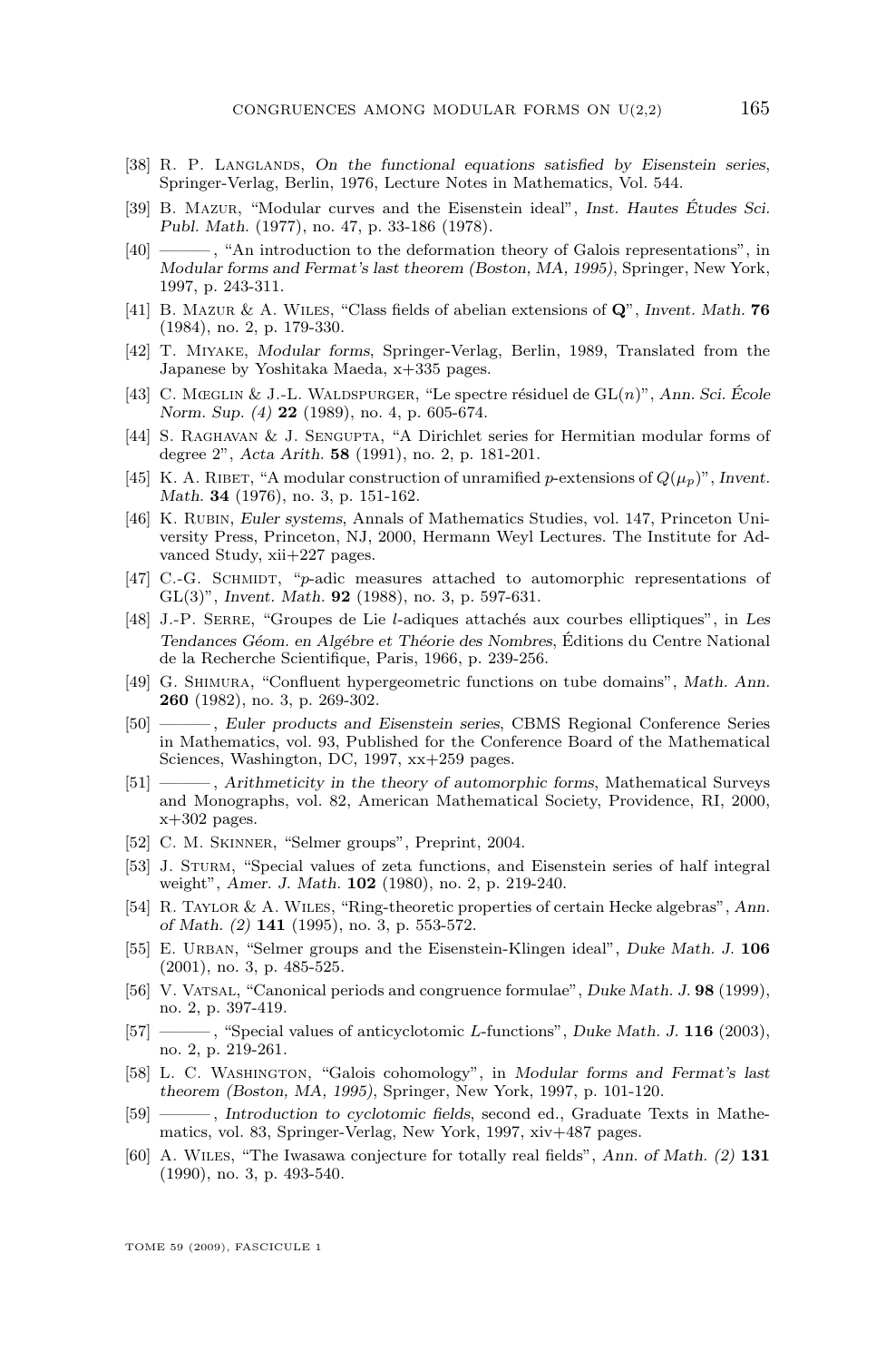[38] R. P. Langlands, *On the functional equations satisfied by Eisenstein series*, Springer-Verlag, Berlin, 1976, Lecture Notes in Mathematics, Vol. 544.

[39] B. Mazur, "Modular curves and the Eisenstein ideal", *Inst. Hautes Études Sci. Publ. Math.* (1977), no. 47, p. 33-186 (1978).

[40] ———, "An introduction to the deformation theory of Galois representations", in *Modular forms and Fermat's last theorem (Boston, MA, 1995)*, Springer, New York, 1997, p. 243-311.

[41] B. Mazur & A. Wiles, "Class fields of abelian extensions of **Q**", *Invent. Math.* **76** (1984), no. 2, p. 179-330.

[42] T. Miyake, *Modular forms*, Springer-Verlag, Berlin, 1989, Translated from the Japanese by Yoshitaka Maeda, x+335 pages.

[43] C. Mœglin & J.-L. Waldspurger, "Le spectre résiduel de $\mathrm{GL}(n)$", *Ann. Sci. École Norm. Sup. (4)* **22** (1989), no. 4, p. 605-674.

[44] S. Raghavan & J. Sengupta, "A Dirichlet series for Hermitian modular forms of degree 2", *Acta Arith.* **58** (1991), no. 2, p. 181-201.

[45] K. A. Ribet, "A modular construction of unramified $p$-extensions of $Q(\mu_p)$", *Invent. Math.* **34** (1976), no. 3, p. 151-162.

[46] K. Rubin, *Euler systems*, Annals of Mathematics Studies, vol. 147, Princeton University Press, Princeton, NJ, 2000, Hermann Weyl Lectures. The Institute for Advanced Study, xii+227 pages.

[47] C.-G. Schmidt, "$p$-adic measures attached to automorphic representations of $\mathrm{GL}(3)$", *Invent. Math.* **92** (1988), no. 3, p. 597-631.

[48] J.-P. Serre, "Groupes de Lie $l$-adiques attachés aux courbes elliptiques", in *Les Tendances Géom. en Algébre et Théorie des Nombres*, Éditions du Centre National de la Recherche Scientifique, Paris, 1966, p. 239-256.

[49] G. Shimura, "Confluent hypergeometric functions on tube domains", *Math. Ann.* **260** (1982), no. 3, p. 269-302.

[50] ———, *Euler products and Eisenstein series*, CBMS Regional Conference Series in Mathematics, vol. 93, Published for the Conference Board of the Mathematical Sciences, Washington, DC, 1997, xx+259 pages.

[51] ———, *Arithmeticity in the theory of automorphic forms*, Mathematical Surveys and Monographs, vol. 82, American Mathematical Society, Providence, RI, 2000, x+302 pages.

[52] C. M. Skinner, "Selmer groups", Preprint, 2004.

[53] J. Sturm, "Special values of zeta functions, and Eisenstein series of half integral weight", *Amer. J. Math.* **102** (1980), no. 2, p. 219-240.

[54] R. Taylor & A. Wiles, "Ring-theoretic properties of certain Hecke algebras", *Ann. of Math. (2)* **141** (1995), no. 3, p. 553-572.

[55] E. Urban, "Selmer groups and the Eisenstein-Klingen ideal", *Duke Math. J.* **106** (2001), no. 3, p. 485-525.

[56] V. Vatsal, "Canonical periods and congruence formulae", *Duke Math. J.* **98** (1999), no. 2, p. 397-419.

[57] ———, "Special values of anticyclotomic $L$-functions", *Duke Math. J.* **116** (2003), no. 2, p. 219-261.

[58] L. C. Washington, "Galois cohomology", in *Modular forms and Fermat's last theorem (Boston, MA, 1995)*, Springer, New York, 1997, p. 101-120.

[59] ———, *Introduction to cyclotomic fields*, second ed., Graduate Texts in Mathematics, vol. 83, Springer-Verlag, New York, 1997, xiv+487 pages.

[60] A. Wiles, "The Iwasawa conjecture for totally real fields", *Ann. of Math. (2)* **131** (1990), no. 3, p. 493-540.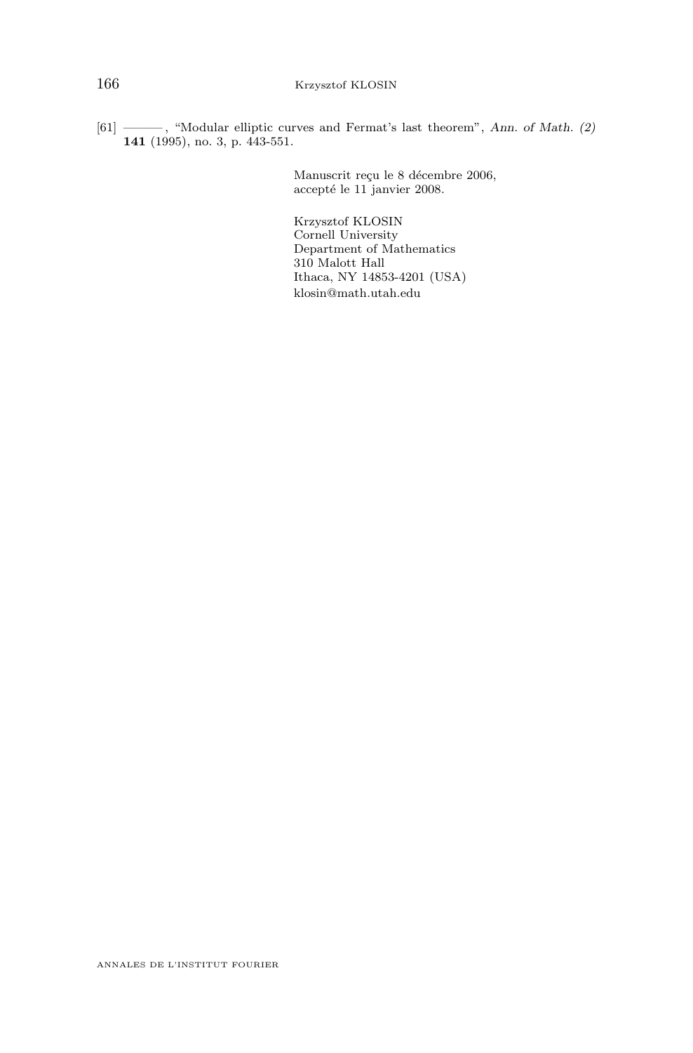[61] ———, "Modular elliptic curves and Fermat's last theorem", *Ann. of Math. (2)* **141** (1995), no. 3, p. 443-551.

Manuscrit reçu le 8 décembre 2006,
accepté le 11 janvier 2008.

Krzysztof KLOSIN
Cornell University
Department of Mathematics
310 Malott Hall
Ithaca, NY 14853-4201 (USA)
klosin@math.utah.edu